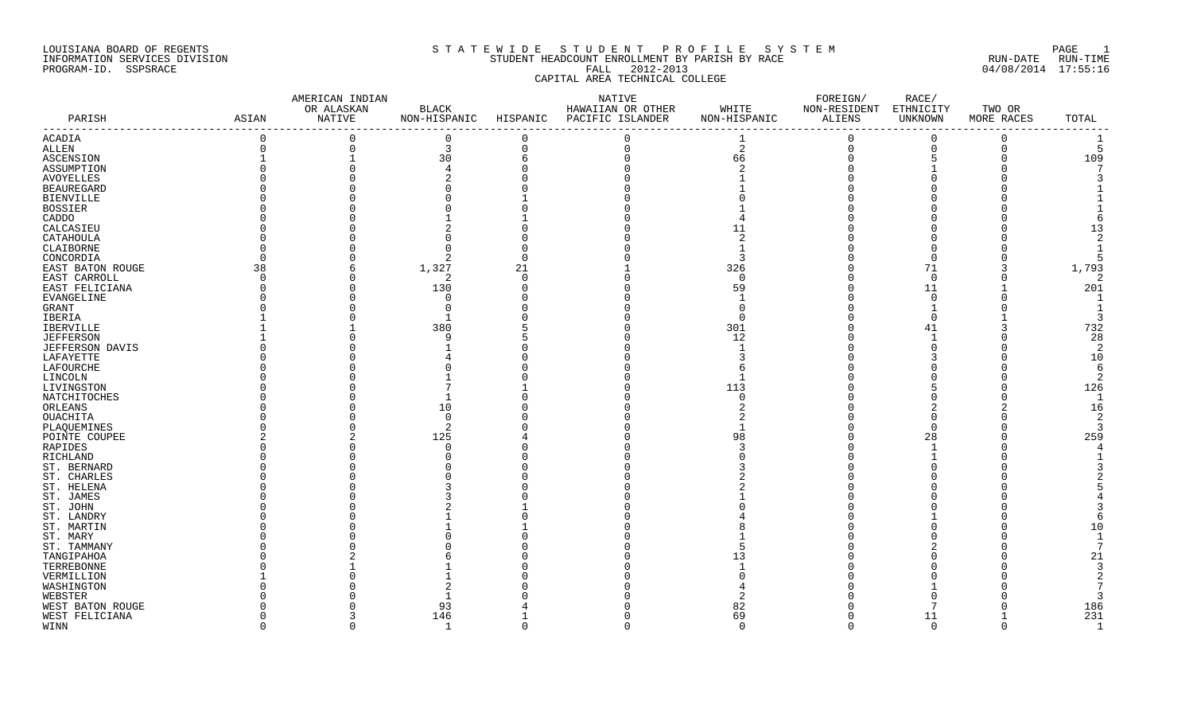LOUISIANA BOARD OF REGENTS
INFORMATION SERVICES DIVISION
PROGRAM-ID. SSPSRACE

# S T A T E W I D E   S T U D E N T   P R O F I L E   S Y S T E M

STUDENT HEADCOUNT ENROLLMENT BY PARISH BY RACE
FALL 2012-2013
CAPITAL AREA TECHNICAL COLLEGE

RUN-DATE RUN-TIME
04/08/2014 17:55:16

| PARISH | ASIAN | AMERICAN INDIAN OR ALASKAN NATIVE | BLACK NON-HISPANIC | HISPANIC | NATIVE HAWAIIAN OR OTHER PACIFIC ISLANDER | WHITE NON-HISPANIC | FOREIGN/ NON-RESIDENT ALIENS | RACE/ ETHNICITY UNKNOWN | TWO OR MORE RACES | TOTAL |
|---|---|---|---|---|---|---|---|---|---|---|
| ACADIA | 0 | 0 | 0 | 0 | 0 | 1 | 0 | 0 | 0 | 1 |
| ALLEN | 0 | 0 | 3 | 0 | 0 | 2 | 0 | 0 | 0 | 5 |
| ASCENSION | 1 | 1 | 30 | 6 | 0 | 66 | 0 | 5 | 0 | 109 |
| ASSUMPTION | 0 | 0 | 4 | 0 | 0 | 2 | 0 | 1 | 0 | 7 |
| AVOYELLES | 0 | 0 | 2 | 0 | 0 | 1 | 0 | 0 | 0 | 3 |
| BEAUREGARD | 0 | 0 | 0 | 0 | 0 | 1 | 0 | 0 | 0 | 1 |
| BIENVILLE | 0 | 0 | 0 | 1 | 0 | 0 | 0 | 0 | 0 | 1 |
| BOSSIER | 0 | 0 | 0 | 0 | 0 | 1 | 0 | 0 | 0 | 1 |
| CADDO | 0 | 0 | 1 | 1 | 0 | 4 | 0 | 0 | 0 | 6 |
| CALCASIEU | 0 | 0 | 2 | 0 | 0 | 11 | 0 | 0 | 0 | 13 |
| CATAHOULA | 0 | 0 | 0 | 0 | 0 | 2 | 0 | 0 | 0 | 2 |
| CLAIBORNE | 0 | 0 | 0 | 0 | 0 | 1 | 0 | 0 | 0 | 1 |
| CONCORDIA | 0 | 0 | 2 | 0 | 0 | 3 | 0 | 0 | 0 | 5 |
| EAST BATON ROUGE | 38 | 6 | 1,327 | 21 | 1 | 326 | 0 | 71 | 3 | 1,793 |
| EAST CARROLL | 0 | 0 | 2 | 0 | 0 | 0 | 0 | 0 | 0 | 2 |
| EAST FELICIANA | 0 | 0 | 130 | 0 | 0 | 59 | 0 | 11 | 1 | 201 |
| EVANGELINE | 0 | 0 | 0 | 0 | 0 | 1 | 0 | 0 | 0 | 1 |
| GRANT | 0 | 0 | 0 | 0 | 0 | 0 | 0 | 1 | 0 | 1 |
| IBERIA | 1 | 0 | 1 | 0 | 0 | 0 | 0 | 0 | 1 | 3 |
| IBERVILLE | 1 | 1 | 380 | 5 | 0 | 301 | 0 | 41 | 3 | 732 |
| JEFFERSON | 1 | 0 | 9 | 5 | 0 | 12 | 0 | 1 | 0 | 28 |
| JEFFERSON DAVIS | 0 | 0 | 1 | 0 | 0 | 1 | 0 | 0 | 0 | 2 |
| LAFAYETTE | 0 | 0 | 4 | 0 | 0 | 3 | 0 | 3 | 0 | 10 |
| LAFOURCHE | 0 | 0 | 0 | 0 | 0 | 6 | 0 | 0 | 0 | 6 |
| LINCOLN | 0 | 0 | 1 | 0 | 0 | 1 | 0 | 0 | 0 | 2 |
| LIVINGSTON | 0 | 0 | 7 | 1 | 0 | 113 | 0 | 5 | 0 | 126 |
| NATCHITOCHES | 0 | 0 | 1 | 0 | 0 | 0 | 0 | 0 | 0 | 1 |
| ORLEANS | 0 | 0 | 10 | 0 | 0 | 2 | 0 | 2 | 2 | 16 |
| OUACHITA | 0 | 0 | 0 | 0 | 0 | 2 | 0 | 0 | 0 | 2 |
| PLAQUEMINES | 0 | 0 | 2 | 0 | 0 | 1 | 0 | 0 | 0 | 3 |
| POINTE COUPEE | 2 | 2 | 125 | 4 | 0 | 98 | 0 | 28 | 0 | 259 |
| RAPIDES | 0 | 0 | 0 | 0 | 0 | 3 | 0 | 1 | 0 | 4 |
| RICHLAND | 0 | 0 | 0 | 0 | 0 | 0 | 0 | 1 | 0 | 1 |
| ST. BERNARD | 0 | 0 | 0 | 0 | 0 | 3 | 0 | 0 | 0 | 3 |
| ST. CHARLES | 0 | 0 | 0 | 0 | 0 | 2 | 0 | 0 | 0 | 2 |
| ST. HELENA | 0 | 0 | 3 | 0 | 0 | 2 | 0 | 0 | 0 | 5 |
| ST. JAMES | 0 | 0 | 3 | 0 | 0 | 1 | 0 | 0 | 0 | 4 |
| ST. JOHN | 0 | 0 | 2 | 1 | 0 | 0 | 0 | 0 | 0 | 3 |
| ST. LANDRY | 0 | 0 | 1 | 0 | 0 | 4 | 0 | 1 | 0 | 6 |
| ST. MARTIN | 0 | 0 | 1 | 1 | 0 | 8 | 0 | 0 | 0 | 10 |
| ST. MARY | 0 | 0 | 0 | 0 | 0 | 1 | 0 | 0 | 0 | 1 |
| ST. TAMMANY | 0 | 0 | 0 | 0 | 0 | 5 | 0 | 2 | 0 | 7 |
| TANGIPAHOA | 0 | 2 | 6 | 0 | 0 | 13 | 0 | 0 | 0 | 21 |
| TERREBONNE | 0 | 1 | 1 | 0 | 0 | 1 | 0 | 0 | 0 | 3 |
| VERMILLION | 1 | 0 | 1 | 0 | 0 | 0 | 0 | 0 | 0 | 2 |
| WASHINGTON | 0 | 0 | 2 | 0 | 0 | 4 | 0 | 1 | 0 | 7 |
| WEBSTER | 0 | 0 | 1 | 0 | 0 | 2 | 0 | 0 | 0 | 3 |
| WEST BATON ROUGE | 0 | 0 | 93 | 4 | 0 | 82 | 0 | 7 | 0 | 186 |
| WEST FELICIANA | 0 | 3 | 146 | 1 | 0 | 69 | 0 | 11 | 1 | 231 |
| WINN | 0 | 0 | 1 | 0 | 0 | 0 | 0 | 0 | 0 | 1 |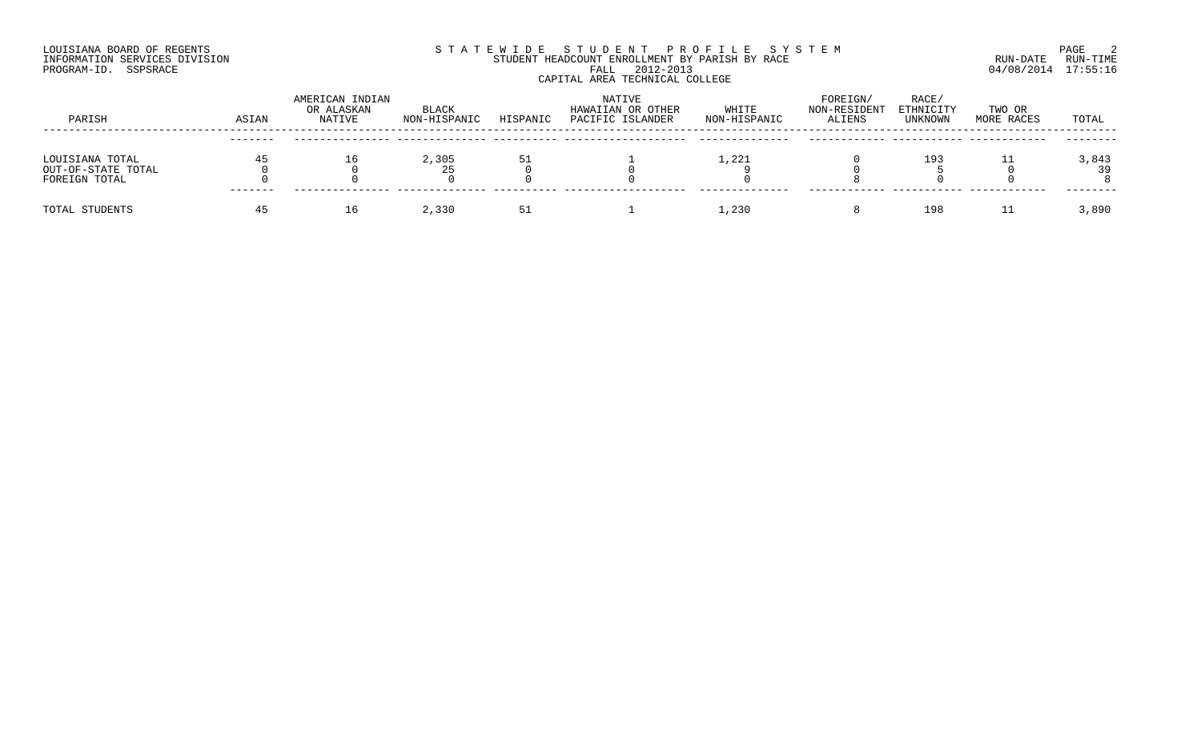LOUISIANA BOARD OF REGENTS
INFORMATION SERVICES DIVISION
PROGRAM-ID. SSPSRACE

STATEWIDE STUDENT PROFILE SYSTEM
STUDENT HEADCOUNT ENROLLMENT BY PARISH BY RACE
FALL 2012-2013
CAPITAL AREA TECHNICAL COLLEGE

RUN-DATE 04/08/2014 RUN-TIME 17:55:16

| PARISH | ASIAN | AMERICAN INDIAN OR ALASKAN NATIVE | BLACK NON-HISPANIC | HISPANIC | NATIVE HAWAIIAN OR OTHER PACIFIC ISLANDER | WHITE NON-HISPANIC | FOREIGN/ NON-RESIDENT ALIENS | RACE/ ETHNICITY UNKNOWN | TWO OR MORE RACES | TOTAL |
|---|---|---|---|---|---|---|---|---|---|---|
| LOUISIANA TOTAL | 45 | 16 | 2,305 | 51 | 1 | 1,221 | 0 | 193 | 11 | 3,843 |
| OUT-OF-STATE TOTAL | 0 | 0 | 25 | 0 | 0 | 9 | 0 | 5 | 0 | 39 |
| FOREIGN TOTAL | 0 | 0 | 0 | 0 | 0 | 0 | 8 | 0 | 0 | 8 |
| TOTAL STUDENTS | 45 | 16 | 2,330 | 51 | 1 | 1,230 | 8 | 198 | 11 | 3,890 |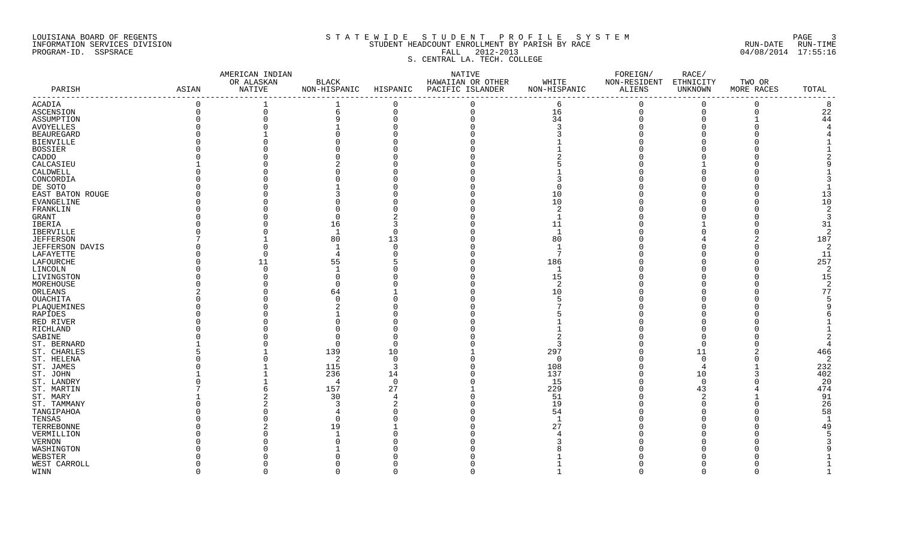LOUISIANA BOARD OF REGENTS
INFORMATION SERVICES DIVISION
PROGRAM-ID. SSPSRACE

S T A T E W I D E   S T U D E N T   P R O F I L E   S Y S T E M
STUDENT HEADCOUNT ENROLLMENT BY PARISH BY RACE
FALL 2012-2013
S. CENTRAL LA. TECH. COLLEGE

RUN-DATE 04/08/2014 RUN-TIME 17:55:16

| PARISH | ASIAN | AMERICAN INDIAN OR ALASKAN NATIVE | BLACK NON-HISPANIC | HISPANIC | NATIVE HAWAIIAN OR OTHER PACIFIC ISLANDER | WHITE NON-HISPANIC | FOREIGN/ NON-RESIDENT ALIENS | RACE/ ETHNICITY UNKNOWN | TWO OR MORE RACES | TOTAL |
|---|---|---|---|---|---|---|---|---|---|---|
| ACADIA | 0 | 1 | 1 | 0 | 0 | 6 | 0 | 0 | 0 | 8 |
| ASCENSION | 0 | 0 | 6 | 0 | 0 | 16 | 0 | 0 | 0 | 22 |
| ASSUMPTION | 0 | 0 | 9 | 0 | 0 | 34 | 0 | 0 | 1 | 44 |
| AVOYELLES | 0 | 0 | 1 | 0 | 0 | 3 | 0 | 0 | 0 | 4 |
| BEAUREGARD | 0 | 1 | 0 | 0 | 0 | 3 | 0 | 0 | 0 | 4 |
| BIENVILLE | 0 | 0 | 0 | 0 | 0 | 1 | 0 | 0 | 0 | 1 |
| BOSSIER | 0 | 0 | 0 | 0 | 0 | 1 | 0 | 0 | 0 | 1 |
| CADDO | 0 | 0 | 0 | 0 | 0 | 2 | 0 | 0 | 0 | 2 |
| CALCASIEU | 1 | 0 | 2 | 0 | 0 | 5 | 0 | 1 | 0 | 9 |
| CALDWELL | 0 | 0 | 0 | 0 | 0 | 1 | 0 | 0 | 0 | 1 |
| CONCORDIA | 0 | 0 | 0 | 0 | 0 | 3 | 0 | 0 | 0 | 3 |
| DE SOTO | 0 | 0 | 1 | 0 | 0 | 0 | 0 | 0 | 0 | 1 |
| EAST BATON ROUGE | 0 | 0 | 3 | 0 | 0 | 10 | 0 | 0 | 0 | 13 |
| EVANGELINE | 0 | 0 | 0 | 0 | 0 | 10 | 0 | 0 | 0 | 10 |
| FRANKLIN | 0 | 0 | 0 | 0 | 0 | 2 | 0 | 0 | 0 | 2 |
| GRANT | 0 | 0 | 0 | 2 | 0 | 1 | 0 | 0 | 0 | 3 |
| IBERIA | 0 | 0 | 16 | 3 | 0 | 11 | 0 | 1 | 0 | 31 |
| IBERVILLE | 0 | 0 | 1 | 0 | 0 | 1 | 0 | 0 | 0 | 2 |
| JEFFERSON | 7 | 1 | 80 | 13 | 0 | 80 | 0 | 4 | 2 | 187 |
| JEFFERSON DAVIS | 0 | 0 | 1 | 0 | 0 | 1 | 0 | 0 | 0 | 2 |
| LAFAYETTE | 0 | 0 | 4 | 0 | 0 | 7 | 0 | 0 | 0 | 11 |
| LAFOURCHE | 0 | 11 | 55 | 5 | 0 | 186 | 0 | 0 | 0 | 257 |
| LINCOLN | 0 | 0 | 1 | 0 | 0 | 1 | 0 | 0 | 0 | 2 |
| LIVINGSTON | 0 | 0 | 0 | 0 | 0 | 15 | 0 | 0 | 0 | 15 |
| MOREHOUSE | 0 | 0 | 0 | 0 | 0 | 2 | 0 | 0 | 0 | 2 |
| ORLEANS | 2 | 0 | 64 | 1 | 0 | 10 | 0 | 0 | 0 | 77 |
| OUACHITA | 0 | 0 | 0 | 0 | 0 | 5 | 0 | 0 | 0 | 5 |
| PLAQUEMINES | 0 | 0 | 2 | 0 | 0 | 7 | 0 | 0 | 0 | 9 |
| RAPIDES | 0 | 0 | 1 | 0 | 0 | 5 | 0 | 0 | 0 | 6 |
| RED RIVER | 0 | 0 | 0 | 0 | 0 | 1 | 0 | 0 | 0 | 1 |
| RICHLAND | 0 | 0 | 0 | 0 | 0 | 1 | 0 | 0 | 0 | 1 |
| SABINE | 0 | 0 | 0 | 0 | 0 | 2 | 0 | 0 | 0 | 2 |
| ST. BERNARD | 1 | 0 | 0 | 0 | 0 | 3 | 0 | 0 | 0 | 4 |
| ST. CHARLES | 5 | 1 | 139 | 10 | 1 | 297 | 0 | 11 | 2 | 466 |
| ST. HELENA | 0 | 0 | 2 | 0 | 0 | 0 | 0 | 0 | 0 | 2 |
| ST. JAMES | 0 | 1 | 115 | 3 | 0 | 108 | 0 | 4 | 1 | 232 |
| ST. JOHN | 1 | 1 | 236 | 14 | 0 | 137 | 0 | 10 | 3 | 402 |
| ST. LANDRY | 0 | 1 | 4 | 0 | 0 | 15 | 0 | 0 | 0 | 20 |
| ST. MARTIN | 7 | 6 | 157 | 27 | 1 | 229 | 0 | 43 | 4 | 474 |
| ST. MARY | 1 | 2 | 30 | 4 | 0 | 51 | 0 | 2 | 1 | 91 |
| ST. TAMMANY | 0 | 2 | 3 | 2 | 0 | 19 | 0 | 0 | 0 | 26 |
| TANGIPAHOA | 0 | 0 | 4 | 0 | 0 | 54 | 0 | 0 | 0 | 58 |
| TENSAS | 0 | 0 | 0 | 0 | 0 | 1 | 0 | 0 | 0 | 1 |
| TERREBONNE | 0 | 2 | 19 | 1 | 0 | 27 | 0 | 0 | 0 | 49 |
| VERMILLION | 0 | 0 | 1 | 0 | 0 | 4 | 0 | 0 | 0 | 5 |
| VERNON | 0 | 0 | 0 | 0 | 0 | 3 | 0 | 0 | 0 | 3 |
| WASHINGTON | 0 | 0 | 1 | 0 | 0 | 8 | 0 | 0 | 0 | 9 |
| WEBSTER | 0 | 0 | 0 | 0 | 0 | 1 | 0 | 0 | 0 | 1 |
| WEST CARROLL | 0 | 0 | 0 | 0 | 0 | 1 | 0 | 0 | 0 | 1 |
| WINN | 0 | 0 | 0 | 0 | 0 | 1 | 0 | 0 | 0 | 1 |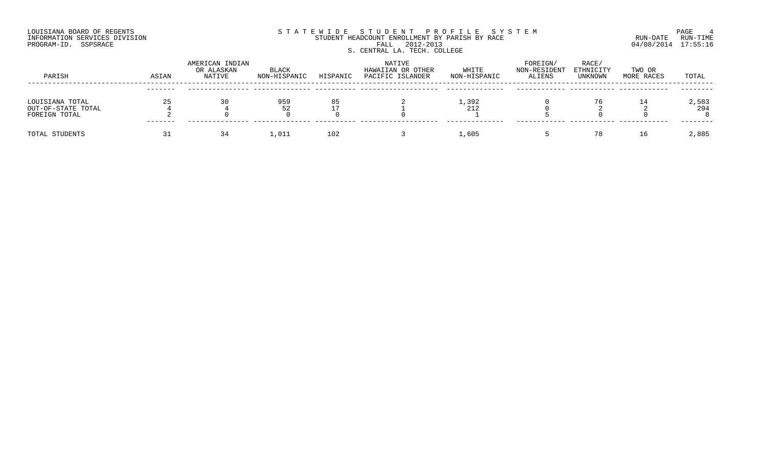# STATEWIDE STUDENT PROFILE SYSTEM

STUDENT HEADCOUNT ENROLLMENT BY PARISH BY RACE

FALL 2012-2013

S. CENTRAL LA. TECH. COLLEGE

LOUISIANA BOARD OF REGENTS
INFORMATION SERVICES DIVISION
PROGRAM-ID. SSPSRACE

RUN-DATE 04/08/2014 RUN-TIME 17:55:16

| PARISH | ASIAN | AMERICAN INDIAN OR ALASKAN NATIVE | BLACK NON-HISPANIC | HISPANIC | NATIVE HAWAIIAN OR OTHER PACIFIC ISLANDER | WHITE NON-HISPANIC | FOREIGN/ NON-RESIDENT ALIENS | RACE/ ETHNICITY UNKNOWN | TWO OR MORE RACES | TOTAL |
|---|---|---|---|---|---|---|---|---|---|---|
| LOUISIANA TOTAL | 25 | 30 | 959 | 85 | 2 | 1,392 | 0 | 76 | 14 | 2,583 |
| OUT-OF-STATE TOTAL | 4 | 4 | 52 | 17 | 1 | 212 | 0 | 2 | 2 | 294 |
| FOREIGN TOTAL | 2 | 0 | 0 | 0 | 0 | 1 | 5 | 0 | 0 | 8 |
| TOTAL STUDENTS | 31 | 34 | 1,011 | 102 | 3 | 1,605 | 5 | 78 | 16 | 2,885 |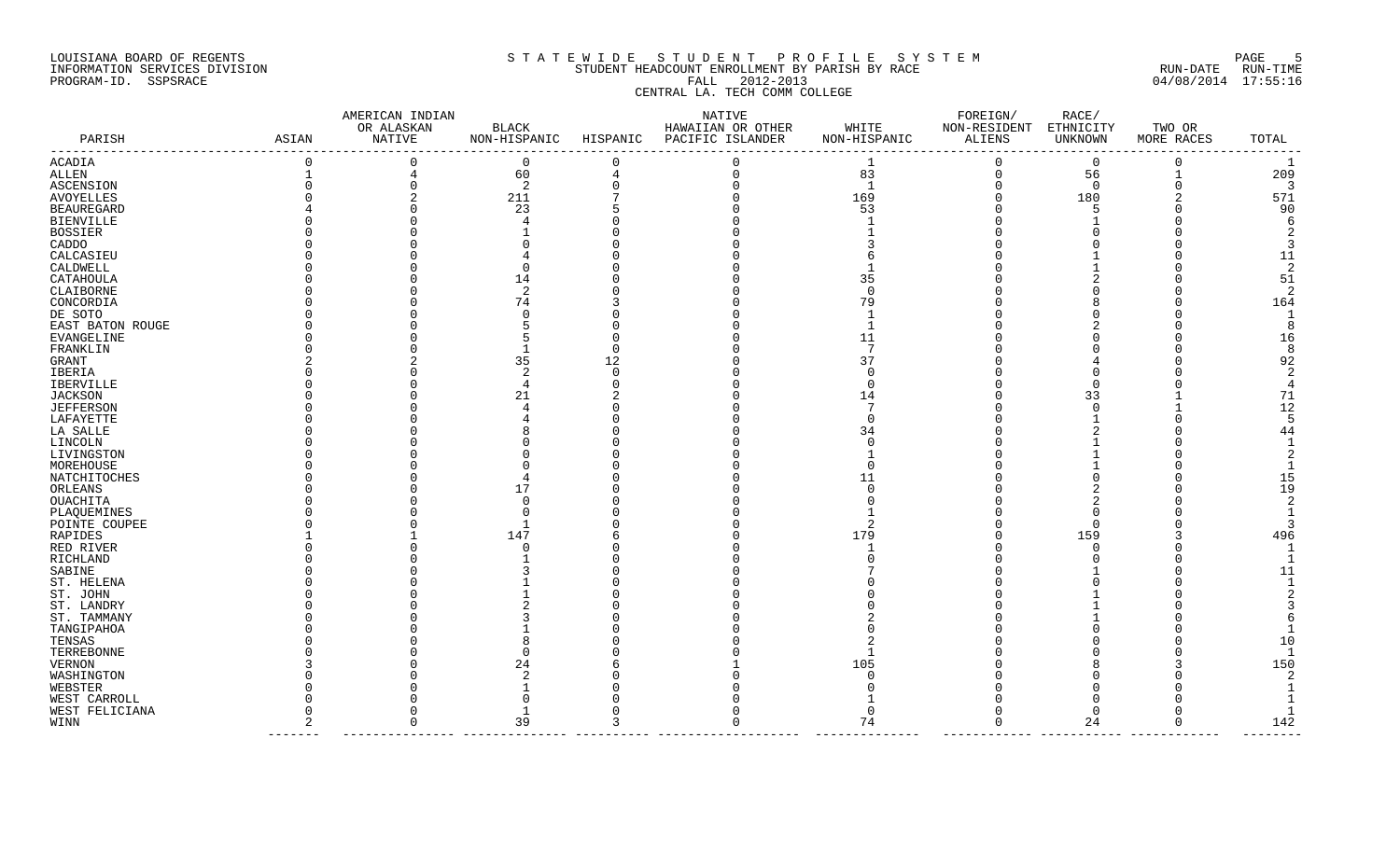LOUISIANA BOARD OF REGENTS
INFORMATION SERVICES DIVISION
PROGRAM-ID. SSPSRACE

S T A T E W I D E   S T U D E N T   P R O F I L E   S Y S T E M
STUDENT HEADCOUNT ENROLLMENT BY PARISH BY RACE
FALL 2012-2013
CENTRAL LA. TECH COMM COLLEGE

RUN-DATE RUN-TIME
04/08/2014 17:55:16

| PARISH | ASIAN | AMERICAN INDIAN OR ALASKAN NATIVE | BLACK NON-HISPANIC | HISPANIC | NATIVE HAWAIIAN OR OTHER PACIFIC ISLANDER | WHITE NON-HISPANIC | FOREIGN/ NON-RESIDENT ALIENS | RACE/ ETHNICITY UNKNOWN | TWO OR MORE RACES | TOTAL |
|---|---|---|---|---|---|---|---|---|---|---|
| ACADIA | 0 | 0 | 0 | 0 | 0 | 1 | 0 | 0 | 0 | 1 |
| ALLEN | 1 | 4 | 60 | 4 | 0 | 83 | 0 | 56 | 1 | 209 |
| ASCENSION | 0 | 0 | 2 | 0 | 0 | 1 | 0 | 0 | 0 | 3 |
| AVOYELLES | 0 | 2 | 211 | 7 | 0 | 169 | 0 | 180 | 2 | 571 |
| BEAUREGARD | 4 | 0 | 23 | 5 | 0 | 53 | 0 | 5 | 0 | 90 |
| BIENVILLE | 0 | 0 | 4 | 0 | 0 | 1 | 0 | 1 | 0 | 6 |
| BOSSIER | 0 | 0 | 1 | 0 | 0 | 1 | 0 | 0 | 0 | 2 |
| CADDO | 0 | 0 | 0 | 0 | 0 | 3 | 0 | 0 | 0 | 3 |
| CALCASIEU | 0 | 0 | 4 | 0 | 0 | 6 | 0 | 1 | 0 | 11 |
| CALDWELL | 0 | 0 | 0 | 0 | 0 | 1 | 0 | 1 | 0 | 2 |
| CATAHOULA | 0 | 0 | 14 | 0 | 0 | 35 | 0 | 2 | 0 | 51 |
| CLAIBORNE | 0 | 0 | 2 | 0 | 0 | 0 | 0 | 0 | 0 | 2 |
| CONCORDIA | 0 | 0 | 74 | 3 | 0 | 79 | 0 | 8 | 0 | 164 |
| DE SOTO | 0 | 0 | 0 | 0 | 0 | 1 | 0 | 0 | 0 | 1 |
| EAST BATON ROUGE | 0 | 0 | 5 | 0 | 0 | 1 | 0 | 2 | 0 | 8 |
| EVANGELINE | 0 | 0 | 5 | 0 | 0 | 11 | 0 | 0 | 0 | 16 |
| FRANKLIN | 0 | 0 | 1 | 0 | 0 | 7 | 0 | 0 | 0 | 8 |
| GRANT | 2 | 2 | 35 | 12 | 0 | 37 | 0 | 4 | 0 | 92 |
| IBERIA | 0 | 0 | 2 | 0 | 0 | 0 | 0 | 0 | 0 | 2 |
| IBERVILLE | 0 | 0 | 4 | 0 | 0 | 0 | 0 | 0 | 0 | 4 |
| JACKSON | 0 | 0 | 21 | 2 | 0 | 14 | 0 | 33 | 1 | 71 |
| JEFFERSON | 0 | 0 | 4 | 0 | 0 | 7 | 0 | 0 | 1 | 12 |
| LAFAYETTE | 0 | 0 | 4 | 0 | 0 | 0 | 0 | 1 | 0 | 5 |
| LA SALLE | 0 | 0 | 8 | 0 | 0 | 34 | 0 | 2 | 0 | 44 |
| LINCOLN | 0 | 0 | 0 | 0 | 0 | 0 | 0 | 1 | 0 | 1 |
| LIVINGSTON | 0 | 0 | 0 | 0 | 0 | 1 | 0 | 1 | 0 | 2 |
| MOREHOUSE | 0 | 0 | 0 | 0 | 0 | 0 | 0 | 1 | 0 | 1 |
| NATCHITOCHES | 0 | 0 | 4 | 0 | 0 | 11 | 0 | 0 | 0 | 15 |
| ORLEANS | 0 | 0 | 17 | 0 | 0 | 0 | 0 | 2 | 0 | 19 |
| OUACHITA | 0 | 0 | 0 | 0 | 0 | 0 | 0 | 2 | 0 | 2 |
| PLAQUEMINES | 0 | 0 | 0 | 0 | 0 | 1 | 0 | 0 | 0 | 1 |
| POINTE COUPEE | 0 | 0 | 1 | 0 | 0 | 2 | 0 | 0 | 0 | 3 |
| RAPIDES | 1 | 1 | 147 | 6 | 0 | 179 | 0 | 159 | 3 | 496 |
| RED RIVER | 0 | 0 | 0 | 0 | 0 | 1 | 0 | 0 | 0 | 1 |
| RICHLAND | 0 | 0 | 1 | 0 | 0 | 0 | 0 | 0 | 0 | 1 |
| SABINE | 0 | 0 | 3 | 0 | 0 | 7 | 0 | 1 | 0 | 11 |
| ST. HELENA | 0 | 0 | 1 | 0 | 0 | 0 | 0 | 0 | 0 | 1 |
| ST. JOHN | 0 | 0 | 1 | 0 | 0 | 0 | 0 | 1 | 0 | 2 |
| ST. LANDRY | 0 | 0 | 2 | 0 | 0 | 0 | 0 | 1 | 0 | 3 |
| ST. TAMMANY | 0 | 0 | 3 | 0 | 0 | 2 | 0 | 1 | 0 | 6 |
| TANGIPAHOA | 0 | 0 | 1 | 0 | 0 | 0 | 0 | 0 | 0 | 1 |
| TENSAS | 0 | 0 | 8 | 0 | 0 | 2 | 0 | 0 | 0 | 10 |
| TERREBONNE | 0 | 0 | 0 | 0 | 0 | 1 | 0 | 0 | 0 | 1 |
| VERNON | 3 | 0 | 24 | 6 | 1 | 105 | 0 | 8 | 3 | 150 |
| WASHINGTON | 0 | 0 | 2 | 0 | 0 | 0 | 0 | 0 | 0 | 2 |
| WEBSTER | 0 | 0 | 1 | 0 | 0 | 0 | 0 | 0 | 0 | 1 |
| WEST CARROLL | 0 | 0 | 0 | 0 | 0 | 1 | 0 | 0 | 0 | 1 |
| WEST FELICIANA | 0 | 0 | 1 | 0 | 0 | 0 | 0 | 0 | 0 | 1 |
| WINN | 2 | 0 | 39 | 3 | 0 | 74 | 0 | 24 | 0 | 142 |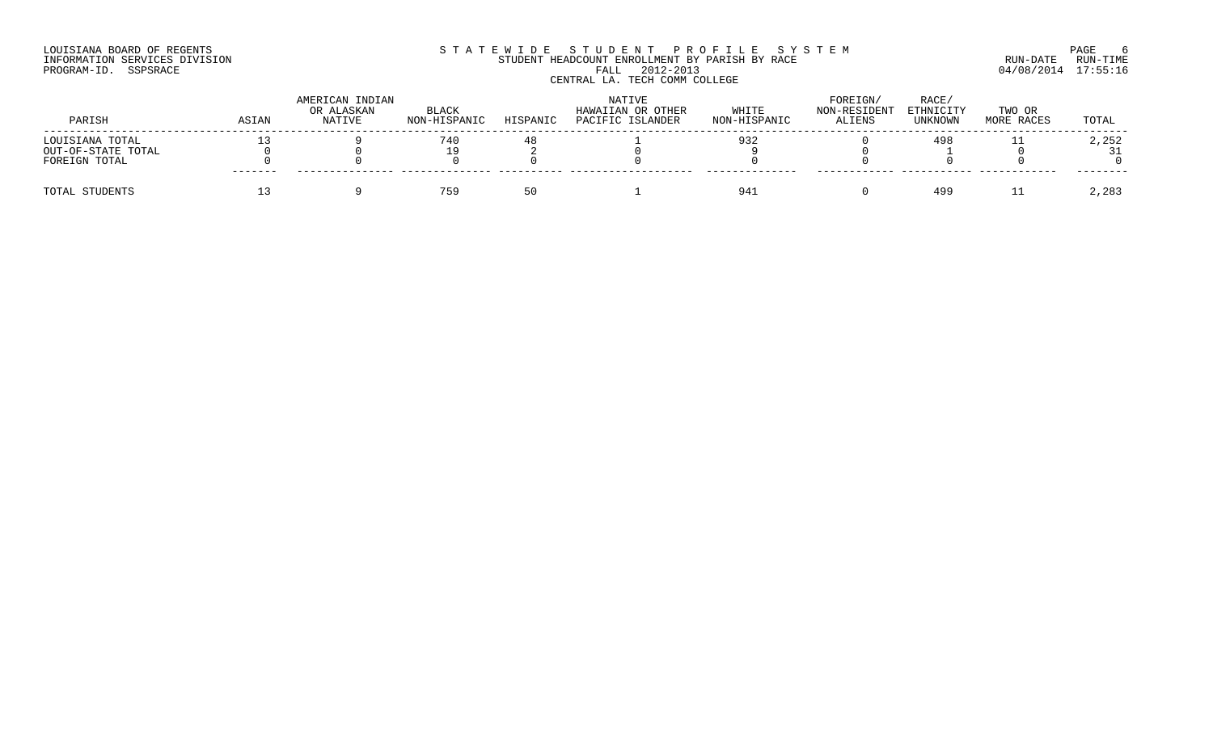LOUISIANA BOARD OF REGENTS
INFORMATION SERVICES DIVISION
PROGRAM-ID. SSPSRACE

STATEWIDE STUDENT PROFILE SYSTEM
STUDENT HEADCOUNT ENROLLMENT BY PARISH BY RACE
FALL 2012-2013
CENTRAL LA. TECH COMM COLLEGE

RUN-DATE 04/08/2014 RUN-TIME 17:55:16

| PARISH | ASIAN | AMERICAN INDIAN OR ALASKAN NATIVE | BLACK NON-HISPANIC | HISPANIC | NATIVE HAWAIIAN OR OTHER PACIFIC ISLANDER | WHITE NON-HISPANIC | FOREIGN/ NON-RESIDENT ALIENS | RACE/ ETHNICITY UNKNOWN | TWO OR MORE RACES | TOTAL |
|---|---|---|---|---|---|---|---|---|---|---|
| LOUISIANA TOTAL | 13 | 9 | 740 | 48 | 1 | 932 | 0 | 498 | 11 | 2,252 |
| OUT-OF-STATE TOTAL | 0 | 0 | 19 | 2 | 0 | 9 | 0 | 1 | 0 | 31 |
| FOREIGN TOTAL | 0 | 0 | 0 | 0 | 0 | 0 | 0 | 0 | 0 | 0 |
| TOTAL STUDENTS | 13 | 9 | 759 | 50 | 1 | 941 | 0 | 499 | 11 | 2,283 |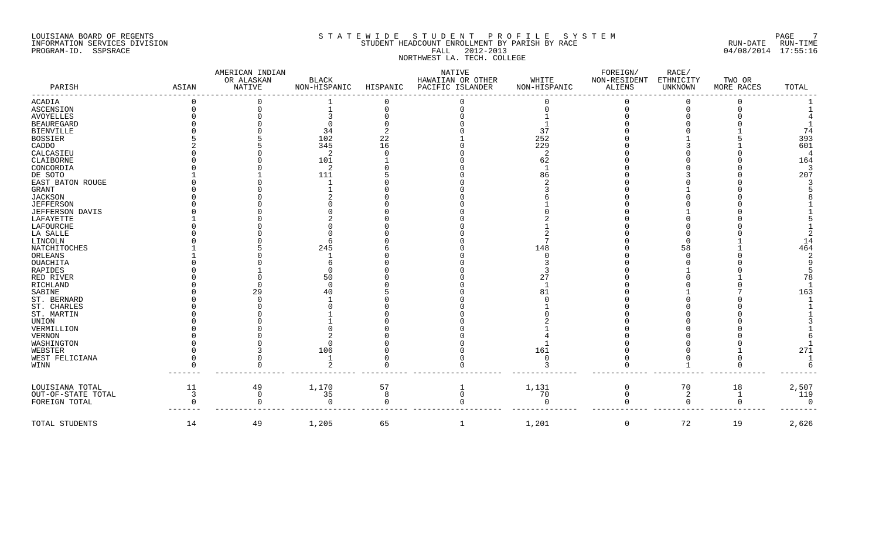LOUISIANA BOARD OF REGENTS
INFORMATION SERVICES DIVISION
PROGRAM-ID. SSPSRACE

# STATEWIDE STUDENT PROFILE SYSTEM
## STUDENT HEADCOUNT ENROLLMENT BY PARISH BY RACE
## FALL 2012-2013
## NORTHWEST LA. TECH. COLLEGE

RUN-DATE 04/08/2014 RUN-TIME 17:55:16

| PARISH | ASIAN | AMERICAN INDIAN OR ALASKAN NATIVE | BLACK NON-HISPANIC | HISPANIC | NATIVE HAWAIIAN OR OTHER PACIFIC ISLANDER | WHITE NON-HISPANIC | FOREIGN/ NON-RESIDENT ALIENS | RACE/ ETHNICITY UNKNOWN | TWO OR MORE RACES | TOTAL |
|---|---|---|---|---|---|---|---|---|---|---|
| ACADIA | 0 | 0 | 1 | 0 | 0 | 0 | 0 | 0 | 0 | 1 |
| ASCENSION | 0 | 0 | 1 | 0 | 0 | 0 | 0 | 0 | 0 | 1 |
| AVOYELLES | 0 | 0 | 3 | 0 | 0 | 1 | 0 | 0 | 0 | 4 |
| BEAUREGARD | 0 | 0 | 0 | 0 | 0 | 1 | 0 | 0 | 0 | 1 |
| BIENVILLE | 0 | 0 | 34 | 2 | 0 | 37 | 0 | 0 | 1 | 74 |
| BOSSIER | 5 | 5 | 102 | 22 | 1 | 252 | 0 | 1 | 5 | 393 |
| CADDO | 2 | 5 | 345 | 16 | 0 | 229 | 0 | 3 | 1 | 601 |
| CALCASIEU | 0 | 0 | 2 | 0 | 0 | 2 | 0 | 0 | 0 | 4 |
| CLAIBORNE | 0 | 0 | 101 | 1 | 0 | 62 | 0 | 0 | 0 | 164 |
| CONCORDIA | 0 | 0 | 2 | 0 | 0 | 1 | 0 | 0 | 0 | 3 |
| DE SOTO | 1 | 1 | 111 | 5 | 0 | 86 | 0 | 3 | 0 | 207 |
| EAST BATON ROUGE | 0 | 0 | 1 | 0 | 0 | 2 | 0 | 0 | 0 | 3 |
| GRANT | 0 | 0 | 1 | 0 | 0 | 3 | 0 | 1 | 0 | 5 |
| JACKSON | 0 | 0 | 2 | 0 | 0 | 6 | 0 | 0 | 0 | 8 |
| JEFFERSON | 0 | 0 | 0 | 0 | 0 | 1 | 0 | 0 | 0 | 1 |
| JEFFERSON DAVIS | 0 | 0 | 0 | 0 | 0 | 0 | 0 | 1 | 0 | 1 |
| LAFAYETTE | 1 | 0 | 2 | 0 | 0 | 2 | 0 | 0 | 0 | 5 |
| LAFOURCHE | 0 | 0 | 0 | 0 | 0 | 1 | 0 | 0 | 0 | 1 |
| LA SALLE | 0 | 0 | 0 | 0 | 0 | 2 | 0 | 0 | 0 | 2 |
| LINCOLN | 0 | 0 | 6 | 0 | 0 | 7 | 0 | 0 | 1 | 14 |
| NATCHITOCHES | 1 | 5 | 245 | 6 | 0 | 148 | 0 | 58 | 1 | 464 |
| ORLEANS | 1 | 0 | 1 | 0 | 0 | 0 | 0 | 0 | 0 | 2 |
| OUACHITA | 0 | 0 | 6 | 0 | 0 | 3 | 0 | 0 | 0 | 9 |
| RAPIDES | 0 | 1 | 0 | 0 | 0 | 3 | 0 | 1 | 0 | 5 |
| RED RIVER | 0 | 0 | 50 | 0 | 0 | 27 | 0 | 0 | 1 | 78 |
| RICHLAND | 0 | 0 | 0 | 0 | 0 | 1 | 0 | 0 | 0 | 1 |
| SABINE | 0 | 29 | 40 | 5 | 0 | 81 | 0 | 1 | 7 | 163 |
| ST. BERNARD | 0 | 0 | 1 | 0 | 0 | 0 | 0 | 0 | 0 | 1 |
| ST. CHARLES | 0 | 0 | 0 | 0 | 0 | 1 | 0 | 0 | 0 | 1 |
| ST. MARTIN | 0 | 0 | 1 | 0 | 0 | 0 | 0 | 0 | 0 | 1 |
| UNION | 0 | 0 | 1 | 0 | 0 | 2 | 0 | 0 | 0 | 3 |
| VERMILLION | 0 | 0 | 0 | 0 | 0 | 1 | 0 | 0 | 0 | 1 |
| VERNON | 0 | 0 | 2 | 0 | 0 | 4 | 0 | 0 | 0 | 6 |
| WASHINGTON | 0 | 0 | 0 | 0 | 0 | 1 | 0 | 0 | 0 | 1 |
| WEBSTER | 0 | 3 | 106 | 0 | 0 | 161 | 0 | 0 | 1 | 271 |
| WEST FELICIANA | 0 | 0 | 1 | 0 | 0 | 0 | 0 | 0 | 0 | 1 |
| WINN | 0 | 0 | 2 | 0 | 0 | 3 | 0 | 1 | 0 | 6 |
| LOUISIANA TOTAL | 11 | 49 | 1,170 | 57 | 1 | 1,131 | 0 | 70 | 18 | 2,507 |
| OUT-OF-STATE TOTAL | 3 | 0 | 35 | 8 | 0 | 70 | 0 | 2 | 1 | 119 |
| FOREIGN TOTAL | 0 | 0 | 0 | 0 | 0 | 0 | 0 | 0 | 0 | 0 |
| TOTAL STUDENTS | 14 | 49 | 1,205 | 65 | 1 | 1,201 | 0 | 72 | 19 | 2,626 |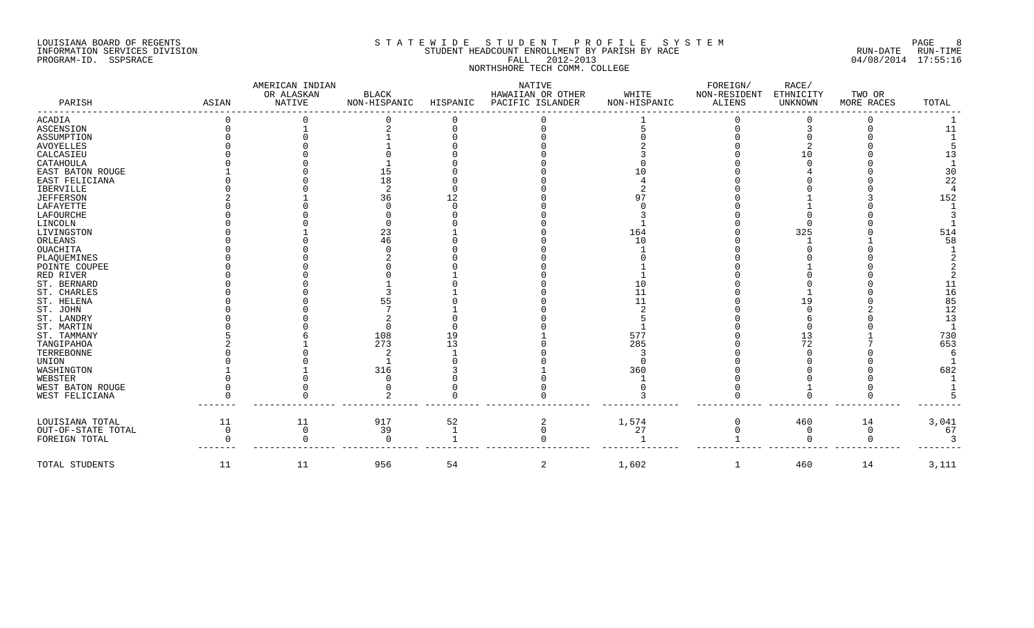LOUISIANA BOARD OF REGENTS
INFORMATION SERVICES DIVISION
PROGRAM-ID. SSPSRACE

# STATEWIDE STUDENT PROFILE SYSTEM

STUDENT HEADCOUNT ENROLLMENT BY PARISH BY RACE
FALL 2012-2013
NORTHSHORE TECH COMM. COLLEGE

RUN-DATE 04/08/2014 RUN-TIME 17:55:16

| PARISH | ASIAN | AMERICAN INDIAN OR ALASKAN NATIVE | BLACK NON-HISPANIC | HISPANIC | NATIVE HAWAIIAN OR OTHER PACIFIC ISLANDER | WHITE NON-HISPANIC | FOREIGN/ NON-RESIDENT ALIENS | RACE/ ETHNICITY UNKNOWN | TWO OR MORE RACES | TOTAL |
|---|---|---|---|---|---|---|---|---|---|---|
| ACADIA | 0 | 0 | 0 | 0 | 0 | 1 | 0 | 0 | 0 | 1 |
| ASCENSION | 0 | 1 | 2 | 0 | 0 | 5 | 0 | 3 | 0 | 11 |
| ASSUMPTION | 0 | 0 | 1 | 0 | 0 | 0 | 0 | 0 | 0 | 1 |
| AVOYELLES | 0 | 0 | 1 | 0 | 0 | 2 | 0 | 2 | 0 | 5 |
| CALCASIEU | 0 | 0 | 0 | 0 | 0 | 3 | 0 | 10 | 0 | 13 |
| CATAHOULA | 0 | 0 | 1 | 0 | 0 | 0 | 0 | 0 | 0 | 1 |
| EAST BATON ROUGE | 1 | 0 | 15 | 0 | 0 | 10 | 0 | 4 | 0 | 30 |
| EAST FELICIANA | 0 | 0 | 18 | 0 | 0 | 4 | 0 | 0 | 0 | 22 |
| IBERVILLE | 0 | 0 | 2 | 0 | 0 | 2 | 0 | 0 | 0 | 4 |
| JEFFERSON | 2 | 1 | 36 | 12 | 0 | 97 | 0 | 1 | 3 | 152 |
| LAFAYETTE | 0 | 0 | 0 | 0 | 0 | 0 | 0 | 1 | 0 | 1 |
| LAFOURCHE | 0 | 0 | 0 | 0 | 0 | 3 | 0 | 0 | 0 | 3 |
| LINCOLN | 0 | 0 | 0 | 0 | 0 | 1 | 0 | 0 | 0 | 1 |
| LIVINGSTON | 0 | 1 | 23 | 1 | 0 | 164 | 0 | 325 | 0 | 514 |
| ORLEANS | 0 | 0 | 46 | 0 | 0 | 10 | 0 | 1 | 1 | 58 |
| OUACHITA | 0 | 0 | 0 | 0 | 0 | 1 | 0 | 0 | 0 | 1 |
| PLAQUEMINES | 0 | 0 | 2 | 0 | 0 | 0 | 0 | 0 | 0 | 2 |
| POINTE COUPEE | 0 | 0 | 0 | 0 | 0 | 1 | 0 | 1 | 0 | 2 |
| RED RIVER | 0 | 0 | 0 | 1 | 0 | 1 | 0 | 0 | 0 | 2 |
| ST. BERNARD | 0 | 0 | 1 | 0 | 0 | 10 | 0 | 0 | 0 | 11 |
| ST. CHARLES | 0 | 0 | 3 | 1 | 0 | 11 | 0 | 1 | 0 | 16 |
| ST. HELENA | 0 | 0 | 55 | 0 | 0 | 11 | 0 | 19 | 0 | 85 |
| ST. JOHN | 0 | 0 | 7 | 1 | 0 | 2 | 0 | 0 | 2 | 12 |
| ST. LANDRY | 0 | 0 | 2 | 0 | 0 | 5 | 0 | 6 | 0 | 13 |
| ST. MARTIN | 0 | 0 | 0 | 0 | 0 | 1 | 0 | 0 | 0 | 1 |
| ST. TAMMANY | 5 | 6 | 108 | 19 | 1 | 577 | 0 | 13 | 1 | 730 |
| TANGIPAHOA | 2 | 1 | 273 | 13 | 0 | 285 | 0 | 72 | 7 | 653 |
| TERREBONNE | 0 | 0 | 2 | 1 | 0 | 3 | 0 | 0 | 0 | 6 |
| UNION | 0 | 0 | 1 | 0 | 0 | 0 | 0 | 0 | 0 | 1 |
| WASHINGTON | 1 | 1 | 316 | 3 | 1 | 360 | 0 | 0 | 0 | 682 |
| WEBSTER | 0 | 0 | 0 | 0 | 0 | 1 | 0 | 0 | 0 | 1 |
| WEST BATON ROUGE | 0 | 0 | 0 | 0 | 0 | 0 | 0 | 1 | 0 | 1 |
| WEST FELICIANA | 0 | 0 | 2 | 0 | 0 | 3 | 0 | 0 | 0 | 5 |
| LOUISIANA TOTAL | 11 | 11 | 917 | 52 | 2 | 1,574 | 0 | 460 | 14 | 3,041 |
| OUT-OF-STATE TOTAL | 0 | 0 | 39 | 1 | 0 | 27 | 0 | 0 | 0 | 67 |
| FOREIGN TOTAL | 0 | 0 | 0 | 1 | 0 | 1 | 1 | 0 | 0 | 3 |
| TOTAL STUDENTS | 11 | 11 | 956 | 54 | 2 | 1,602 | 1 | 460 | 14 | 3,111 |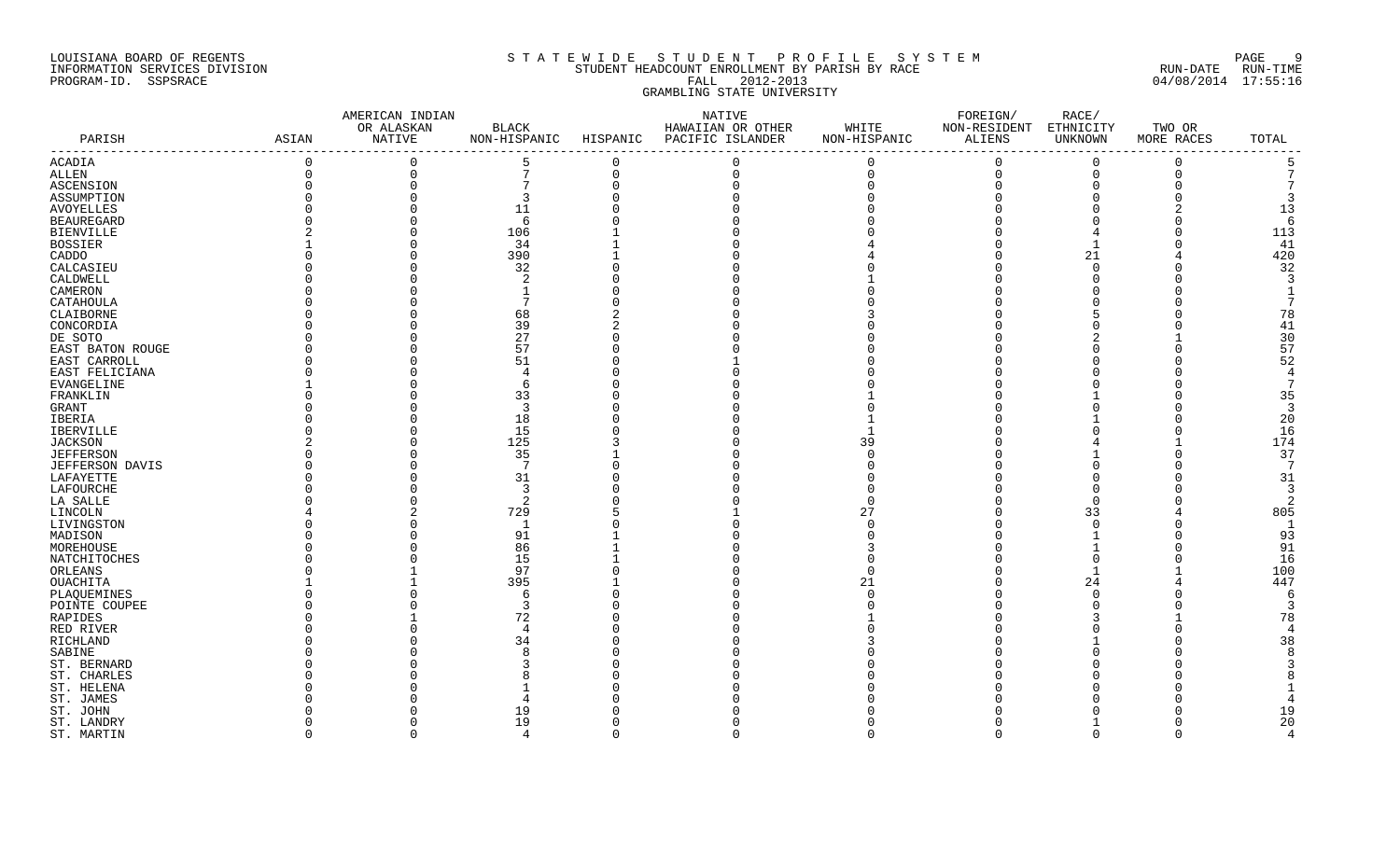LOUISIANA BOARD OF REGENTS
INFORMATION SERVICES DIVISION
PROGRAM-ID. SSPSRACE

S T A T E W I D E   S T U D E N T   P R O F I L E   S Y S T E M
STUDENT HEADCOUNT ENROLLMENT BY PARISH BY RACE
FALL 2012-2013
GRAMBLING STATE UNIVERSITY

RUN-DATE RUN-TIME
04/08/2014 17:55:16

| PARISH | ASIAN | AMERICAN INDIAN OR ALASKAN NATIVE | BLACK NON-HISPANIC | HISPANIC | NATIVE HAWAIIAN OR OTHER PACIFIC ISLANDER | WHITE NON-HISPANIC | FOREIGN/ NON-RESIDENT ALIENS | RACE/ ETHNICITY UNKNOWN | TWO OR MORE RACES | TOTAL |
|---|---|---|---|---|---|---|---|---|---|---|
| ACADIA | 0 | 0 | 5 | 0 | 0 | 0 | 0 | 0 | 0 | 5 |
| ALLEN | 0 | 0 | 7 | 0 | 0 | 0 | 0 | 0 | 0 | 7 |
| ASCENSION | 0 | 0 | 7 | 0 | 0 | 0 | 0 | 0 | 0 | 7 |
| ASSUMPTION | 0 | 0 | 3 | 0 | 0 | 0 | 0 | 0 | 0 | 3 |
| AVOYELLES | 0 | 0 | 11 | 0 | 0 | 0 | 0 | 0 | 2 | 13 |
| BEAUREGARD | 0 | 0 | 6 | 0 | 0 | 0 | 0 | 0 | 0 | 6 |
| BIENVILLE | 2 | 0 | 106 | 1 | 0 | 0 | 0 | 4 | 0 | 113 |
| BOSSIER | 1 | 0 | 34 | 1 | 0 | 4 | 0 | 1 | 0 | 41 |
| CADDO | 0 | 0 | 390 | 1 | 0 | 4 | 0 | 21 | 4 | 420 |
| CALCASIEU | 0 | 0 | 32 | 0 | 0 | 0 | 0 | 0 | 0 | 32 |
| CALDWELL | 0 | 0 | 2 | 0 | 0 | 1 | 0 | 0 | 0 | 3 |
| CAMERON | 0 | 0 | 1 | 0 | 0 | 0 | 0 | 0 | 0 | 1 |
| CATAHOULA | 0 | 0 | 7 | 0 | 0 | 0 | 0 | 0 | 0 | 7 |
| CLAIBORNE | 0 | 0 | 68 | 2 | 0 | 3 | 0 | 5 | 0 | 78 |
| CONCORDIA | 0 | 0 | 39 | 2 | 0 | 0 | 0 | 0 | 0 | 41 |
| DE SOTO | 0 | 0 | 27 | 0 | 0 | 0 | 0 | 2 | 1 | 30 |
| EAST BATON ROUGE | 0 | 0 | 57 | 0 | 0 | 0 | 0 | 0 | 0 | 57 |
| EAST CARROLL | 0 | 0 | 51 | 0 | 1 | 0 | 0 | 0 | 0 | 52 |
| EAST FELICIANA | 0 | 0 | 4 | 0 | 0 | 0 | 0 | 0 | 0 | 4 |
| EVANGELINE | 1 | 0 | 6 | 0 | 0 | 0 | 0 | 0 | 0 | 7 |
| FRANKLIN | 0 | 0 | 33 | 0 | 0 | 1 | 0 | 1 | 0 | 35 |
| GRANT | 0 | 0 | 3 | 0 | 0 | 0 | 0 | 0 | 0 | 3 |
| IBERIA | 0 | 0 | 18 | 0 | 0 | 1 | 0 | 1 | 0 | 20 |
| IBERVILLE | 0 | 0 | 15 | 0 | 0 | 1 | 0 | 0 | 0 | 16 |
| JACKSON | 2 | 0 | 125 | 3 | 0 | 39 | 0 | 4 | 1 | 174 |
| JEFFERSON | 0 | 0 | 35 | 1 | 0 | 0 | 0 | 1 | 0 | 37 |
| JEFFERSON DAVIS | 0 | 0 | 7 | 0 | 0 | 0 | 0 | 0 | 0 | 7 |
| LAFAYETTE | 0 | 0 | 31 | 0 | 0 | 0 | 0 | 0 | 0 | 31 |
| LAFOURCHE | 0 | 0 | 3 | 0 | 0 | 0 | 0 | 0 | 0 | 3 |
| LA SALLE | 0 | 0 | 2 | 0 | 0 | 0 | 0 | 0 | 0 | 2 |
| LINCOLN | 4 | 2 | 729 | 5 | 1 | 27 | 0 | 33 | 4 | 805 |
| LIVINGSTON | 0 | 0 | 1 | 0 | 0 | 0 | 0 | 0 | 0 | 1 |
| MADISON | 0 | 0 | 91 | 1 | 0 | 0 | 0 | 1 | 0 | 93 |
| MOREHOUSE | 0 | 0 | 86 | 1 | 0 | 3 | 0 | 1 | 0 | 91 |
| NATCHITOCHES | 0 | 0 | 15 | 1 | 0 | 0 | 0 | 0 | 0 | 16 |
| ORLEANS | 0 | 1 | 97 | 0 | 0 | 0 | 0 | 1 | 1 | 100 |
| OUACHITA | 1 | 1 | 395 | 1 | 0 | 21 | 0 | 24 | 4 | 447 |
| PLAQUEMINES | 0 | 0 | 6 | 0 | 0 | 0 | 0 | 0 | 0 | 6 |
| POINTE COUPEE | 0 | 0 | 3 | 0 | 0 | 0 | 0 | 0 | 0 | 3 |
| RAPIDES | 0 | 1 | 72 | 0 | 0 | 1 | 0 | 3 | 1 | 78 |
| RED RIVER | 0 | 0 | 4 | 0 | 0 | 0 | 0 | 0 | 0 | 4 |
| RICHLAND | 0 | 0 | 34 | 0 | 0 | 3 | 0 | 1 | 0 | 38 |
| SABINE | 0 | 0 | 8 | 0 | 0 | 0 | 0 | 0 | 0 | 8 |
| ST. BERNARD | 0 | 0 | 3 | 0 | 0 | 0 | 0 | 0 | 0 | 3 |
| ST. CHARLES | 0 | 0 | 8 | 0 | 0 | 0 | 0 | 0 | 0 | 8 |
| ST. HELENA | 0 | 0 | 1 | 0 | 0 | 0 | 0 | 0 | 0 | 1 |
| ST. JAMES | 0 | 0 | 4 | 0 | 0 | 0 | 0 | 0 | 0 | 4 |
| ST. JOHN | 0 | 0 | 19 | 0 | 0 | 0 | 0 | 0 | 0 | 19 |
| ST. LANDRY | 0 | 0 | 19 | 0 | 0 | 0 | 0 | 1 | 0 | 20 |
| ST. MARTIN | 0 | 0 | 4 | 0 | 0 | 0 | 0 | 0 | 0 | 4 |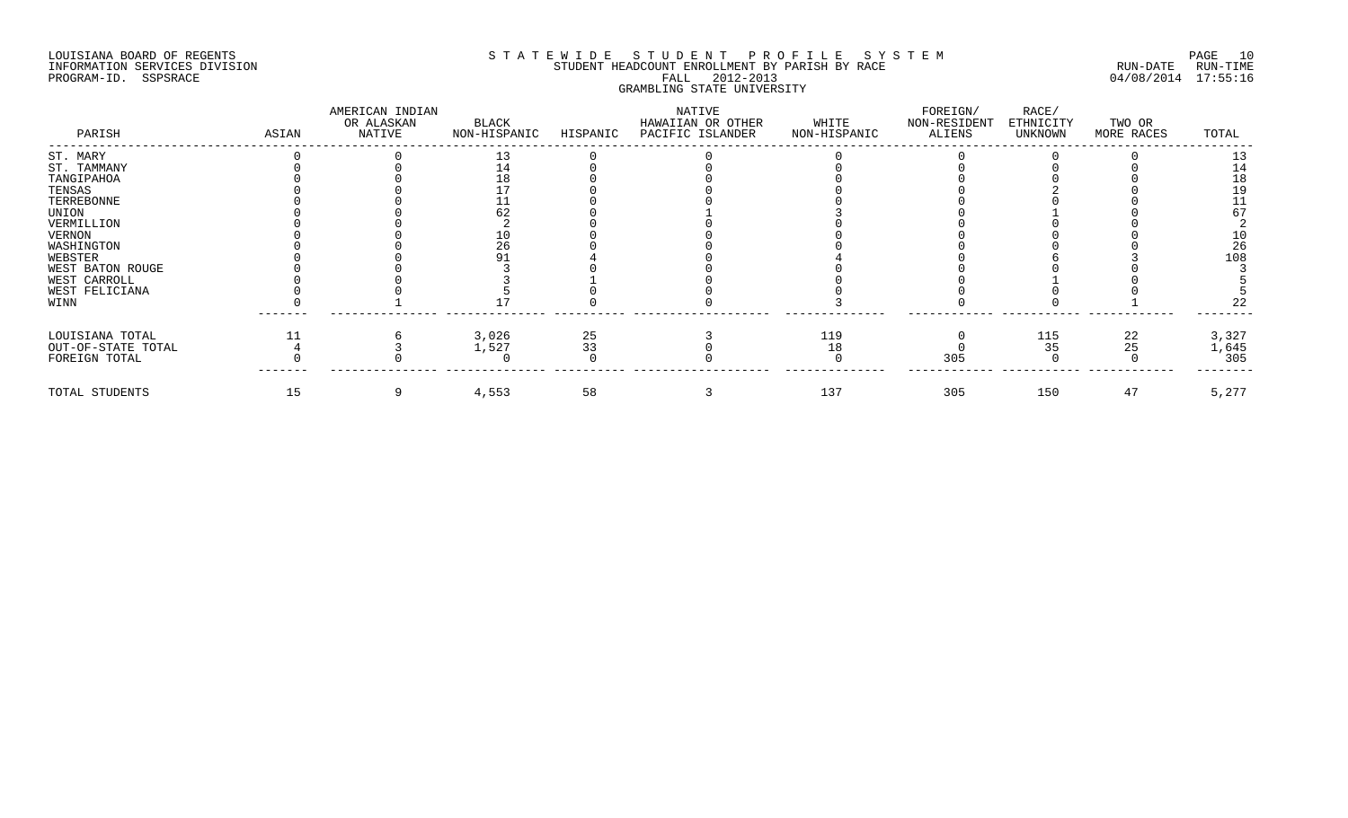LOUISIANA BOARD OF REGENTS
INFORMATION SERVICES DIVISION
PROGRAM-ID. SSPSRACE

STATEWIDE STUDENT PROFILE SYSTEM
STUDENT HEADCOUNT ENROLLMENT BY PARISH BY RACE
FALL 2012-2013
GRAMBLING STATE UNIVERSITY

RUN-DATE 04/08/2014 RUN-TIME 17:55:16

| PARISH | ASIAN | AMERICAN INDIAN OR ALASKAN NATIVE | BLACK NON-HISPANIC | HISPANIC | NATIVE HAWAIIAN OR OTHER PACIFIC ISLANDER | WHITE NON-HISPANIC | FOREIGN/ NON-RESIDENT ALIENS | RACE/ ETHNICITY UNKNOWN | TWO OR MORE RACES | TOTAL |
|---|---|---|---|---|---|---|---|---|---|---|
| ST. MARY | 0 | 0 | 13 | 0 | 0 | 0 | 0 | 0 | 0 | 13 |
| ST. TAMMANY | 0 | 0 | 14 | 0 | 0 | 0 | 0 | 0 | 0 | 14 |
| TANGIPAHOA | 0 | 0 | 18 | 0 | 0 | 0 | 0 | 0 | 0 | 18 |
| TENSAS | 0 | 0 | 17 | 0 | 0 | 0 | 0 | 2 | 0 | 19 |
| TERREBONNE | 0 | 0 | 11 | 0 | 0 | 0 | 0 | 0 | 0 | 11 |
| UNION | 0 | 0 | 62 | 0 | 1 | 3 | 0 | 1 | 0 | 67 |
| VERMILLION | 0 | 0 | 2 | 0 | 0 | 0 | 0 | 0 | 0 | 2 |
| VERNON | 0 | 0 | 10 | 0 | 0 | 0 | 0 | 0 | 0 | 10 |
| WASHINGTON | 0 | 0 | 26 | 0 | 0 | 0 | 0 | 0 | 0 | 26 |
| WEBSTER | 0 | 0 | 91 | 4 | 0 | 4 | 0 | 6 | 3 | 108 |
| WEST BATON ROUGE | 0 | 0 | 3 | 0 | 0 | 0 | 0 | 0 | 0 | 3 |
| WEST CARROLL | 0 | 0 | 3 | 1 | 0 | 0 | 0 | 1 | 0 | 5 |
| WEST FELICIANA | 0 | 0 | 5 | 0 | 0 | 0 | 0 | 0 | 0 | 5 |
| WINN | 0 | 1 | 17 | 0 | 0 | 3 | 0 | 0 | 1 | 22 |
| LOUISIANA TOTAL | 11 | 6 | 3,026 | 25 | 3 | 119 | 0 | 115 | 22 | 3,327 |
| OUT-OF-STATE TOTAL | 4 | 3 | 1,527 | 33 | 0 | 18 | 0 | 35 | 25 | 1,645 |
| FOREIGN TOTAL | 0 | 0 | 0 | 0 | 0 | 0 | 305 | 0 | 0 | 305 |
| TOTAL STUDENTS | 15 | 9 | 4,553 | 58 | 3 | 137 | 305 | 150 | 47 | 5,277 |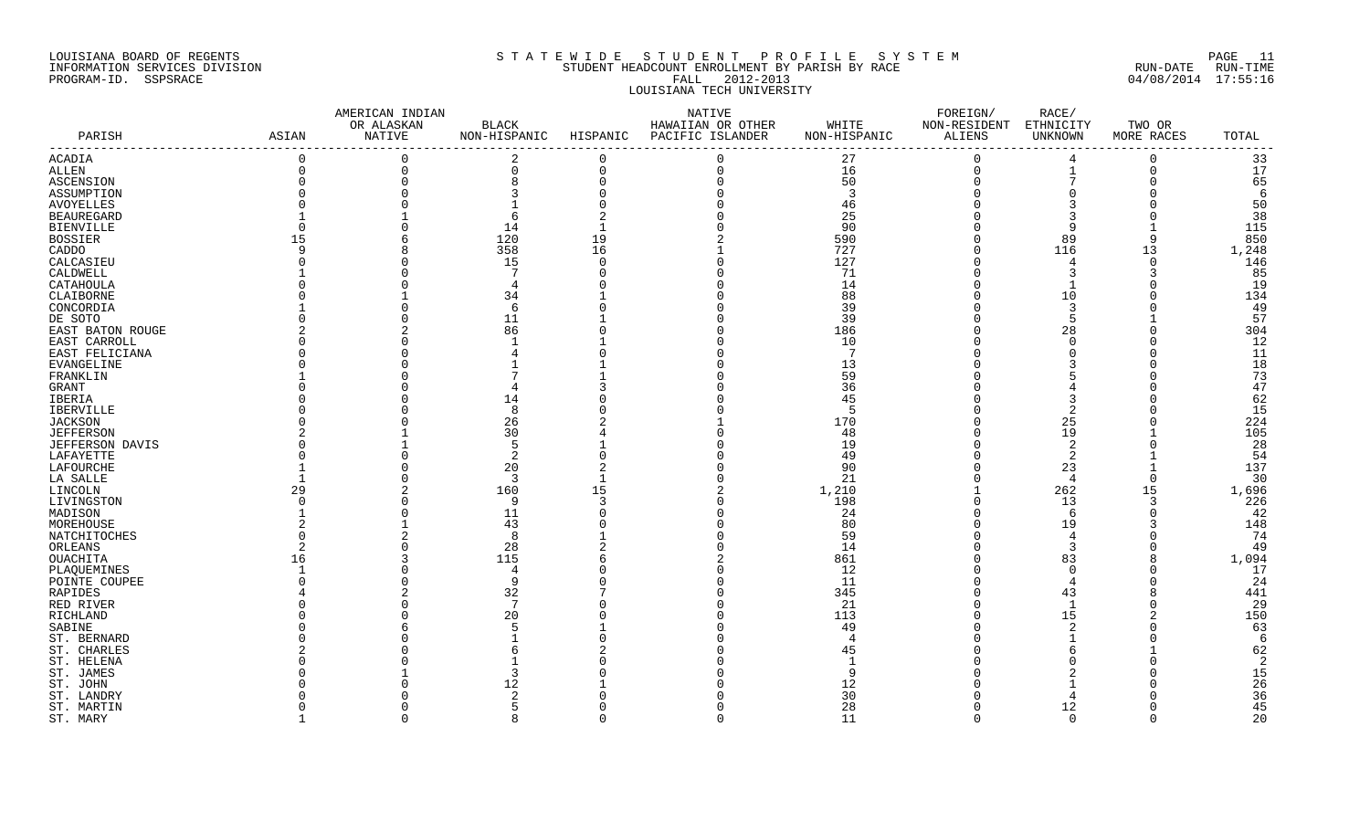LOUISIANA BOARD OF REGENTS
INFORMATION SERVICES DIVISION
PROGRAM-ID. SSPSRACE

S T A T E W I D E   S T U D E N T   P R O F I L E   S Y S T E M
STUDENT HEADCOUNT ENROLLMENT BY PARISH BY RACE
FALL 2012-2013
LOUISIANA TECH UNIVERSITY

RUN-DATE RUN-TIME
04/08/2014 17:55:16

| PARISH | ASIAN | AMERICAN INDIAN OR ALASKAN NATIVE | BLACK NON-HISPANIC | HISPANIC | NATIVE HAWAIIAN OR OTHER PACIFIC ISLANDER | WHITE NON-HISPANIC | FOREIGN/ NON-RESIDENT ALIENS | RACE/ ETHNICITY UNKNOWN | TWO OR MORE RACES | TOTAL |
|---|---|---|---|---|---|---|---|---|---|---|
| ACADIA | 0 | 0 | 2 | 0 | 0 | 27 | 0 | 4 | 0 | 33 |
| ALLEN | 0 | 0 | 0 | 0 | 0 | 16 | 0 | 1 | 0 | 17 |
| ASCENSION | 0 | 0 | 8 | 0 | 0 | 50 | 0 | 7 | 0 | 65 |
| ASSUMPTION | 0 | 0 | 3 | 0 | 0 | 3 | 0 | 0 | 0 | 6 |
| AVOYELLES | 0 | 0 | 1 | 0 | 0 | 46 | 0 | 3 | 0 | 50 |
| BEAUREGARD | 1 | 1 | 6 | 2 | 0 | 25 | 0 | 3 | 0 | 38 |
| BIENVILLE | 0 | 0 | 14 | 1 | 0 | 90 | 0 | 9 | 1 | 115 |
| BOSSIER | 15 | 6 | 120 | 19 | 2 | 590 | 0 | 89 | 9 | 850 |
| CADDO | 9 | 8 | 358 | 16 | 1 | 727 | 0 | 116 | 13 | 1,248 |
| CALCASIEU | 0 | 0 | 15 | 0 | 0 | 127 | 0 | 4 | 0 | 146 |
| CALDWELL | 1 | 0 | 7 | 0 | 0 | 71 | 0 | 3 | 3 | 85 |
| CATAHOULA | 0 | 0 | 4 | 0 | 0 | 14 | 0 | 1 | 0 | 19 |
| CLAIBORNE | 0 | 1 | 34 | 1 | 0 | 88 | 0 | 10 | 0 | 134 |
| CONCORDIA | 1 | 0 | 6 | 0 | 0 | 39 | 0 | 3 | 0 | 49 |
| DE SOTO | 0 | 0 | 11 | 1 | 0 | 39 | 0 | 5 | 1 | 57 |
| EAST BATON ROUGE | 2 | 2 | 86 | 0 | 0 | 186 | 0 | 28 | 0 | 304 |
| EAST CARROLL | 0 | 0 | 1 | 1 | 0 | 10 | 0 | 0 | 0 | 12 |
| EAST FELICIANA | 0 | 0 | 4 | 0 | 0 | 7 | 0 | 0 | 0 | 11 |
| EVANGELINE | 0 | 0 | 1 | 1 | 0 | 13 | 0 | 3 | 0 | 18 |
| FRANKLIN | 1 | 0 | 7 | 1 | 0 | 59 | 0 | 5 | 0 | 73 |
| GRANT | 0 | 0 | 4 | 3 | 0 | 36 | 0 | 4 | 0 | 47 |
| IBERIA | 0 | 0 | 14 | 0 | 0 | 45 | 0 | 3 | 0 | 62 |
| IBERVILLE | 0 | 0 | 8 | 0 | 0 | 5 | 0 | 2 | 0 | 15 |
| JACKSON | 0 | 0 | 26 | 2 | 1 | 170 | 0 | 25 | 0 | 224 |
| JEFFERSON | 2 | 1 | 30 | 4 | 0 | 48 | 0 | 19 | 1 | 105 |
| JEFFERSON DAVIS | 0 | 1 | 5 | 1 | 0 | 19 | 0 | 2 | 0 | 28 |
| LAFAYETTE | 0 | 0 | 2 | 0 | 0 | 49 | 0 | 2 | 1 | 54 |
| LAFOURCHE | 1 | 0 | 20 | 2 | 0 | 90 | 0 | 23 | 1 | 137 |
| LA SALLE | 1 | 0 | 3 | 1 | 0 | 21 | 0 | 4 | 0 | 30 |
| LINCOLN | 29 | 2 | 160 | 15 | 2 | 1,210 | 1 | 262 | 15 | 1,696 |
| LIVINGSTON | 0 | 0 | 9 | 3 | 0 | 198 | 0 | 13 | 3 | 226 |
| MADISON | 1 | 0 | 11 | 0 | 0 | 24 | 0 | 6 | 0 | 42 |
| MOREHOUSE | 2 | 1 | 43 | 0 | 0 | 80 | 0 | 19 | 3 | 148 |
| NATCHITOCHES | 0 | 2 | 8 | 1 | 0 | 59 | 0 | 4 | 0 | 74 |
| ORLEANS | 2 | 0 | 28 | 2 | 0 | 14 | 0 | 3 | 0 | 49 |
| OUACHITA | 16 | 3 | 115 | 6 | 2 | 861 | 0 | 83 | 8 | 1,094 |
| PLAQUEMINES | 1 | 0 | 4 | 0 | 0 | 12 | 0 | 0 | 0 | 17 |
| POINTE COUPEE | 0 | 0 | 9 | 0 | 0 | 11 | 0 | 4 | 0 | 24 |
| RAPIDES | 4 | 2 | 32 | 7 | 0 | 345 | 0 | 43 | 8 | 441 |
| RED RIVER | 0 | 0 | 7 | 0 | 0 | 21 | 0 | 1 | 0 | 29 |
| RICHLAND | 0 | 0 | 20 | 0 | 0 | 113 | 0 | 15 | 2 | 150 |
| SABINE | 0 | 6 | 5 | 1 | 0 | 49 | 0 | 2 | 0 | 63 |
| ST. BERNARD | 0 | 0 | 1 | 0 | 0 | 4 | 0 | 1 | 0 | 6 |
| ST. CHARLES | 2 | 0 | 6 | 2 | 0 | 45 | 0 | 6 | 1 | 62 |
| ST. HELENA | 0 | 0 | 1 | 0 | 0 | 1 | 0 | 0 | 0 | 2 |
| ST. JAMES | 0 | 1 | 3 | 0 | 0 | 9 | 0 | 2 | 0 | 15 |
| ST. JOHN | 0 | 0 | 12 | 1 | 0 | 12 | 0 | 1 | 0 | 26 |
| ST. LANDRY | 0 | 0 | 2 | 0 | 0 | 30 | 0 | 4 | 0 | 36 |
| ST. MARTIN | 0 | 0 | 5 | 0 | 0 | 28 | 0 | 12 | 0 | 45 |
| ST. MARY | 1 | 0 | 8 | 0 | 0 | 11 | 0 | 0 | 0 | 20 |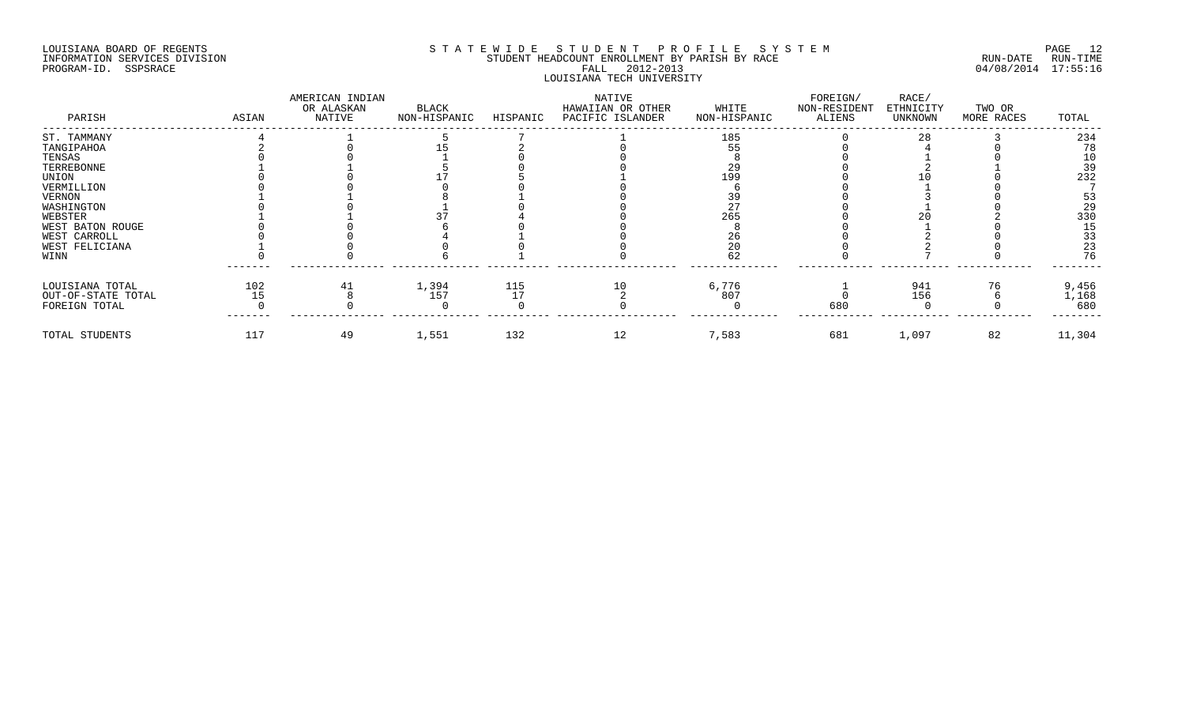LOUISIANA BOARD OF REGENTS
INFORMATION SERVICES DIVISION
PROGRAM-ID. SSPSRACE

# S T A T E W I D E   S T U D E N T   P R O F I L E   S Y S T E M

STUDENT HEADCOUNT ENROLLMENT BY PARISH BY RACE
FALL 2012-2013
LOUISIANA TECH UNIVERSITY

RUN-DATE 04/08/2014 RUN-TIME 17:55:16

| PARISH | ASIAN | AMERICAN INDIAN OR ALASKAN NATIVE | BLACK NON-HISPANIC | HISPANIC | NATIVE HAWAIIAN OR OTHER PACIFIC ISLANDER | WHITE NON-HISPANIC | FOREIGN/ NON-RESIDENT ALIENS | RACE/ ETHNICITY UNKNOWN | TWO OR MORE RACES | TOTAL |
|---|---|---|---|---|---|---|---|---|---|---|
| ST. TAMMANY | 4 | 1 | 5 | 7 | 1 | 185 | 0 | 28 | 3 | 234 |
| TANGIPAHOA | 2 | 0 | 15 | 2 | 0 | 55 | 0 | 4 | 0 | 78 |
| TENSAS | 0 | 0 | 1 | 0 | 0 | 8 | 0 | 1 | 0 | 10 |
| TERREBONNE | 1 | 1 | 5 | 0 | 0 | 29 | 0 | 2 | 1 | 39 |
| UNION | 0 | 0 | 17 | 5 | 1 | 199 | 0 | 10 | 0 | 232 |
| VERMILLION | 0 | 0 | 0 | 0 | 0 | 6 | 0 | 1 | 0 | 7 |
| VERNON | 1 | 1 | 8 | 1 | 0 | 39 | 0 | 3 | 0 | 53 |
| WASHINGTON | 0 | 0 | 1 | 0 | 0 | 27 | 0 | 1 | 0 | 29 |
| WEBSTER | 1 | 1 | 37 | 4 | 0 | 265 | 0 | 20 | 2 | 330 |
| WEST BATON ROUGE | 0 | 0 | 6 | 0 | 0 | 8 | 0 | 1 | 0 | 15 |
| WEST CARROLL | 0 | 0 | 4 | 1 | 0 | 26 | 0 | 2 | 0 | 33 |
| WEST FELICIANA | 1 | 0 | 0 | 0 | 0 | 20 | 0 | 2 | 0 | 23 |
| WINN | 0 | 0 | 6 | 1 | 0 | 62 | 0 | 7 | 0 | 76 |
| LOUISIANA TOTAL | 102 | 41 | 1,394 | 115 | 10 | 6,776 | 1 | 941 | 76 | 9,456 |
| OUT-OF-STATE TOTAL | 15 | 8 | 157 | 17 | 2 | 807 | 0 | 156 | 6 | 1,168 |
| FOREIGN TOTAL | 0 | 0 | 0 | 0 | 0 | 0 | 680 | 0 | 0 | 680 |
| TOTAL STUDENTS | 117 | 49 | 1,551 | 132 | 12 | 7,583 | 681 | 1,097 | 82 | 11,304 |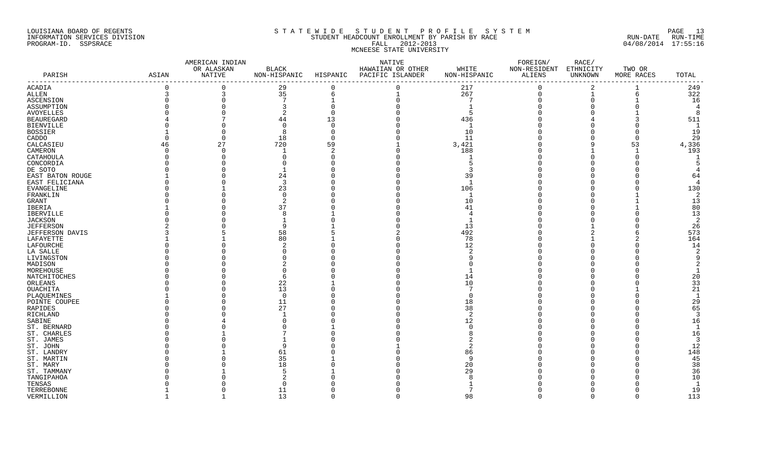LOUISIANA BOARD OF REGENTS
INFORMATION SERVICES DIVISION
PROGRAM-ID. SSPSRACE

S T A T E W I D E   S T U D E N T   P R O F I L E   S Y S T E M
STUDENT HEADCOUNT ENROLLMENT BY PARISH BY RACE
FALL 2012-2013
MCNEESE STATE UNIVERSITY

RUN-DATE RUN-TIME
04/08/2014 17:55:16

| PARISH | ASIAN | AMERICAN INDIAN OR ALASKAN NATIVE | BLACK NON-HISPANIC | HISPANIC | NATIVE HAWAIIAN OR OTHER PACIFIC ISLANDER | WHITE NON-HISPANIC | FOREIGN/ NON-RESIDENT ALIENS | RACE/ ETHNICITY UNKNOWN | TWO OR MORE RACES | TOTAL |
|---|---|---|---|---|---|---|---|---|---|---|
| ACADIA | 0 | 0 | 29 | 0 | 0 | 217 | 0 | 2 | 1 | 249 |
| ALLEN | 3 | 3 | 35 | 6 | 1 | 267 | 0 | 1 | 6 | 322 |
| ASCENSION | 0 | 0 | 7 | 1 | 0 | 7 | 0 | 0 | 1 | 16 |
| ASSUMPTION | 0 | 0 | 3 | 0 | 0 | 1 | 0 | 0 | 0 | 4 |
| AVOYELLES | 0 | 0 | 2 | 0 | 0 | 5 | 0 | 0 | 1 | 8 |
| BEAUREGARD | 4 | 7 | 44 | 13 | 0 | 436 | 0 | 4 | 3 | 511 |
| BIENVILLE | 0 | 0 | 0 | 0 | 0 | 1 | 0 | 0 | 0 | 1 |
| BOSSIER | 1 | 0 | 8 | 0 | 0 | 10 | 0 | 0 | 0 | 19 |
| CADDO | 0 | 0 | 18 | 0 | 0 | 11 | 0 | 0 | 0 | 29 |
| CALCASIEU | 46 | 27 | 720 | 59 | 1 | 3,421 | 0 | 9 | 53 | 4,336 |
| CAMERON | 0 | 0 | 1 | 2 | 0 | 188 | 0 | 1 | 1 | 193 |
| CATAHOULA | 0 | 0 | 0 | 0 | 0 | 1 | 0 | 0 | 0 | 1 |
| CONCORDIA | 0 | 0 | 0 | 0 | 0 | 5 | 0 | 0 | 0 | 5 |
| DE SOTO | 0 | 0 | 1 | 0 | 0 | 3 | 0 | 0 | 0 | 4 |
| EAST BATON ROUGE | 1 | 0 | 24 | 0 | 0 | 39 | 0 | 0 | 0 | 64 |
| EAST FELICIANA | 0 | 0 | 3 | 0 | 0 | 1 | 0 | 0 | 0 | 4 |
| EVANGELINE | 0 | 1 | 23 | 0 | 0 | 106 | 0 | 0 | 0 | 130 |
| FRANKLIN | 0 | 0 | 0 | 0 | 0 | 1 | 0 | 0 | 1 | 2 |
| GRANT | 0 | 0 | 2 | 0 | 0 | 10 | 0 | 0 | 1 | 13 |
| IBERIA | 1 | 0 | 37 | 0 | 0 | 41 | 0 | 0 | 1 | 80 |
| IBERVILLE | 0 | 0 | 8 | 1 | 0 | 4 | 0 | 0 | 0 | 13 |
| JACKSON | 0 | 0 | 1 | 0 | 0 | 1 | 0 | 0 | 0 | 2 |
| JEFFERSON | 2 | 0 | 9 | 1 | 0 | 13 | 0 | 1 | 0 | 26 |
| JEFFERSON DAVIS | 3 | 5 | 58 | 5 | 2 | 492 | 0 | 2 | 6 | 573 |
| LAFAYETTE | 1 | 1 | 80 | 1 | 0 | 78 | 0 | 1 | 2 | 164 |
| LAFOURCHE | 0 | 0 | 2 | 0 | 0 | 12 | 0 | 0 | 0 | 14 |
| LA SALLE | 0 | 0 | 0 | 0 | 0 | 2 | 0 | 0 | 0 | 2 |
| LIVINGSTON | 0 | 0 | 0 | 0 | 0 | 9 | 0 | 0 | 0 | 9 |
| MADISON | 0 | 0 | 2 | 0 | 0 | 0 | 0 | 0 | 0 | 2 |
| MOREHOUSE | 0 | 0 | 0 | 0 | 0 | 1 | 0 | 0 | 0 | 1 |
| NATCHITOCHES | 0 | 0 | 6 | 0 | 0 | 14 | 0 | 0 | 0 | 20 |
| ORLEANS | 0 | 0 | 22 | 1 | 0 | 10 | 0 | 0 | 0 | 33 |
| OUACHITA | 0 | 0 | 13 | 0 | 0 | 7 | 0 | 0 | 1 | 21 |
| PLAQUEMINES | 1 | 0 | 0 | 0 | 0 | 0 | 0 | 0 | 0 | 1 |
| POINTE COUPEE | 0 | 0 | 11 | 0 | 0 | 18 | 0 | 0 | 0 | 29 |
| RAPIDES | 0 | 0 | 27 | 0 | 0 | 38 | 0 | 0 | 0 | 65 |
| RICHLAND | 0 | 0 | 1 | 0 | 0 | 2 | 0 | 0 | 0 | 3 |
| SABINE | 0 | 4 | 0 | 0 | 0 | 12 | 0 | 0 | 0 | 16 |
| ST. BERNARD | 0 | 0 | 0 | 1 | 0 | 0 | 0 | 0 | 0 | 1 |
| ST. CHARLES | 0 | 1 | 7 | 0 | 0 | 8 | 0 | 0 | 0 | 16 |
| ST. JAMES | 0 | 0 | 1 | 0 | 0 | 2 | 0 | 0 | 0 | 3 |
| ST. JOHN | 0 | 0 | 9 | 0 | 1 | 2 | 0 | 0 | 0 | 12 |
| ST. LANDRY | 0 | 1 | 61 | 0 | 0 | 86 | 0 | 0 | 0 | 148 |
| ST. MARTIN | 0 | 0 | 35 | 1 | 0 | 9 | 0 | 0 | 0 | 45 |
| ST. MARY | 0 | 0 | 18 | 0 | 0 | 20 | 0 | 0 | 0 | 38 |
| ST. TAMMANY | 0 | 1 | 5 | 1 | 0 | 29 | 0 | 0 | 0 | 36 |
| TANGIPAHOA | 0 | 0 | 2 | 0 | 0 | 8 | 0 | 0 | 0 | 10 |
| TENSAS | 0 | 0 | 0 | 0 | 0 | 1 | 0 | 0 | 0 | 1 |
| TERREBONNE | 1 | 0 | 11 | 0 | 0 | 7 | 0 | 0 | 0 | 19 |
| VERMILLION | 1 | 1 | 13 | 0 | 0 | 98 | 0 | 0 | 0 | 113 |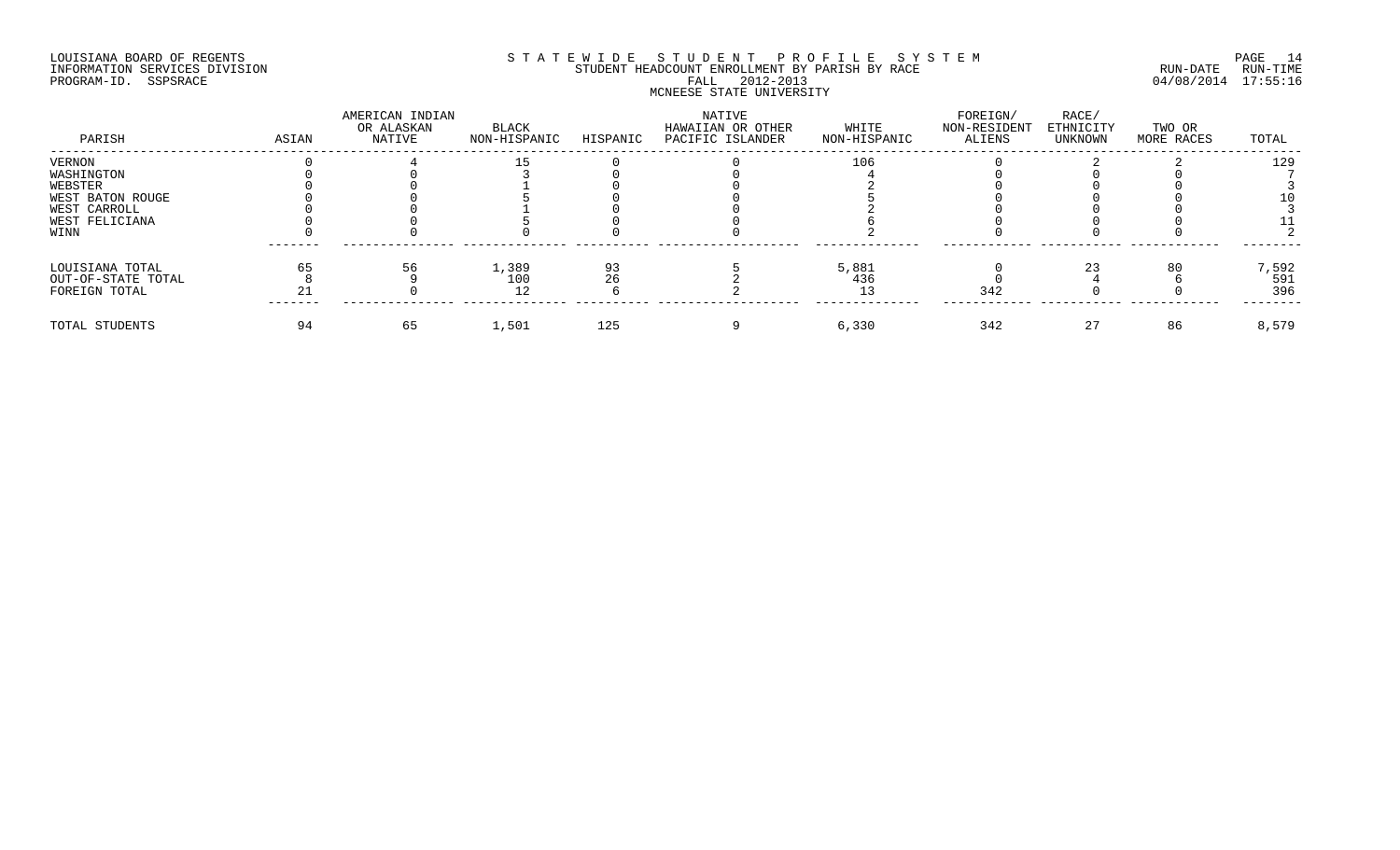LOUISIANA BOARD OF REGENTS
INFORMATION SERVICES DIVISION
PROGRAM-ID. SSPSRACE

# STATEWIDE STUDENT PROFILE SYSTEM
## STUDENT HEADCOUNT ENROLLMENT BY PARISH BY RACE
## FALL 2012-2013
## MCNEESE STATE UNIVERSITY

RUN-DATE 04/08/2014 RUN-TIME 17:55:16

| PARISH | ASIAN | AMERICAN INDIAN OR ALASKAN NATIVE | BLACK NON-HISPANIC | HISPANIC | NATIVE HAWAIIAN OR OTHER PACIFIC ISLANDER | WHITE NON-HISPANIC | FOREIGN/ NON-RESIDENT ALIENS | RACE/ ETHNICITY UNKNOWN | TWO OR MORE RACES | TOTAL |
|---|---|---|---|---|---|---|---|---|---|---|
| VERNON | 0 | 4 | 15 | 0 | 0 | 106 | 0 | 2 | 2 | 129 |
| WASHINGTON | 0 | 0 | 3 | 0 | 0 | 4 | 0 | 0 | 0 | 7 |
| WEBSTER | 0 | 0 | 1 | 0 | 0 | 2 | 0 | 0 | 0 | 3 |
| WEST BATON ROUGE | 0 | 0 | 5 | 0 | 0 | 5 | 0 | 0 | 0 | 10 |
| WEST CARROLL | 0 | 0 | 1 | 0 | 0 | 2 | 0 | 0 | 0 | 3 |
| WEST FELICIANA | 0 | 0 | 5 | 0 | 0 | 6 | 0 | 0 | 0 | 11 |
| WINN | 0 | 0 | 0 | 0 | 0 | 2 | 0 | 0 | 0 | 2 |
| LOUISIANA TOTAL | 65 | 56 | 1,389 | 93 | 5 | 5,881 | 0 | 23 | 80 | 7,592 |
| OUT-OF-STATE TOTAL | 8 | 9 | 100 | 26 | 2 | 436 | 0 | 4 | 6 | 591 |
| FOREIGN TOTAL | 21 | 0 | 12 | 6 | 2 | 13 | 342 | 0 | 0 | 396 |
| TOTAL STUDENTS | 94 | 65 | 1,501 | 125 | 9 | 6,330 | 342 | 27 | 86 | 8,579 |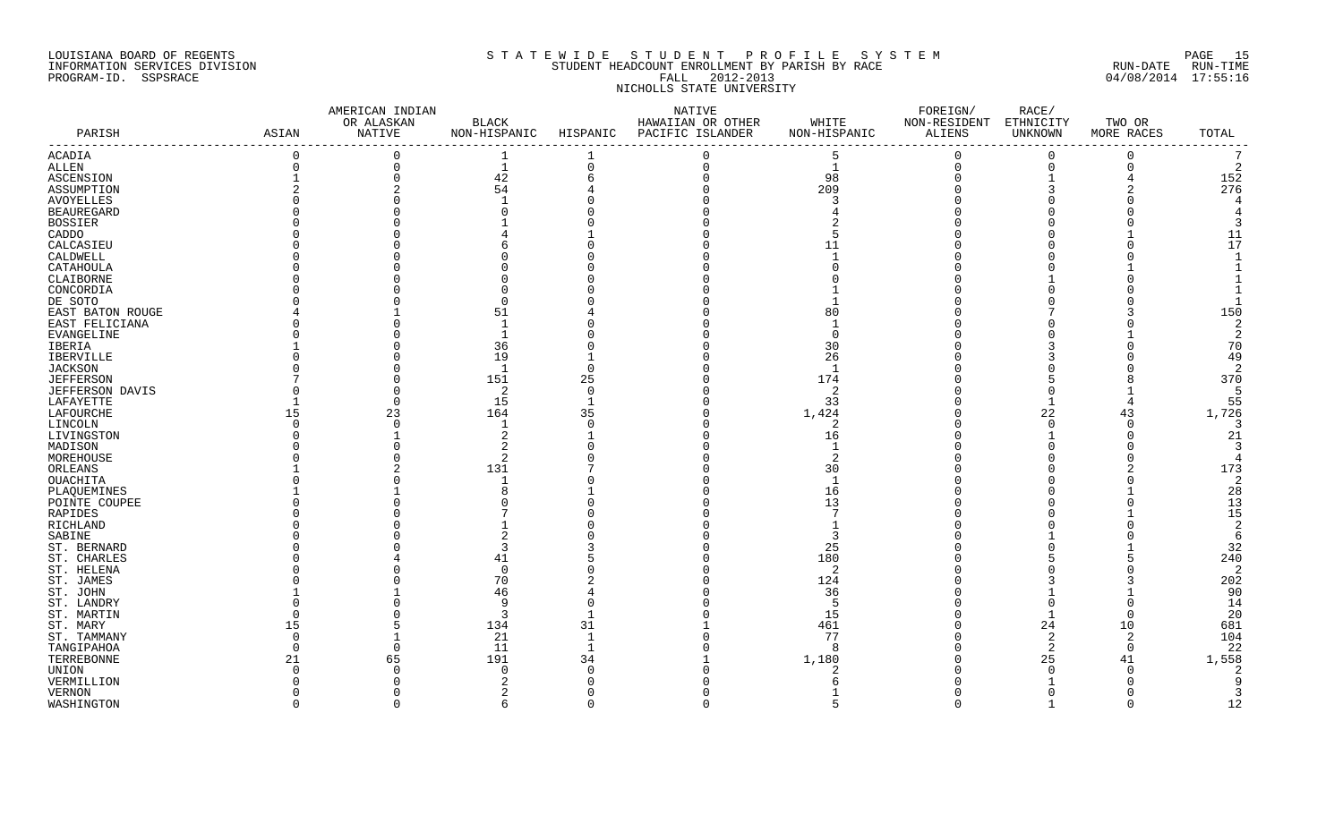LOUISIANA BOARD OF REGENTS
INFORMATION SERVICES DIVISION
PROGRAM-ID. SSPSRACE

S T A T E W I D E   S T U D E N T   P R O F I L E   S Y S T E M
STUDENT HEADCOUNT ENROLLMENT BY PARISH BY RACE
FALL 2012-2013
NICHOLLS STATE UNIVERSITY

RUN-DATE RUN-TIME
04/08/2014 17:55:16

| PARISH | ASIAN | AMERICAN INDIAN OR ALASKAN NATIVE | BLACK NON-HISPANIC | HISPANIC | NATIVE HAWAIIAN OR OTHER PACIFIC ISLANDER | WHITE NON-HISPANIC | FOREIGN/ NON-RESIDENT ALIENS | RACE/ ETHNICITY UNKNOWN | TWO OR MORE RACES | TOTAL |
|---|---|---|---|---|---|---|---|---|---|---|
| ACADIA | 0 | 0 | 1 | 1 | 0 | 5 | 0 | 0 | 0 | 7 |
| ALLEN | 0 | 0 | 1 | 0 | 0 | 1 | 0 | 0 | 0 | 2 |
| ASCENSION | 1 | 0 | 42 | 6 | 0 | 98 | 0 | 1 | 4 | 152 |
| ASSUMPTION | 2 | 2 | 54 | 4 | 0 | 209 | 0 | 3 | 2 | 276 |
| AVOYELLES | 0 | 0 | 1 | 0 | 0 | 3 | 0 | 0 | 0 | 4 |
| BEAUREGARD | 0 | 0 | 0 | 0 | 0 | 4 | 0 | 0 | 0 | 4 |
| BOSSIER | 0 | 0 | 1 | 0 | 0 | 2 | 0 | 0 | 0 | 3 |
| CADDO | 0 | 0 | 4 | 1 | 0 | 5 | 0 | 0 | 1 | 11 |
| CALCASIEU | 0 | 0 | 6 | 0 | 0 | 11 | 0 | 0 | 0 | 17 |
| CALDWELL | 0 | 0 | 0 | 0 | 0 | 1 | 0 | 0 | 0 | 1 |
| CATAHOULA | 0 | 0 | 0 | 0 | 0 | 0 | 0 | 0 | 1 | 1 |
| CLAIBORNE | 0 | 0 | 0 | 0 | 0 | 0 | 0 | 1 | 0 | 1 |
| CONCORDIA | 0 | 0 | 0 | 0 | 0 | 1 | 0 | 0 | 0 | 1 |
| DE SOTO | 0 | 0 | 0 | 0 | 0 | 1 | 0 | 0 | 0 | 1 |
| EAST BATON ROUGE | 4 | 1 | 51 | 4 | 0 | 80 | 0 | 7 | 3 | 150 |
| EAST FELICIANA | 0 | 0 | 1 | 0 | 0 | 1 | 0 | 0 | 0 | 2 |
| EVANGELINE | 0 | 0 | 1 | 0 | 0 | 0 | 0 | 0 | 1 | 2 |
| IBERIA | 1 | 0 | 36 | 0 | 0 | 30 | 0 | 3 | 0 | 70 |
| IBERVILLE | 0 | 0 | 19 | 1 | 0 | 26 | 0 | 3 | 0 | 49 |
| JACKSON | 0 | 0 | 1 | 0 | 0 | 1 | 0 | 0 | 0 | 2 |
| JEFFERSON | 7 | 0 | 151 | 25 | 0 | 174 | 0 | 5 | 8 | 370 |
| JEFFERSON DAVIS | 0 | 0 | 2 | 0 | 0 | 2 | 0 | 0 | 1 | 5 |
| LAFAYETTE | 1 | 0 | 15 | 1 | 0 | 33 | 0 | 1 | 4 | 55 |
| LAFOURCHE | 15 | 23 | 164 | 35 | 0 | 1,424 | 0 | 22 | 43 | 1,726 |
| LINCOLN | 0 | 0 | 1 | 0 | 0 | 2 | 0 | 0 | 0 | 3 |
| LIVINGSTON | 0 | 1 | 2 | 1 | 0 | 16 | 0 | 1 | 0 | 21 |
| MADISON | 0 | 0 | 2 | 0 | 0 | 1 | 0 | 0 | 0 | 3 |
| MOREHOUSE | 0 | 0 | 2 | 0 | 0 | 2 | 0 | 0 | 0 | 4 |
| ORLEANS | 1 | 2 | 131 | 7 | 0 | 30 | 0 | 0 | 2 | 173 |
| OUACHITA | 0 | 0 | 1 | 0 | 0 | 1 | 0 | 0 | 0 | 2 |
| PLAQUEMINES | 1 | 1 | 8 | 1 | 0 | 16 | 0 | 0 | 1 | 28 |
| POINTE COUPEE | 0 | 0 | 0 | 0 | 0 | 13 | 0 | 0 | 0 | 13 |
| RAPIDES | 0 | 0 | 7 | 0 | 0 | 7 | 0 | 0 | 1 | 15 |
| RICHLAND | 0 | 0 | 1 | 0 | 0 | 1 | 0 | 0 | 0 | 2 |
| SABINE | 0 | 0 | 2 | 0 | 0 | 3 | 0 | 1 | 0 | 6 |
| ST. BERNARD | 0 | 0 | 3 | 3 | 0 | 25 | 0 | 0 | 1 | 32 |
| ST. CHARLES | 0 | 4 | 41 | 5 | 0 | 180 | 0 | 5 | 5 | 240 |
| ST. HELENA | 0 | 0 | 0 | 0 | 0 | 2 | 0 | 0 | 0 | 2 |
| ST. JAMES | 0 | 0 | 70 | 2 | 0 | 124 | 0 | 3 | 3 | 202 |
| ST. JOHN | 1 | 1 | 46 | 4 | 0 | 36 | 0 | 1 | 1 | 90 |
| ST. LANDRY | 0 | 0 | 9 | 0 | 0 | 5 | 0 | 0 | 0 | 14 |
| ST. MARTIN | 0 | 0 | 3 | 1 | 0 | 15 | 0 | 1 | 0 | 20 |
| ST. MARY | 15 | 5 | 134 | 31 | 1 | 461 | 0 | 24 | 10 | 681 |
| ST. TAMMANY | 0 | 1 | 21 | 1 | 0 | 77 | 0 | 2 | 2 | 104 |
| TANGIPAHOA | 0 | 0 | 11 | 1 | 0 | 8 | 0 | 2 | 0 | 22 |
| TERREBONNE | 21 | 65 | 191 | 34 | 1 | 1,180 | 0 | 25 | 41 | 1,558 |
| UNION | 0 | 0 | 0 | 0 | 0 | 2 | 0 | 0 | 0 | 2 |
| VERMILLION | 0 | 0 | 2 | 0 | 0 | 6 | 0 | 1 | 0 | 9 |
| VERNON | 0 | 0 | 2 | 0 | 0 | 1 | 0 | 0 | 0 | 3 |
| WASHINGTON | 0 | 0 | 6 | 0 | 0 | 5 | 0 | 1 | 0 | 12 |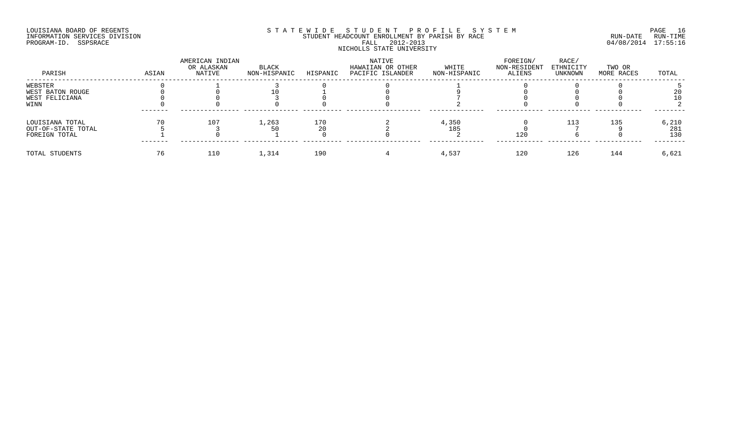LOUISIANA BOARD OF REGENTS
INFORMATION SERVICES DIVISION
PROGRAM-ID. SSPSRACE

STATEWIDE STUDENT PROFILE SYSTEM
STUDENT HEADCOUNT ENROLLMENT BY PARISH BY RACE
FALL 2012-2013
NICHOLLS STATE UNIVERSITY

RUN-DATE 04/08/2014 RUN-TIME 17:55:16

| PARISH | ASIAN | AMERICAN INDIAN OR ALASKAN NATIVE | BLACK NON-HISPANIC | HISPANIC | NATIVE HAWAIIAN OR OTHER PACIFIC ISLANDER | WHITE NON-HISPANIC | FOREIGN/ NON-RESIDENT ALIENS | RACE/ ETHNICITY UNKNOWN | TWO OR MORE RACES | TOTAL |
|---|---|---|---|---|---|---|---|---|---|---|
| WEBSTER | 0 | 1 | 3 | 0 | 0 | 1 | 0 | 0 | 0 | 5 |
| WEST BATON ROUGE | 0 | 0 | 10 | 1 | 0 | 9 | 0 | 0 | 0 | 20 |
| WEST FELICIANA | 0 | 0 | 3 | 0 | 0 | 7 | 0 | 0 | 0 | 10 |
| WINN | 0 | 0 | 0 | 0 | 0 | 2 | 0 | 0 | 0 | 2 |
| LOUISIANA TOTAL | 70 | 107 | 1,263 | 170 | 2 | 4,350 | 0 | 113 | 135 | 6,210 |
| OUT-OF-STATE TOTAL | 5 | 3 | 50 | 20 | 2 | 185 | 0 | 7 | 9 | 281 |
| FOREIGN TOTAL | 1 | 0 | 1 | 0 | 0 | 2 | 120 | 6 | 0 | 130 |
| TOTAL STUDENTS | 76 | 110 | 1,314 | 190 | 4 | 4,537 | 120 | 126 | 144 | 6,621 |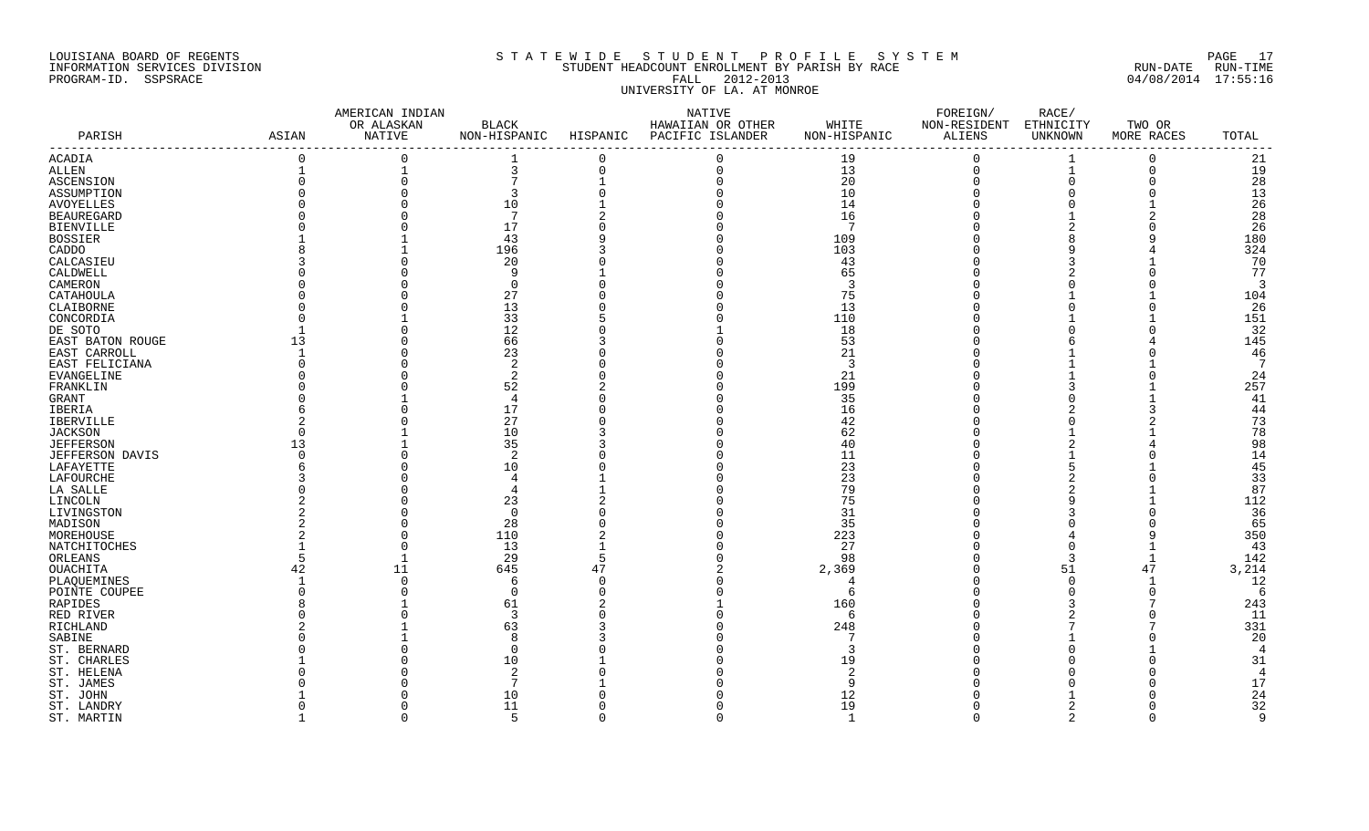LOUISIANA BOARD OF REGENTS
INFORMATION SERVICES DIVISION
PROGRAM-ID. SSPSRACE

S T A T E W I D E   S T U D E N T   P R O F I L E   S Y S T E M
STUDENT HEADCOUNT ENROLLMENT BY PARISH BY RACE
FALL 2012-2013
UNIVERSITY OF LA. AT MONROE

RUN-DATE RUN-TIME
04/08/2014 17:55:16

| PARISH | ASIAN | AMERICAN INDIAN OR ALASKAN NATIVE | BLACK NON-HISPANIC | HISPANIC | NATIVE HAWAIIAN OR OTHER PACIFIC ISLANDER | WHITE NON-HISPANIC | FOREIGN/ NON-RESIDENT ALIENS | RACE/ ETHNICITY UNKNOWN | TWO OR MORE RACES | TOTAL |
|---|---|---|---|---|---|---|---|---|---|---|
| ACADIA | 0 | 0 | 1 | 0 | 0 | 19 | 0 | 1 | 0 | 21 |
| ALLEN | 1 | 1 | 3 | 0 | 0 | 13 | 0 | 1 | 0 | 19 |
| ASCENSION | 0 | 0 | 7 | 1 | 0 | 20 | 0 | 0 | 0 | 28 |
| ASSUMPTION | 0 | 0 | 3 | 0 | 0 | 10 | 0 | 0 | 0 | 13 |
| AVOYELLES | 0 | 0 | 10 | 1 | 0 | 14 | 0 | 0 | 1 | 26 |
| BEAUREGARD | 0 | 0 | 7 | 2 | 0 | 16 | 0 | 1 | 2 | 28 |
| BIENVILLE | 0 | 0 | 17 | 0 | 0 | 7 | 0 | 2 | 0 | 26 |
| BOSSIER | 1 | 1 | 43 | 9 | 0 | 109 | 0 | 8 | 9 | 180 |
| CADDO | 8 | 1 | 196 | 3 | 0 | 103 | 0 | 9 | 4 | 324 |
| CALCASIEU | 3 | 0 | 20 | 0 | 0 | 43 | 0 | 3 | 1 | 70 |
| CALDWELL | 0 | 0 | 9 | 1 | 0 | 65 | 0 | 2 | 0 | 77 |
| CAMERON | 0 | 0 | 0 | 0 | 0 | 3 | 0 | 0 | 0 | 3 |
| CATAHOULA | 0 | 0 | 27 | 0 | 0 | 75 | 0 | 1 | 1 | 104 |
| CLAIBORNE | 0 | 0 | 13 | 0 | 0 | 13 | 0 | 0 | 0 | 26 |
| CONCORDIA | 0 | 1 | 33 | 5 | 0 | 110 | 0 | 1 | 1 | 151 |
| DE SOTO | 1 | 0 | 12 | 0 | 1 | 18 | 0 | 0 | 0 | 32 |
| EAST BATON ROUGE | 13 | 0 | 66 | 3 | 0 | 53 | 0 | 6 | 4 | 145 |
| EAST CARROLL | 1 | 0 | 23 | 0 | 0 | 21 | 0 | 1 | 0 | 46 |
| EAST FELICIANA | 0 | 0 | 2 | 0 | 0 | 3 | 0 | 1 | 1 | 7 |
| EVANGELINE | 0 | 0 | 2 | 0 | 0 | 21 | 0 | 1 | 0 | 24 |
| FRANKLIN | 0 | 0 | 52 | 2 | 0 | 199 | 0 | 3 | 1 | 257 |
| GRANT | 0 | 1 | 4 | 0 | 0 | 35 | 0 | 0 | 1 | 41 |
| IBERIA | 6 | 0 | 17 | 0 | 0 | 16 | 0 | 2 | 3 | 44 |
| IBERVILLE | 2 | 0 | 27 | 0 | 0 | 42 | 0 | 0 | 2 | 73 |
| JACKSON | 0 | 1 | 10 | 3 | 0 | 62 | 0 | 1 | 1 | 78 |
| JEFFERSON | 13 | 1 | 35 | 3 | 0 | 40 | 0 | 2 | 4 | 98 |
| JEFFERSON DAVIS | 0 | 0 | 2 | 0 | 0 | 11 | 0 | 1 | 0 | 14 |
| LAFAYETTE | 6 | 0 | 10 | 0 | 0 | 23 | 0 | 5 | 1 | 45 |
| LAFOURCHE | 3 | 0 | 4 | 1 | 0 | 23 | 0 | 2 | 0 | 33 |
| LA SALLE | 0 | 0 | 4 | 1 | 0 | 79 | 0 | 2 | 1 | 87 |
| LINCOLN | 2 | 0 | 23 | 2 | 0 | 75 | 0 | 9 | 1 | 112 |
| LIVINGSTON | 2 | 0 | 0 | 0 | 0 | 31 | 0 | 3 | 0 | 36 |
| MADISON | 2 | 0 | 28 | 0 | 0 | 35 | 0 | 0 | 0 | 65 |
| MOREHOUSE | 2 | 0 | 110 | 2 | 0 | 223 | 0 | 4 | 9 | 350 |
| NATCHITOCHES | 1 | 0 | 13 | 1 | 0 | 27 | 0 | 0 | 1 | 43 |
| ORLEANS | 5 | 1 | 29 | 5 | 0 | 98 | 0 | 3 | 1 | 142 |
| OUACHITA | 42 | 11 | 645 | 47 | 2 | 2,369 | 0 | 51 | 47 | 3,214 |
| PLAQUEMINES | 1 | 0 | 6 | 0 | 0 | 4 | 0 | 0 | 1 | 12 |
| POINTE COUPEE | 0 | 0 | 0 | 0 | 0 | 6 | 0 | 0 | 0 | 6 |
| RAPIDES | 8 | 1 | 61 | 2 | 1 | 160 | 0 | 3 | 7 | 243 |
| RED RIVER | 0 | 0 | 3 | 0 | 0 | 6 | 0 | 2 | 0 | 11 |
| RICHLAND | 2 | 1 | 63 | 3 | 0 | 248 | 0 | 7 | 7 | 331 |
| SABINE | 0 | 1 | 8 | 3 | 0 | 7 | 0 | 1 | 0 | 20 |
| ST. BERNARD | 0 | 0 | 0 | 0 | 0 | 3 | 0 | 0 | 1 | 4 |
| ST. CHARLES | 1 | 0 | 10 | 1 | 0 | 19 | 0 | 0 | 0 | 31 |
| ST. HELENA | 0 | 0 | 2 | 0 | 0 | 2 | 0 | 0 | 0 | 4 |
| ST. JAMES | 0 | 0 | 7 | 1 | 0 | 9 | 0 | 0 | 0 | 17 |
| ST. JOHN | 1 | 0 | 10 | 0 | 0 | 12 | 0 | 1 | 0 | 24 |
| ST. LANDRY | 0 | 0 | 11 | 0 | 0 | 19 | 0 | 2 | 0 | 32 |
| ST. MARTIN | 1 | 0 | 5 | 0 | 0 | 1 | 0 | 2 | 0 | 9 |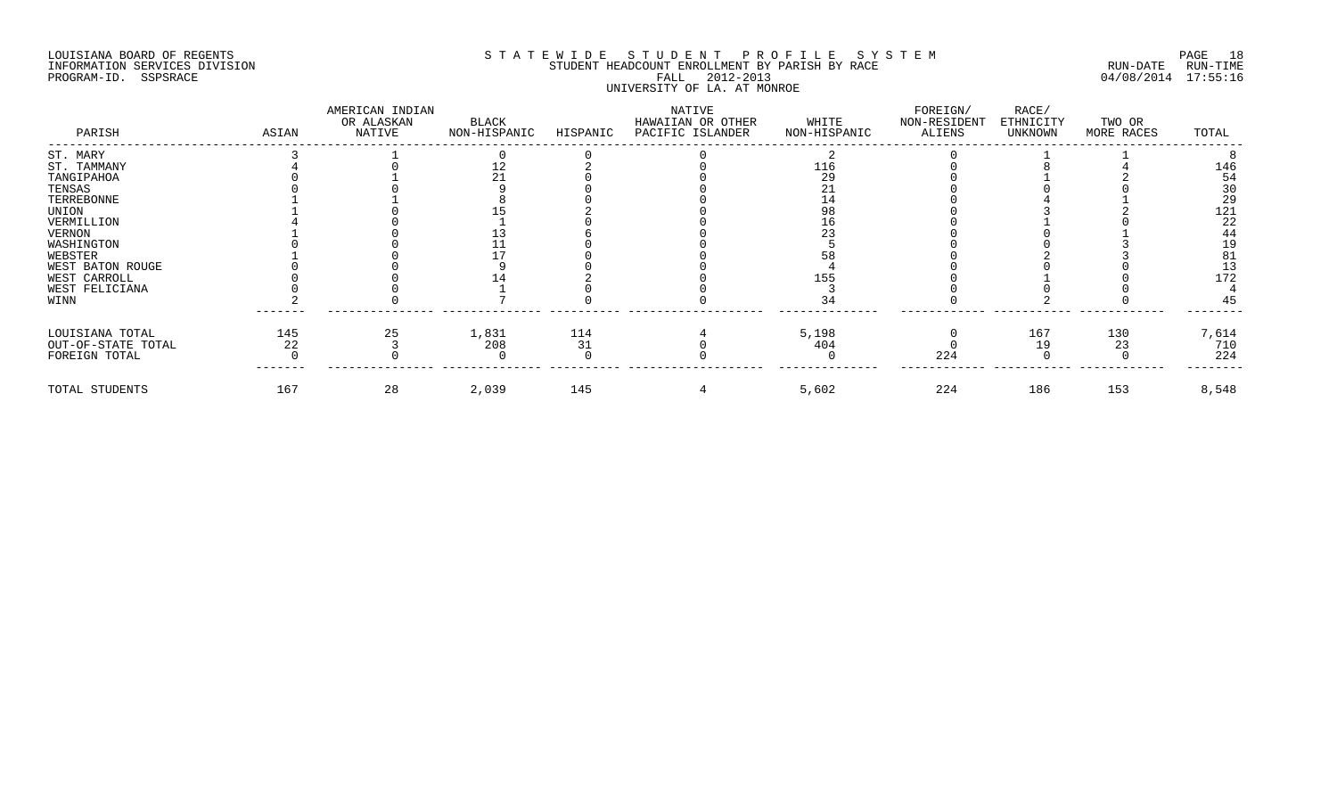LOUISIANA BOARD OF REGENTS
INFORMATION SERVICES DIVISION
PROGRAM-ID. SSPSRACE

# STATEWIDE STUDENT PROFILE SYSTEM
## STUDENT HEADCOUNT ENROLLMENT BY PARISH BY RACE
### FALL 2012-2013
### UNIVERSITY OF LA. AT MONROE

RUN-DATE 04/08/2014 RUN-TIME 17:55:16

| PARISH | ASIAN | AMERICAN INDIAN OR ALASKAN NATIVE | BLACK NON-HISPANIC | HISPANIC | NATIVE HAWAIIAN OR OTHER PACIFIC ISLANDER | WHITE NON-HISPANIC | FOREIGN/ NON-RESIDENT ALIENS | RACE/ ETHNICITY UNKNOWN | TWO OR MORE RACES | TOTAL |
|---|---|---|---|---|---|---|---|---|---|---|
| ST. MARY | 3 | 1 | 0 | 0 | 0 | 2 | 0 | 1 | 1 | 8 |
| ST. TAMMANY | 4 | 0 | 12 | 2 | 0 | 116 | 0 | 8 | 4 | 146 |
| TANGIPAHOA | 0 | 1 | 21 | 0 | 0 | 29 | 0 | 1 | 2 | 54 |
| TENSAS | 0 | 0 | 9 | 0 | 0 | 21 | 0 | 0 | 0 | 30 |
| TERREBONNE | 1 | 1 | 8 | 0 | 0 | 14 | 0 | 4 | 1 | 29 |
| UNION | 1 | 0 | 15 | 2 | 0 | 98 | 0 | 3 | 2 | 121 |
| VERMILLION | 4 | 0 | 1 | 0 | 0 | 16 | 0 | 1 | 0 | 22 |
| VERNON | 1 | 0 | 13 | 6 | 0 | 23 | 0 | 0 | 1 | 44 |
| WASHINGTON | 0 | 0 | 11 | 0 | 0 | 5 | 0 | 0 | 3 | 19 |
| WEBSTER | 1 | 0 | 17 | 0 | 0 | 58 | 0 | 2 | 3 | 81 |
| WEST BATON ROUGE | 0 | 0 | 9 | 0 | 0 | 4 | 0 | 0 | 0 | 13 |
| WEST CARROLL | 0 | 0 | 14 | 2 | 0 | 155 | 0 | 1 | 0 | 172 |
| WEST FELICIANA | 0 | 0 | 1 | 0 | 0 | 3 | 0 | 0 | 0 | 4 |
| WINN | 2 | 0 | 7 | 0 | 0 | 34 | 0 | 2 | 0 | 45 |
| LOUISIANA TOTAL | 145 | 25 | 1,831 | 114 | 4 | 5,198 | 0 | 167 | 130 | 7,614 |
| OUT-OF-STATE TOTAL | 22 | 3 | 208 | 31 | 0 | 404 | 0 | 19 | 23 | 710 |
| FOREIGN TOTAL | 0 | 0 | 0 | 0 | 0 | 0 | 224 | 0 | 0 | 224 |
| TOTAL STUDENTS | 167 | 28 | 2,039 | 145 | 4 | 5,602 | 224 | 186 | 153 | 8,548 |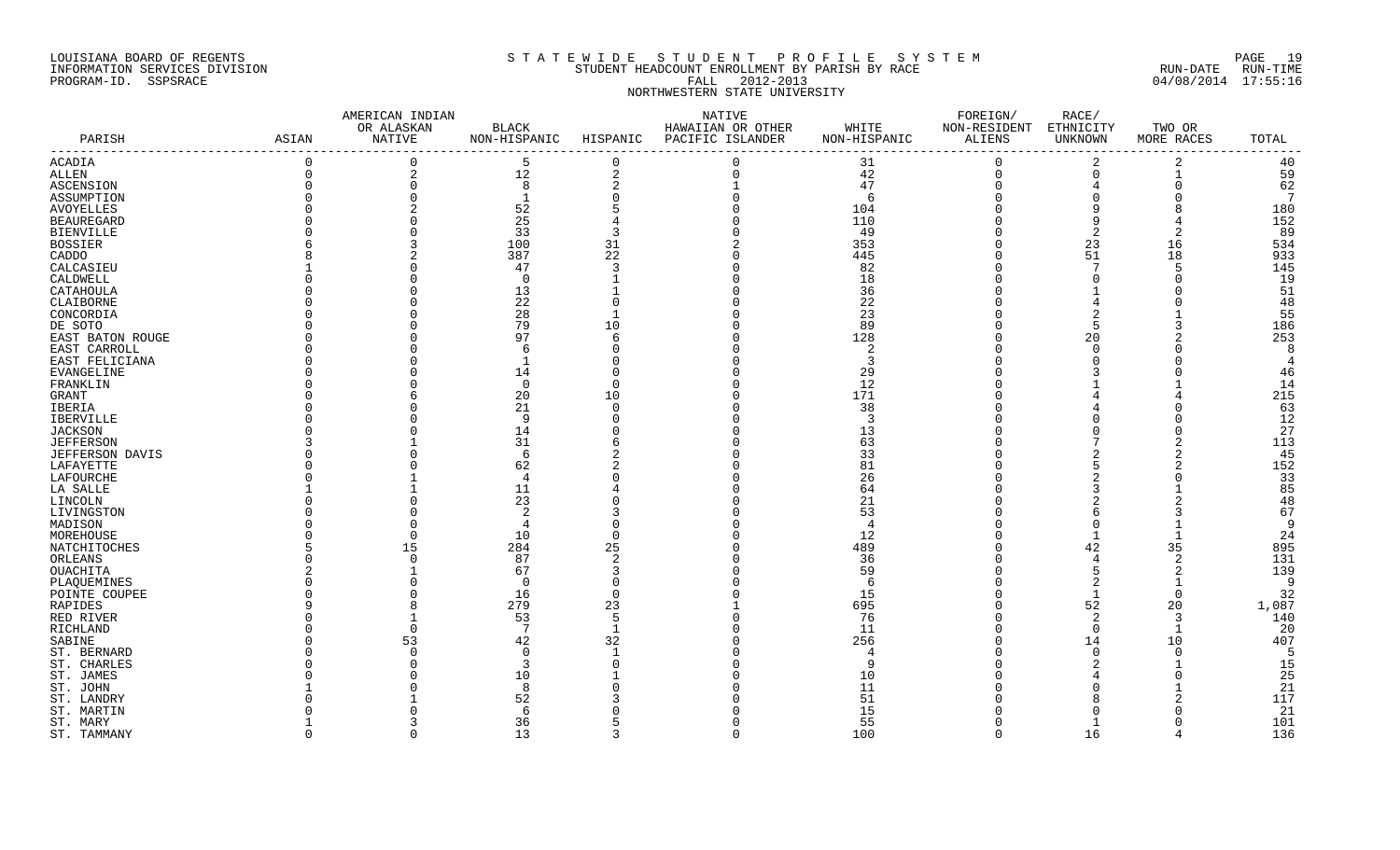LOUISIANA BOARD OF REGENTS
INFORMATION SERVICES DIVISION
PROGRAM-ID. SSPSRACE

S T A T E W I D E S T U D E N T P R O F I L E S Y S T E M
STUDENT HEADCOUNT ENROLLMENT BY PARISH BY RACE
FALL 2012-2013
NORTHWESTERN STATE UNIVERSITY

RUN-DATE RUN-TIME
04/08/2014 17:55:16

| PARISH | ASIAN | AMERICAN INDIAN OR ALASKAN NATIVE | BLACK NON-HISPANIC | HISPANIC | NATIVE HAWAIIAN OR OTHER PACIFIC ISLANDER | WHITE NON-HISPANIC | FOREIGN/ NON-RESIDENT ALIENS | RACE/ ETHNICITY UNKNOWN | TWO OR MORE RACES | TOTAL |
|---|---|---|---|---|---|---|---|---|---|---|
| ACADIA | 0 | 0 | 5 | 0 | 0 | 31 | 0 | 2 | 2 | 40 |
| ALLEN | 0 | 2 | 12 | 2 | 0 | 42 | 0 | 0 | 1 | 59 |
| ASCENSION | 0 | 0 | 8 | 2 | 1 | 47 | 0 | 4 | 0 | 62 |
| ASSUMPTION | 0 | 0 | 1 | 0 | 0 | 6 | 0 | 0 | 0 | 7 |
| AVOYELLES | 0 | 2 | 52 | 5 | 0 | 104 | 0 | 9 | 8 | 180 |
| BEAUREGARD | 0 | 0 | 25 | 4 | 0 | 110 | 0 | 9 | 4 | 152 |
| BIENVILLE | 0 | 0 | 33 | 3 | 0 | 49 | 0 | 2 | 2 | 89 |
| BOSSIER | 6 | 3 | 100 | 31 | 2 | 353 | 0 | 23 | 16 | 534 |
| CADDO | 8 | 2 | 387 | 22 | 0 | 445 | 0 | 51 | 18 | 933 |
| CALCASIEU | 1 | 0 | 47 | 3 | 0 | 82 | 0 | 7 | 5 | 145 |
| CALDWELL | 0 | 0 | 0 | 1 | 0 | 18 | 0 | 0 | 0 | 19 |
| CATAHOULA | 0 | 0 | 13 | 1 | 0 | 36 | 0 | 1 | 0 | 51 |
| CLAIBORNE | 0 | 0 | 22 | 0 | 0 | 22 | 0 | 4 | 0 | 48 |
| CONCORDIA | 0 | 0 | 28 | 1 | 0 | 23 | 0 | 2 | 1 | 55 |
| DE SOTO | 0 | 0 | 79 | 10 | 0 | 89 | 0 | 5 | 3 | 186 |
| EAST BATON ROUGE | 0 | 0 | 97 | 6 | 0 | 128 | 0 | 20 | 2 | 253 |
| EAST CARROLL | 0 | 0 | 6 | 0 | 0 | 2 | 0 | 0 | 0 | 8 |
| EAST FELICIANA | 0 | 0 | 1 | 0 | 0 | 3 | 0 | 0 | 0 | 4 |
| EVANGELINE | 0 | 0 | 14 | 0 | 0 | 29 | 0 | 3 | 0 | 46 |
| FRANKLIN | 0 | 0 | 0 | 0 | 0 | 12 | 0 | 1 | 1 | 14 |
| GRANT | 0 | 6 | 20 | 10 | 0 | 171 | 0 | 4 | 4 | 215 |
| IBERIA | 0 | 0 | 21 | 0 | 0 | 38 | 0 | 4 | 0 | 63 |
| IBERVILLE | 0 | 0 | 9 | 0 | 0 | 3 | 0 | 0 | 0 | 12 |
| JACKSON | 0 | 0 | 14 | 0 | 0 | 13 | 0 | 0 | 0 | 27 |
| JEFFERSON | 3 | 1 | 31 | 6 | 0 | 63 | 0 | 7 | 2 | 113 |
| JEFFERSON DAVIS | 0 | 0 | 6 | 2 | 0 | 33 | 0 | 2 | 2 | 45 |
| LAFAYETTE | 0 | 0 | 62 | 2 | 0 | 81 | 0 | 5 | 2 | 152 |
| LAFOURCHE | 0 | 1 | 4 | 0 | 0 | 26 | 0 | 2 | 0 | 33 |
| LA SALLE | 1 | 1 | 11 | 4 | 0 | 64 | 0 | 3 | 1 | 85 |
| LINCOLN | 0 | 0 | 23 | 0 | 0 | 21 | 0 | 2 | 2 | 48 |
| LIVINGSTON | 0 | 0 | 2 | 3 | 0 | 53 | 0 | 6 | 3 | 67 |
| MADISON | 0 | 0 | 4 | 0 | 0 | 4 | 0 | 0 | 1 | 9 |
| MOREHOUSE | 0 | 0 | 10 | 0 | 0 | 12 | 0 | 1 | 1 | 24 |
| NATCHITOCHES | 5 | 15 | 284 | 25 | 0 | 489 | 0 | 42 | 35 | 895 |
| ORLEANS | 0 | 0 | 87 | 2 | 0 | 36 | 0 | 4 | 2 | 131 |
| OUACHITA | 2 | 1 | 67 | 3 | 0 | 59 | 0 | 5 | 2 | 139 |
| PLAQUEMINES | 0 | 0 | 0 | 0 | 0 | 6 | 0 | 2 | 1 | 9 |
| POINTE COUPEE | 0 | 0 | 16 | 0 | 0 | 15 | 0 | 1 | 0 | 32 |
| RAPIDES | 9 | 8 | 279 | 23 | 1 | 695 | 0 | 52 | 20 | 1,087 |
| RED RIVER | 0 | 1 | 53 | 5 | 0 | 76 | 0 | 2 | 3 | 140 |
| RICHLAND | 0 | 0 | 7 | 1 | 0 | 11 | 0 | 0 | 1 | 20 |
| SABINE | 0 | 53 | 42 | 32 | 0 | 256 | 0 | 14 | 10 | 407 |
| ST. BERNARD | 0 | 0 | 0 | 1 | 0 | 4 | 0 | 0 | 0 | 5 |
| ST. CHARLES | 0 | 0 | 3 | 0 | 0 | 9 | 0 | 2 | 1 | 15 |
| ST. JAMES | 0 | 0 | 10 | 1 | 0 | 10 | 0 | 4 | 0 | 25 |
| ST. JOHN | 1 | 0 | 8 | 0 | 0 | 11 | 0 | 0 | 1 | 21 |
| ST. LANDRY | 0 | 1 | 52 | 3 | 0 | 51 | 0 | 8 | 2 | 117 |
| ST. MARTIN | 0 | 0 | 6 | 0 | 0 | 15 | 0 | 0 | 0 | 21 |
| ST. MARY | 1 | 3 | 36 | 5 | 0 | 55 | 0 | 1 | 0 | 101 |
| ST. TAMMANY | 0 | 0 | 13 | 3 | 0 | 100 | 0 | 16 | 4 | 136 |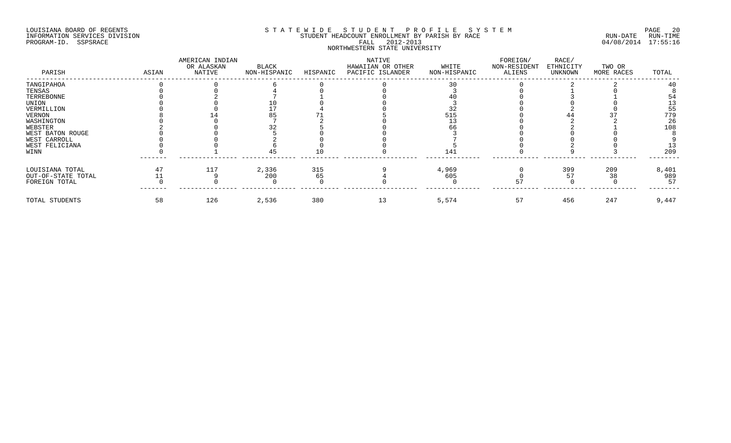LOUISIANA BOARD OF REGENTS
INFORMATION SERVICES DIVISION
PROGRAM-ID. SSPSRACE

STATEWIDE STUDENT PROFILE SYSTEM
STUDENT HEADCOUNT ENROLLMENT BY PARISH BY RACE
FALL 2012-2013
NORTHWESTERN STATE UNIVERSITY

RUN-DATE 04/08/2014 RUN-TIME 17:55:16

| PARISH | ASIAN | AMERICAN INDIAN OR ALASKAN NATIVE | BLACK NON-HISPANIC | HISPANIC | NATIVE HAWAIIAN OR OTHER PACIFIC ISLANDER | WHITE NON-HISPANIC | FOREIGN/ NON-RESIDENT ALIENS | RACE/ ETHNICITY UNKNOWN | TWO OR MORE RACES | TOTAL |
|---|---|---|---|---|---|---|---|---|---|---|
| TANGIPAHOA | 0 | 0 | 6 | 0 | 0 | 30 | 0 | 2 | 2 | 40 |
| TENSAS | 0 | 0 | 4 | 0 | 0 | 3 | 0 | 1 | 0 | 8 |
| TERREBONNE | 0 | 2 | 7 | 1 | 0 | 40 | 0 | 3 | 1 | 54 |
| UNION | 0 | 0 | 10 | 0 | 0 | 3 | 0 | 0 | 0 | 13 |
| VERMILLION | 0 | 0 | 17 | 4 | 0 | 32 | 0 | 2 | 0 | 55 |
| VERNON | 8 | 14 | 85 | 71 | 5 | 515 | 0 | 44 | 37 | 779 |
| WASHINGTON | 0 | 0 | 7 | 2 | 0 | 13 | 0 | 2 | 2 | 26 |
| WEBSTER | 2 | 0 | 32 | 5 | 0 | 66 | 0 | 2 | 1 | 108 |
| WEST BATON ROUGE | 0 | 0 | 5 | 0 | 0 | 3 | 0 | 0 | 0 | 8 |
| WEST CARROLL | 0 | 0 | 2 | 0 | 0 | 7 | 0 | 0 | 0 | 9 |
| WEST FELICIANA | 0 | 0 | 6 | 0 | 0 | 5 | 0 | 2 | 0 | 13 |
| WINN | 0 | 1 | 45 | 10 | 0 | 141 | 0 | 9 | 3 | 209 |
| LOUISIANA TOTAL | 47 | 117 | 2,336 | 315 | 9 | 4,969 | 0 | 399 | 209 | 8,401 |
| OUT-OF-STATE TOTAL | 11 | 9 | 200 | 65 | 4 | 605 | 0 | 57 | 38 | 989 |
| FOREIGN TOTAL | 0 | 0 | 0 | 0 | 0 | 0 | 57 | 0 | 0 | 57 |
| TOTAL STUDENTS | 58 | 126 | 2,536 | 380 | 13 | 5,574 | 57 | 456 | 247 | 9,447 |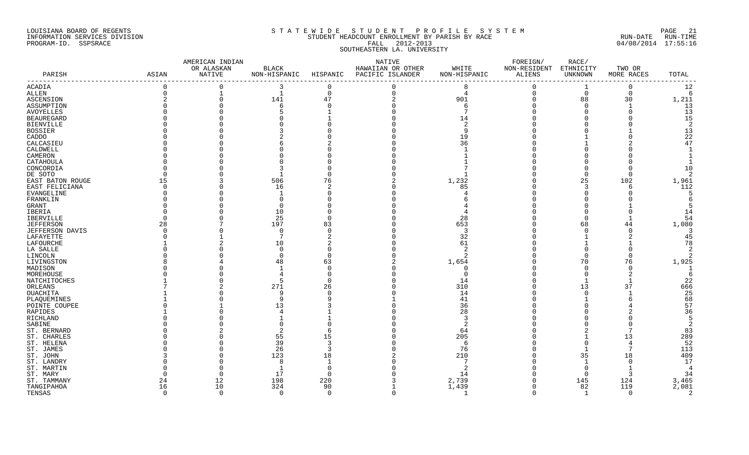LOUISIANA BOARD OF REGENTS
INFORMATION SERVICES DIVISION
PROGRAM-ID. SSPSRACE

S T A T E W I D E   S T U D E N T   P R O F I L E   S Y S T E M
STUDENT HEADCOUNT ENROLLMENT BY PARISH BY RACE
FALL 2012-2013
SOUTHEASTERN LA. UNIVERSITY

RUN-DATE RUN-TIME
04/08/2014 17:55:16

| PARISH | ASIAN | AMERICAN INDIAN OR ALASKAN NATIVE | BLACK NON-HISPANIC | HISPANIC | NATIVE HAWAIIAN OR OTHER PACIFIC ISLANDER | WHITE NON-HISPANIC | FOREIGN/ NON-RESIDENT ALIENS | RACE/ ETHNICITY UNKNOWN | TWO OR MORE RACES | TOTAL |
|---|---|---|---|---|---|---|---|---|---|---|
| ACADIA | 0 | 0 | 3 | 0 | 0 | 8 | 0 | 1 | 0 | 12 |
| ALLEN | 0 | 1 | 1 | 0 | 0 | 4 | 0 | 0 | 0 | 6 |
| ASCENSION | 2 | 0 | 141 | 47 | 2 | 901 | 0 | 88 | 30 | 1,211 |
| ASSUMPTION | 0 | 0 | 6 | 0 | 0 | 6 | 0 | 0 | 1 | 13 |
| AVOYELLES | 0 | 0 | 5 | 1 | 0 | 7 | 0 | 0 | 0 | 13 |
| BEAUREGARD | 0 | 0 | 0 | 1 | 0 | 14 | 0 | 0 | 0 | 15 |
| BIENVILLE | 0 | 0 | 0 | 0 | 0 | 2 | 0 | 0 | 0 | 2 |
| BOSSIER | 0 | 0 | 3 | 0 | 0 | 9 | 0 | 0 | 1 | 13 |
| CADDO | 0 | 0 | 2 | 0 | 0 | 19 | 0 | 1 | 0 | 22 |
| CALCASIEU | 0 | 0 | 6 | 2 | 0 | 36 | 0 | 1 | 2 | 47 |
| CALDWELL | 0 | 0 | 0 | 0 | 0 | 1 | 0 | 0 | 0 | 1 |
| CAMERON | 0 | 0 | 0 | 0 | 0 | 1 | 0 | 0 | 0 | 1 |
| CATAHOULA | 0 | 0 | 0 | 0 | 0 | 1 | 0 | 0 | 0 | 1 |
| CONCORDIA | 0 | 0 | 3 | 0 | 0 | 7 | 0 | 0 | 0 | 10 |
| DE SOTO | 0 | 0 | 1 | 0 | 0 | 1 | 0 | 0 | 0 | 2 |
| EAST BATON ROUGE | 15 | 3 | 506 | 76 | 2 | 1,232 | 0 | 25 | 102 | 1,961 |
| EAST FELICIANA | 0 | 0 | 16 | 2 | 0 | 85 | 0 | 3 | 6 | 112 |
| EVANGELINE | 0 | 0 | 1 | 0 | 0 | 4 | 0 | 0 | 0 | 5 |
| FRANKLIN | 0 | 0 | 0 | 0 | 0 | 6 | 0 | 0 | 0 | 6 |
| GRANT | 0 | 0 | 0 | 0 | 0 | 4 | 0 | 0 | 1 | 5 |
| IBERIA | 0 | 0 | 10 | 0 | 0 | 4 | 0 | 0 | 0 | 14 |
| IBERVILLE | 0 | 0 | 25 | 0 | 0 | 28 | 0 | 0 | 1 | 54 |
| JEFFERSON | 28 | 7 | 197 | 83 | 0 | 653 | 0 | 68 | 44 | 1,080 |
| JEFFERSON DAVIS | 0 | 0 | 0 | 0 | 0 | 3 | 0 | 0 | 0 | 3 |
| LAFAYETTE | 0 | 1 | 7 | 2 | 0 | 32 | 0 | 1 | 2 | 45 |
| LAFOURCHE | 1 | 2 | 10 | 2 | 0 | 61 | 0 | 1 | 1 | 78 |
| LA SALLE | 0 | 0 | 0 | 0 | 0 | 2 | 0 | 0 | 0 | 2 |
| LINCOLN | 0 | 0 | 0 | 0 | 0 | 2 | 0 | 0 | 0 | 2 |
| LIVINGSTON | 8 | 4 | 48 | 63 | 2 | 1,654 | 0 | 70 | 76 | 1,925 |
| MADISON | 0 | 0 | 1 | 0 | 0 | 0 | 0 | 0 | 0 | 1 |
| MOREHOUSE | 0 | 0 | 4 | 0 | 0 | 0 | 0 | 0 | 2 | 6 |
| NATCHITOCHES | 1 | 0 | 5 | 0 | 0 | 14 | 0 | 1 | 1 | 22 |
| ORLEANS | 7 | 2 | 271 | 26 | 0 | 310 | 0 | 13 | 37 | 666 |
| OUACHITA | 1 | 0 | 9 | 0 | 0 | 14 | 0 | 0 | 1 | 25 |
| PLAQUEMINES | 1 | 0 | 9 | 9 | 1 | 41 | 0 | 1 | 6 | 68 |
| POINTE COUPEE | 0 | 1 | 13 | 3 | 0 | 36 | 0 | 0 | 4 | 57 |
| RAPIDES | 1 | 0 | 4 | 1 | 0 | 28 | 0 | 0 | 2 | 36 |
| RICHLAND | 0 | 0 | 1 | 1 | 0 | 3 | 0 | 0 | 0 | 5 |
| SABINE | 0 | 0 | 0 | 0 | 0 | 2 | 0 | 0 | 0 | 2 |
| ST. BERNARD | 0 | 2 | 2 | 6 | 0 | 64 | 0 | 2 | 7 | 83 |
| ST. CHARLES | 0 | 0 | 55 | 15 | 0 | 205 | 0 | 1 | 13 | 289 |
| ST. HELENA | 0 | 0 | 39 | 3 | 0 | 6 | 0 | 0 | 4 | 52 |
| ST. JAMES | 0 | 0 | 26 | 3 | 0 | 76 | 0 | 1 | 7 | 113 |
| ST. JOHN | 3 | 0 | 123 | 18 | 2 | 210 | 0 | 35 | 18 | 409 |
| ST. LANDRY | 0 | 0 | 8 | 1 | 0 | 7 | 0 | 1 | 0 | 17 |
| ST. MARTIN | 0 | 0 | 1 | 0 | 0 | 2 | 0 | 0 | 1 | 4 |
| ST. MARY | 0 | 0 | 17 | 0 | 0 | 14 | 0 | 0 | 3 | 34 |
| ST. TAMMANY | 24 | 12 | 198 | 220 | 3 | 2,739 | 0 | 145 | 124 | 3,465 |
| TANGIPAHOA | 16 | 10 | 324 | 90 | 1 | 1,439 | 0 | 82 | 119 | 2,081 |
| TENSAS | 0 | 0 | 0 | 0 | 0 | 1 | 0 | 1 | 0 | 2 |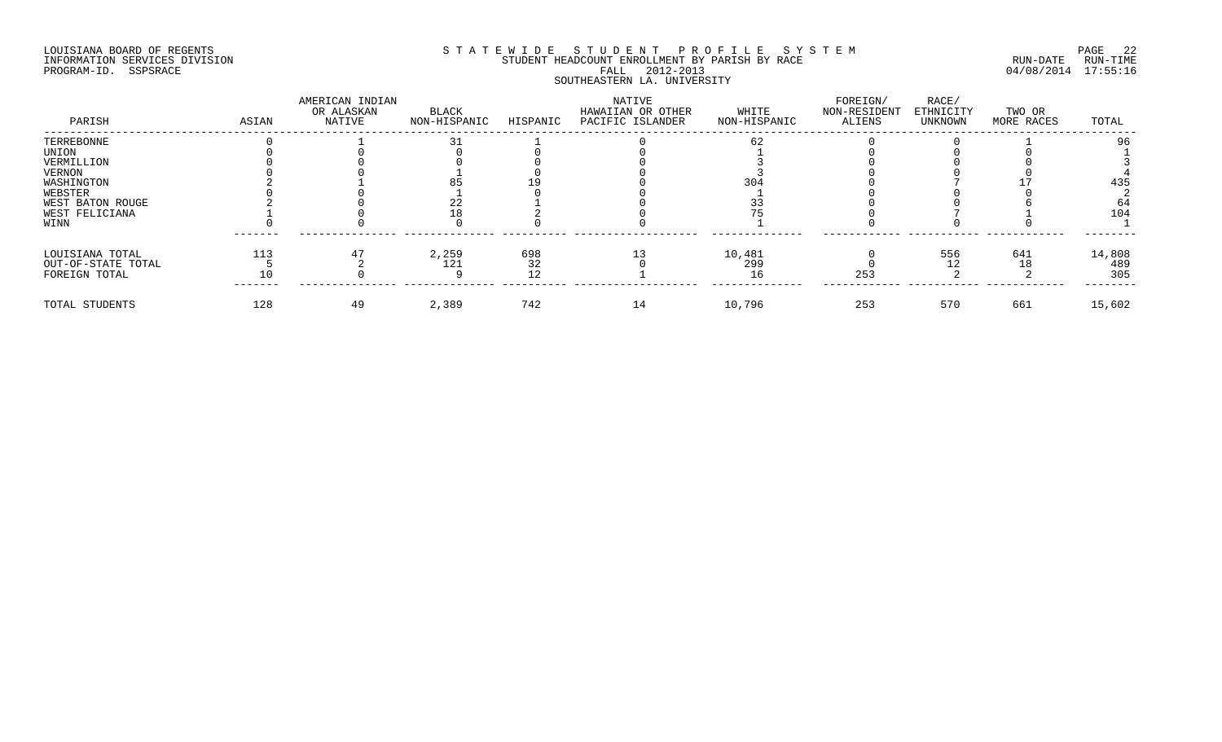LOUISIANA BOARD OF REGENTS
INFORMATION SERVICES DIVISION
PROGRAM-ID. SSPSRACE

# S T A T E W I D E   S T U D E N T   P R O F I L E   S Y S T E M
## STUDENT HEADCOUNT ENROLLMENT BY PARISH BY RACE
## FALL 2012-2013
## SOUTHEASTERN LA. UNIVERSITY

RUN-DATE 04/08/2014 RUN-TIME 17:55:16

| PARISH | ASIAN | AMERICAN INDIAN OR ALASKAN NATIVE | BLACK NON-HISPANIC | HISPANIC | NATIVE HAWAIIAN OR OTHER PACIFIC ISLANDER | WHITE NON-HISPANIC | FOREIGN/ NON-RESIDENT ALIENS | RACE/ ETHNICITY UNKNOWN | TWO OR MORE RACES | TOTAL |
|---|---|---|---|---|---|---|---|---|---|---|
| TERREBONNE | 0 | 1 | 31 | 1 | 0 | 62 | 0 | 0 | 1 | 96 |
| UNION | 0 | 0 | 0 | 0 | 0 | 1 | 0 | 0 | 0 | 1 |
| VERMILLION | 0 | 0 | 0 | 0 | 0 | 3 | 0 | 0 | 0 | 3 |
| VERNON | 0 | 0 | 1 | 0 | 0 | 3 | 0 | 0 | 0 | 4 |
| WASHINGTON | 2 | 1 | 85 | 19 | 0 | 304 | 0 | 7 | 17 | 435 |
| WEBSTER | 0 | 0 | 1 | 0 | 0 | 1 | 0 | 0 | 0 | 2 |
| WEST BATON ROUGE | 2 | 0 | 22 | 1 | 0 | 33 | 0 | 0 | 6 | 64 |
| WEST FELICIANA | 1 | 0 | 18 | 2 | 0 | 75 | 0 | 7 | 1 | 104 |
| WINN | 0 | 0 | 0 | 0 | 0 | 1 | 0 | 0 | 0 | 1 |
| LOUISIANA TOTAL | 113 | 47 | 2,259 | 698 | 13 | 10,481 | 0 | 556 | 641 | 14,808 |
| OUT-OF-STATE TOTAL | 5 | 2 | 121 | 32 | 0 | 299 | 0 | 12 | 18 | 489 |
| FOREIGN TOTAL | 10 | 0 | 9 | 12 | 1 | 16 | 253 | 2 | 2 | 305 |
| TOTAL STUDENTS | 128 | 49 | 2,389 | 742 | 14 | 10,796 | 253 | 570 | 661 | 15,602 |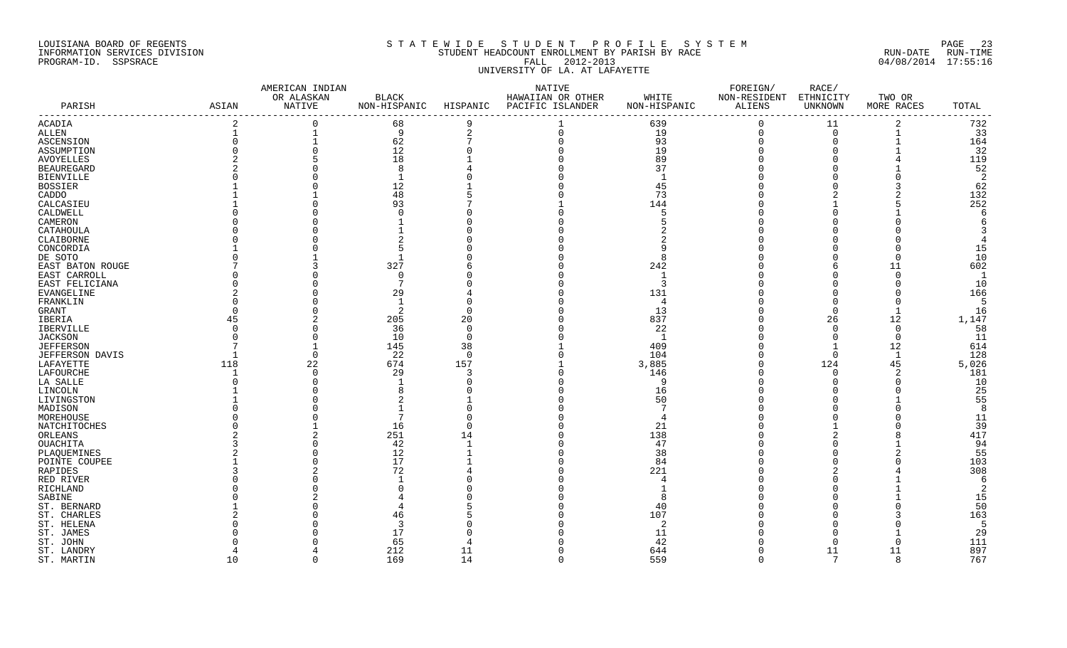LOUISIANA BOARD OF REGENTS
INFORMATION SERVICES DIVISION
PROGRAM-ID. SSPSRACE

S T A T E W I D E   S T U D E N T   P R O F I L E   S Y S T E M
STUDENT HEADCOUNT ENROLLMENT BY PARISH BY RACE
FALL 2012-2013
UNIVERSITY OF LA. AT LAFAYETTE

RUN-DATE RUN-TIME
04/08/2014 17:55:16

| PARISH | ASIAN | AMERICAN INDIAN OR ALASKAN NATIVE | BLACK NON-HISPANIC | HISPANIC | NATIVE HAWAIIAN OR OTHER PACIFIC ISLANDER | WHITE NON-HISPANIC | FOREIGN/ NON-RESIDENT ALIENS | RACE/ ETHNICITY UNKNOWN | TWO OR MORE RACES | TOTAL |
|---|---|---|---|---|---|---|---|---|---|---|
| ACADIA | 2 | 0 | 68 | 9 | 1 | 639 | 0 | 11 | 2 | 732 |
| ALLEN | 1 | 1 | 9 | 2 | 0 | 19 | 0 | 0 | 1 | 33 |
| ASCENSION | 0 | 1 | 62 | 7 | 0 | 93 | 0 | 0 | 1 | 164 |
| ASSUMPTION | 0 | 0 | 12 | 0 | 0 | 19 | 0 | 0 | 1 | 32 |
| AVOYELLES | 2 | 5 | 18 | 1 | 0 | 89 | 0 | 0 | 4 | 119 |
| BEAUREGARD | 2 | 0 | 8 | 4 | 0 | 37 | 0 | 0 | 1 | 52 |
| BIENVILLE | 0 | 0 | 1 | 0 | 0 | 1 | 0 | 0 | 0 | 2 |
| BOSSIER | 1 | 0 | 12 | 1 | 0 | 45 | 0 | 0 | 3 | 62 |
| CADDO | 1 | 1 | 48 | 5 | 0 | 73 | 0 | 2 | 2 | 132 |
| CALCASIEU | 1 | 0 | 93 | 7 | 1 | 144 | 0 | 1 | 5 | 252 |
| CALDWELL | 0 | 0 | 0 | 0 | 0 | 5 | 0 | 0 | 1 | 6 |
| CAMERON | 0 | 0 | 1 | 0 | 0 | 5 | 0 | 0 | 0 | 6 |
| CATAHOULA | 0 | 0 | 1 | 0 | 0 | 2 | 0 | 0 | 0 | 3 |
| CLAIBORNE | 0 | 0 | 2 | 0 | 0 | 2 | 0 | 0 | 0 | 4 |
| CONCORDIA | 1 | 0 | 5 | 0 | 0 | 9 | 0 | 0 | 0 | 15 |
| DE SOTO | 0 | 1 | 1 | 0 | 0 | 8 | 0 | 0 | 0 | 10 |
| EAST BATON ROUGE | 7 | 3 | 327 | 6 | 0 | 242 | 0 | 6 | 11 | 602 |
| EAST CARROLL | 0 | 0 | 0 | 0 | 0 | 1 | 0 | 0 | 0 | 1 |
| EAST FELICIANA | 0 | 0 | 7 | 0 | 0 | 3 | 0 | 0 | 0 | 10 |
| EVANGELINE | 2 | 0 | 29 | 4 | 0 | 131 | 0 | 0 | 0 | 166 |
| FRANKLIN | 0 | 0 | 1 | 0 | 0 | 4 | 0 | 0 | 0 | 5 |
| GRANT | 0 | 0 | 2 | 0 | 0 | 13 | 0 | 0 | 1 | 16 |
| IBERIA | 45 | 2 | 205 | 20 | 0 | 837 | 0 | 26 | 12 | 1,147 |
| IBERVILLE | 0 | 0 | 36 | 0 | 0 | 22 | 0 | 0 | 0 | 58 |
| JACKSON | 0 | 0 | 10 | 0 | 0 | 1 | 0 | 0 | 0 | 11 |
| JEFFERSON | 7 | 1 | 145 | 38 | 1 | 409 | 0 | 1 | 12 | 614 |
| JEFFERSON DAVIS | 1 | 0 | 22 | 0 | 0 | 104 | 0 | 0 | 1 | 128 |
| LAFAYETTE | 118 | 22 | 674 | 157 | 1 | 3,885 | 0 | 124 | 45 | 5,026 |
| LAFOURCHE | 1 | 0 | 29 | 3 | 0 | 146 | 0 | 0 | 2 | 181 |
| LA SALLE | 0 | 0 | 1 | 0 | 0 | 9 | 0 | 0 | 0 | 10 |
| LINCOLN | 1 | 0 | 8 | 0 | 0 | 16 | 0 | 0 | 0 | 25 |
| LIVINGSTON | 1 | 0 | 2 | 1 | 0 | 50 | 0 | 0 | 1 | 55 |
| MADISON | 0 | 0 | 1 | 0 | 0 | 7 | 0 | 0 | 0 | 8 |
| MOREHOUSE | 0 | 0 | 7 | 0 | 0 | 4 | 0 | 0 | 0 | 11 |
| NATCHITOCHES | 0 | 1 | 16 | 0 | 0 | 21 | 0 | 1 | 0 | 39 |
| ORLEANS | 2 | 2 | 251 | 14 | 0 | 138 | 0 | 2 | 8 | 417 |
| OUACHITA | 3 | 0 | 42 | 1 | 0 | 47 | 0 | 0 | 1 | 94 |
| PLAQUEMINES | 2 | 0 | 12 | 1 | 0 | 38 | 0 | 0 | 2 | 55 |
| POINTE COUPEE | 1 | 0 | 17 | 1 | 0 | 84 | 0 | 0 | 0 | 103 |
| RAPIDES | 3 | 2 | 72 | 4 | 0 | 221 | 0 | 2 | 4 | 308 |
| RED RIVER | 0 | 0 | 1 | 0 | 0 | 4 | 0 | 0 | 1 | 6 |
| RICHLAND | 0 | 0 | 0 | 0 | 0 | 1 | 0 | 0 | 1 | 2 |
| SABINE | 0 | 2 | 4 | 0 | 0 | 8 | 0 | 0 | 1 | 15 |
| ST. BERNARD | 1 | 0 | 4 | 5 | 0 | 40 | 0 | 0 | 0 | 50 |
| ST. CHARLES | 2 | 0 | 46 | 5 | 0 | 107 | 0 | 0 | 3 | 163 |
| ST. HELENA | 0 | 0 | 3 | 0 | 0 | 2 | 0 | 0 | 0 | 5 |
| ST. JAMES | 0 | 0 | 17 | 0 | 0 | 11 | 0 | 0 | 1 | 29 |
| ST. JOHN | 0 | 0 | 65 | 4 | 0 | 42 | 0 | 0 | 0 | 111 |
| ST. LANDRY | 4 | 4 | 212 | 11 | 0 | 644 | 0 | 11 | 11 | 897 |
| ST. MARTIN | 10 | 0 | 169 | 14 | 0 | 559 | 0 | 7 | 8 | 767 |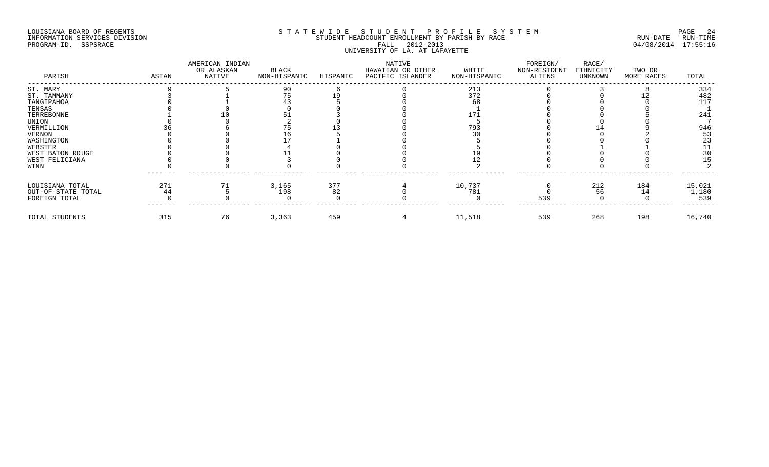LOUISIANA BOARD OF REGENTS
INFORMATION SERVICES DIVISION
PROGRAM-ID. SSPSRACE

STATEWIDE STUDENT PROFILE SYSTEM
STUDENT HEADCOUNT ENROLLMENT BY PARISH BY RACE
FALL 2012-2013
UNIVERSITY OF LA. AT LAFAYETTE

RUN-DATE 04/08/2014 RUN-TIME 17:55:16

| PARISH | ASIAN | AMERICAN INDIAN OR ALASKAN NATIVE | BLACK NON-HISPANIC | HISPANIC | NATIVE HAWAIIAN OR OTHER PACIFIC ISLANDER | WHITE NON-HISPANIC | FOREIGN/ NON-RESIDENT ALIENS | RACE/ ETHNICITY UNKNOWN | TWO OR MORE RACES | TOTAL |
|---|---|---|---|---|---|---|---|---|---|---|
| ST. MARY | 9 | 5 | 90 | 6 | 0 | 213 | 0 | 3 | 8 | 334 |
| ST. TAMMANY | 3 | 1 | 75 | 19 | 0 | 372 | 0 | 0 | 12 | 482 |
| TANGIPAHOA | 0 | 1 | 43 | 5 | 0 | 68 | 0 | 0 | 0 | 117 |
| TENSAS | 0 | 0 | 0 | 0 | 0 | 1 | 0 | 0 | 0 | 1 |
| TERREBONNE | 1 | 10 | 51 | 3 | 0 | 171 | 0 | 0 | 5 | 241 |
| UNION | 0 | 0 | 2 | 0 | 0 | 5 | 0 | 0 | 0 | 7 |
| VERMILLION | 36 | 6 | 75 | 13 | 0 | 793 | 0 | 14 | 9 | 946 |
| VERNON | 0 | 0 | 16 | 5 | 0 | 30 | 0 | 0 | 2 | 53 |
| WASHINGTON | 0 | 0 | 17 | 1 | 0 | 5 | 0 | 0 | 0 | 23 |
| WEBSTER | 0 | 0 | 4 | 0 | 0 | 5 | 0 | 1 | 1 | 11 |
| WEST BATON ROUGE | 0 | 0 | 11 | 0 | 0 | 19 | 0 | 0 | 0 | 30 |
| WEST FELICIANA | 0 | 0 | 3 | 0 | 0 | 12 | 0 | 0 | 0 | 15 |
| WINN | 0 | 0 | 0 | 0 | 0 | 2 | 0 | 0 | 0 | 2 |
| LOUISIANA TOTAL | 271 | 71 | 3,165 | 377 | 4 | 10,737 | 0 | 212 | 184 | 15,021 |
| OUT-OF-STATE TOTAL | 44 | 5 | 198 | 82 | 0 | 781 | 0 | 56 | 14 | 1,180 |
| FOREIGN TOTAL | 0 | 0 | 0 | 0 | 0 | 0 | 539 | 0 | 0 | 539 |
| TOTAL STUDENTS | 315 | 76 | 3,363 | 459 | 4 | 11,518 | 539 | 268 | 198 | 16,740 |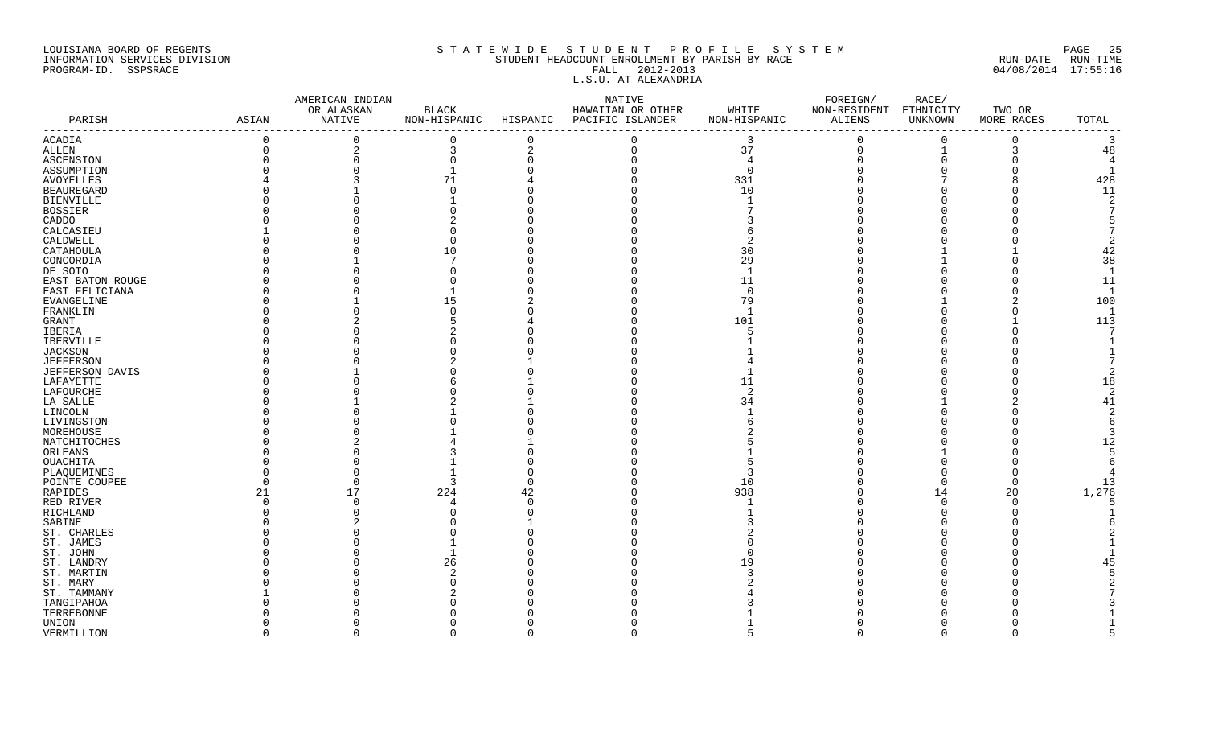LOUISIANA BOARD OF REGENTS
INFORMATION SERVICES DIVISION
PROGRAM-ID. SSPSRACE

S T A T E W I D E   S T U D E N T   P R O F I L E   S Y S T E M
STUDENT HEADCOUNT ENROLLMENT BY PARISH BY RACE
FALL 2012-2013
L.S.U. AT ALEXANDRIA

RUN-DATE 04/08/2014 RUN-TIME 17:55:16

| PARISH | ASIAN | AMERICAN INDIAN OR ALASKAN NATIVE | BLACK NON-HISPANIC | HISPANIC | NATIVE HAWAIIAN OR OTHER PACIFIC ISLANDER | WHITE NON-HISPANIC | FOREIGN/ NON-RESIDENT ALIENS | RACE/ ETHNICITY UNKNOWN | TWO OR MORE RACES | TOTAL |
|---|---|---|---|---|---|---|---|---|---|---|
| ACADIA | 0 | 0 | 0 | 0 | 0 | 3 | 0 | 0 | 0 | 3 |
| ALLEN | 0 | 2 | 3 | 2 | 0 | 37 | 0 | 1 | 3 | 48 |
| ASCENSION | 0 | 0 | 0 | 0 | 0 | 4 | 0 | 0 | 0 | 4 |
| ASSUMPTION | 0 | 0 | 1 | 0 | 0 | 0 | 0 | 0 | 0 | 1 |
| AVOYELLES | 4 | 3 | 71 | 4 | 0 | 331 | 0 | 7 | 8 | 428 |
| BEAUREGARD | 0 | 1 | 0 | 0 | 0 | 10 | 0 | 0 | 0 | 11 |
| BIENVILLE | 0 | 0 | 1 | 0 | 0 | 1 | 0 | 0 | 0 | 2 |
| BOSSIER | 0 | 0 | 0 | 0 | 0 | 7 | 0 | 0 | 0 | 7 |
| CADDO | 0 | 0 | 2 | 0 | 0 | 3 | 0 | 0 | 0 | 5 |
| CALCASIEU | 1 | 0 | 0 | 0 | 0 | 6 | 0 | 0 | 0 | 7 |
| CALDWELL | 0 | 0 | 0 | 0 | 0 | 2 | 0 | 0 | 0 | 2 |
| CATAHOULA | 0 | 0 | 10 | 0 | 0 | 30 | 0 | 1 | 1 | 42 |
| CONCORDIA | 0 | 1 | 7 | 0 | 0 | 29 | 0 | 1 | 0 | 38 |
| DE SOTO | 0 | 0 | 0 | 0 | 0 | 1 | 0 | 0 | 0 | 1 |
| EAST BATON ROUGE | 0 | 0 | 0 | 0 | 0 | 11 | 0 | 0 | 0 | 11 |
| EAST FELICIANA | 0 | 0 | 1 | 0 | 0 | 0 | 0 | 0 | 0 | 1 |
| EVANGELINE | 0 | 1 | 15 | 2 | 0 | 79 | 0 | 1 | 2 | 100 |
| FRANKLIN | 0 | 0 | 0 | 0 | 0 | 1 | 0 | 0 | 0 | 1 |
| GRANT | 0 | 2 | 5 | 4 | 0 | 101 | 0 | 0 | 1 | 113 |
| IBERIA | 0 | 0 | 2 | 0 | 0 | 5 | 0 | 0 | 0 | 7 |
| IBERVILLE | 0 | 0 | 0 | 0 | 0 | 1 | 0 | 0 | 0 | 1 |
| JACKSON | 0 | 0 | 0 | 0 | 0 | 1 | 0 | 0 | 0 | 1 |
| JEFFERSON | 0 | 0 | 2 | 1 | 0 | 4 | 0 | 0 | 0 | 7 |
| JEFFERSON DAVIS | 0 | 1 | 0 | 0 | 0 | 1 | 0 | 0 | 0 | 2 |
| LAFAYETTE | 0 | 0 | 6 | 1 | 0 | 11 | 0 | 0 | 0 | 18 |
| LAFOURCHE | 0 | 0 | 0 | 0 | 0 | 2 | 0 | 0 | 0 | 2 |
| LA SALLE | 0 | 1 | 2 | 1 | 0 | 34 | 0 | 1 | 2 | 41 |
| LINCOLN | 0 | 0 | 1 | 0 | 0 | 1 | 0 | 0 | 0 | 2 |
| LIVINGSTON | 0 | 0 | 0 | 0 | 0 | 6 | 0 | 0 | 0 | 6 |
| MOREHOUSE | 0 | 0 | 1 | 0 | 0 | 2 | 0 | 0 | 0 | 3 |
| NATCHITOCHES | 0 | 2 | 4 | 1 | 0 | 5 | 0 | 0 | 0 | 12 |
| ORLEANS | 0 | 0 | 3 | 0 | 0 | 1 | 0 | 1 | 0 | 5 |
| OUACHITA | 0 | 0 | 1 | 0 | 0 | 5 | 0 | 0 | 0 | 6 |
| PLAQUEMINES | 0 | 0 | 1 | 0 | 0 | 3 | 0 | 0 | 0 | 4 |
| POINTE COUPEE | 0 | 0 | 3 | 0 | 0 | 10 | 0 | 0 | 0 | 13 |
| RAPIDES | 21 | 17 | 224 | 42 | 0 | 938 | 0 | 14 | 20 | 1,276 |
| RED RIVER | 0 | 0 | 4 | 0 | 0 | 1 | 0 | 0 | 0 | 5 |
| RICHLAND | 0 | 0 | 0 | 0 | 0 | 1 | 0 | 0 | 0 | 1 |
| SABINE | 0 | 2 | 0 | 1 | 0 | 3 | 0 | 0 | 0 | 6 |
| ST. CHARLES | 0 | 0 | 0 | 0 | 0 | 2 | 0 | 0 | 0 | 2 |
| ST. JAMES | 0 | 0 | 1 | 0 | 0 | 0 | 0 | 0 | 0 | 1 |
| ST. JOHN | 0 | 0 | 1 | 0 | 0 | 0 | 0 | 0 | 0 | 1 |
| ST. LANDRY | 0 | 0 | 26 | 0 | 0 | 19 | 0 | 0 | 0 | 45 |
| ST. MARTIN | 0 | 0 | 2 | 0 | 0 | 3 | 0 | 0 | 0 | 5 |
| ST. MARY | 0 | 0 | 0 | 0 | 0 | 2 | 0 | 0 | 0 | 2 |
| ST. TAMMANY | 1 | 0 | 2 | 0 | 0 | 4 | 0 | 0 | 0 | 7 |
| TANGIPAHOA | 0 | 0 | 0 | 0 | 0 | 3 | 0 | 0 | 0 | 3 |
| TERREBONNE | 0 | 0 | 0 | 0 | 0 | 1 | 0 | 0 | 0 | 1 |
| UNION | 0 | 0 | 0 | 0 | 0 | 1 | 0 | 0 | 0 | 1 |
| VERMILLION | 0 | 0 | 0 | 0 | 0 | 5 | 0 | 0 | 0 | 5 |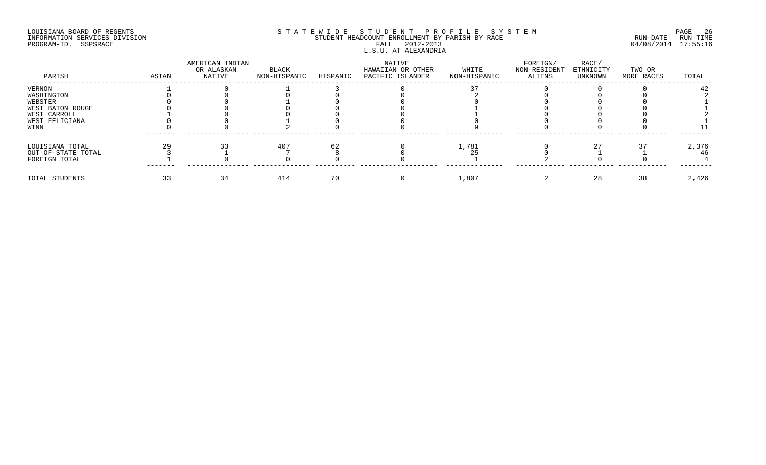LOUISIANA BOARD OF REGENTS
INFORMATION SERVICES DIVISION
PROGRAM-ID. SSPSRACE

STATEWIDE STUDENT PROFILE SYSTEM
STUDENT HEADCOUNT ENROLLMENT BY PARISH BY RACE
FALL 2012-2013
L.S.U. AT ALEXANDRIA

RUN-DATE 04/08/2014 RUN-TIME 17:55:16

| PARISH | ASIAN | AMERICAN INDIAN OR ALASKAN NATIVE | BLACK NON-HISPANIC | HISPANIC | NATIVE HAWAIIAN OR OTHER PACIFIC ISLANDER | WHITE NON-HISPANIC | FOREIGN/ NON-RESIDENT ALIENS | RACE/ ETHNICITY UNKNOWN | TWO OR MORE RACES | TOTAL |
|---|---|---|---|---|---|---|---|---|---|---|
| VERNON | 1 | 0 | 1 | 3 | 0 | 37 | 0 | 0 | 0 | 42 |
| WASHINGTON | 0 | 0 | 0 | 0 | 0 | 2 | 0 | 0 | 0 | 2 |
| WEBSTER | 0 | 0 | 1 | 0 | 0 | 0 | 0 | 0 | 0 | 1 |
| WEST BATON ROUGE | 0 | 0 | 0 | 0 | 0 | 1 | 0 | 0 | 0 | 1 |
| WEST CARROLL | 1 | 0 | 0 | 0 | 0 | 1 | 0 | 0 | 0 | 2 |
| WEST FELICIANA | 0 | 0 | 1 | 0 | 0 | 0 | 0 | 0 | 0 | 1 |
| WINN | 0 | 0 | 2 | 0 | 0 | 9 | 0 | 0 | 0 | 11 |
| LOUISIANA TOTAL | 29 | 33 | 407 | 62 | 0 | 1,781 | 0 | 27 | 37 | 2,376 |
| OUT-OF-STATE TOTAL | 3 | 1 | 7 | 8 | 0 | 25 | 0 | 1 | 1 | 46 |
| FOREIGN TOTAL | 1 | 0 | 0 | 0 | 0 | 1 | 2 | 0 | 0 | 4 |
| TOTAL STUDENTS | 33 | 34 | 414 | 70 | 0 | 1,807 | 2 | 28 | 38 | 2,426 |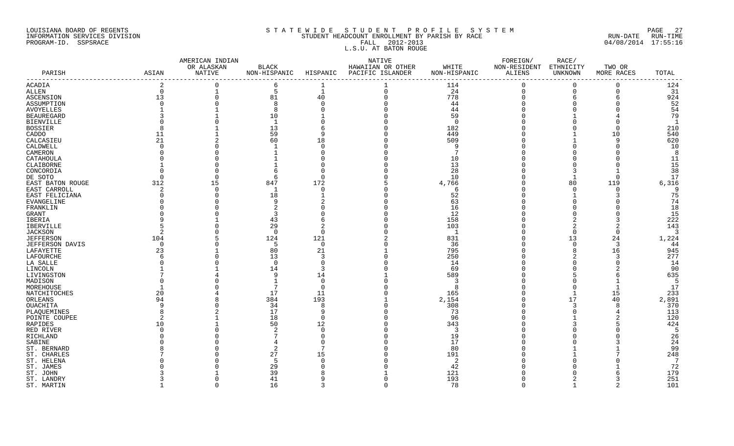LOUISIANA BOARD OF REGENTS
INFORMATION SERVICES DIVISION
PROGRAM-ID. SSPSRACE

S T A T E W I D E   S T U D E N T   P R O F I L E   S Y S T E M
STUDENT HEADCOUNT ENROLLMENT BY PARISH BY RACE
FALL 2012-2013
L.S.U. AT BATON ROUGE

RUN-DATE 04/08/2014 RUN-TIME 17:55:16

| PARISH | ASIAN | AMERICAN INDIAN OR ALASKAN NATIVE | BLACK NON-HISPANIC | HISPANIC | NATIVE HAWAIIAN OR OTHER PACIFIC ISLANDER | WHITE NON-HISPANIC | FOREIGN/ NON-RESIDENT ALIENS | RACE/ ETHNICITY UNKNOWN | TWO OR MORE RACES | TOTAL |
|---|---|---|---|---|---|---|---|---|---|---|
| ACADIA | 2 | 0 | 6 | 1 | 1 | 114 | 0 | 0 | 0 | 124 |
| ALLEN | 0 | 1 | 5 | 1 | 0 | 24 | 0 | 0 | 0 | 31 |
| ASCENSION | 13 | 0 | 81 | 40 | 0 | 778 | 0 | 6 | 6 | 924 |
| ASSUMPTION | 0 | 0 | 8 | 0 | 0 | 44 | 0 | 0 | 0 | 52 |
| AVOYELLES | 1 | 1 | 8 | 0 | 0 | 44 | 0 | 0 | 0 | 54 |
| BEAUREGARD | 3 | 1 | 10 | 1 | 0 | 59 | 0 | 1 | 4 | 79 |
| BIENVILLE | 0 | 0 | 1 | 0 | 0 | 0 | 0 | 0 | 0 | 1 |
| BOSSIER | 8 | 1 | 13 | 6 | 0 | 182 | 0 | 0 | 0 | 210 |
| CADDO | 11 | 1 | 59 | 9 | 0 | 449 | 0 | 1 | 10 | 540 |
| CALCASIEU | 21 | 2 | 60 | 18 | 0 | 509 | 0 | 1 | 9 | 620 |
| CALDWELL | 0 | 0 | 1 | 0 | 0 | 9 | 0 | 0 | 0 | 10 |
| CAMERON | 0 | 0 | 1 | 0 | 0 | 7 | 0 | 0 | 0 | 8 |
| CATAHOULA | 0 | 0 | 1 | 0 | 0 | 10 | 0 | 0 | 0 | 11 |
| CLAIBORNE | 1 | 0 | 1 | 0 | 0 | 13 | 0 | 0 | 0 | 15 |
| CONCORDIA | 0 | 0 | 6 | 0 | 0 | 28 | 0 | 3 | 1 | 38 |
| DE SOTO | 0 | 0 | 6 | 0 | 0 | 10 | 0 | 1 | 0 | 17 |
| EAST BATON ROUGE | 312 | 15 | 847 | 172 | 5 | 4,766 | 0 | 80 | 119 | 6,316 |
| EAST CARROLL | 2 | 0 | 1 | 0 | 0 | 6 | 0 | 0 | 0 | 9 |
| EAST FELICIANA | 0 | 0 | 18 | 1 | 0 | 52 | 0 | 1 | 3 | 75 |
| EVANGELINE | 0 | 0 | 9 | 2 | 0 | 63 | 0 | 0 | 0 | 74 |
| FRANKLIN | 0 | 0 | 2 | 0 | 0 | 16 | 0 | 0 | 0 | 18 |
| GRANT | 0 | 0 | 3 | 0 | 0 | 12 | 0 | 0 | 0 | 15 |
| IBERIA | 9 | 1 | 43 | 6 | 0 | 158 | 0 | 2 | 3 | 222 |
| IBERVILLE | 5 | 0 | 29 | 2 | 0 | 103 | 0 | 2 | 2 | 143 |
| JACKSON | 2 | 0 | 0 | 0 | 0 | 1 | 0 | 0 | 0 | 3 |
| JEFFERSON | 104 | 5 | 124 | 121 | 2 | 831 | 0 | 13 | 24 | 1,224 |
| JEFFERSON DAVIS | 0 | 0 | 5 | 0 | 0 | 36 | 0 | 0 | 3 | 44 |
| LAFAYETTE | 23 | 1 | 80 | 21 | 1 | 795 | 0 | 8 | 16 | 945 |
| LAFOURCHE | 6 | 0 | 13 | 3 | 0 | 250 | 0 | 2 | 3 | 277 |
| LA SALLE | 0 | 0 | 0 | 0 | 0 | 14 | 0 | 0 | 0 | 14 |
| LINCOLN | 1 | 1 | 14 | 3 | 0 | 69 | 0 | 0 | 2 | 90 |
| LIVINGSTON | 7 | 4 | 9 | 14 | 1 | 589 | 0 | 5 | 6 | 635 |
| MADISON | 0 | 0 | 1 | 0 | 0 | 3 | 0 | 0 | 1 | 5 |
| MOREHOUSE | 1 | 0 | 7 | 0 | 0 | 8 | 0 | 0 | 1 | 17 |
| NATCHITOCHES | 20 | 4 | 17 | 11 | 0 | 165 | 0 | 1 | 15 | 233 |
| ORLEANS | 94 | 8 | 384 | 193 | 1 | 2,154 | 0 | 17 | 40 | 2,891 |
| OUACHITA | 9 | 0 | 34 | 8 | 0 | 308 | 0 | 3 | 8 | 370 |
| PLAQUEMINES | 8 | 2 | 17 | 9 | 0 | 73 | 0 | 0 | 4 | 113 |
| POINTE COUPEE | 2 | 1 | 18 | 0 | 0 | 96 | 0 | 1 | 2 | 120 |
| RAPIDES | 10 | 1 | 50 | 12 | 0 | 343 | 0 | 3 | 5 | 424 |
| RED RIVER | 0 | 0 | 2 | 0 | 0 | 3 | 0 | 0 | 0 | 5 |
| RICHLAND | 0 | 0 | 7 | 0 | 0 | 19 | 0 | 0 | 0 | 26 |
| SABINE | 0 | 0 | 4 | 0 | 0 | 17 | 0 | 0 | 3 | 24 |
| ST. BERNARD | 8 | 0 | 2 | 7 | 0 | 80 | 0 | 1 | 1 | 99 |
| ST. CHARLES | 7 | 0 | 27 | 15 | 0 | 191 | 0 | 1 | 7 | 248 |
| ST. HELENA | 0 | 0 | 5 | 0 | 0 | 2 | 0 | 0 | 0 | 7 |
| ST. JAMES | 0 | 0 | 29 | 0 | 0 | 42 | 0 | 0 | 1 | 72 |
| ST. JOHN | 3 | 1 | 39 | 8 | 1 | 121 | 0 | 0 | 6 | 179 |
| ST. LANDRY | 3 | 0 | 41 | 9 | 0 | 193 | 0 | 2 | 3 | 251 |
| ST. MARTIN | 1 | 0 | 16 | 3 | 0 | 78 | 0 | 1 | 2 | 101 |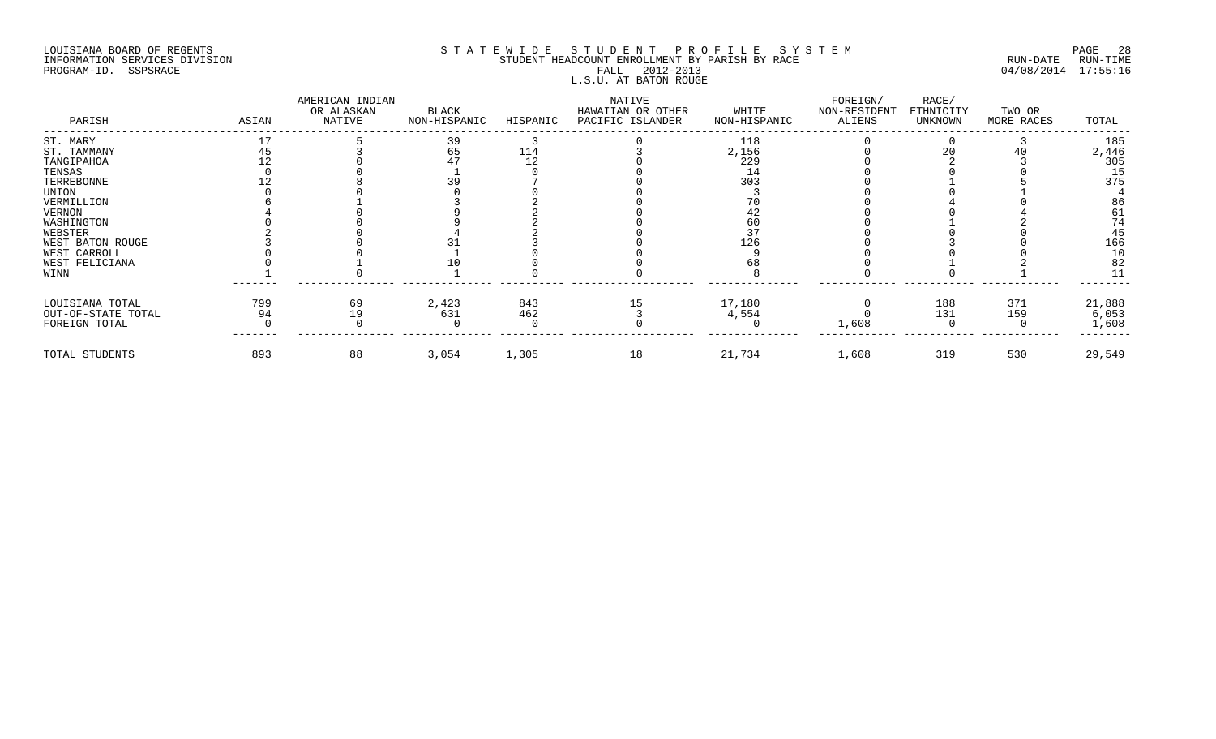LOUISIANA BOARD OF REGENTS
INFORMATION SERVICES DIVISION
PROGRAM-ID. SSPSRACE

STATEWIDE STUDENT PROFILE SYSTEM
STUDENT HEADCOUNT ENROLLMENT BY PARISH BY RACE
FALL 2012-2013
L.S.U. AT BATON ROUGE

RUN-DATE 04/08/2014 RUN-TIME 17:55:16

| PARISH | ASIAN | AMERICAN INDIAN OR ALASKAN NATIVE | BLACK NON-HISPANIC | HISPANIC | NATIVE HAWAIIAN OR OTHER PACIFIC ISLANDER | WHITE NON-HISPANIC | FOREIGN/ NON-RESIDENT ALIENS | RACE/ ETHNICITY UNKNOWN | TWO OR MORE RACES | TOTAL |
|---|---|---|---|---|---|---|---|---|---|---|
| ST. MARY | 17 | 5 | 39 | 3 | 0 | 118 | 0 | 0 | 3 | 185 |
| ST. TAMMANY | 45 | 3 | 65 | 114 | 3 | 2,156 | 0 | 20 | 40 | 2,446 |
| TANGIPAHOA | 12 | 0 | 47 | 12 | 0 | 229 | 0 | 2 | 3 | 305 |
| TENSAS | 0 | 0 | 1 | 0 | 0 | 14 | 0 | 0 | 0 | 15 |
| TERREBONNE | 12 | 8 | 39 | 7 | 0 | 303 | 0 | 1 | 5 | 375 |
| UNION | 0 | 0 | 0 | 0 | 0 | 3 | 0 | 0 | 1 | 4 |
| VERMILLION | 6 | 1 | 3 | 2 | 0 | 70 | 0 | 4 | 0 | 86 |
| VERNON | 4 | 0 | 9 | 2 | 0 | 42 | 0 | 0 | 4 | 61 |
| WASHINGTON | 0 | 0 | 9 | 2 | 0 | 60 | 0 | 1 | 2 | 74 |
| WEBSTER | 2 | 0 | 4 | 2 | 0 | 37 | 0 | 0 | 0 | 45 |
| WEST BATON ROUGE | 3 | 0 | 31 | 3 | 0 | 126 | 0 | 3 | 0 | 166 |
| WEST CARROLL | 0 | 0 | 1 | 0 | 0 | 9 | 0 | 0 | 0 | 10 |
| WEST FELICIANA | 0 | 1 | 10 | 0 | 0 | 68 | 0 | 1 | 2 | 82 |
| WINN | 1 | 0 | 1 | 0 | 0 | 8 | 0 | 0 | 1 | 11 |
| LOUISIANA TOTAL | 799 | 69 | 2,423 | 843 | 15 | 17,180 | 0 | 188 | 371 | 21,888 |
| OUT-OF-STATE TOTAL | 94 | 19 | 631 | 462 | 3 | 4,554 | 0 | 131 | 159 | 6,053 |
| FOREIGN TOTAL | 0 | 0 | 0 | 0 | 0 | 0 | 1,608 | 0 | 0 | 1,608 |
| TOTAL STUDENTS | 893 | 88 | 3,054 | 1,305 | 18 | 21,734 | 1,608 | 319 | 530 | 29,549 |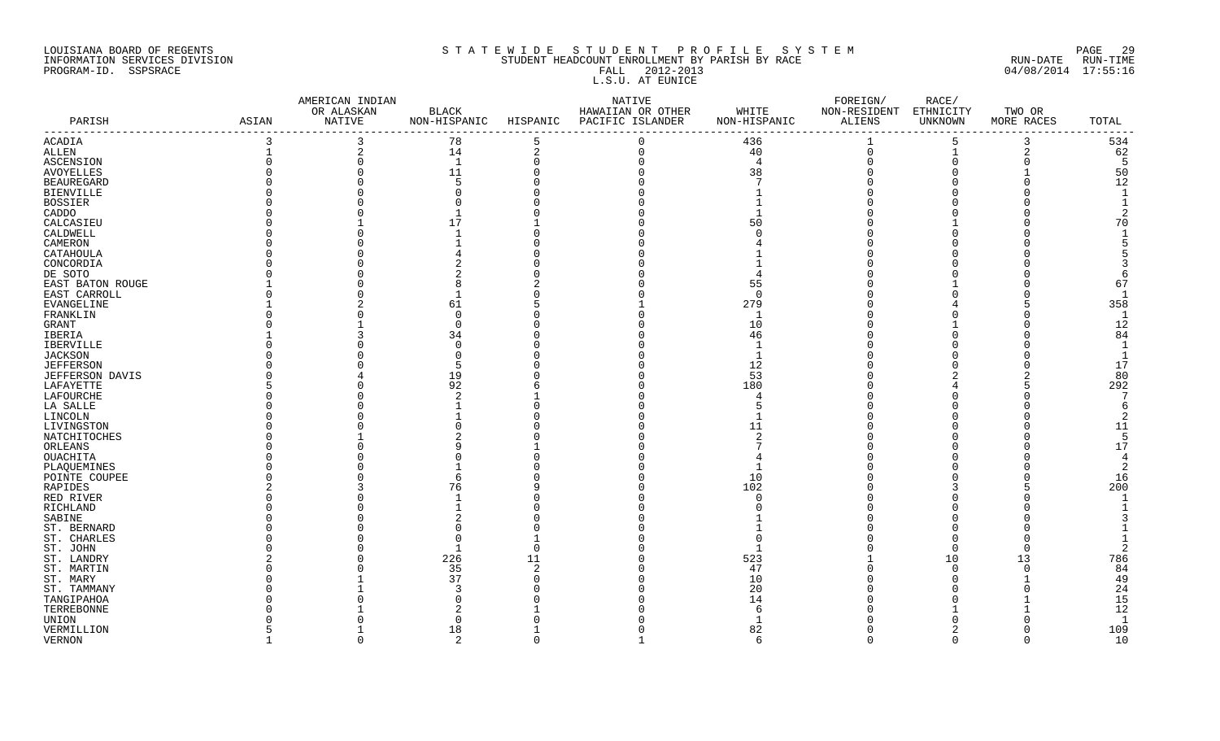LOUISIANA BOARD OF REGENTS
INFORMATION SERVICES DIVISION
PROGRAM-ID. SSPSRACE

S T A T E W I D E   S T U D E N T   P R O F I L E   S Y S T E M
STUDENT HEADCOUNT ENROLLMENT BY PARISH BY RACE
FALL 2012-2013
L.S.U. AT EUNICE

RUN-DATE RUN-TIME
04/08/2014 17:55:16

| PARISH | ASIAN | AMERICAN INDIAN OR ALASKAN NATIVE | BLACK NON-HISPANIC | HISPANIC | NATIVE HAWAIIAN OR OTHER PACIFIC ISLANDER | WHITE NON-HISPANIC | FOREIGN/ NON-RESIDENT ALIENS | RACE/ ETHNICITY UNKNOWN | TWO OR MORE RACES | TOTAL |
|---|---|---|---|---|---|---|---|---|---|---|
| ACADIA | 3 | 3 | 78 | 5 | 0 | 436 | 1 | 5 | 3 | 534 |
| ALLEN | 1 | 2 | 14 | 2 | 0 | 40 | 0 | 1 | 2 | 62 |
| ASCENSION | 0 | 0 | 1 | 0 | 0 | 4 | 0 | 0 | 0 | 5 |
| AVOYELLES | 0 | 0 | 11 | 0 | 0 | 38 | 0 | 0 | 1 | 50 |
| BEAUREGARD | 0 | 0 | 5 | 0 | 0 | 7 | 0 | 0 | 0 | 12 |
| BIENVILLE | 0 | 0 | 0 | 0 | 0 | 1 | 0 | 0 | 0 | 1 |
| BOSSIER | 0 | 0 | 0 | 0 | 0 | 1 | 0 | 0 | 0 | 1 |
| CADDO | 0 | 0 | 1 | 0 | 0 | 1 | 0 | 0 | 0 | 2 |
| CALCASIEU | 0 | 1 | 17 | 1 | 0 | 50 | 0 | 1 | 0 | 70 |
| CALDWELL | 0 | 0 | 1 | 0 | 0 | 0 | 0 | 0 | 0 | 1 |
| CAMERON | 0 | 0 | 1 | 0 | 0 | 4 | 0 | 0 | 0 | 5 |
| CATAHOULA | 0 | 0 | 4 | 0 | 0 | 1 | 0 | 0 | 0 | 5 |
| CONCORDIA | 0 | 0 | 2 | 0 | 0 | 1 | 0 | 0 | 0 | 3 |
| DE SOTO | 0 | 0 | 2 | 0 | 0 | 4 | 0 | 0 | 0 | 6 |
| EAST BATON ROUGE | 1 | 0 | 8 | 2 | 0 | 55 | 0 | 1 | 0 | 67 |
| EAST CARROLL | 0 | 0 | 1 | 0 | 0 | 0 | 0 | 0 | 0 | 1 |
| EVANGELINE | 1 | 2 | 61 | 5 | 1 | 279 | 0 | 4 | 5 | 358 |
| FRANKLIN | 0 | 0 | 0 | 0 | 0 | 1 | 0 | 0 | 0 | 1 |
| GRANT | 0 | 1 | 0 | 0 | 0 | 10 | 0 | 1 | 0 | 12 |
| IBERIA | 1 | 3 | 34 | 0 | 0 | 46 | 0 | 0 | 0 | 84 |
| IBERVILLE | 0 | 0 | 0 | 0 | 0 | 1 | 0 | 0 | 0 | 1 |
| JACKSON | 0 | 0 | 0 | 0 | 0 | 1 | 0 | 0 | 0 | 1 |
| JEFFERSON | 0 | 0 | 5 | 0 | 0 | 12 | 0 | 0 | 0 | 17 |
| JEFFERSON DAVIS | 0 | 4 | 19 | 0 | 0 | 53 | 0 | 2 | 2 | 80 |
| LAFAYETTE | 5 | 0 | 92 | 6 | 0 | 180 | 0 | 4 | 5 | 292 |
| LAFOURCHE | 0 | 0 | 2 | 1 | 0 | 4 | 0 | 0 | 0 | 7 |
| LA SALLE | 0 | 0 | 1 | 0 | 0 | 5 | 0 | 0 | 0 | 6 |
| LINCOLN | 0 | 0 | 1 | 0 | 0 | 1 | 0 | 0 | 0 | 2 |
| LIVINGSTON | 0 | 0 | 0 | 0 | 0 | 11 | 0 | 0 | 0 | 11 |
| NATCHITOCHES | 0 | 1 | 2 | 0 | 0 | 2 | 0 | 0 | 0 | 5 |
| ORLEANS | 0 | 0 | 9 | 1 | 0 | 7 | 0 | 0 | 0 | 17 |
| OUACHITA | 0 | 0 | 0 | 0 | 0 | 4 | 0 | 0 | 0 | 4 |
| PLAQUEMINES | 0 | 0 | 1 | 0 | 0 | 1 | 0 | 0 | 0 | 2 |
| POINTE COUPEE | 0 | 0 | 6 | 0 | 0 | 10 | 0 | 0 | 0 | 16 |
| RAPIDES | 2 | 3 | 76 | 9 | 0 | 102 | 0 | 3 | 5 | 200 |
| RED RIVER | 0 | 0 | 1 | 0 | 0 | 0 | 0 | 0 | 0 | 1 |
| RICHLAND | 0 | 0 | 1 | 0 | 0 | 0 | 0 | 0 | 0 | 1 |
| SABINE | 0 | 0 | 2 | 0 | 0 | 1 | 0 | 0 | 0 | 3 |
| ST. BERNARD | 0 | 0 | 0 | 0 | 0 | 1 | 0 | 0 | 0 | 1 |
| ST. CHARLES | 0 | 0 | 0 | 1 | 0 | 0 | 0 | 0 | 0 | 1 |
| ST. JOHN | 0 | 0 | 1 | 0 | 0 | 1 | 0 | 0 | 0 | 2 |
| ST. LANDRY | 2 | 0 | 226 | 11 | 0 | 523 | 1 | 10 | 13 | 786 |
| ST. MARTIN | 0 | 0 | 35 | 2 | 0 | 47 | 0 | 0 | 0 | 84 |
| ST. MARY | 0 | 1 | 37 | 0 | 0 | 10 | 0 | 0 | 1 | 49 |
| ST. TAMMANY | 0 | 1 | 3 | 0 | 0 | 20 | 0 | 0 | 0 | 24 |
| TANGIPAHOA | 0 | 0 | 0 | 0 | 0 | 14 | 0 | 0 | 1 | 15 |
| TERREBONNE | 0 | 1 | 2 | 1 | 0 | 6 | 0 | 1 | 1 | 12 |
| UNION | 0 | 0 | 0 | 0 | 0 | 1 | 0 | 0 | 0 | 1 |
| VERMILLION | 5 | 1 | 18 | 1 | 0 | 82 | 0 | 2 | 0 | 109 |
| VERNON | 1 | 0 | 2 | 0 | 1 | 6 | 0 | 0 | 0 | 10 |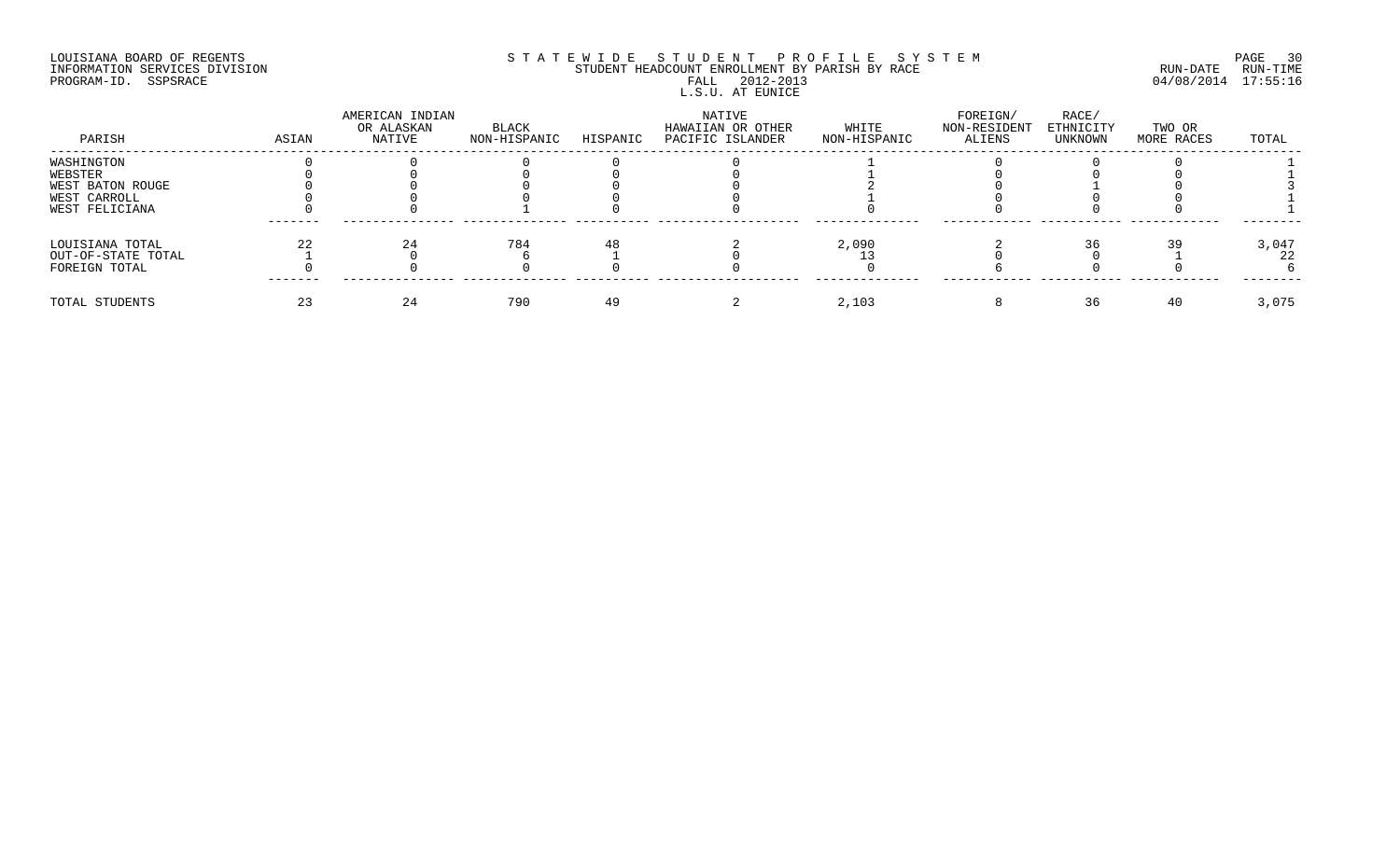LOUISIANA BOARD OF REGENTS
INFORMATION SERVICES DIVISION
PROGRAM-ID. SSPSRACE

# STATEWIDE STUDENT PROFILE SYSTEM
## STUDENT HEADCOUNT ENROLLMENT BY PARISH BY RACE
### FALL 2012-2013
### L.S.U. AT EUNICE

RUN-DATE 04/08/2014 RUN-TIME 17:55:16

| PARISH | ASIAN | AMERICAN INDIAN OR ALASKAN NATIVE | BLACK NON-HISPANIC | HISPANIC | NATIVE HAWAIIAN OR OTHER PACIFIC ISLANDER | WHITE NON-HISPANIC | FOREIGN/ NON-RESIDENT ALIENS | RACE/ ETHNICITY UNKNOWN | TWO OR MORE RACES | TOTAL |
|---|---|---|---|---|---|---|---|---|---|---|
| WASHINGTON | 0 | 0 | 0 | 0 | 0 | 1 | 0 | 0 | 0 | 1 |
| WEBSTER | 0 | 0 | 0 | 0 | 0 | 1 | 0 | 0 | 0 | 1 |
| WEST BATON ROUGE | 0 | 0 | 0 | 0 | 0 | 2 | 0 | 1 | 0 | 3 |
| WEST CARROLL | 0 | 0 | 0 | 0 | 0 | 1 | 0 | 0 | 0 | 1 |
| WEST FELICIANA | 0 | 0 | 1 | 0 | 0 | 0 | 0 | 0 | 0 | 1 |
| LOUISIANA TOTAL | 22 | 24 | 784 | 48 | 2 | 2,090 | 2 | 36 | 39 | 3,047 |
| OUT-OF-STATE TOTAL | 1 | 0 | 6 | 1 | 0 | 13 | 0 | 0 | 1 | 22 |
| FOREIGN TOTAL | 0 | 0 | 0 | 0 | 0 | 0 | 6 | 0 | 0 | 6 |
| TOTAL STUDENTS | 23 | 24 | 790 | 49 | 2 | 2,103 | 8 | 36 | 40 | 3,075 |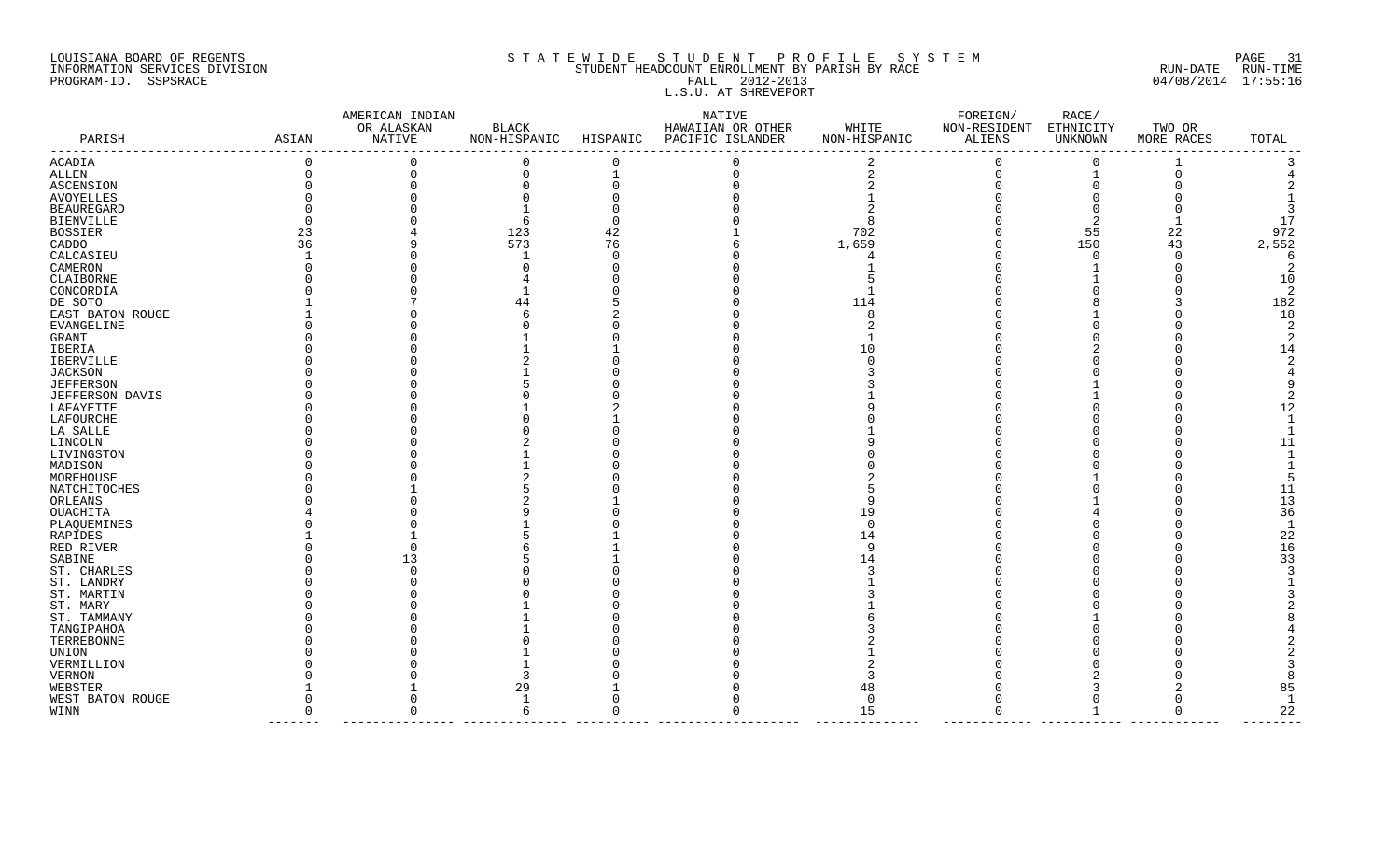LOUISIANA BOARD OF REGENTS
INFORMATION SERVICES DIVISION
PROGRAM-ID. SSPSRACE

S T A T E W I D E   S T U D E N T   P R O F I L E   S Y S T E M
STUDENT HEADCOUNT ENROLLMENT BY PARISH BY RACE
FALL 2012-2013
L.S.U. AT SHREVEPORT

RUN-DATE 04/08/2014 RUN-TIME 17:55:16

| PARISH | ASIAN | AMERICAN INDIAN OR ALASKAN NATIVE | BLACK NON-HISPANIC | HISPANIC | NATIVE HAWAIIAN OR OTHER PACIFIC ISLANDER | WHITE NON-HISPANIC | FOREIGN/ NON-RESIDENT ALIENS | RACE/ ETHNICITY UNKNOWN | TWO OR MORE RACES | TOTAL |
|---|---|---|---|---|---|---|---|---|---|---|
| ACADIA | 0 | 0 | 0 | 0 | 0 | 2 | 0 | 0 | 1 | 3 |
| ALLEN | 0 | 0 | 0 | 1 | 0 | 2 | 0 | 1 | 0 | 4 |
| ASCENSION | 0 | 0 | 0 | 0 | 0 | 2 | 0 | 0 | 0 | 2 |
| AVOYELLES | 0 | 0 | 0 | 0 | 0 | 1 | 0 | 0 | 0 | 1 |
| BEAUREGARD | 0 | 0 | 1 | 0 | 0 | 2 | 0 | 0 | 0 | 3 |
| BIENVILLE | 0 | 0 | 6 | 0 | 0 | 8 | 0 | 2 | 1 | 17 |
| BOSSIER | 23 | 4 | 123 | 42 | 1 | 702 | 0 | 55 | 22 | 972 |
| CADDO | 36 | 9 | 573 | 76 | 6 | 1,659 | 0 | 150 | 43 | 2,552 |
| CALCASIEU | 1 | 0 | 1 | 0 | 0 | 4 | 0 | 0 | 0 | 6 |
| CAMERON | 0 | 0 | 0 | 0 | 0 | 1 | 0 | 1 | 0 | 2 |
| CLAIBORNE | 0 | 0 | 4 | 0 | 0 | 5 | 0 | 1 | 0 | 10 |
| CONCORDIA | 0 | 0 | 1 | 0 | 0 | 1 | 0 | 0 | 0 | 2 |
| DE SOTO | 1 | 7 | 44 | 5 | 0 | 114 | 0 | 8 | 3 | 182 |
| EAST BATON ROUGE | 1 | 0 | 6 | 2 | 0 | 8 | 0 | 1 | 0 | 18 |
| EVANGELINE | 0 | 0 | 0 | 0 | 0 | 2 | 0 | 0 | 0 | 2 |
| GRANT | 0 | 0 | 1 | 0 | 0 | 1 | 0 | 0 | 0 | 2 |
| IBERIA | 0 | 0 | 1 | 1 | 0 | 10 | 0 | 2 | 0 | 14 |
| IBERVILLE | 0 | 0 | 2 | 0 | 0 | 0 | 0 | 0 | 0 | 2 |
| JACKSON | 0 | 0 | 1 | 0 | 0 | 3 | 0 | 0 | 0 | 4 |
| JEFFERSON | 0 | 0 | 5 | 0 | 0 | 3 | 0 | 1 | 0 | 9 |
| JEFFERSON DAVIS | 0 | 0 | 0 | 0 | 0 | 1 | 0 | 1 | 0 | 2 |
| LAFAYETTE | 0 | 0 | 1 | 2 | 0 | 9 | 0 | 0 | 0 | 12 |
| LAFOURCHE | 0 | 0 | 0 | 1 | 0 | 0 | 0 | 0 | 0 | 1 |
| LA SALLE | 0 | 0 | 0 | 0 | 0 | 1 | 0 | 0 | 0 | 1 |
| LINCOLN | 0 | 0 | 2 | 0 | 0 | 9 | 0 | 0 | 0 | 11 |
| LIVINGSTON | 0 | 0 | 1 | 0 | 0 | 0 | 0 | 0 | 0 | 1 |
| MADISON | 0 | 0 | 1 | 0 | 0 | 0 | 0 | 0 | 0 | 1 |
| MOREHOUSE | 0 | 0 | 2 | 0 | 0 | 2 | 0 | 1 | 0 | 5 |
| NATCHITOCHES | 0 | 1 | 5 | 0 | 0 | 5 | 0 | 0 | 0 | 11 |
| ORLEANS | 0 | 0 | 2 | 1 | 0 | 9 | 0 | 1 | 0 | 13 |
| OUACHITA | 4 | 0 | 9 | 0 | 0 | 19 | 0 | 4 | 0 | 36 |
| PLAQUEMINES | 0 | 0 | 1 | 0 | 0 | 0 | 0 | 0 | 0 | 1 |
| RAPIDES | 1 | 1 | 5 | 1 | 0 | 14 | 0 | 0 | 0 | 22 |
| RED RIVER | 0 | 0 | 6 | 1 | 0 | 9 | 0 | 0 | 0 | 16 |
| SABINE | 0 | 13 | 5 | 1 | 0 | 14 | 0 | 0 | 0 | 33 |
| ST. CHARLES | 0 | 0 | 0 | 0 | 0 | 3 | 0 | 0 | 0 | 3 |
| ST. LANDRY | 0 | 0 | 0 | 0 | 0 | 1 | 0 | 0 | 0 | 1 |
| ST. MARTIN | 0 | 0 | 0 | 0 | 0 | 3 | 0 | 0 | 0 | 3 |
| ST. MARY | 0 | 0 | 1 | 0 | 0 | 1 | 0 | 0 | 0 | 2 |
| ST. TAMMANY | 0 | 0 | 1 | 0 | 0 | 6 | 0 | 1 | 0 | 8 |
| TANGIPAHOA | 0 | 0 | 1 | 0 | 0 | 3 | 0 | 0 | 0 | 4 |
| TERREBONNE | 0 | 0 | 0 | 0 | 0 | 2 | 0 | 0 | 0 | 2 |
| UNION | 0 | 0 | 1 | 0 | 0 | 1 | 0 | 0 | 0 | 2 |
| VERMILLION | 0 | 0 | 1 | 0 | 0 | 2 | 0 | 0 | 0 | 3 |
| VERNON | 0 | 0 | 3 | 0 | 0 | 3 | 0 | 2 | 0 | 8 |
| WEBSTER | 1 | 1 | 29 | 1 | 0 | 48 | 0 | 3 | 2 | 85 |
| WEST BATON ROUGE | 0 | 0 | 1 | 0 | 0 | 0 | 0 | 0 | 0 | 1 |
| WINN | 0 | 0 | 6 | 0 | 0 | 15 | 0 | 1 | 0 | 22 |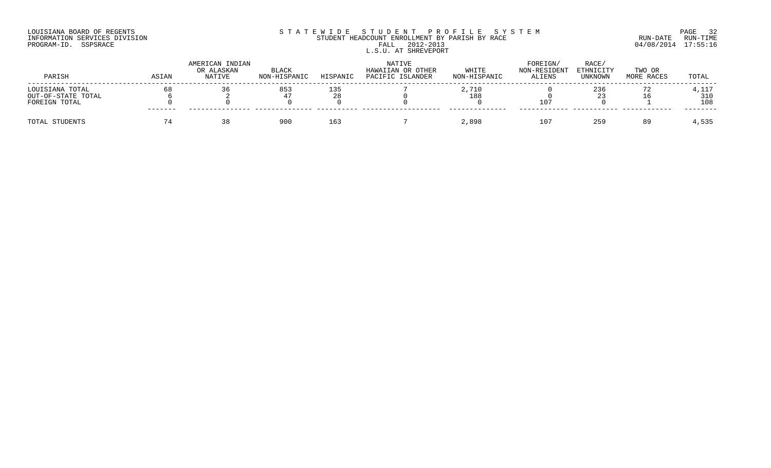LOUISIANA BOARD OF REGENTS
INFORMATION SERVICES DIVISION
PROGRAM-ID. SSPSRACE

STATEWIDE STUDENT PROFILE SYSTEM
STUDENT HEADCOUNT ENROLLMENT BY PARISH BY RACE
FALL 2012-2013
L.S.U. AT SHREVEPORT

RUN-DATE 04/08/2014 RUN-TIME 17:55:16

| PARISH | ASIAN | AMERICAN INDIAN OR ALASKAN NATIVE | BLACK NON-HISPANIC | HISPANIC | NATIVE HAWAIIAN OR OTHER PACIFIC ISLANDER | WHITE NON-HISPANIC | FOREIGN/ NON-RESIDENT ALIENS | RACE/ ETHNICITY UNKNOWN | TWO OR MORE RACES | TOTAL |
|---|---|---|---|---|---|---|---|---|---|---|
| LOUISIANA TOTAL | 68 | 36 | 853 | 135 | 7 | 2,710 | 0 | 236 | 72 | 4,117 |
| OUT-OF-STATE TOTAL | 6 | 2 | 47 | 28 | 0 | 188 | 0 | 23 | 16 | 310 |
| FOREIGN TOTAL | 0 | 0 | 0 | 0 | 0 | 0 | 107 | 0 | 1 | 108 |
| TOTAL STUDENTS | 74 | 38 | 900 | 163 | 7 | 2,898 | 107 | 259 | 89 | 4,535 |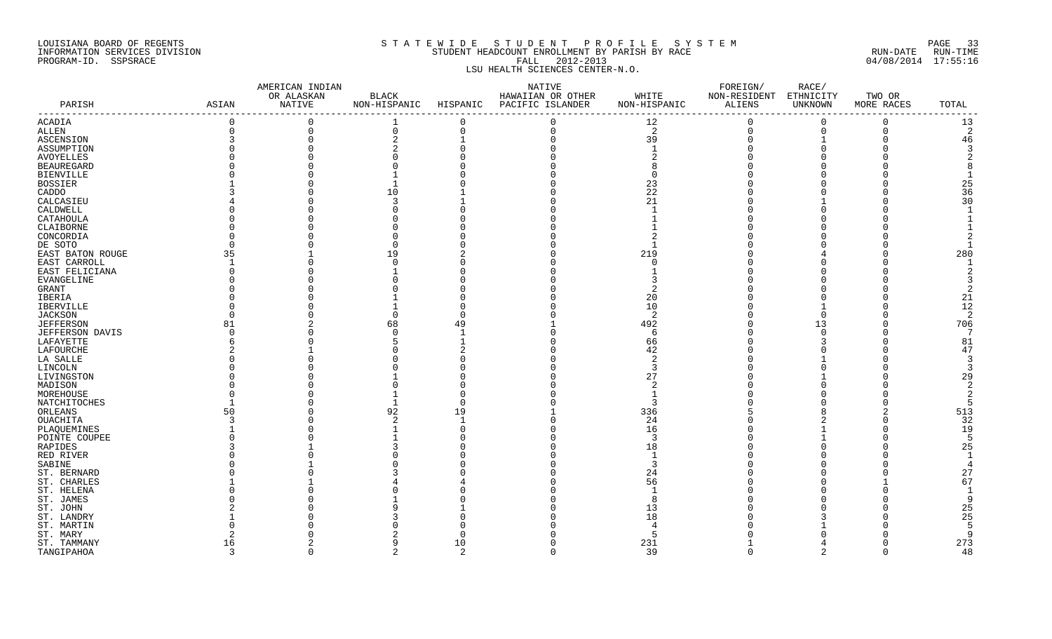LOUISIANA BOARD OF REGENTS
INFORMATION SERVICES DIVISION
PROGRAM-ID. SSPSRACE

S T A T E W I D E   S T U D E N T   P R O F I L E   S Y S T E M
STUDENT HEADCOUNT ENROLLMENT BY PARISH BY RACE
FALL 2012-2013
LSU HEALTH SCIENCES CENTER-N.O.

RUN-DATE RUN-TIME
04/08/2014 17:55:16

| PARISH | ASIAN | AMERICAN INDIAN OR ALASKAN NATIVE | BLACK NON-HISPANIC | HISPANIC | NATIVE HAWAIIAN OR OTHER PACIFIC ISLANDER | WHITE NON-HISPANIC | FOREIGN/ NON-RESIDENT ALIENS | RACE/ ETHNICITY UNKNOWN | TWO OR MORE RACES | TOTAL |
|---|---|---|---|---|---|---|---|---|---|---|
| ACADIA | 0 | 0 | 1 | 0 | 0 | 12 | 0 | 0 | 0 | 13 |
| ALLEN | 0 | 0 | 0 | 0 | 0 | 2 | 0 | 0 | 0 | 2 |
| ASCENSION | 3 | 0 | 2 | 1 | 0 | 39 | 0 | 1 | 0 | 46 |
| ASSUMPTION | 0 | 0 | 2 | 0 | 0 | 1 | 0 | 0 | 0 | 3 |
| AVOYELLES | 0 | 0 | 0 | 0 | 0 | 2 | 0 | 0 | 0 | 2 |
| BEAUREGARD | 0 | 0 | 0 | 0 | 0 | 8 | 0 | 0 | 0 | 8 |
| BIENVILLE | 0 | 0 | 1 | 0 | 0 | 0 | 0 | 0 | 0 | 1 |
| BOSSIER | 1 | 0 | 1 | 0 | 0 | 23 | 0 | 0 | 0 | 25 |
| CADDO | 3 | 0 | 10 | 1 | 0 | 22 | 0 | 0 | 0 | 36 |
| CALCASIEU | 4 | 0 | 3 | 1 | 0 | 21 | 0 | 1 | 0 | 30 |
| CALDWELL | 0 | 0 | 0 | 0 | 0 | 1 | 0 | 0 | 0 | 1 |
| CATAHOULA | 0 | 0 | 0 | 0 | 0 | 1 | 0 | 0 | 0 | 1 |
| CLAIBORNE | 0 | 0 | 0 | 0 | 0 | 1 | 0 | 0 | 0 | 1 |
| CONCORDIA | 0 | 0 | 0 | 0 | 0 | 2 | 0 | 0 | 0 | 2 |
| DE SOTO | 0 | 0 | 0 | 0 | 0 | 1 | 0 | 0 | 0 | 1 |
| EAST BATON ROUGE | 35 | 1 | 19 | 2 | 0 | 219 | 0 | 4 | 0 | 280 |
| EAST CARROLL | 1 | 0 | 0 | 0 | 0 | 0 | 0 | 0 | 0 | 1 |
| EAST FELICIANA | 0 | 0 | 1 | 0 | 0 | 1 | 0 | 0 | 0 | 2 |
| EVANGELINE | 0 | 0 | 0 | 0 | 0 | 3 | 0 | 0 | 0 | 3 |
| GRANT | 0 | 0 | 0 | 0 | 0 | 2 | 0 | 0 | 0 | 2 |
| IBERIA | 0 | 0 | 1 | 0 | 0 | 20 | 0 | 0 | 0 | 21 |
| IBERVILLE | 0 | 0 | 1 | 0 | 0 | 10 | 0 | 1 | 0 | 12 |
| JACKSON | 0 | 0 | 0 | 0 | 0 | 2 | 0 | 0 | 0 | 2 |
| JEFFERSON | 81 | 2 | 68 | 49 | 1 | 492 | 0 | 13 | 0 | 706 |
| JEFFERSON DAVIS | 0 | 0 | 0 | 1 | 0 | 6 | 0 | 0 | 0 | 7 |
| LAFAYETTE | 6 | 0 | 5 | 1 | 0 | 66 | 0 | 3 | 0 | 81 |
| LAFOURCHE | 2 | 1 | 0 | 2 | 0 | 42 | 0 | 0 | 0 | 47 |
| LA SALLE | 0 | 0 | 0 | 0 | 0 | 2 | 0 | 1 | 0 | 3 |
| LINCOLN | 0 | 0 | 0 | 0 | 0 | 3 | 0 | 0 | 0 | 3 |
| LIVINGSTON | 0 | 0 | 1 | 0 | 0 | 27 | 0 | 1 | 0 | 29 |
| MADISON | 0 | 0 | 0 | 0 | 0 | 2 | 0 | 0 | 0 | 2 |
| MOREHOUSE | 0 | 0 | 1 | 0 | 0 | 1 | 0 | 0 | 0 | 2 |
| NATCHITOCHES | 1 | 0 | 1 | 0 | 0 | 3 | 0 | 0 | 0 | 5 |
| ORLEANS | 50 | 0 | 92 | 19 | 1 | 336 | 5 | 8 | 2 | 513 |
| OUACHITA | 3 | 0 | 2 | 1 | 0 | 24 | 0 | 2 | 0 | 32 |
| PLAQUEMINES | 1 | 0 | 1 | 0 | 0 | 16 | 0 | 1 | 0 | 19 |
| POINTE COUPEE | 0 | 0 | 1 | 0 | 0 | 3 | 0 | 1 | 0 | 5 |
| RAPIDES | 3 | 1 | 3 | 0 | 0 | 18 | 0 | 0 | 0 | 25 |
| RED RIVER | 0 | 0 | 0 | 0 | 0 | 1 | 0 | 0 | 0 | 1 |
| SABINE | 0 | 1 | 0 | 0 | 0 | 3 | 0 | 0 | 0 | 4 |
| ST. BERNARD | 0 | 0 | 3 | 0 | 0 | 24 | 0 | 0 | 0 | 27 |
| ST. CHARLES | 1 | 1 | 4 | 4 | 0 | 56 | 0 | 0 | 1 | 67 |
| ST. HELENA | 0 | 0 | 0 | 0 | 0 | 1 | 0 | 0 | 0 | 1 |
| ST. JAMES | 0 | 0 | 1 | 0 | 0 | 8 | 0 | 0 | 0 | 9 |
| ST. JOHN | 2 | 0 | 9 | 1 | 0 | 13 | 0 | 0 | 0 | 25 |
| ST. LANDRY | 1 | 0 | 3 | 0 | 0 | 18 | 0 | 3 | 0 | 25 |
| ST. MARTIN | 0 | 0 | 0 | 0 | 0 | 4 | 0 | 1 | 0 | 5 |
| ST. MARY | 2 | 0 | 2 | 0 | 0 | 5 | 0 | 0 | 0 | 9 |
| ST. TAMMANY | 16 | 2 | 9 | 10 | 0 | 231 | 1 | 4 | 0 | 273 |
| TANGIPAHOA | 3 | 0 | 2 | 2 | 0 | 39 | 0 | 2 | 0 | 48 |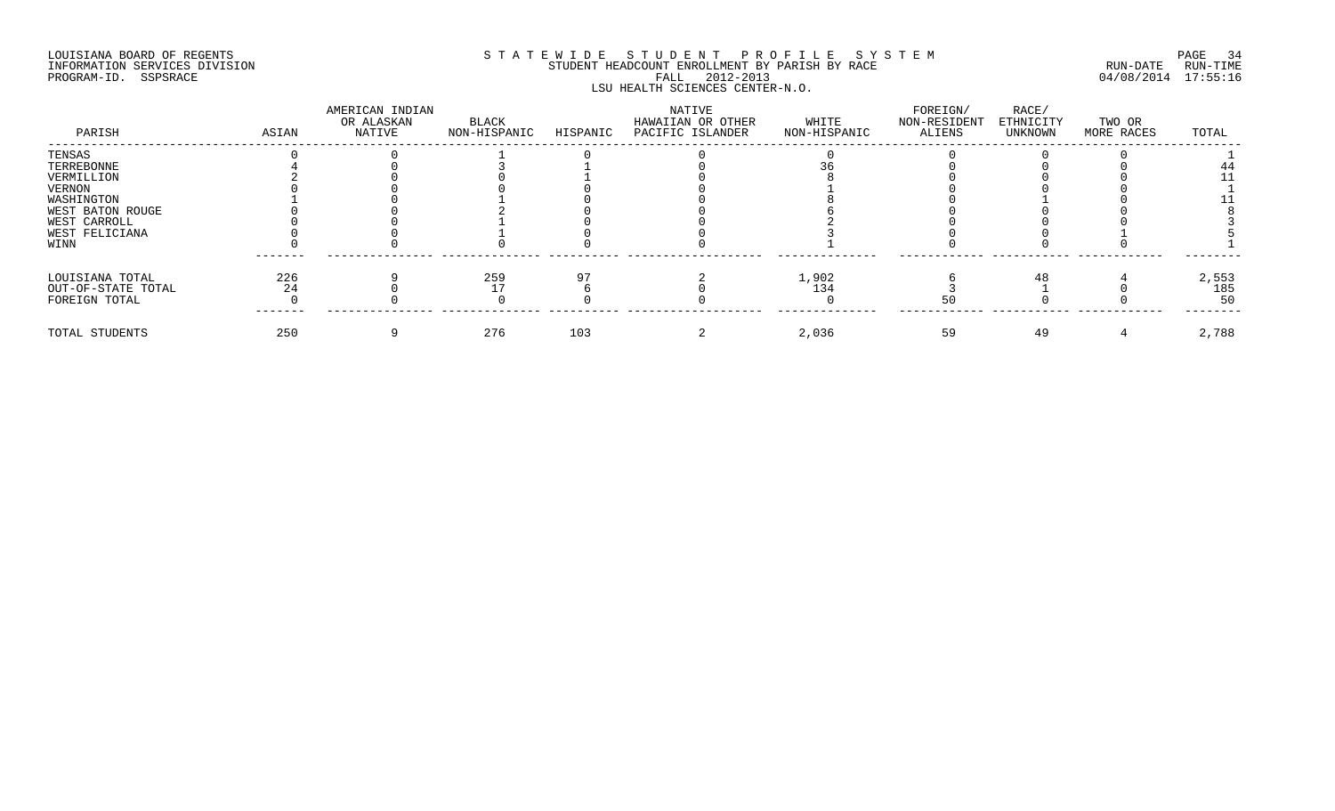LOUISIANA BOARD OF REGENTS
INFORMATION SERVICES DIVISION
PROGRAM-ID. SSPSRACE

STATEWIDE STUDENT PROFILE SYSTEM
STUDENT HEADCOUNT ENROLLMENT BY PARISH BY RACE
FALL 2012-2013
LSU HEALTH SCIENCES CENTER-N.O.

RUN-DATE 04/08/2014 RUN-TIME 17:55:16

| PARISH | ASIAN | AMERICAN INDIAN OR ALASKAN NATIVE | BLACK NON-HISPANIC | HISPANIC | NATIVE HAWAIIAN OR OTHER PACIFIC ISLANDER | WHITE NON-HISPANIC | FOREIGN/ NON-RESIDENT ALIENS | RACE/ ETHNICITY UNKNOWN | TWO OR MORE RACES | TOTAL |
|---|---|---|---|---|---|---|---|---|---|---|
| TENSAS | 0 | 0 | 1 | 0 | 0 | 0 | 0 | 0 | 0 | 1 |
| TERREBONNE | 4 | 0 | 3 | 1 | 0 | 36 | 0 | 0 | 0 | 44 |
| VERMILLION | 2 | 0 | 0 | 1 | 0 | 8 | 0 | 0 | 0 | 11 |
| VERNON | 0 | 0 | 0 | 0 | 0 | 1 | 0 | 0 | 0 | 1 |
| WASHINGTON | 1 | 0 | 1 | 0 | 0 | 8 | 0 | 1 | 0 | 11 |
| WEST BATON ROUGE | 0 | 0 | 2 | 0 | 0 | 6 | 0 | 0 | 0 | 8 |
| WEST CARROLL | 0 | 0 | 1 | 0 | 0 | 2 | 0 | 0 | 0 | 3 |
| WEST FELICIANA | 0 | 0 | 1 | 0 | 0 | 3 | 0 | 0 | 1 | 5 |
| WINN | 0 | 0 | 0 | 0 | 0 | 1 | 0 | 0 | 0 | 1 |
| LOUISIANA TOTAL | 226 | 9 | 259 | 97 | 2 | 1,902 | 6 | 48 | 4 | 2,553 |
| OUT-OF-STATE TOTAL | 24 | 0 | 17 | 6 | 0 | 134 | 3 | 1 | 0 | 185 |
| FOREIGN TOTAL | 0 | 0 | 0 | 0 | 0 | 0 | 50 | 0 | 0 | 50 |
| TOTAL STUDENTS | 250 | 9 | 276 | 103 | 2 | 2,036 | 59 | 49 | 4 | 2,788 |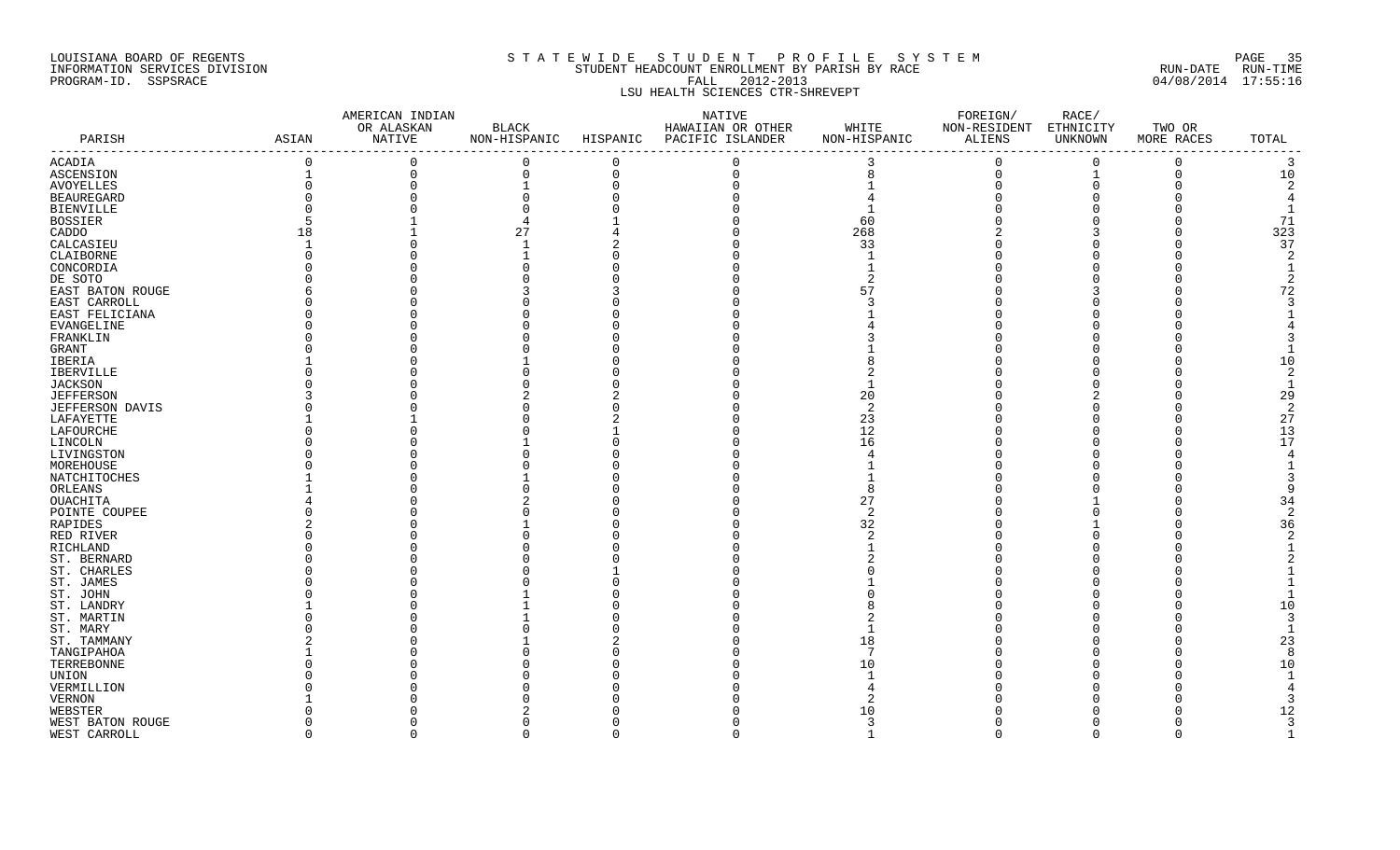LOUISIANA BOARD OF REGENTS
INFORMATION SERVICES DIVISION
PROGRAM-ID. SSPSRACE

S T A T E W I D E   S T U D E N T   P R O F I L E   S Y S T E M
STUDENT HEADCOUNT ENROLLMENT BY PARISH BY RACE
FALL 2012-2013
LSU HEALTH SCIENCES CTR-SHREVEPT

RUN-DATE RUN-TIME
04/08/2014 17:55:16

| PARISH | ASIAN | AMERICAN INDIAN OR ALASKAN NATIVE | BLACK NON-HISPANIC | HISPANIC | NATIVE HAWAIIAN OR OTHER PACIFIC ISLANDER | WHITE NON-HISPANIC | FOREIGN/ NON-RESIDENT ALIENS | RACE/ ETHNICITY UNKNOWN | TWO OR MORE RACES | TOTAL |
|---|---|---|---|---|---|---|---|---|---|---|
| ACADIA | 0 | 0 | 0 | 0 | 0 | 3 | 0 | 0 | 0 | 3 |
| ASCENSION | 1 | 0 | 0 | 0 | 0 | 8 | 0 | 1 | 0 | 10 |
| AVOYELLES | 0 | 0 | 1 | 0 | 0 | 1 | 0 | 0 | 0 | 2 |
| BEAUREGARD | 0 | 0 | 0 | 0 | 0 | 4 | 0 | 0 | 0 | 4 |
| BIENVILLE | 0 | 0 | 0 | 0 | 0 | 1 | 0 | 0 | 0 | 1 |
| BOSSIER | 5 | 1 | 4 | 1 | 0 | 60 | 0 | 0 | 0 | 71 |
| CADDO | 18 | 1 | 27 | 4 | 0 | 268 | 2 | 3 | 0 | 323 |
| CALCASIEU | 1 | 0 | 1 | 2 | 0 | 33 | 0 | 0 | 0 | 37 |
| CLAIBORNE | 0 | 0 | 1 | 0 | 0 | 1 | 0 | 0 | 0 | 2 |
| CONCORDIA | 0 | 0 | 0 | 0 | 0 | 1 | 0 | 0 | 0 | 1 |
| DE SOTO | 0 | 0 | 0 | 0 | 0 | 2 | 0 | 0 | 0 | 2 |
| EAST BATON ROUGE | 6 | 0 | 3 | 3 | 0 | 57 | 0 | 3 | 0 | 72 |
| EAST CARROLL | 0 | 0 | 0 | 0 | 0 | 3 | 0 | 0 | 0 | 3 |
| EAST FELICIANA | 0 | 0 | 0 | 0 | 0 | 1 | 0 | 0 | 0 | 1 |
| EVANGELINE | 0 | 0 | 0 | 0 | 0 | 4 | 0 | 0 | 0 | 4 |
| FRANKLIN | 0 | 0 | 0 | 0 | 0 | 3 | 0 | 0 | 0 | 3 |
| GRANT | 0 | 0 | 0 | 0 | 0 | 1 | 0 | 0 | 0 | 1 |
| IBERIA | 1 | 0 | 1 | 0 | 0 | 8 | 0 | 0 | 0 | 10 |
| IBERVILLE | 0 | 0 | 0 | 0 | 0 | 2 | 0 | 0 | 0 | 2 |
| JACKSON | 0 | 0 | 0 | 0 | 0 | 1 | 0 | 0 | 0 | 1 |
| JEFFERSON | 3 | 0 | 2 | 2 | 0 | 20 | 0 | 2 | 0 | 29 |
| JEFFERSON DAVIS | 0 | 0 | 0 | 0 | 0 | 2 | 0 | 0 | 0 | 2 |
| LAFAYETTE | 1 | 1 | 0 | 2 | 0 | 23 | 0 | 0 | 0 | 27 |
| LAFOURCHE | 0 | 0 | 0 | 1 | 0 | 12 | 0 | 0 | 0 | 13 |
| LINCOLN | 0 | 0 | 1 | 0 | 0 | 16 | 0 | 0 | 0 | 17 |
| LIVINGSTON | 0 | 0 | 0 | 0 | 0 | 4 | 0 | 0 | 0 | 4 |
| MOREHOUSE | 0 | 0 | 0 | 0 | 0 | 1 | 0 | 0 | 0 | 1 |
| NATCHITOCHES | 1 | 0 | 1 | 0 | 0 | 1 | 0 | 0 | 0 | 3 |
| ORLEANS | 1 | 0 | 0 | 0 | 0 | 8 | 0 | 0 | 0 | 9 |
| OUACHITA | 4 | 0 | 2 | 0 | 0 | 27 | 0 | 1 | 0 | 34 |
| POINTE COUPEE | 0 | 0 | 0 | 0 | 0 | 2 | 0 | 0 | 0 | 2 |
| RAPIDES | 2 | 0 | 1 | 0 | 0 | 32 | 0 | 1 | 0 | 36 |
| RED RIVER | 0 | 0 | 0 | 0 | 0 | 2 | 0 | 0 | 0 | 2 |
| RICHLAND | 0 | 0 | 0 | 0 | 0 | 1 | 0 | 0 | 0 | 1 |
| ST. BERNARD | 0 | 0 | 0 | 0 | 0 | 2 | 0 | 0 | 0 | 2 |
| ST. CHARLES | 0 | 0 | 0 | 1 | 0 | 0 | 0 | 0 | 0 | 1 |
| ST. JAMES | 0 | 0 | 0 | 0 | 0 | 1 | 0 | 0 | 0 | 1 |
| ST. JOHN | 0 | 0 | 1 | 0 | 0 | 0 | 0 | 0 | 0 | 1 |
| ST. LANDRY | 1 | 0 | 1 | 0 | 0 | 8 | 0 | 0 | 0 | 10 |
| ST. MARTIN | 0 | 0 | 1 | 0 | 0 | 2 | 0 | 0 | 0 | 3 |
| ST. MARY | 0 | 0 | 0 | 0 | 0 | 1 | 0 | 0 | 0 | 1 |
| ST. TAMMANY | 2 | 0 | 1 | 2 | 0 | 18 | 0 | 0 | 0 | 23 |
| TANGIPAHOA | 1 | 0 | 0 | 0 | 0 | 7 | 0 | 0 | 0 | 8 |
| TERREBONNE | 0 | 0 | 0 | 0 | 0 | 10 | 0 | 0 | 0 | 10 |
| UNION | 0 | 0 | 0 | 0 | 0 | 1 | 0 | 0 | 0 | 1 |
| VERMILLION | 0 | 0 | 0 | 0 | 0 | 4 | 0 | 0 | 0 | 4 |
| VERNON | 1 | 0 | 0 | 0 | 0 | 2 | 0 | 0 | 0 | 3 |
| WEBSTER | 0 | 0 | 2 | 0 | 0 | 10 | 0 | 0 | 0 | 12 |
| WEST BATON ROUGE | 0 | 0 | 0 | 0 | 0 | 3 | 0 | 0 | 0 | 3 |
| WEST CARROLL | 0 | 0 | 0 | 0 | 0 | 1 | 0 | 0 | 0 | 1 |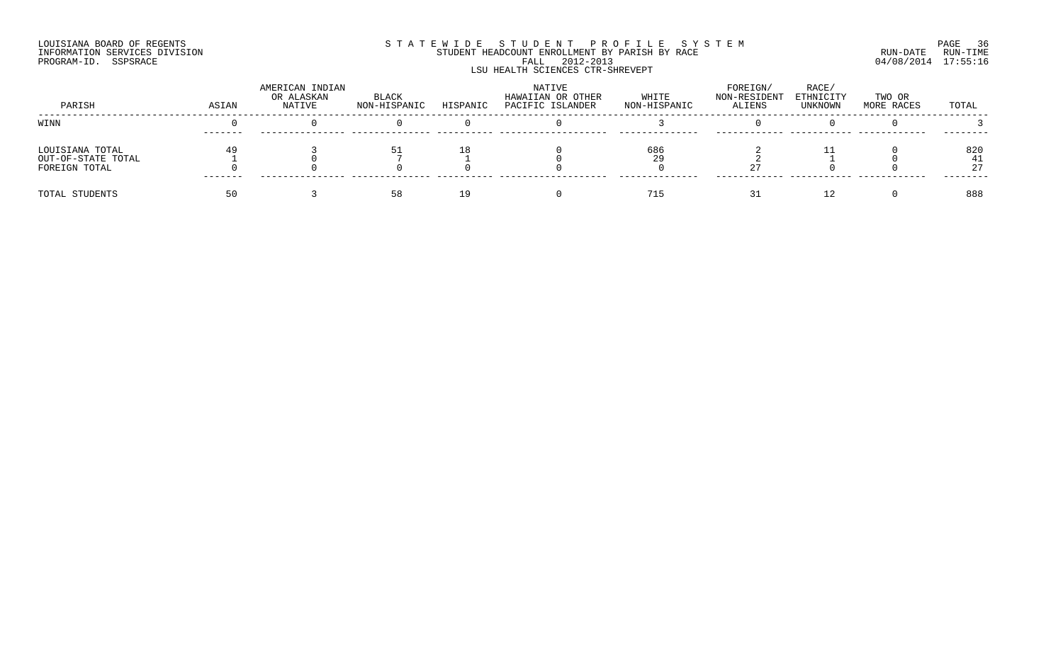LOUISIANA BOARD OF REGENTS
INFORMATION SERVICES DIVISION
PROGRAM-ID. SSPSRACE

STATEWIDE STUDENT PROFILE SYSTEM
STUDENT HEADCOUNT ENROLLMENT BY PARISH BY RACE
FALL 2012-2013
LSU HEALTH SCIENCES CTR-SHREVEPT

RUN-DATE 04/08/2014 RUN-TIME 17:55:16

| PARISH | ASIAN | AMERICAN INDIAN OR ALASKAN NATIVE | BLACK NON-HISPANIC | HISPANIC | NATIVE HAWAIIAN OR OTHER PACIFIC ISLANDER | WHITE NON-HISPANIC | FOREIGN/ NON-RESIDENT ALIENS | RACE/ ETHNICITY UNKNOWN | TWO OR MORE RACES | TOTAL |
|---|---|---|---|---|---|---|---|---|---|---|
| WINN | 0 | 0 | 0 | 0 | 0 | 3 | 0 | 0 | 0 | 3 |
| LOUISIANA TOTAL | 49 | 3 | 51 | 18 | 0 | 686 | 2 | 11 | 0 | 820 |
| OUT-OF-STATE TOTAL | 1 | 0 | 7 | 1 | 0 | 29 | 2 | 1 | 0 | 41 |
| FOREIGN TOTAL | 0 | 0 | 0 | 0 | 0 | 0 | 27 | 0 | 0 | 27 |
| TOTAL STUDENTS | 50 | 3 | 58 | 19 | 0 | 715 | 31 | 12 | 0 | 888 |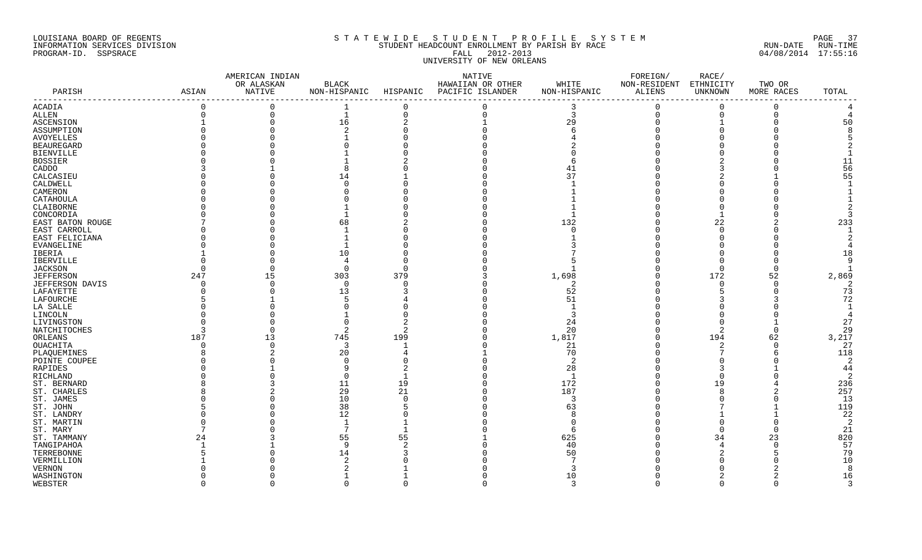LOUISIANA BOARD OF REGENTS
INFORMATION SERVICES DIVISION
PROGRAM-ID. SSPSRACE

S T A T E W I D E   S T U D E N T   P R O F I L E   S Y S T E M
STUDENT HEADCOUNT ENROLLMENT BY PARISH BY RACE
FALL 2012-2013
UNIVERSITY OF NEW ORLEANS

RUN-DATE RUN-TIME
04/08/2014 17:55:16

| PARISH | ASIAN | AMERICAN INDIAN OR ALASKAN NATIVE | BLACK NON-HISPANIC | HISPANIC | NATIVE HAWAIIAN OR OTHER PACIFIC ISLANDER | WHITE NON-HISPANIC | FOREIGN/ NON-RESIDENT ALIENS | RACE/ ETHNICITY UNKNOWN | TWO OR MORE RACES | TOTAL |
|---|---|---|---|---|---|---|---|---|---|---|
| ACADIA | 0 | 0 | 1 | 0 | 0 | 3 | 0 | 0 | 0 | 4 |
| ALLEN | 0 | 0 | 1 | 0 | 0 | 3 | 0 | 0 | 0 | 4 |
| ASCENSION | 1 | 0 | 16 | 2 | 1 | 29 | 0 | 1 | 0 | 50 |
| ASSUMPTION | 0 | 0 | 2 | 0 | 0 | 6 | 0 | 0 | 0 | 8 |
| AVOYELLES | 0 | 0 | 1 | 0 | 0 | 4 | 0 | 0 | 0 | 5 |
| BEAUREGARD | 0 | 0 | 0 | 0 | 0 | 2 | 0 | 0 | 0 | 2 |
| BIENVILLE | 0 | 0 | 1 | 0 | 0 | 0 | 0 | 0 | 0 | 1 |
| BOSSIER | 0 | 0 | 1 | 2 | 0 | 6 | 0 | 2 | 0 | 11 |
| CADDO | 3 | 1 | 8 | 0 | 0 | 41 | 0 | 3 | 0 | 56 |
| CALCASIEU | 0 | 0 | 14 | 1 | 0 | 37 | 0 | 2 | 1 | 55 |
| CALDWELL | 0 | 0 | 0 | 0 | 0 | 1 | 0 | 0 | 0 | 1 |
| CAMERON | 0 | 0 | 0 | 0 | 0 | 1 | 0 | 0 | 0 | 1 |
| CATAHOULA | 0 | 0 | 0 | 0 | 0 | 1 | 0 | 0 | 0 | 1 |
| CLAIBORNE | 0 | 0 | 1 | 0 | 0 | 1 | 0 | 0 | 0 | 2 |
| CONCORDIA | 0 | 0 | 1 | 0 | 0 | 1 | 0 | 1 | 0 | 3 |
| EAST BATON ROUGE | 7 | 0 | 68 | 2 | 0 | 132 | 0 | 22 | 2 | 233 |
| EAST CARROLL | 0 | 0 | 1 | 0 | 0 | 0 | 0 | 0 | 0 | 1 |
| EAST FELICIANA | 0 | 0 | 1 | 0 | 0 | 1 | 0 | 0 | 0 | 2 |
| EVANGELINE | 0 | 0 | 1 | 0 | 0 | 3 | 0 | 0 | 0 | 4 |
| IBERIA | 1 | 0 | 10 | 0 | 0 | 7 | 0 | 0 | 0 | 18 |
| IBERVILLE | 0 | 0 | 4 | 0 | 0 | 5 | 0 | 0 | 0 | 9 |
| JACKSON | 0 | 0 | 0 | 0 | 0 | 1 | 0 | 0 | 0 | 1 |
| JEFFERSON | 247 | 15 | 303 | 379 | 3 | 1,698 | 0 | 172 | 52 | 2,869 |
| JEFFERSON DAVIS | 0 | 0 | 0 | 0 | 0 | 2 | 0 | 0 | 0 | 2 |
| LAFAYETTE | 0 | 0 | 13 | 3 | 0 | 52 | 0 | 5 | 0 | 73 |
| LAFOURCHE | 5 | 1 | 5 | 4 | 0 | 51 | 0 | 3 | 3 | 72 |
| LA SALLE | 0 | 0 | 0 | 0 | 0 | 1 | 0 | 0 | 0 | 1 |
| LINCOLN | 0 | 0 | 1 | 0 | 0 | 3 | 0 | 0 | 0 | 4 |
| LIVINGSTON | 0 | 0 | 0 | 2 | 0 | 24 | 0 | 0 | 1 | 27 |
| NATCHITOCHES | 3 | 0 | 2 | 2 | 0 | 20 | 0 | 2 | 0 | 29 |
| ORLEANS | 187 | 13 | 745 | 199 | 0 | 1,817 | 0 | 194 | 62 | 3,217 |
| OUACHITA | 0 | 0 | 3 | 1 | 0 | 21 | 0 | 2 | 0 | 27 |
| PLAQUEMINES | 8 | 2 | 20 | 4 | 1 | 70 | 0 | 7 | 6 | 118 |
| POINTE COUPEE | 0 | 0 | 0 | 0 | 0 | 2 | 0 | 0 | 0 | 2 |
| RAPIDES | 0 | 1 | 9 | 2 | 0 | 28 | 0 | 3 | 1 | 44 |
| RICHLAND | 0 | 0 | 0 | 1 | 0 | 1 | 0 | 0 | 0 | 2 |
| ST. BERNARD | 8 | 3 | 11 | 19 | 0 | 172 | 0 | 19 | 4 | 236 |
| ST. CHARLES | 8 | 2 | 29 | 21 | 0 | 187 | 0 | 8 | 2 | 257 |
| ST. JAMES | 0 | 0 | 10 | 0 | 0 | 3 | 0 | 0 | 0 | 13 |
| ST. JOHN | 5 | 0 | 38 | 5 | 0 | 63 | 0 | 7 | 1 | 119 |
| ST. LANDRY | 0 | 0 | 12 | 0 | 0 | 8 | 0 | 1 | 1 | 22 |
| ST. MARTIN | 0 | 0 | 1 | 1 | 0 | 0 | 0 | 0 | 0 | 2 |
| ST. MARY | 7 | 0 | 7 | 1 | 0 | 6 | 0 | 0 | 0 | 21 |
| ST. TAMMANY | 24 | 3 | 55 | 55 | 1 | 625 | 0 | 34 | 23 | 820 |
| TANGIPAHOA | 1 | 1 | 9 | 2 | 0 | 40 | 0 | 4 | 0 | 57 |
| TERREBONNE | 5 | 0 | 14 | 3 | 0 | 50 | 0 | 2 | 5 | 79 |
| VERMILLION | 1 | 0 | 2 | 0 | 0 | 7 | 0 | 0 | 0 | 10 |
| VERNON | 0 | 0 | 2 | 1 | 0 | 3 | 0 | 0 | 2 | 8 |
| WASHINGTON | 0 | 0 | 1 | 1 | 0 | 10 | 0 | 2 | 2 | 16 |
| WEBSTER | 0 | 0 | 0 | 0 | 0 | 3 | 0 | 0 | 0 | 3 |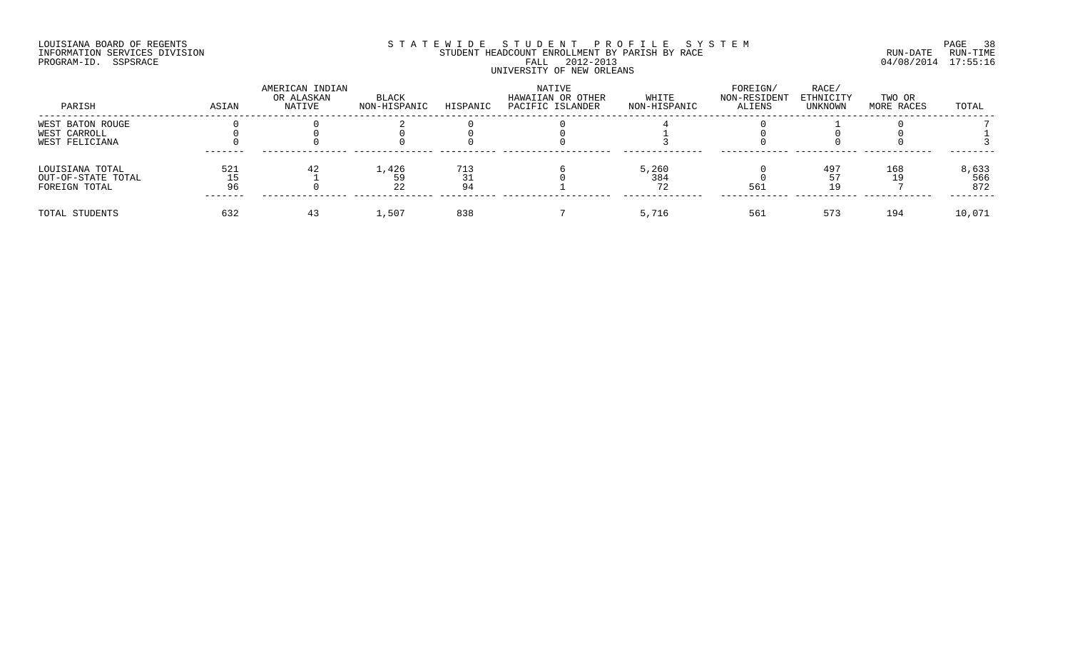LOUISIANA BOARD OF REGENTS
INFORMATION SERVICES DIVISION
PROGRAM-ID. SSPSRACE

STATEWIDE STUDENT PROFILE SYSTEM
STUDENT HEADCOUNT ENROLLMENT BY PARISH BY RACE
FALL 2012-2013
UNIVERSITY OF NEW ORLEANS

RUN-DATE 04/08/2014 RUN-TIME 17:55:16

| PARISH | ASIAN | AMERICAN INDIAN OR ALASKAN NATIVE | BLACK NON-HISPANIC | HISPANIC | NATIVE HAWAIIAN OR OTHER PACIFIC ISLANDER | WHITE NON-HISPANIC | FOREIGN/ NON-RESIDENT ALIENS | RACE/ ETHNICITY UNKNOWN | TWO OR MORE RACES | TOTAL |
|---|---|---|---|---|---|---|---|---|---|---|
| WEST BATON ROUGE | 0 | 0 | 2 | 0 | 0 | 4 | 0 | 1 | 0 | 7 |
| WEST CARROLL | 0 | 0 | 0 | 0 | 0 | 1 | 0 | 0 | 0 | 1 |
| WEST FELICIANA | 0 | 0 | 0 | 0 | 0 | 3 | 0 | 0 | 0 | 3 |
| LOUISIANA TOTAL | 521 | 42 | 1,426 | 713 | 6 | 5,260 | 0 | 497 | 168 | 8,633 |
| OUT-OF-STATE TOTAL | 15 | 1 | 59 | 31 | 0 | 384 | 0 | 57 | 19 | 566 |
| FOREIGN TOTAL | 96 | 0 | 22 | 94 | 1 | 72 | 561 | 19 | 7 | 872 |
| TOTAL STUDENTS | 632 | 43 | 1,507 | 838 | 7 | 5,716 | 561 | 573 | 194 | 10,071 |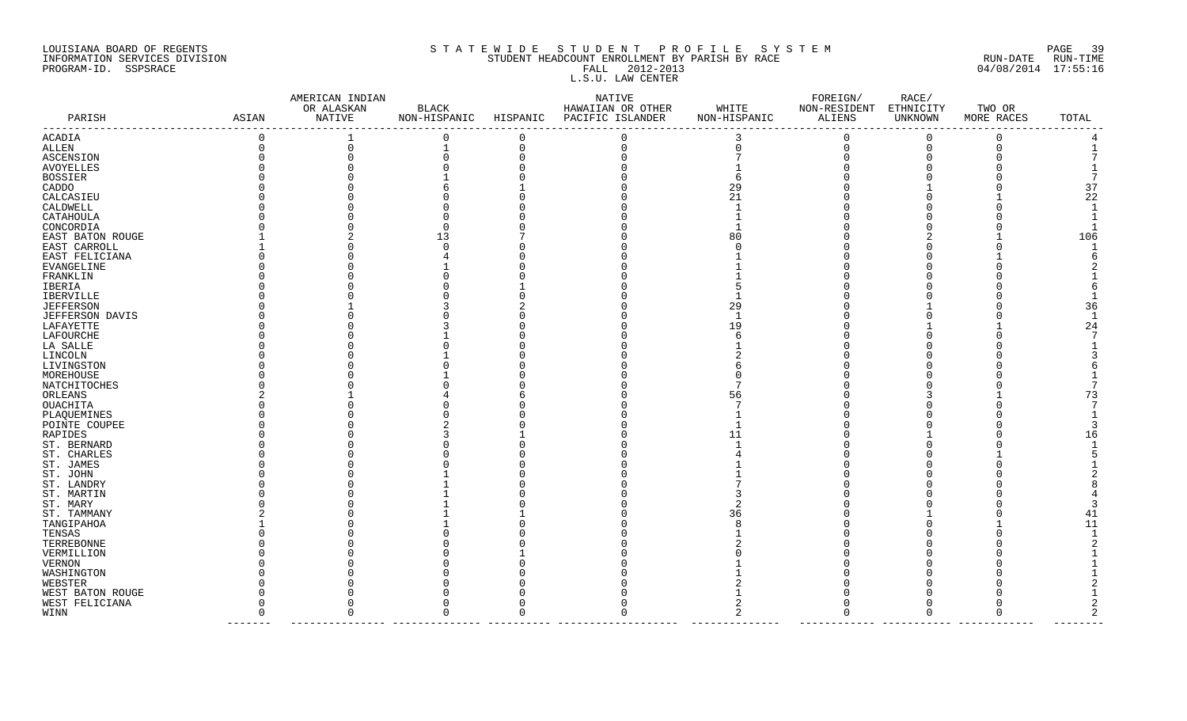LOUISIANA BOARD OF REGENTS
INFORMATION SERVICES DIVISION
PROGRAM-ID. SSPSRACE

STATEWIDE STUDENT PROFILE SYSTEM
STUDENT HEADCOUNT ENROLLMENT BY PARISH BY RACE
FALL 2012-2013
L.S.U. LAW CENTER

RUN-DATE RUN-TIME
04/08/2014 17:55:16

| PARISH | ASIAN | AMERICAN INDIAN OR ALASKAN NATIVE | BLACK NON-HISPANIC | HISPANIC | NATIVE HAWAIIAN OR OTHER PACIFIC ISLANDER | WHITE NON-HISPANIC | FOREIGN/ NON-RESIDENT ALIENS | RACE/ ETHNICITY UNKNOWN | TWO OR MORE RACES | TOTAL |
|---|---|---|---|---|---|---|---|---|---|---|
| ACADIA | 0 | 1 | 0 | 0 | 0 | 3 | 0 | 0 | 0 | 4 |
| ALLEN | 0 | 0 | 1 | 0 | 0 | 0 | 0 | 0 | 0 | 1 |
| ASCENSION | 0 | 0 | 0 | 0 | 0 | 7 | 0 | 0 | 0 | 7 |
| AVOYELLES | 0 | 0 | 0 | 0 | 0 | 1 | 0 | 0 | 0 | 1 |
| BOSSIER | 0 | 0 | 1 | 0 | 0 | 6 | 0 | 0 | 0 | 7 |
| CADDO | 0 | 0 | 6 | 1 | 0 | 29 | 0 | 1 | 0 | 37 |
| CALCASIEU | 0 | 0 | 0 | 0 | 0 | 21 | 0 | 0 | 1 | 22 |
| CALDWELL | 0 | 0 | 0 | 0 | 0 | 1 | 0 | 0 | 0 | 1 |
| CATAHOULA | 0 | 0 | 0 | 0 | 0 | 1 | 0 | 0 | 0 | 1 |
| CONCORDIA | 0 | 0 | 0 | 0 | 0 | 1 | 0 | 0 | 0 | 1 |
| EAST BATON ROUGE | 1 | 2 | 13 | 7 | 0 | 80 | 0 | 2 | 1 | 106 |
| EAST CARROLL | 1 | 0 | 0 | 0 | 0 | 0 | 0 | 0 | 0 | 1 |
| EAST FELICIANA | 0 | 0 | 4 | 0 | 0 | 1 | 0 | 0 | 1 | 6 |
| EVANGELINE | 0 | 0 | 1 | 0 | 0 | 1 | 0 | 0 | 0 | 2 |
| FRANKLIN | 0 | 0 | 0 | 0 | 0 | 1 | 0 | 0 | 0 | 1 |
| IBERIA | 0 | 0 | 0 | 1 | 0 | 5 | 0 | 0 | 0 | 6 |
| IBERVILLE | 0 | 0 | 0 | 0 | 0 | 1 | 0 | 0 | 0 | 1 |
| JEFFERSON | 0 | 1 | 3 | 2 | 0 | 29 | 0 | 1 | 0 | 36 |
| JEFFERSON DAVIS | 0 | 0 | 0 | 0 | 0 | 1 | 0 | 0 | 0 | 1 |
| LAFAYETTE | 0 | 0 | 3 | 0 | 0 | 19 | 0 | 1 | 1 | 24 |
| LAFOURCHE | 0 | 0 | 1 | 0 | 0 | 6 | 0 | 0 | 0 | 7 |
| LA SALLE | 0 | 0 | 0 | 0 | 0 | 1 | 0 | 0 | 0 | 1 |
| LINCOLN | 0 | 0 | 1 | 0 | 0 | 2 | 0 | 0 | 0 | 3 |
| LIVINGSTON | 0 | 0 | 0 | 0 | 0 | 6 | 0 | 0 | 0 | 6 |
| MOREHOUSE | 0 | 0 | 1 | 0 | 0 | 0 | 0 | 0 | 0 | 1 |
| NATCHITOCHES | 0 | 0 | 0 | 0 | 0 | 7 | 0 | 0 | 0 | 7 |
| ORLEANS | 2 | 1 | 4 | 6 | 0 | 56 | 0 | 3 | 1 | 73 |
| OUACHITA | 0 | 0 | 0 | 0 | 0 | 7 | 0 | 0 | 0 | 7 |
| PLAQUEMINES | 0 | 0 | 0 | 0 | 0 | 1 | 0 | 0 | 0 | 1 |
| POINTE COUPEE | 0 | 0 | 2 | 0 | 0 | 1 | 0 | 0 | 0 | 3 |
| RAPIDES | 0 | 0 | 3 | 1 | 0 | 11 | 0 | 1 | 0 | 16 |
| ST. BERNARD | 0 | 0 | 0 | 0 | 0 | 1 | 0 | 0 | 0 | 1 |
| ST. CHARLES | 0 | 0 | 0 | 0 | 0 | 4 | 0 | 0 | 1 | 5 |
| ST. JAMES | 0 | 0 | 0 | 0 | 0 | 1 | 0 | 0 | 0 | 1 |
| ST. JOHN | 0 | 0 | 1 | 0 | 0 | 1 | 0 | 0 | 0 | 2 |
| ST. LANDRY | 0 | 0 | 1 | 0 | 0 | 7 | 0 | 0 | 0 | 8 |
| ST. MARTIN | 0 | 0 | 1 | 0 | 0 | 3 | 0 | 0 | 0 | 4 |
| ST. MARY | 0 | 0 | 1 | 0 | 0 | 2 | 0 | 0 | 0 | 3 |
| ST. TAMMANY | 2 | 0 | 1 | 1 | 0 | 36 | 0 | 1 | 0 | 41 |
| TANGIPAHOA | 1 | 0 | 1 | 0 | 0 | 8 | 0 | 0 | 1 | 11 |
| TENSAS | 0 | 0 | 0 | 0 | 0 | 1 | 0 | 0 | 0 | 1 |
| TERREBONNE | 0 | 0 | 0 | 0 | 0 | 2 | 0 | 0 | 0 | 2 |
| VERMILLION | 0 | 0 | 0 | 1 | 0 | 0 | 0 | 0 | 0 | 1 |
| VERNON | 0 | 0 | 0 | 0 | 0 | 1 | 0 | 0 | 0 | 1 |
| WASHINGTON | 0 | 0 | 0 | 0 | 0 | 1 | 0 | 0 | 0 | 1 |
| WEBSTER | 0 | 0 | 0 | 0 | 0 | 2 | 0 | 0 | 0 | 2 |
| WEST BATON ROUGE | 0 | 0 | 0 | 0 | 0 | 1 | 0 | 0 | 0 | 1 |
| WEST FELICIANA | 0 | 0 | 0 | 0 | 0 | 2 | 0 | 0 | 0 | 2 |
| WINN | 0 | 0 | 0 | 0 | 0 | 2 | 0 | 0 | 0 | 2 |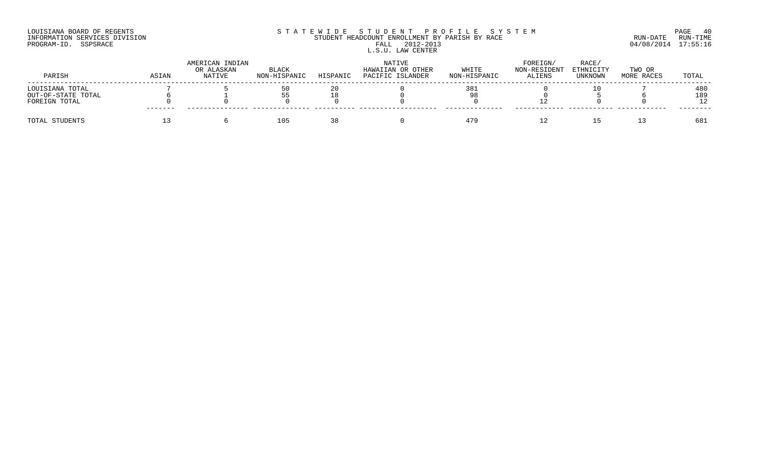LOUISIANA BOARD OF REGENTS
INFORMATION SERVICES DIVISION
PROGRAM-ID. SSPSRACE

S T A T E W I D E   S T U D E N T   P R O F I L E   S Y S T E M
STUDENT HEADCOUNT ENROLLMENT BY PARISH BY RACE
FALL 2012-2013
L.S.U. LAW CENTER

RUN-DATE 04/08/2014 RUN-TIME 17:55:16

| PARISH | ASIAN | AMERICAN INDIAN OR ALASKAN NATIVE | BLACK NON-HISPANIC | HISPANIC | NATIVE HAWAIIAN OR OTHER PACIFIC ISLANDER | WHITE NON-HISPANIC | FOREIGN/ NON-RESIDENT ALIENS | RACE/ ETHNICITY UNKNOWN | TWO OR MORE RACES | TOTAL |
|---|---|---|---|---|---|---|---|---|---|---|
| LOUISIANA TOTAL | 7 | 5 | 50 | 20 | 0 | 381 | 0 | 10 | 7 | 480 |
| OUT-OF-STATE TOTAL | 6 | 1 | 55 | 18 | 0 | 98 | 0 | 5 | 6 | 189 |
| FOREIGN TOTAL | 0 | 0 | 0 | 0 | 0 | 0 | 12 | 0 | 0 | 12 |
| TOTAL STUDENTS | 13 | 6 | 105 | 38 | 0 | 479 | 12 | 15 | 13 | 681 |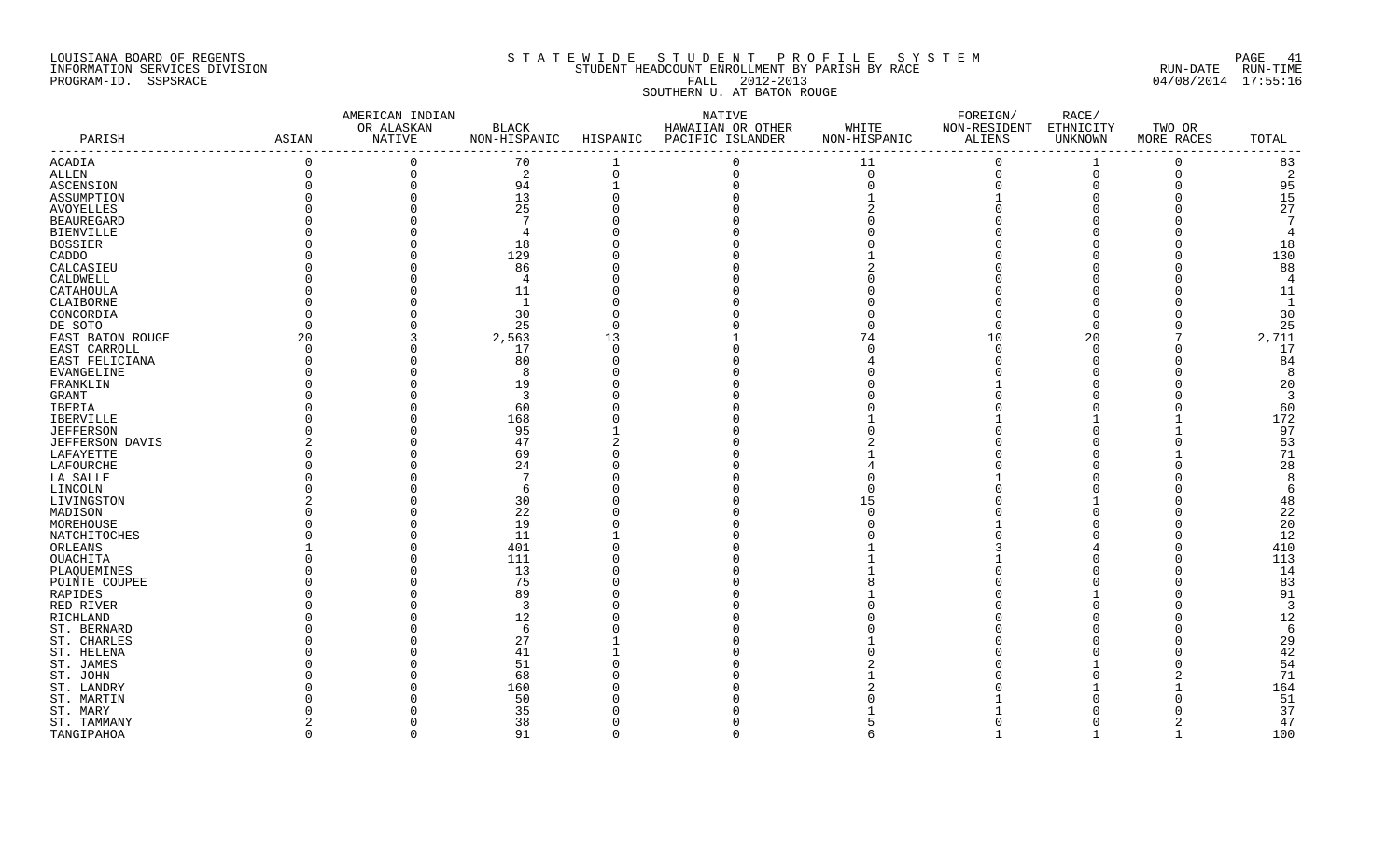LOUISIANA BOARD OF REGENTS
INFORMATION SERVICES DIVISION
PROGRAM-ID. SSPSRACE

S T A T E W I D E   S T U D E N T   P R O F I L E   S Y S T E M
STUDENT HEADCOUNT ENROLLMENT BY PARISH BY RACE
FALL 2012-2013
SOUTHERN U. AT BATON ROUGE

RUN-DATE RUN-TIME
04/08/2014 17:55:16

| PARISH | ASIAN | AMERICAN INDIAN OR ALASKAN NATIVE | BLACK NON-HISPANIC | HISPANIC | NATIVE HAWAIIAN OR OTHER PACIFIC ISLANDER | WHITE NON-HISPANIC | FOREIGN/ NON-RESIDENT ALIENS | RACE/ ETHNICITY UNKNOWN | TWO OR MORE RACES | TOTAL |
|---|---|---|---|---|---|---|---|---|---|---|
| ACADIA | 0 | 0 | 70 | 1 | 0 | 11 | 0 | 1 | 0 | 83 |
| ALLEN | 0 | 0 | 2 | 0 | 0 | 0 | 0 | 0 | 0 | 2 |
| ASCENSION | 0 | 0 | 94 | 1 | 0 | 0 | 0 | 0 | 0 | 95 |
| ASSUMPTION | 0 | 0 | 13 | 0 | 0 | 1 | 1 | 0 | 0 | 15 |
| AVOYELLES | 0 | 0 | 25 | 0 | 0 | 2 | 0 | 0 | 0 | 27 |
| BEAUREGARD | 0 | 0 | 7 | 0 | 0 | 0 | 0 | 0 | 0 | 7 |
| BIENVILLE | 0 | 0 | 4 | 0 | 0 | 0 | 0 | 0 | 0 | 4 |
| BOSSIER | 0 | 0 | 18 | 0 | 0 | 0 | 0 | 0 | 0 | 18 |
| CADDO | 0 | 0 | 129 | 0 | 0 | 1 | 0 | 0 | 0 | 130 |
| CALCASIEU | 0 | 0 | 86 | 0 | 0 | 2 | 0 | 0 | 0 | 88 |
| CALDWELL | 0 | 0 | 4 | 0 | 0 | 0 | 0 | 0 | 0 | 4 |
| CATAHOULA | 0 | 0 | 11 | 0 | 0 | 0 | 0 | 0 | 0 | 11 |
| CLAIBORNE | 0 | 0 | 1 | 0 | 0 | 0 | 0 | 0 | 0 | 1 |
| CONCORDIA | 0 | 0 | 30 | 0 | 0 | 0 | 0 | 0 | 0 | 30 |
| DE SOTO | 0 | 0 | 25 | 0 | 0 | 0 | 0 | 0 | 0 | 25 |
| EAST BATON ROUGE | 20 | 3 | 2,563 | 13 | 1 | 74 | 10 | 20 | 7 | 2,711 |
| EAST CARROLL | 0 | 0 | 17 | 0 | 0 | 0 | 0 | 0 | 0 | 17 |
| EAST FELICIANA | 0 | 0 | 80 | 0 | 0 | 4 | 0 | 0 | 0 | 84 |
| EVANGELINE | 0 | 0 | 8 | 0 | 0 | 0 | 0 | 0 | 0 | 8 |
| FRANKLIN | 0 | 0 | 19 | 0 | 0 | 0 | 1 | 0 | 0 | 20 |
| GRANT | 0 | 0 | 3 | 0 | 0 | 0 | 0 | 0 | 0 | 3 |
| IBERIA | 0 | 0 | 60 | 0 | 0 | 0 | 0 | 0 | 0 | 60 |
| IBERVILLE | 0 | 0 | 168 | 0 | 0 | 1 | 1 | 1 | 1 | 172 |
| JEFFERSON | 0 | 0 | 95 | 1 | 0 | 0 | 0 | 0 | 1 | 97 |
| JEFFERSON DAVIS | 2 | 0 | 47 | 2 | 0 | 2 | 0 | 0 | 0 | 53 |
| LAFAYETTE | 0 | 0 | 69 | 0 | 0 | 1 | 0 | 0 | 1 | 71 |
| LAFOURCHE | 0 | 0 | 24 | 0 | 0 | 4 | 0 | 0 | 0 | 28 |
| LA SALLE | 0 | 0 | 7 | 0 | 0 | 0 | 1 | 0 | 0 | 8 |
| LINCOLN | 0 | 0 | 6 | 0 | 0 | 0 | 0 | 0 | 0 | 6 |
| LIVINGSTON | 2 | 0 | 30 | 0 | 0 | 15 | 0 | 1 | 0 | 48 |
| MADISON | 0 | 0 | 22 | 0 | 0 | 0 | 0 | 0 | 0 | 22 |
| MOREHOUSE | 0 | 0 | 19 | 0 | 0 | 0 | 1 | 0 | 0 | 20 |
| NATCHITOCHES | 0 | 0 | 11 | 1 | 0 | 0 | 0 | 0 | 0 | 12 |
| ORLEANS | 1 | 0 | 401 | 0 | 0 | 1 | 3 | 4 | 0 | 410 |
| OUACHITA | 0 | 0 | 111 | 0 | 0 | 1 | 1 | 0 | 0 | 113 |
| PLAQUEMINES | 0 | 0 | 13 | 0 | 0 | 1 | 0 | 0 | 0 | 14 |
| POINTE COUPEE | 0 | 0 | 75 | 0 | 0 | 8 | 0 | 0 | 0 | 83 |
| RAPIDES | 0 | 0 | 89 | 0 | 0 | 1 | 0 | 1 | 0 | 91 |
| RED RIVER | 0 | 0 | 3 | 0 | 0 | 0 | 0 | 0 | 0 | 3 |
| RICHLAND | 0 | 0 | 12 | 0 | 0 | 0 | 0 | 0 | 0 | 12 |
| ST. BERNARD | 0 | 0 | 6 | 0 | 0 | 0 | 0 | 0 | 0 | 6 |
| ST. CHARLES | 0 | 0 | 27 | 1 | 0 | 1 | 0 | 0 | 0 | 29 |
| ST. HELENA | 0 | 0 | 41 | 1 | 0 | 0 | 0 | 0 | 0 | 42 |
| ST. JAMES | 0 | 0 | 51 | 0 | 0 | 2 | 0 | 1 | 0 | 54 |
| ST. JOHN | 0 | 0 | 68 | 0 | 0 | 1 | 0 | 0 | 2 | 71 |
| ST. LANDRY | 0 | 0 | 160 | 0 | 0 | 2 | 0 | 1 | 1 | 164 |
| ST. MARTIN | 0 | 0 | 50 | 0 | 0 | 0 | 1 | 0 | 0 | 51 |
| ST. MARY | 0 | 0 | 35 | 0 | 0 | 1 | 1 | 0 | 0 | 37 |
| ST. TAMMANY | 2 | 0 | 38 | 0 | 0 | 5 | 0 | 0 | 2 | 47 |
| TANGIPAHOA | 0 | 0 | 91 | 0 | 0 | 6 | 1 | 1 | 1 | 100 |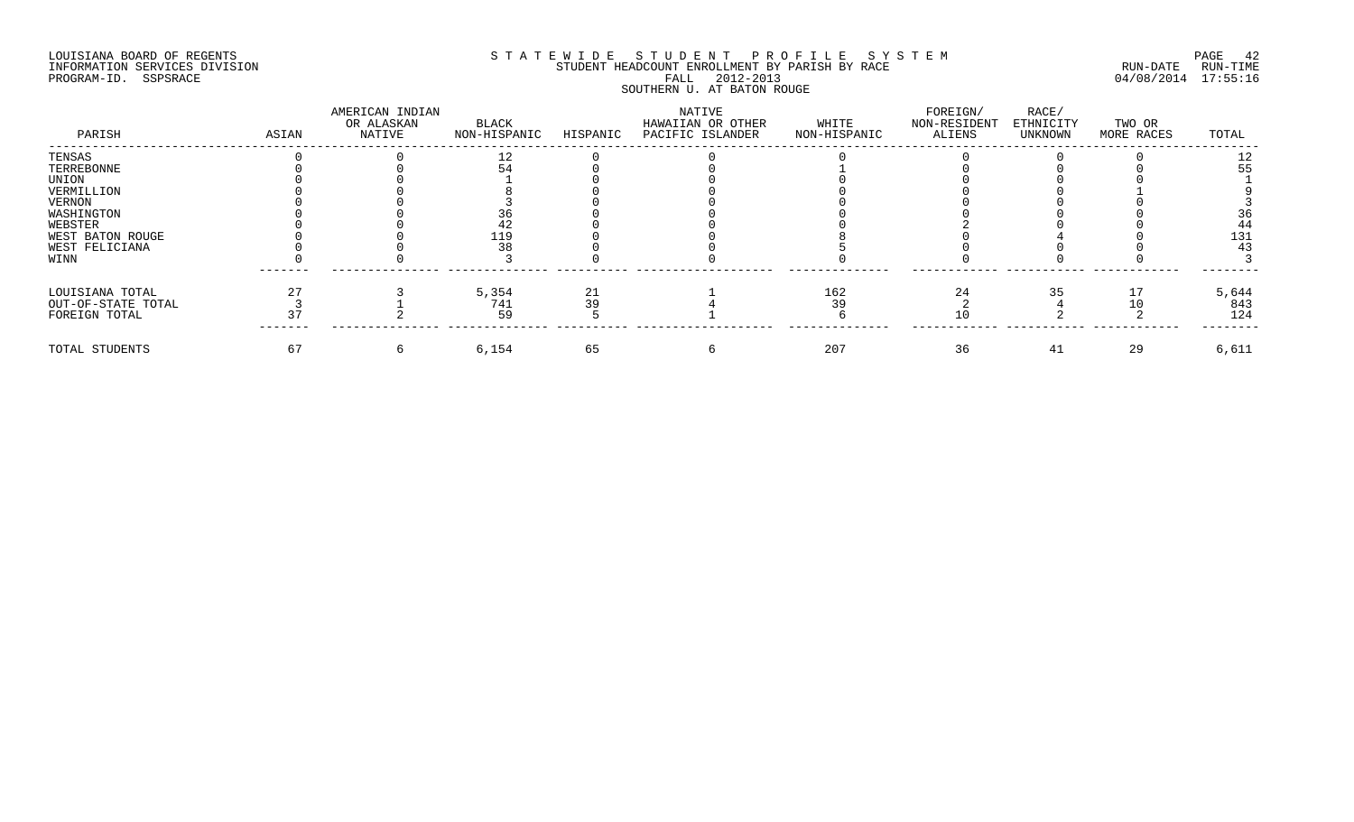LOUISIANA BOARD OF REGENTS
INFORMATION SERVICES DIVISION
PROGRAM-ID. SSPSRACE

STATEWIDE STUDENT PROFILE SYSTEM
STUDENT HEADCOUNT ENROLLMENT BY PARISH BY RACE
FALL 2012-2013
SOUTHERN U. AT BATON ROUGE

RUN-DATE 04/08/2014 RUN-TIME 17:55:16

| PARISH | ASIAN | AMERICAN INDIAN OR ALASKAN NATIVE | BLACK NON-HISPANIC | HISPANIC | NATIVE HAWAIIAN OR OTHER PACIFIC ISLANDER | WHITE NON-HISPANIC | FOREIGN/ NON-RESIDENT ALIENS | RACE/ ETHNICITY UNKNOWN | TWO OR MORE RACES | TOTAL |
|---|---|---|---|---|---|---|---|---|---|---|
| TENSAS | 0 | 0 | 12 | 0 | 0 | 0 | 0 | 0 | 0 | 12 |
| TERREBONNE | 0 | 0 | 54 | 0 | 0 | 1 | 0 | 0 | 0 | 55 |
| UNION | 0 | 0 | 1 | 0 | 0 | 0 | 0 | 0 | 0 | 1 |
| VERMILLION | 0 | 0 | 8 | 0 | 0 | 0 | 0 | 0 | 1 | 9 |
| VERNON | 0 | 0 | 3 | 0 | 0 | 0 | 0 | 0 | 0 | 3 |
| WASHINGTON | 0 | 0 | 36 | 0 | 0 | 0 | 0 | 0 | 0 | 36 |
| WEBSTER | 0 | 0 | 42 | 0 | 0 | 0 | 2 | 0 | 0 | 44 |
| WEST BATON ROUGE | 0 | 0 | 119 | 0 | 0 | 8 | 0 | 4 | 0 | 131 |
| WEST FELICIANA | 0 | 0 | 38 | 0 | 0 | 5 | 0 | 0 | 0 | 43 |
| WINN | 0 | 0 | 3 | 0 | 0 | 0 | 0 | 0 | 0 | 3 |
| LOUISIANA TOTAL | 27 | 3 | 5,354 | 21 | 1 | 162 | 24 | 35 | 17 | 5,644 |
| OUT-OF-STATE TOTAL | 3 | 1 | 741 | 39 | 4 | 39 | 2 | 4 | 10 | 843 |
| FOREIGN TOTAL | 37 | 2 | 59 | 5 | 1 | 6 | 10 | 2 | 2 | 124 |
| TOTAL STUDENTS | 67 | 6 | 6,154 | 65 | 6 | 207 | 36 | 41 | 29 | 6,611 |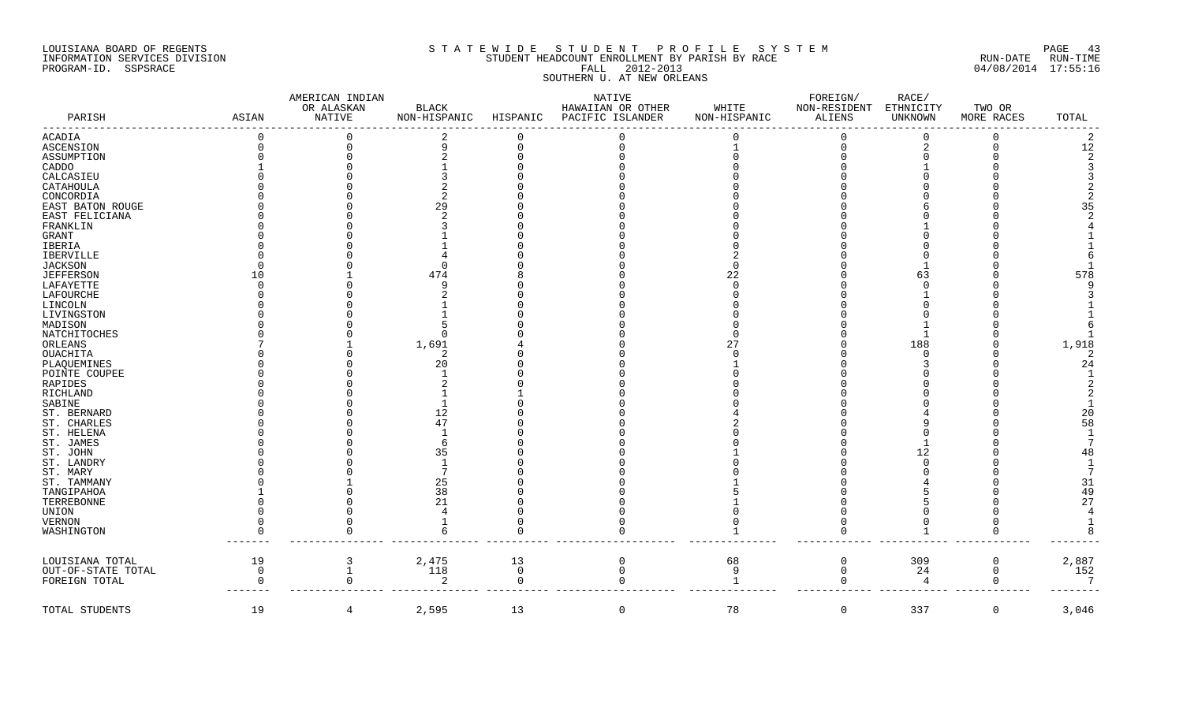LOUISIANA BOARD OF REGENTS
INFORMATION SERVICES DIVISION
PROGRAM-ID. SSPSRACE

STATEWIDE STUDENT PROFILE SYSTEM
STUDENT HEADCOUNT ENROLLMENT BY PARISH BY RACE
FALL 2012-2013
SOUTHERN U. AT NEW ORLEANS

RUN-DATE RUN-TIME
04/08/2014 17:55:16

| PARISH | ASIAN | AMERICAN INDIAN OR ALASKAN NATIVE | BLACK NON-HISPANIC | HISPANIC | NATIVE HAWAIIAN OR OTHER PACIFIC ISLANDER | WHITE NON-HISPANIC | FOREIGN/ NON-RESIDENT ALIENS | RACE/ ETHNICITY UNKNOWN | TWO OR MORE RACES | TOTAL |
|---|---|---|---|---|---|---|---|---|---|---|
| ACADIA | 0 | 0 | 2 | 0 | 0 | 0 | 0 | 0 | 0 | 2 |
| ASCENSION | 0 | 0 | 9 | 0 | 0 | 1 | 0 | 2 | 0 | 12 |
| ASSUMPTION | 0 | 0 | 2 | 0 | 0 | 0 | 0 | 0 | 0 | 2 |
| CADDO | 1 | 0 | 1 | 0 | 0 | 0 | 0 | 1 | 0 | 3 |
| CALCASIEU | 0 | 0 | 3 | 0 | 0 | 0 | 0 | 0 | 0 | 3 |
| CATAHOULA | 0 | 0 | 2 | 0 | 0 | 0 | 0 | 0 | 0 | 2 |
| CONCORDIA | 0 | 0 | 2 | 0 | 0 | 0 | 0 | 0 | 0 | 2 |
| EAST BATON ROUGE | 0 | 0 | 29 | 0 | 0 | 0 | 0 | 6 | 0 | 35 |
| EAST FELICIANA | 0 | 0 | 2 | 0 | 0 | 0 | 0 | 0 | 0 | 2 |
| FRANKLIN | 0 | 0 | 3 | 0 | 0 | 0 | 0 | 1 | 0 | 4 |
| GRANT | 0 | 0 | 1 | 0 | 0 | 0 | 0 | 0 | 0 | 1 |
| IBERIA | 0 | 0 | 1 | 0 | 0 | 0 | 0 | 0 | 0 | 1 |
| IBERVILLE | 0 | 0 | 4 | 0 | 0 | 2 | 0 | 0 | 0 | 6 |
| JACKSON | 0 | 0 | 0 | 0 | 0 | 0 | 0 | 1 | 0 | 1 |
| JEFFERSON | 10 | 1 | 474 | 8 | 0 | 22 | 0 | 63 | 0 | 578 |
| LAFAYETTE | 0 | 0 | 9 | 0 | 0 | 0 | 0 | 0 | 0 | 9 |
| LAFOURCHE | 0 | 0 | 2 | 0 | 0 | 0 | 0 | 1 | 0 | 3 |
| LINCOLN | 0 | 0 | 1 | 0 | 0 | 0 | 0 | 0 | 0 | 1 |
| LIVINGSTON | 0 | 0 | 1 | 0 | 0 | 0 | 0 | 0 | 0 | 1 |
| MADISON | 0 | 0 | 5 | 0 | 0 | 0 | 0 | 1 | 0 | 6 |
| NATCHITOCHES | 0 | 0 | 0 | 0 | 0 | 0 | 0 | 1 | 0 | 1 |
| ORLEANS | 7 | 1 | 1,691 | 4 | 0 | 27 | 0 | 188 | 0 | 1,918 |
| OUACHITA | 0 | 0 | 2 | 0 | 0 | 0 | 0 | 0 | 0 | 2 |
| PLAQUEMINES | 0 | 0 | 20 | 0 | 0 | 1 | 0 | 3 | 0 | 24 |
| POINTE COUPEE | 0 | 0 | 1 | 0 | 0 | 0 | 0 | 0 | 0 | 1 |
| RAPIDES | 0 | 0 | 2 | 0 | 0 | 0 | 0 | 0 | 0 | 2 |
| RICHLAND | 0 | 0 | 1 | 1 | 0 | 0 | 0 | 0 | 0 | 2 |
| SABINE | 0 | 0 | 1 | 0 | 0 | 0 | 0 | 0 | 0 | 1 |
| ST. BERNARD | 0 | 0 | 12 | 0 | 0 | 4 | 0 | 4 | 0 | 20 |
| ST. CHARLES | 0 | 0 | 47 | 0 | 0 | 2 | 0 | 9 | 0 | 58 |
| ST. HELENA | 0 | 0 | 1 | 0 | 0 | 0 | 0 | 0 | 0 | 1 |
| ST. JAMES | 0 | 0 | 6 | 0 | 0 | 0 | 0 | 1 | 0 | 7 |
| ST. JOHN | 0 | 0 | 35 | 0 | 0 | 1 | 0 | 12 | 0 | 48 |
| ST. LANDRY | 0 | 0 | 1 | 0 | 0 | 0 | 0 | 0 | 0 | 1 |
| ST. MARY | 0 | 0 | 7 | 0 | 0 | 0 | 0 | 0 | 0 | 7 |
| ST. TAMMANY | 0 | 1 | 25 | 0 | 0 | 1 | 0 | 4 | 0 | 31 |
| TANGIPAHOA | 1 | 0 | 38 | 0 | 0 | 5 | 0 | 5 | 0 | 49 |
| TERREBONNE | 0 | 0 | 21 | 0 | 0 | 1 | 0 | 5 | 0 | 27 |
| UNION | 0 | 0 | 4 | 0 | 0 | 0 | 0 | 0 | 0 | 4 |
| VERNON | 0 | 0 | 1 | 0 | 0 | 0 | 0 | 0 | 0 | 1 |
| WASHINGTON | 0 | 0 | 6 | 0 | 0 | 1 | 0 | 1 | 0 | 8 |
| LOUISIANA TOTAL | 19 | 3 | 2,475 | 13 | 0 | 68 | 0 | 309 | 0 | 2,887 |
| OUT-OF-STATE TOTAL | 0 | 1 | 118 | 0 | 0 | 9 | 0 | 24 | 0 | 152 |
| FOREIGN TOTAL | 0 | 0 | 2 | 0 | 0 | 1 | 0 | 4 | 0 | 7 |
| TOTAL STUDENTS | 19 | 4 | 2,595 | 13 | 0 | 78 | 0 | 337 | 0 | 3,046 |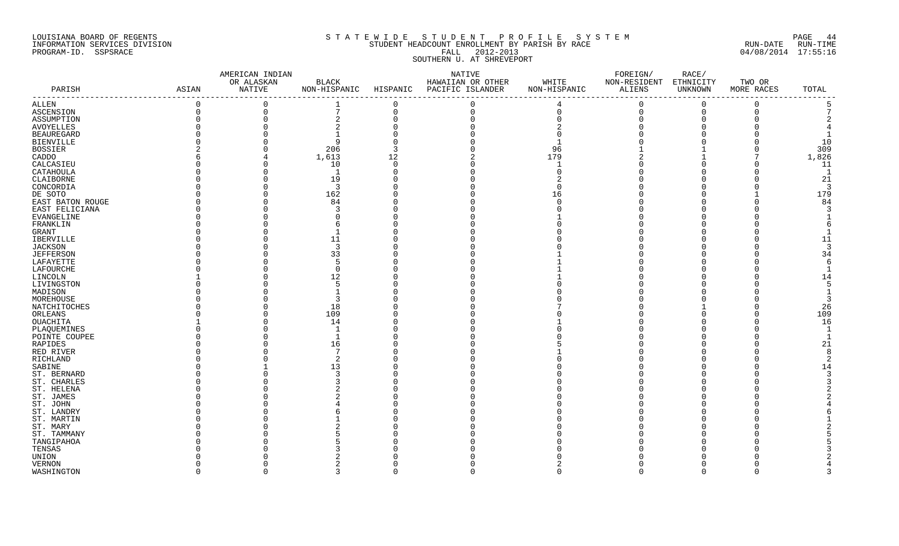LOUISIANA BOARD OF REGENTS
INFORMATION SERVICES DIVISION
PROGRAM-ID. SSPSRACE

STATEWIDE STUDENT PROFILE SYSTEM
STUDENT HEADCOUNT ENROLLMENT BY PARISH BY RACE
FALL 2012-2013
SOUTHERN U. AT SHREVEPORT

RUN-DATE 04/08/2014 RUN-TIME 17:55:16

| PARISH | ASIAN | AMERICAN INDIAN OR ALASKAN NATIVE | BLACK NON-HISPANIC | HISPANIC | NATIVE HAWAIIAN OR OTHER PACIFIC ISLANDER | WHITE NON-HISPANIC | FOREIGN/ NON-RESIDENT ALIENS | RACE/ ETHNICITY UNKNOWN | TWO OR MORE RACES | TOTAL |
|---|---|---|---|---|---|---|---|---|---|---|
| ALLEN | 0 | 0 | 1 | 0 | 0 | 4 | 0 | 0 | 0 | 5 |
| ASCENSION | 0 | 0 | 7 | 0 | 0 | 0 | 0 | 0 | 0 | 7 |
| ASSUMPTION | 0 | 0 | 2 | 0 | 0 | 0 | 0 | 0 | 0 | 2 |
| AVOYELLES | 0 | 0 | 2 | 0 | 0 | 2 | 0 | 0 | 0 | 4 |
| BEAUREGARD | 0 | 0 | 1 | 0 | 0 | 0 | 0 | 0 | 0 | 1 |
| BIENVILLE | 0 | 0 | 9 | 0 | 0 | 1 | 0 | 0 | 0 | 10 |
| BOSSIER | 2 | 0 | 206 | 3 | 0 | 96 | 1 | 1 | 0 | 309 |
| CADDO | 6 | 4 | 1,613 | 12 | 2 | 179 | 2 | 1 | 7 | 1,826 |
| CALCASIEU | 0 | 0 | 10 | 0 | 0 | 1 | 0 | 0 | 0 | 11 |
| CATAHOULA | 0 | 0 | 1 | 0 | 0 | 0 | 0 | 0 | 0 | 1 |
| CLAIBORNE | 0 | 0 | 19 | 0 | 0 | 2 | 0 | 0 | 0 | 21 |
| CONCORDIA | 0 | 0 | 3 | 0 | 0 | 0 | 0 | 0 | 0 | 3 |
| DE SOTO | 0 | 0 | 162 | 0 | 0 | 16 | 0 | 0 | 1 | 179 |
| EAST BATON ROUGE | 0 | 0 | 84 | 0 | 0 | 0 | 0 | 0 | 0 | 84 |
| EAST FELICIANA | 0 | 0 | 3 | 0 | 0 | 0 | 0 | 0 | 0 | 3 |
| EVANGELINE | 0 | 0 | 0 | 0 | 0 | 1 | 0 | 0 | 0 | 1 |
| FRANKLIN | 0 | 0 | 6 | 0 | 0 | 0 | 0 | 0 | 0 | 6 |
| GRANT | 0 | 0 | 1 | 0 | 0 | 0 | 0 | 0 | 0 | 1 |
| IBERVILLE | 0 | 0 | 11 | 0 | 0 | 0 | 0 | 0 | 0 | 11 |
| JACKSON | 0 | 0 | 3 | 0 | 0 | 0 | 0 | 0 | 0 | 3 |
| JEFFERSON | 0 | 0 | 33 | 0 | 0 | 1 | 0 | 0 | 0 | 34 |
| LAFAYETTE | 0 | 0 | 5 | 0 | 0 | 1 | 0 | 0 | 0 | 6 |
| LAFOURCHE | 0 | 0 | 0 | 0 | 0 | 1 | 0 | 0 | 0 | 1 |
| LINCOLN | 1 | 0 | 12 | 0 | 0 | 1 | 0 | 0 | 0 | 14 |
| LIVINGSTON | 0 | 0 | 5 | 0 | 0 | 0 | 0 | 0 | 0 | 5 |
| MADISON | 0 | 0 | 1 | 0 | 0 | 0 | 0 | 0 | 0 | 1 |
| MOREHOUSE | 0 | 0 | 3 | 0 | 0 | 0 | 0 | 0 | 0 | 3 |
| NATCHITOCHES | 0 | 0 | 18 | 0 | 0 | 7 | 0 | 1 | 0 | 26 |
| ORLEANS | 0 | 0 | 109 | 0 | 0 | 0 | 0 | 0 | 0 | 109 |
| OUACHITA | 1 | 0 | 14 | 0 | 0 | 1 | 0 | 0 | 0 | 16 |
| PLAQUEMINES | 0 | 0 | 1 | 0 | 0 | 0 | 0 | 0 | 0 | 1 |
| POINTE COUPEE | 0 | 0 | 1 | 0 | 0 | 0 | 0 | 0 | 0 | 1 |
| RAPIDES | 0 | 0 | 16 | 0 | 0 | 5 | 0 | 0 | 0 | 21 |
| RED RIVER | 0 | 0 | 7 | 0 | 0 | 1 | 0 | 0 | 0 | 8 |
| RICHLAND | 0 | 0 | 2 | 0 | 0 | 0 | 0 | 0 | 0 | 2 |
| SABINE | 0 | 1 | 13 | 0 | 0 | 0 | 0 | 0 | 0 | 14 |
| ST. BERNARD | 0 | 0 | 3 | 0 | 0 | 0 | 0 | 0 | 0 | 3 |
| ST. CHARLES | 0 | 0 | 3 | 0 | 0 | 0 | 0 | 0 | 0 | 3 |
| ST. HELENA | 0 | 0 | 2 | 0 | 0 | 0 | 0 | 0 | 0 | 2 |
| ST. JAMES | 0 | 0 | 2 | 0 | 0 | 0 | 0 | 0 | 0 | 2 |
| ST. JOHN | 0 | 0 | 4 | 0 | 0 | 0 | 0 | 0 | 0 | 4 |
| ST. LANDRY | 0 | 0 | 6 | 0 | 0 | 0 | 0 | 0 | 0 | 6 |
| ST. MARTIN | 0 | 0 | 1 | 0 | 0 | 0 | 0 | 0 | 0 | 1 |
| ST. MARY | 0 | 0 | 2 | 0 | 0 | 0 | 0 | 0 | 0 | 2 |
| ST. TAMMANY | 0 | 0 | 5 | 0 | 0 | 0 | 0 | 0 | 0 | 5 |
| TANGIPAHOA | 0 | 0 | 5 | 0 | 0 | 0 | 0 | 0 | 0 | 5 |
| TENSAS | 0 | 0 | 3 | 0 | 0 | 0 | 0 | 0 | 0 | 3 |
| UNION | 0 | 0 | 2 | 0 | 0 | 0 | 0 | 0 | 0 | 2 |
| VERNON | 0 | 0 | 2 | 0 | 0 | 2 | 0 | 0 | 0 | 4 |
| WASHINGTON | 0 | 0 | 3 | 0 | 0 | 0 | 0 | 0 | 0 | 3 |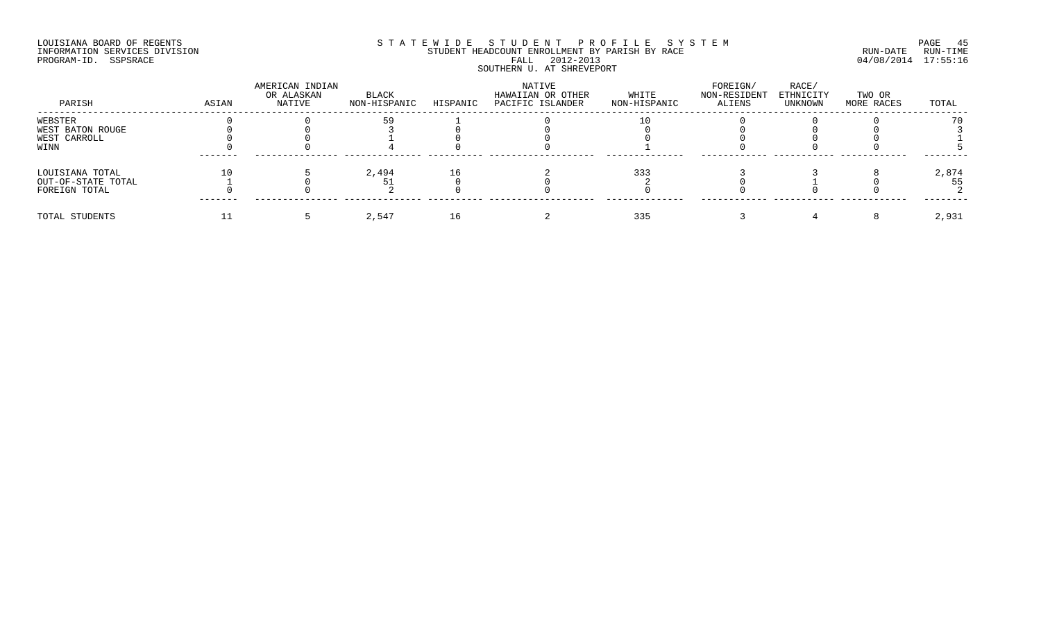LOUISIANA BOARD OF REGENTS
INFORMATION SERVICES DIVISION
PROGRAM-ID. SSPSRACE

STATEWIDE STUDENT PROFILE SYSTEM
STUDENT HEADCOUNT ENROLLMENT BY PARISH BY RACE
FALL 2012-2013
SOUTHERN U. AT SHREVEPORT

RUN-DATE RUN-TIME
04/08/2014 17:55:16

| PARISH | ASIAN | AMERICAN INDIAN OR ALASKAN NATIVE | BLACK NON-HISPANIC | HISPANIC | NATIVE HAWAIIAN OR OTHER PACIFIC ISLANDER | WHITE NON-HISPANIC | FOREIGN/ NON-RESIDENT ALIENS | RACE/ ETHNICITY UNKNOWN | TWO OR MORE RACES | TOTAL |
|---|---|---|---|---|---|---|---|---|---|---|
| WEBSTER | 0 | 0 | 59 | 1 | 0 | 10 | 0 | 0 | 0 | 70 |
| WEST BATON ROUGE | 0 | 0 | 3 | 0 | 0 | 0 | 0 | 0 | 0 | 3 |
| WEST CARROLL | 0 | 0 | 1 | 0 | 0 | 0 | 0 | 0 | 0 | 1 |
| WINN | 0 | 0 | 4 | 0 | 0 | 1 | 0 | 0 | 0 | 5 |
| LOUISIANA TOTAL | 10 | 5 | 2,494 | 16 | 2 | 333 | 3 | 3 | 8 | 2,874 |
| OUT-OF-STATE TOTAL | 1 | 0 | 51 | 0 | 0 | 2 | 0 | 1 | 0 | 55 |
| FOREIGN TOTAL | 0 | 0 | 2 | 0 | 0 | 0 | 0 | 0 | 0 | 2 |
| TOTAL STUDENTS | 11 | 5 | 2,547 | 16 | 2 | 335 | 3 | 4 | 8 | 2,931 |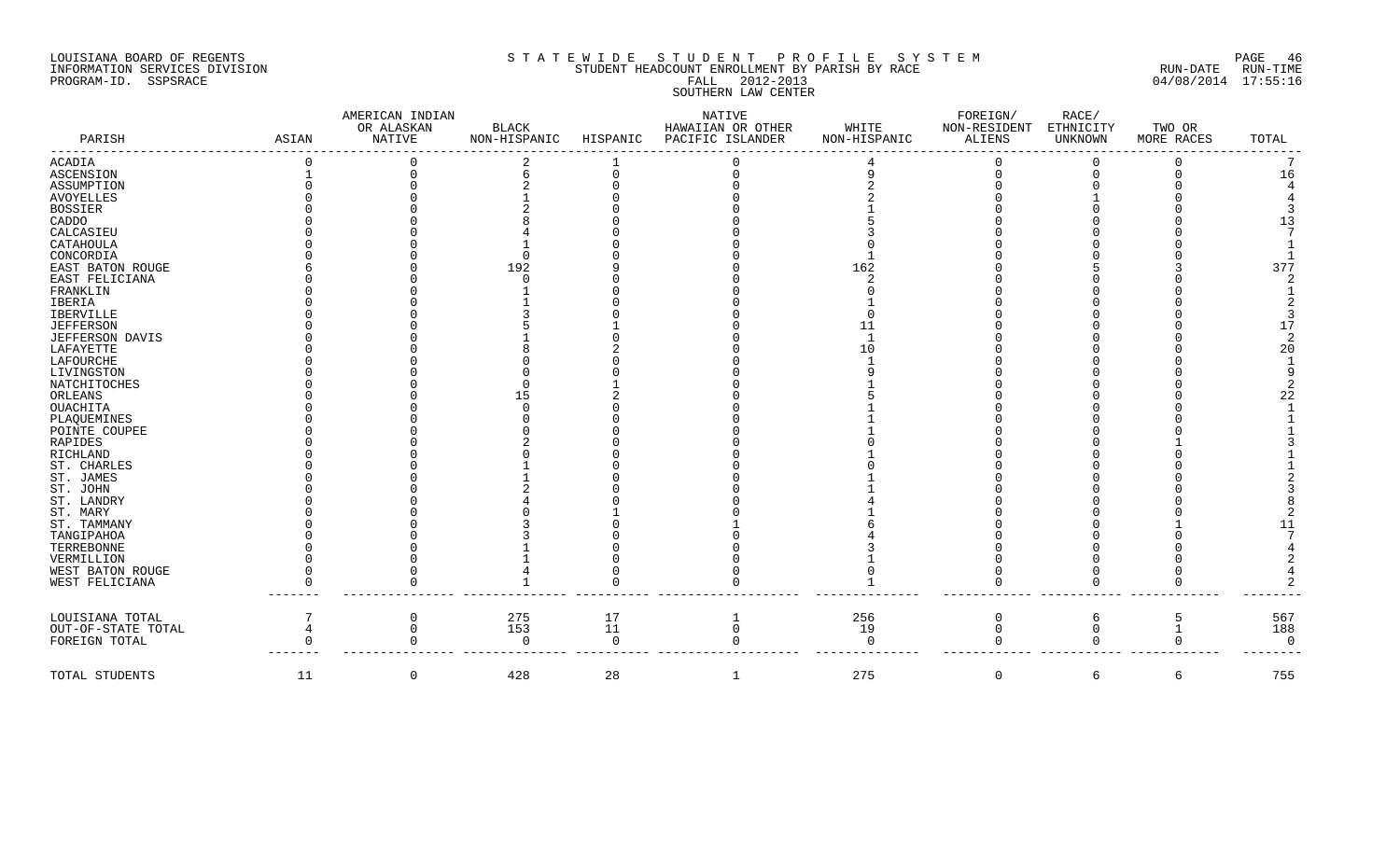LOUISIANA BOARD OF REGENTS
INFORMATION SERVICES DIVISION
PROGRAM-ID. SSPSRACE

# STATEWIDE STUDENT PROFILE SYSTEM
## STUDENT HEADCOUNT ENROLLMENT BY PARISH BY RACE
FALL 2012-2013
SOUTHERN LAW CENTER

RUN-DATE 04/08/2014 RUN-TIME 17:55:16

| PARISH | ASIAN | AMERICAN INDIAN OR ALASKAN NATIVE | BLACK NON-HISPANIC | HISPANIC | NATIVE HAWAIIAN OR OTHER PACIFIC ISLANDER | WHITE NON-HISPANIC | FOREIGN/ NON-RESIDENT ALIENS | RACE/ ETHNICITY UNKNOWN | TWO OR MORE RACES | TOTAL |
|---|---|---|---|---|---|---|---|---|---|---|
| ACADIA | 0 | 0 | 2 | 1 | 0 | 4 | 0 | 0 | 0 | 7 |
| ASCENSION | 1 | 0 | 6 | 0 | 0 | 9 | 0 | 0 | 0 | 16 |
| ASSUMPTION | 0 | 0 | 2 | 0 | 0 | 2 | 0 | 0 | 0 | 4 |
| AVOYELLES | 0 | 0 | 1 | 0 | 0 | 2 | 0 | 1 | 0 | 4 |
| BOSSIER | 0 | 0 | 2 | 0 | 0 | 1 | 0 | 0 | 0 | 3 |
| CADDO | 0 | 0 | 8 | 0 | 0 | 5 | 0 | 0 | 0 | 13 |
| CALCASIEU | 0 | 0 | 4 | 0 | 0 | 3 | 0 | 0 | 0 | 7 |
| CATAHOULA | 0 | 0 | 1 | 0 | 0 | 0 | 0 | 0 | 0 | 1 |
| CONCORDIA | 0 | 0 | 0 | 0 | 0 | 1 | 0 | 0 | 0 | 1 |
| EAST BATON ROUGE | 6 | 0 | 192 | 9 | 0 | 162 | 0 | 5 | 3 | 377 |
| EAST FELICIANA | 0 | 0 | 0 | 0 | 0 | 2 | 0 | 0 | 0 | 2 |
| FRANKLIN | 0 | 0 | 1 | 0 | 0 | 0 | 0 | 0 | 0 | 1 |
| IBERIA | 0 | 0 | 1 | 0 | 0 | 1 | 0 | 0 | 0 | 2 |
| IBERVILLE | 0 | 0 | 3 | 0 | 0 | 0 | 0 | 0 | 0 | 3 |
| JEFFERSON | 0 | 0 | 5 | 1 | 0 | 11 | 0 | 0 | 0 | 17 |
| JEFFERSON DAVIS | 0 | 0 | 1 | 0 | 0 | 1 | 0 | 0 | 0 | 2 |
| LAFAYETTE | 0 | 0 | 8 | 2 | 0 | 10 | 0 | 0 | 0 | 20 |
| LAFOURCHE | 0 | 0 | 0 | 0 | 0 | 1 | 0 | 0 | 0 | 1 |
| LIVINGSTON | 0 | 0 | 0 | 0 | 0 | 9 | 0 | 0 | 0 | 9 |
| NATCHITOCHES | 0 | 0 | 0 | 1 | 0 | 1 | 0 | 0 | 0 | 2 |
| ORLEANS | 0 | 0 | 15 | 2 | 0 | 5 | 0 | 0 | 0 | 22 |
| OUACHITA | 0 | 0 | 0 | 0 | 0 | 1 | 0 | 0 | 0 | 1 |
| PLAQUEMINES | 0 | 0 | 0 | 0 | 0 | 1 | 0 | 0 | 0 | 1 |
| POINTE COUPEE | 0 | 0 | 0 | 0 | 0 | 1 | 0 | 0 | 0 | 1 |
| RAPIDES | 0 | 0 | 2 | 0 | 0 | 0 | 0 | 0 | 1 | 3 |
| RICHLAND | 0 | 0 | 0 | 0 | 0 | 1 | 0 | 0 | 0 | 1 |
| ST. CHARLES | 0 | 0 | 1 | 0 | 0 | 0 | 0 | 0 | 0 | 1 |
| ST. JAMES | 0 | 0 | 1 | 0 | 0 | 1 | 0 | 0 | 0 | 2 |
| ST. JOHN | 0 | 0 | 2 | 0 | 0 | 1 | 0 | 0 | 0 | 3 |
| ST. LANDRY | 0 | 0 | 4 | 0 | 0 | 4 | 0 | 0 | 0 | 8 |
| ST. MARY | 0 | 0 | 0 | 1 | 0 | 1 | 0 | 0 | 0 | 2 |
| ST. TAMMANY | 0 | 0 | 3 | 0 | 1 | 6 | 0 | 0 | 1 | 11 |
| TANGIPAHOA | 0 | 0 | 3 | 0 | 0 | 4 | 0 | 0 | 0 | 7 |
| TERREBONNE | 0 | 0 | 1 | 0 | 0 | 3 | 0 | 0 | 0 | 4 |
| VERMILLION | 0 | 0 | 1 | 0 | 0 | 1 | 0 | 0 | 0 | 2 |
| WEST BATON ROUGE | 0 | 0 | 4 | 0 | 0 | 0 | 0 | 0 | 0 | 4 |
| WEST FELICIANA | 0 | 0 | 1 | 0 | 0 | 1 | 0 | 0 | 0 | 2 |
| LOUISIANA TOTAL | 7 | 0 | 275 | 17 | 1 | 256 | 0 | 6 | 5 | 567 |
| OUT-OF-STATE TOTAL | 4 | 0 | 153 | 11 | 0 | 19 | 0 | 0 | 1 | 188 |
| FOREIGN TOTAL | 0 | 0 | 0 | 0 | 0 | 0 | 0 | 0 | 0 | 0 |
| TOTAL STUDENTS | 11 | 0 | 428 | 28 | 1 | 275 | 0 | 6 | 6 | 755 |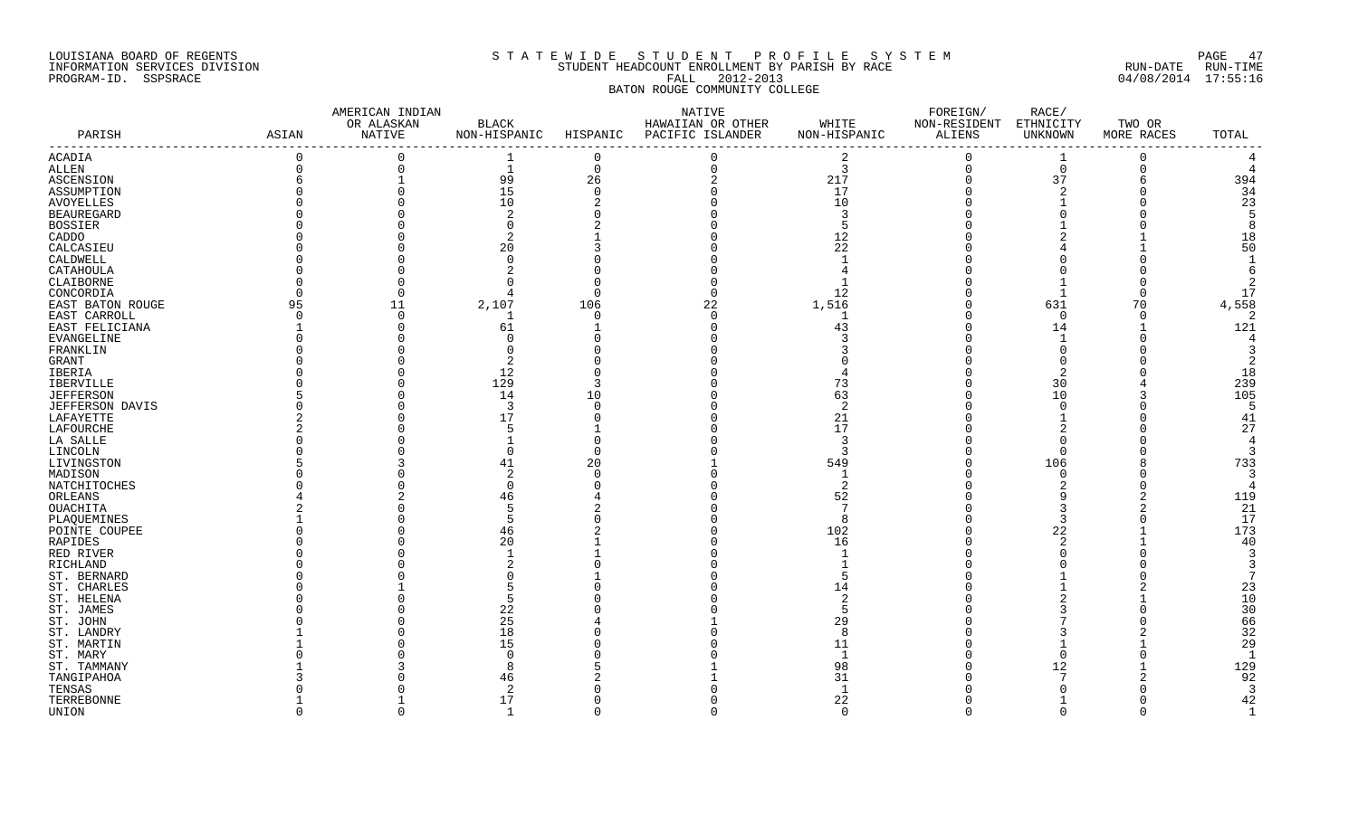LOUISIANA BOARD OF REGENTS
INFORMATION SERVICES DIVISION
PROGRAM-ID. SSPSRACE

S T A T E W I D E   S T U D E N T   P R O F I L E   S Y S T E M
STUDENT HEADCOUNT ENROLLMENT BY PARISH BY RACE
FALL 2012-2013
BATON ROUGE COMMUNITY COLLEGE

RUN-DATE RUN-TIME
04/08/2014 17:55:16

| PARISH | ASIAN | AMERICAN INDIAN OR ALASKAN NATIVE | BLACK NON-HISPANIC | HISPANIC | NATIVE HAWAIIAN OR OTHER PACIFIC ISLANDER | WHITE NON-HISPANIC | FOREIGN/ NON-RESIDENT ALIENS | RACE/ ETHNICITY UNKNOWN | TWO OR MORE RACES | TOTAL |
|---|---|---|---|---|---|---|---|---|---|---|
| ACADIA | 0 | 0 | 1 | 0 | 0 | 2 | 0 | 1 | 0 | 4 |
| ALLEN | 0 | 0 | 1 | 0 | 0 | 3 | 0 | 0 | 0 | 4 |
| ASCENSION | 6 | 1 | 99 | 26 | 2 | 217 | 0 | 37 | 6 | 394 |
| ASSUMPTION | 0 | 0 | 15 | 0 | 0 | 17 | 0 | 2 | 0 | 34 |
| AVOYELLES | 0 | 0 | 10 | 2 | 0 | 10 | 0 | 1 | 0 | 23 |
| BEAUREGARD | 0 | 0 | 2 | 0 | 0 | 3 | 0 | 0 | 0 | 5 |
| BOSSIER | 0 | 0 | 0 | 2 | 0 | 5 | 0 | 1 | 0 | 8 |
| CADDO | 0 | 0 | 2 | 1 | 0 | 12 | 0 | 2 | 1 | 18 |
| CALCASIEU | 0 | 0 | 20 | 3 | 0 | 22 | 0 | 4 | 1 | 50 |
| CALDWELL | 0 | 0 | 0 | 0 | 0 | 1 | 0 | 0 | 0 | 1 |
| CATAHOULA | 0 | 0 | 2 | 0 | 0 | 4 | 0 | 0 | 0 | 6 |
| CLAIBORNE | 0 | 0 | 0 | 0 | 0 | 1 | 0 | 1 | 0 | 2 |
| CONCORDIA | 0 | 0 | 4 | 0 | 0 | 12 | 0 | 1 | 0 | 17 |
| EAST BATON ROUGE | 95 | 11 | 2,107 | 106 | 22 | 1,516 | 0 | 631 | 70 | 4,558 |
| EAST CARROLL | 0 | 0 | 1 | 0 | 0 | 1 | 0 | 0 | 0 | 2 |
| EAST FELICIANA | 1 | 0 | 61 | 1 | 0 | 43 | 0 | 14 | 1 | 121 |
| EVANGELINE | 0 | 0 | 0 | 0 | 0 | 3 | 0 | 1 | 0 | 4 |
| FRANKLIN | 0 | 0 | 0 | 0 | 0 | 3 | 0 | 0 | 0 | 3 |
| GRANT | 0 | 0 | 2 | 0 | 0 | 0 | 0 | 0 | 0 | 2 |
| IBERIA | 0 | 0 | 12 | 0 | 0 | 4 | 0 | 2 | 0 | 18 |
| IBERVILLE | 0 | 0 | 129 | 3 | 0 | 73 | 0 | 30 | 4 | 239 |
| JEFFERSON | 5 | 0 | 14 | 10 | 0 | 63 | 0 | 10 | 3 | 105 |
| JEFFERSON DAVIS | 0 | 0 | 3 | 0 | 0 | 2 | 0 | 0 | 0 | 5 |
| LAFAYETTE | 2 | 0 | 17 | 0 | 0 | 21 | 0 | 1 | 0 | 41 |
| LAFOURCHE | 2 | 0 | 5 | 1 | 0 | 17 | 0 | 2 | 0 | 27 |
| LA SALLE | 0 | 0 | 1 | 0 | 0 | 3 | 0 | 0 | 0 | 4 |
| LINCOLN | 0 | 0 | 0 | 0 | 0 | 3 | 0 | 0 | 0 | 3 |
| LIVINGSTON | 5 | 3 | 41 | 20 | 1 | 549 | 0 | 106 | 8 | 733 |
| MADISON | 0 | 0 | 2 | 0 | 0 | 1 | 0 | 0 | 0 | 3 |
| NATCHITOCHES | 0 | 0 | 0 | 0 | 0 | 2 | 0 | 2 | 0 | 4 |
| ORLEANS | 4 | 2 | 46 | 4 | 0 | 52 | 0 | 9 | 2 | 119 |
| OUACHITA | 2 | 0 | 5 | 2 | 0 | 7 | 0 | 3 | 2 | 21 |
| PLAQUEMINES | 1 | 0 | 5 | 0 | 0 | 8 | 0 | 3 | 0 | 17 |
| POINTE COUPEE | 0 | 0 | 46 | 2 | 0 | 102 | 0 | 22 | 1 | 173 |
| RAPIDES | 0 | 0 | 20 | 1 | 0 | 16 | 0 | 2 | 1 | 40 |
| RED RIVER | 0 | 0 | 1 | 1 | 0 | 1 | 0 | 0 | 0 | 3 |
| RICHLAND | 0 | 0 | 2 | 0 | 0 | 1 | 0 | 0 | 0 | 3 |
| ST. BERNARD | 0 | 0 | 0 | 1 | 0 | 5 | 0 | 1 | 0 | 7 |
| ST. CHARLES | 0 | 1 | 5 | 0 | 0 | 14 | 0 | 1 | 2 | 23 |
| ST. HELENA | 0 | 0 | 5 | 0 | 0 | 2 | 0 | 2 | 1 | 10 |
| ST. JAMES | 0 | 0 | 22 | 0 | 0 | 5 | 0 | 3 | 0 | 30 |
| ST. JOHN | 0 | 0 | 25 | 4 | 1 | 29 | 0 | 7 | 0 | 66 |
| ST. LANDRY | 1 | 0 | 18 | 0 | 0 | 8 | 0 | 3 | 2 | 32 |
| ST. MARTIN | 1 | 0 | 15 | 0 | 0 | 11 | 0 | 1 | 1 | 29 |
| ST. MARY | 0 | 0 | 0 | 0 | 0 | 1 | 0 | 0 | 0 | 1 |
| ST. TAMMANY | 1 | 3 | 8 | 5 | 1 | 98 | 0 | 12 | 1 | 129 |
| TANGIPAHOA | 3 | 0 | 46 | 2 | 1 | 31 | 0 | 7 | 2 | 92 |
| TENSAS | 0 | 0 | 2 | 0 | 0 | 1 | 0 | 0 | 0 | 3 |
| TERREBONNE | 1 | 1 | 17 | 0 | 0 | 22 | 0 | 1 | 0 | 42 |
| UNION | 0 | 0 | 1 | 0 | 0 | 0 | 0 | 0 | 0 | 1 |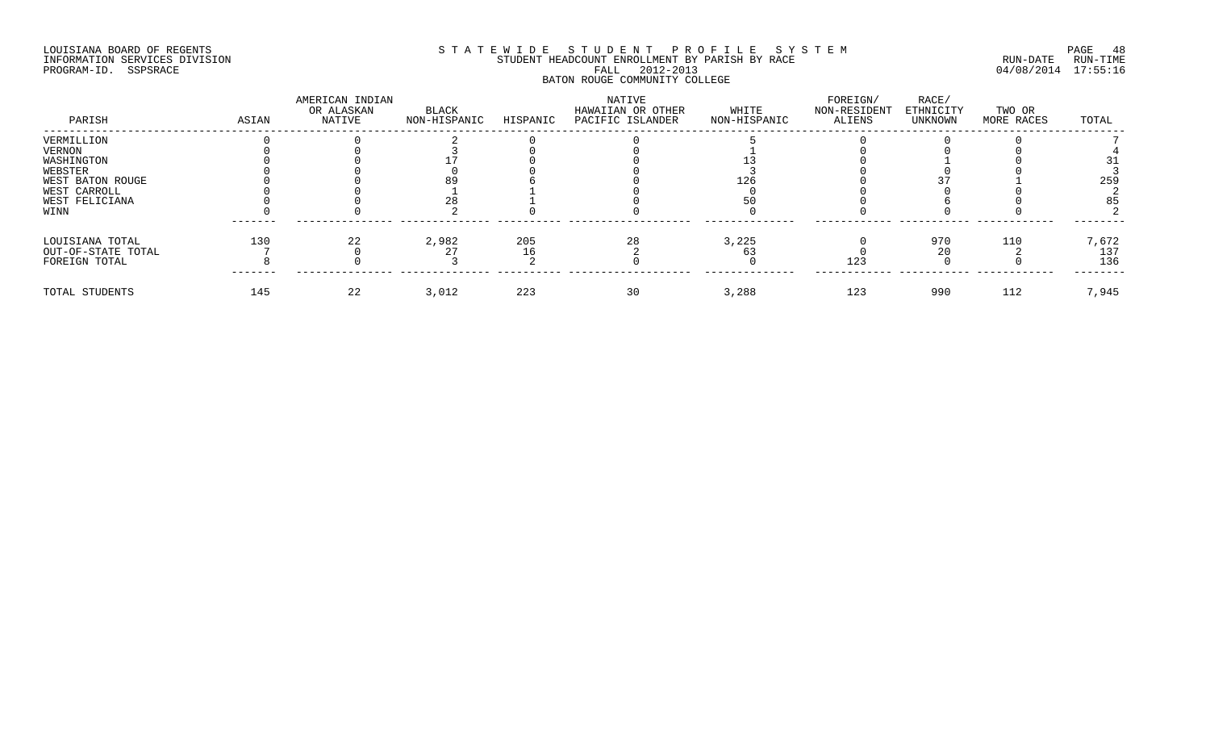LOUISIANA BOARD OF REGENTS
INFORMATION SERVICES DIVISION
PROGRAM-ID. SSPSRACE

STATEWIDE STUDENT PROFILE SYSTEM
STUDENT HEADCOUNT ENROLLMENT BY PARISH BY RACE
FALL 2012-2013
BATON ROUGE COMMUNITY COLLEGE

RUN-DATE RUN-TIME
04/08/2014 17:55:16

| PARISH | ASIAN | AMERICAN INDIAN OR ALASKAN NATIVE | BLACK NON-HISPANIC | HISPANIC | NATIVE HAWAIIAN OR OTHER PACIFIC ISLANDER | WHITE NON-HISPANIC | FOREIGN/ NON-RESIDENT ALIENS | RACE/ ETHNICITY UNKNOWN | TWO OR MORE RACES | TOTAL |
|---|---|---|---|---|---|---|---|---|---|---|
| VERMILLION | 0 | 0 | 2 | 0 | 0 | 5 | 0 | 0 | 0 | 7 |
| VERNON | 0 | 0 | 3 | 0 | 0 | 1 | 0 | 0 | 0 | 4 |
| WASHINGTON | 0 | 0 | 17 | 0 | 0 | 13 | 0 | 1 | 0 | 31 |
| WEBSTER | 0 | 0 | 0 | 0 | 0 | 3 | 0 | 0 | 0 | 3 |
| WEST BATON ROUGE | 0 | 0 | 89 | 6 | 0 | 126 | 0 | 37 | 1 | 259 |
| WEST CARROLL | 0 | 0 | 1 | 1 | 0 | 0 | 0 | 0 | 0 | 2 |
| WEST FELICIANA | 0 | 0 | 28 | 1 | 0 | 50 | 0 | 6 | 0 | 85 |
| WINN | 0 | 0 | 2 | 0 | 0 | 0 | 0 | 0 | 0 | 2 |
| LOUISIANA TOTAL | 130 | 22 | 2,982 | 205 | 28 | 3,225 | 0 | 970 | 110 | 7,672 |
| OUT-OF-STATE TOTAL | 7 | 0 | 27 | 16 | 2 | 63 | 0 | 20 | 2 | 137 |
| FOREIGN TOTAL | 8 | 0 | 3 | 2 | 0 | 0 | 123 | 0 | 0 | 136 |
| TOTAL STUDENTS | 145 | 22 | 3,012 | 223 | 30 | 3,288 | 123 | 990 | 112 | 7,945 |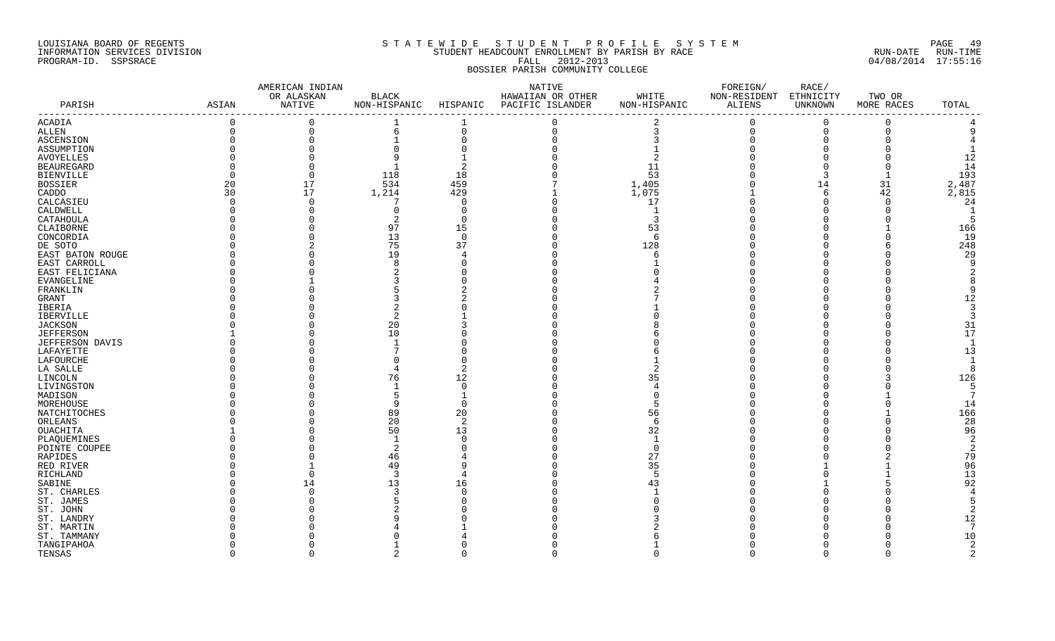LOUISIANA BOARD OF REGENTS
INFORMATION SERVICES DIVISION
PROGRAM-ID. SSPSRACE

S T A T E W I D E   S T U D E N T   P R O F I L E   S Y S T E M
STUDENT HEADCOUNT ENROLLMENT BY PARISH BY RACE
FALL 2012-2013
BOSSIER PARISH COMMUNITY COLLEGE

RUN-DATE RUN-TIME
04/08/2014 17:55:16

| PARISH | ASIAN | AMERICAN INDIAN OR ALASKAN NATIVE | BLACK NON-HISPANIC | HISPANIC | NATIVE HAWAIIAN OR OTHER PACIFIC ISLANDER | WHITE NON-HISPANIC | FOREIGN/ NON-RESIDENT ALIENS | RACE/ ETHNICITY UNKNOWN | TWO OR MORE RACES | TOTAL |
|---|---|---|---|---|---|---|---|---|---|---|
| ACADIA | 0 | 0 | 1 | 1 | 0 | 2 | 0 | 0 | 0 | 4 |
| ALLEN | 0 | 0 | 6 | 0 | 0 | 3 | 0 | 0 | 0 | 9 |
| ASCENSION | 0 | 0 | 1 | 0 | 0 | 3 | 0 | 0 | 0 | 4 |
| ASSUMPTION | 0 | 0 | 0 | 0 | 0 | 1 | 0 | 0 | 0 | 1 |
| AVOYELLES | 0 | 0 | 9 | 1 | 0 | 2 | 0 | 0 | 0 | 12 |
| BEAUREGARD | 0 | 0 | 1 | 2 | 0 | 11 | 0 | 0 | 0 | 14 |
| BIENVILLE | 0 | 0 | 118 | 18 | 0 | 53 | 0 | 3 | 1 | 193 |
| BOSSIER | 20 | 17 | 534 | 459 | 7 | 1,405 | 0 | 14 | 31 | 2,487 |
| CADDO | 30 | 17 | 1,214 | 429 | 1 | 1,075 | 1 | 6 | 42 | 2,815 |
| CALCASIEU | 0 | 0 | 7 | 0 | 0 | 17 | 0 | 0 | 0 | 24 |
| CALDWELL | 0 | 0 | 0 | 0 | 0 | 1 | 0 | 0 | 0 | 1 |
| CATAHOULA | 0 | 0 | 2 | 0 | 0 | 3 | 0 | 0 | 0 | 5 |
| CLAIBORNE | 0 | 0 | 97 | 15 | 0 | 53 | 0 | 0 | 1 | 166 |
| CONCORDIA | 0 | 0 | 13 | 0 | 0 | 6 | 0 | 0 | 0 | 19 |
| DE SOTO | 0 | 2 | 75 | 37 | 0 | 128 | 0 | 0 | 6 | 248 |
| EAST BATON ROUGE | 0 | 0 | 19 | 4 | 0 | 6 | 0 | 0 | 0 | 29 |
| EAST CARROLL | 0 | 0 | 8 | 0 | 0 | 1 | 0 | 0 | 0 | 9 |
| EAST FELICIANA | 0 | 0 | 2 | 0 | 0 | 0 | 0 | 0 | 0 | 2 |
| EVANGELINE | 0 | 1 | 3 | 0 | 0 | 4 | 0 | 0 | 0 | 8 |
| FRANKLIN | 0 | 0 | 5 | 2 | 0 | 2 | 0 | 0 | 0 | 9 |
| GRANT | 0 | 0 | 3 | 2 | 0 | 7 | 0 | 0 | 0 | 12 |
| IBERIA | 0 | 0 | 2 | 0 | 0 | 1 | 0 | 0 | 0 | 3 |
| IBERVILLE | 0 | 0 | 2 | 1 | 0 | 0 | 0 | 0 | 0 | 3 |
| JACKSON | 0 | 0 | 20 | 3 | 0 | 8 | 0 | 0 | 0 | 31 |
| JEFFERSON | 1 | 0 | 10 | 0 | 0 | 6 | 0 | 0 | 0 | 17 |
| JEFFERSON DAVIS | 0 | 0 | 1 | 0 | 0 | 0 | 0 | 0 | 0 | 1 |
| LAFAYETTE | 0 | 0 | 7 | 0 | 0 | 6 | 0 | 0 | 0 | 13 |
| LAFOURCHE | 0 | 0 | 0 | 0 | 0 | 1 | 0 | 0 | 0 | 1 |
| LA SALLE | 0 | 0 | 4 | 2 | 0 | 2 | 0 | 0 | 0 | 8 |
| LINCOLN | 0 | 0 | 76 | 12 | 0 | 35 | 0 | 0 | 3 | 126 |
| LIVINGSTON | 0 | 0 | 1 | 0 | 0 | 4 | 0 | 0 | 0 | 5 |
| MADISON | 0 | 0 | 5 | 1 | 0 | 0 | 0 | 0 | 1 | 7 |
| MOREHOUSE | 0 | 0 | 9 | 0 | 0 | 5 | 0 | 0 | 0 | 14 |
| NATCHITOCHES | 0 | 0 | 89 | 20 | 0 | 56 | 0 | 0 | 1 | 166 |
| ORLEANS | 0 | 0 | 20 | 2 | 0 | 6 | 0 | 0 | 0 | 28 |
| OUACHITA | 1 | 0 | 50 | 13 | 0 | 32 | 0 | 0 | 0 | 96 |
| PLAQUEMINES | 0 | 0 | 1 | 0 | 0 | 1 | 0 | 0 | 0 | 2 |
| POINTE COUPEE | 0 | 0 | 2 | 0 | 0 | 0 | 0 | 0 | 0 | 2 |
| RAPIDES | 0 | 0 | 46 | 4 | 0 | 27 | 0 | 0 | 2 | 79 |
| RED RIVER | 0 | 1 | 49 | 9 | 0 | 35 | 0 | 1 | 1 | 96 |
| RICHLAND | 0 | 0 | 3 | 4 | 0 | 5 | 0 | 0 | 1 | 13 |
| SABINE | 0 | 14 | 13 | 16 | 0 | 43 | 0 | 1 | 5 | 92 |
| ST. CHARLES | 0 | 0 | 3 | 0 | 0 | 1 | 0 | 0 | 0 | 4 |
| ST. JAMES | 0 | 0 | 5 | 0 | 0 | 0 | 0 | 0 | 0 | 5 |
| ST. JOHN | 0 | 0 | 2 | 0 | 0 | 0 | 0 | 0 | 0 | 2 |
| ST. LANDRY | 0 | 0 | 9 | 0 | 0 | 3 | 0 | 0 | 0 | 12 |
| ST. MARTIN | 0 | 0 | 4 | 1 | 0 | 2 | 0 | 0 | 0 | 7 |
| ST. TAMMANY | 0 | 0 | 0 | 4 | 0 | 6 | 0 | 0 | 0 | 10 |
| TANGIPAHOA | 0 | 0 | 1 | 0 | 0 | 1 | 0 | 0 | 0 | 2 |
| TENSAS | 0 | 0 | 2 | 0 | 0 | 0 | 0 | 0 | 0 | 2 |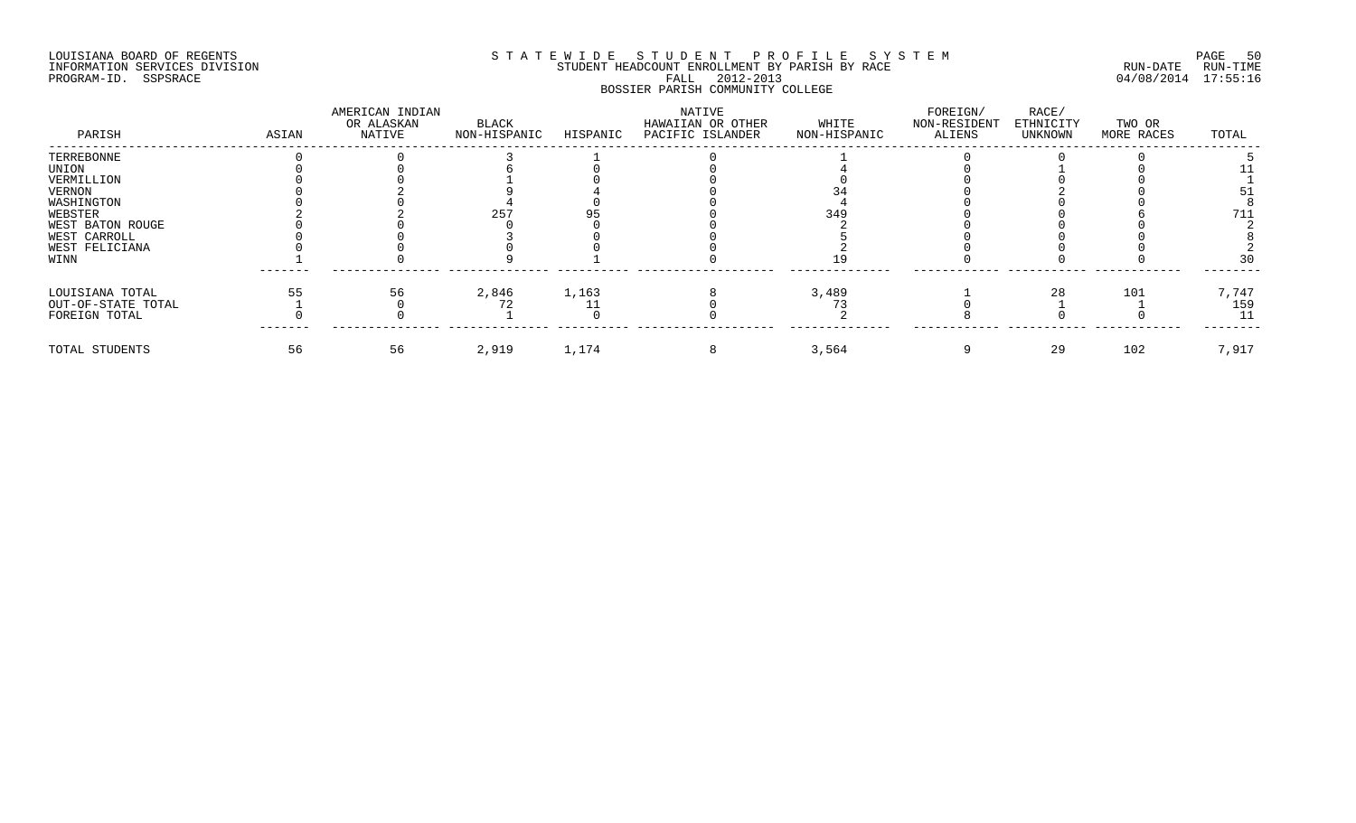LOUISIANA BOARD OF REGENTS
INFORMATION SERVICES DIVISION
PROGRAM-ID. SSPSRACE

STATEWIDE STUDENT PROFILE SYSTEM
STUDENT HEADCOUNT ENROLLMENT BY PARISH BY RACE
FALL 2012-2013
BOSSIER PARISH COMMUNITY COLLEGE

RUN-DATE 04/08/2014 RUN-TIME 17:55:16

| PARISH | ASIAN | AMERICAN INDIAN OR ALASKAN NATIVE | BLACK NON-HISPANIC | HISPANIC | NATIVE HAWAIIAN OR OTHER PACIFIC ISLANDER | WHITE NON-HISPANIC | FOREIGN/ NON-RESIDENT ALIENS | RACE/ ETHNICITY UNKNOWN | TWO OR MORE RACES | TOTAL |
|---|---|---|---|---|---|---|---|---|---|---|
| TERREBONNE | 0 | 0 | 3 | 1 | 0 | 1 | 0 | 0 | 0 | 5 |
| UNION | 0 | 0 | 6 | 0 | 0 | 4 | 0 | 1 | 0 | 11 |
| VERMILLION | 0 | 0 | 1 | 0 | 0 | 0 | 0 | 0 | 0 | 1 |
| VERNON | 0 | 2 | 9 | 4 | 0 | 34 | 0 | 2 | 0 | 51 |
| WASHINGTON | 0 | 0 | 4 | 0 | 0 | 4 | 0 | 0 | 0 | 8 |
| WEBSTER | 2 | 2 | 257 | 95 | 0 | 349 | 0 | 0 | 6 | 711 |
| WEST BATON ROUGE | 0 | 0 | 0 | 0 | 0 | 2 | 0 | 0 | 0 | 2 |
| WEST CARROLL | 0 | 0 | 3 | 0 | 0 | 5 | 0 | 0 | 0 | 8 |
| WEST FELICIANA | 0 | 0 | 0 | 0 | 0 | 2 | 0 | 0 | 0 | 2 |
| WINN | 1 | 0 | 9 | 1 | 0 | 19 | 0 | 0 | 0 | 30 |
| LOUISIANA TOTAL | 55 | 56 | 2,846 | 1,163 | 8 | 3,489 | 1 | 28 | 101 | 7,747 |
| OUT-OF-STATE TOTAL | 1 | 0 | 72 | 11 | 0 | 73 | 0 | 1 | 1 | 159 |
| FOREIGN TOTAL | 0 | 0 | 1 | 0 | 0 | 2 | 8 | 0 | 0 | 11 |
| TOTAL STUDENTS | 56 | 56 | 2,919 | 1,174 | 8 | 3,564 | 9 | 29 | 102 | 7,917 |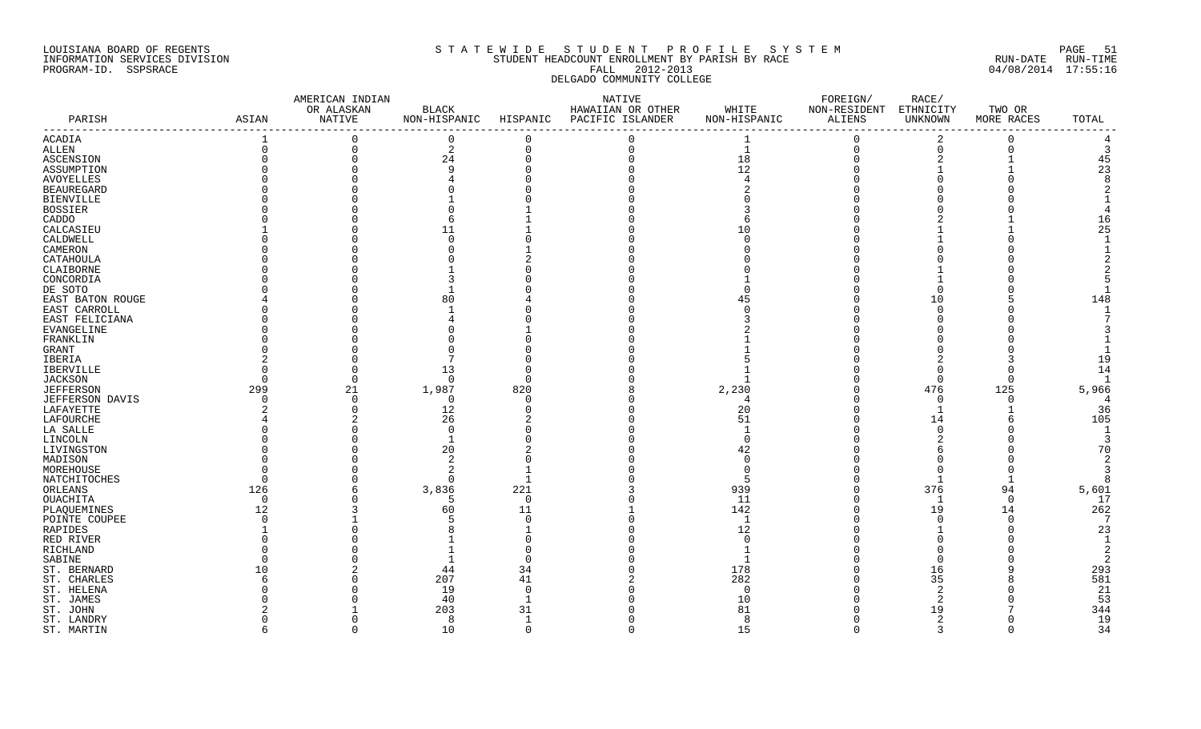LOUISIANA BOARD OF REGENTS
INFORMATION SERVICES DIVISION
PROGRAM-ID. SSPSRACE

S T A T E W I D E   S T U D E N T   P R O F I L E   S Y S T E M
STUDENT HEADCOUNT ENROLLMENT BY PARISH BY RACE
FALL 2012-2013
DELGADO COMMUNITY COLLEGE

RUN-DATE 04/08/2014 RUN-TIME 17:55:16

| PARISH | ASIAN | AMERICAN INDIAN OR ALASKAN NATIVE | BLACK NON-HISPANIC | HISPANIC | NATIVE HAWAIIAN OR OTHER PACIFIC ISLANDER | WHITE NON-HISPANIC | FOREIGN/ NON-RESIDENT ALIENS | RACE/ ETHNICITY UNKNOWN | TWO OR MORE RACES | TOTAL |
|---|---|---|---|---|---|---|---|---|---|---|
| ACADIA | 1 | 0 | 0 | 0 | 0 | 1 | 0 | 2 | 0 | 4 |
| ALLEN | 0 | 0 | 2 | 0 | 0 | 1 | 0 | 0 | 0 | 3 |
| ASCENSION | 0 | 0 | 24 | 0 | 0 | 18 | 0 | 2 | 1 | 45 |
| ASSUMPTION | 0 | 0 | 9 | 0 | 0 | 12 | 0 | 1 | 1 | 23 |
| AVOYELLES | 0 | 0 | 4 | 0 | 0 | 4 | 0 | 0 | 0 | 8 |
| BEAUREGARD | 0 | 0 | 0 | 0 | 0 | 2 | 0 | 0 | 0 | 2 |
| BIENVILLE | 0 | 0 | 1 | 0 | 0 | 0 | 0 | 0 | 0 | 1 |
| BOSSIER | 0 | 0 | 0 | 1 | 0 | 3 | 0 | 0 | 0 | 4 |
| CADDO | 0 | 0 | 6 | 1 | 0 | 6 | 0 | 2 | 1 | 16 |
| CALCASIEU | 1 | 0 | 11 | 1 | 0 | 10 | 0 | 1 | 1 | 25 |
| CALDWELL | 0 | 0 | 0 | 0 | 0 | 0 | 0 | 1 | 0 | 1 |
| CAMERON | 0 | 0 | 0 | 1 | 0 | 0 | 0 | 0 | 0 | 1 |
| CATAHOULA | 0 | 0 | 0 | 2 | 0 | 0 | 0 | 0 | 0 | 2 |
| CLAIBORNE | 0 | 0 | 1 | 0 | 0 | 0 | 0 | 1 | 0 | 2 |
| CONCORDIA | 0 | 0 | 3 | 0 | 0 | 1 | 0 | 1 | 0 | 5 |
| DE SOTO | 0 | 0 | 1 | 0 | 0 | 0 | 0 | 0 | 0 | 1 |
| EAST BATON ROUGE | 4 | 0 | 80 | 4 | 0 | 45 | 0 | 10 | 5 | 148 |
| EAST CARROLL | 0 | 0 | 1 | 0 | 0 | 0 | 0 | 0 | 0 | 1 |
| EAST FELICIANA | 0 | 0 | 4 | 0 | 0 | 3 | 0 | 0 | 0 | 7 |
| EVANGELINE | 0 | 0 | 0 | 1 | 0 | 2 | 0 | 0 | 0 | 3 |
| FRANKLIN | 0 | 0 | 0 | 0 | 0 | 1 | 0 | 0 | 0 | 1 |
| GRANT | 0 | 0 | 0 | 0 | 0 | 1 | 0 | 0 | 0 | 1 |
| IBERIA | 2 | 0 | 7 | 0 | 0 | 5 | 0 | 2 | 3 | 19 |
| IBERVILLE | 0 | 0 | 13 | 0 | 0 | 1 | 0 | 0 | 0 | 14 |
| JACKSON | 0 | 0 | 0 | 0 | 0 | 1 | 0 | 0 | 0 | 1 |
| JEFFERSON | 299 | 21 | 1,987 | 820 | 8 | 2,230 | 0 | 476 | 125 | 5,966 |
| JEFFERSON DAVIS | 0 | 0 | 0 | 0 | 0 | 4 | 0 | 0 | 0 | 4 |
| LAFAYETTE | 2 | 0 | 12 | 0 | 0 | 20 | 0 | 1 | 1 | 36 |
| LAFOURCHE | 4 | 2 | 26 | 2 | 0 | 51 | 0 | 14 | 6 | 105 |
| LA SALLE | 0 | 0 | 0 | 0 | 0 | 1 | 0 | 0 | 0 | 1 |
| LINCOLN | 0 | 0 | 1 | 0 | 0 | 0 | 0 | 2 | 0 | 3 |
| LIVINGSTON | 0 | 0 | 20 | 2 | 0 | 42 | 0 | 6 | 0 | 70 |
| MADISON | 0 | 0 | 2 | 0 | 0 | 0 | 0 | 0 | 0 | 2 |
| MOREHOUSE | 0 | 0 | 2 | 1 | 0 | 0 | 0 | 0 | 0 | 3 |
| NATCHITOCHES | 0 | 0 | 0 | 1 | 0 | 5 | 0 | 1 | 1 | 8 |
| ORLEANS | 126 | 6 | 3,836 | 221 | 3 | 939 | 0 | 376 | 94 | 5,601 |
| OUACHITA | 0 | 0 | 5 | 0 | 0 | 11 | 0 | 1 | 0 | 17 |
| PLAQUEMINES | 12 | 3 | 60 | 11 | 1 | 142 | 0 | 19 | 14 | 262 |
| POINTE COUPEE | 0 | 1 | 5 | 0 | 0 | 1 | 0 | 0 | 0 | 7 |
| RAPIDES | 1 | 0 | 8 | 1 | 0 | 12 | 0 | 1 | 0 | 23 |
| RED RIVER | 0 | 0 | 1 | 0 | 0 | 0 | 0 | 0 | 0 | 1 |
| RICHLAND | 0 | 0 | 1 | 0 | 0 | 1 | 0 | 0 | 0 | 2 |
| SABINE | 0 | 0 | 1 | 0 | 0 | 1 | 0 | 0 | 0 | 2 |
| ST. BERNARD | 10 | 2 | 44 | 34 | 0 | 178 | 0 | 16 | 9 | 293 |
| ST. CHARLES | 6 | 0 | 207 | 41 | 2 | 282 | 0 | 35 | 8 | 581 |
| ST. HELENA | 0 | 0 | 19 | 0 | 0 | 0 | 0 | 2 | 0 | 21 |
| ST. JAMES | 0 | 0 | 40 | 1 | 0 | 10 | 0 | 2 | 0 | 53 |
| ST. JOHN | 2 | 1 | 203 | 31 | 0 | 81 | 0 | 19 | 7 | 344 |
| ST. LANDRY | 0 | 0 | 8 | 1 | 0 | 8 | 0 | 2 | 0 | 19 |
| ST. MARTIN | 6 | 0 | 10 | 0 | 0 | 15 | 0 | 3 | 0 | 34 |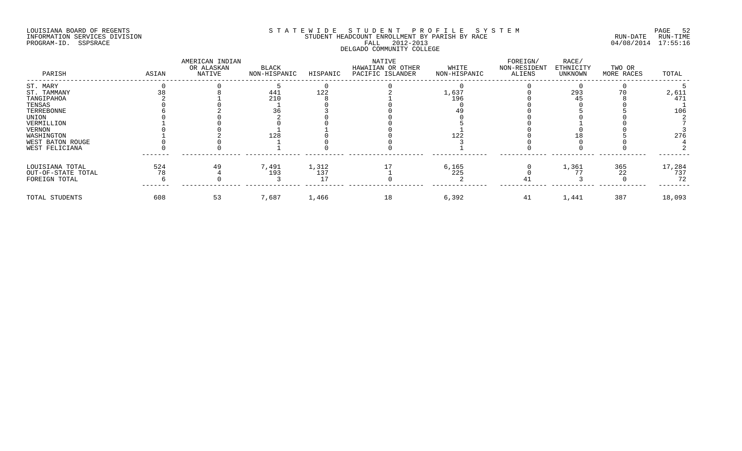LOUISIANA BOARD OF REGENTS
INFORMATION SERVICES DIVISION
PROGRAM-ID. SSPSRACE

# S T A T E W I D E   S T U D E N T   P R O F I L E   S Y S T E M

STUDENT HEADCOUNT ENROLLMENT BY PARISH BY RACE
FALL 2012-2013
DELGADO COMMUNITY COLLEGE

RUN-DATE 04/08/2014 RUN-TIME 17:55:16

| PARISH | ASIAN | AMERICAN INDIAN OR ALASKAN NATIVE | BLACK NON-HISPANIC | HISPANIC | NATIVE HAWAIIAN OR OTHER PACIFIC ISLANDER | WHITE NON-HISPANIC | FOREIGN/ NON-RESIDENT ALIENS | RACE/ ETHNICITY UNKNOWN | TWO OR MORE RACES | TOTAL |
|---|---|---|---|---|---|---|---|---|---|---|
| ST. MARY | 0 | 0 | 5 | 0 | 0 | 0 | 0 | 0 | 0 | 5 |
| ST. TAMMANY | 38 | 8 | 441 | 122 | 2 | 1,637 | 0 | 293 | 70 | 2,611 |
| TANGIPAHOA | 2 | 1 | 210 | 8 | 1 | 196 | 0 | 45 | 8 | 471 |
| TENSAS | 0 | 0 | 1 | 0 | 0 | 0 | 0 | 0 | 0 | 1 |
| TERREBONNE | 6 | 2 | 36 | 3 | 0 | 49 | 0 | 5 | 5 | 106 |
| UNION | 0 | 0 | 2 | 0 | 0 | 0 | 0 | 0 | 0 | 2 |
| VERMILLION | 1 | 0 | 0 | 0 | 0 | 5 | 0 | 1 | 0 | 7 |
| VERNON | 0 | 0 | 1 | 1 | 0 | 1 | 0 | 0 | 0 | 3 |
| WASHINGTON | 1 | 2 | 128 | 0 | 0 | 122 | 0 | 18 | 5 | 276 |
| WEST BATON ROUGE | 0 | 0 | 1 | 0 | 0 | 3 | 0 | 0 | 0 | 4 |
| WEST FELICIANA | 0 | 0 | 1 | 0 | 0 | 1 | 0 | 0 | 0 | 2 |
| LOUISIANA TOTAL | 524 | 49 | 7,491 | 1,312 | 17 | 6,165 | 0 | 1,361 | 365 | 17,284 |
| OUT-OF-STATE TOTAL | 78 | 4 | 193 | 137 | 1 | 225 | 0 | 77 | 22 | 737 |
| FOREIGN TOTAL | 6 | 0 | 3 | 17 | 0 | 2 | 41 | 3 | 0 | 72 |
| TOTAL STUDENTS | 608 | 53 | 7,687 | 1,466 | 18 | 6,392 | 41 | 1,441 | 387 | 18,093 |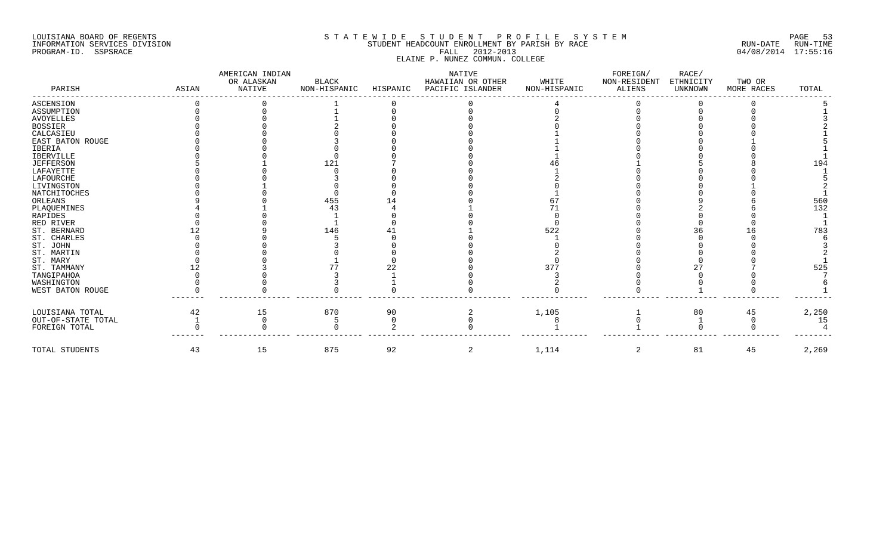LOUISIANA BOARD OF REGENTS
INFORMATION SERVICES DIVISION
PROGRAM-ID. SSPSRACE

S T A T E W I D E   S T U D E N T   P R O F I L E   S Y S T E M
STUDENT HEADCOUNT ENROLLMENT BY PARISH BY RACE
FALL 2012-2013
ELAINE P. NUNEZ COMMUN. COLLEGE

RUN-DATE RUN-TIME
04/08/2014 17:55:16

| PARISH | ASIAN | AMERICAN INDIAN OR ALASKAN NATIVE | BLACK NON-HISPANIC | HISPANIC | NATIVE HAWAIIAN OR OTHER PACIFIC ISLANDER | WHITE NON-HISPANIC | FOREIGN/ NON-RESIDENT ALIENS | RACE/ ETHNICITY UNKNOWN | TWO OR MORE RACES | TOTAL |
|---|---|---|---|---|---|---|---|---|---|---|
| ASCENSION | 0 | 0 | 1 | 0 | 0 | 4 | 0 | 0 | 0 | 5 |
| ASSUMPTION | 0 | 0 | 1 | 0 | 0 | 0 | 0 | 0 | 0 | 1 |
| AVOYELLES | 0 | 0 | 1 | 0 | 0 | 2 | 0 | 0 | 0 | 3 |
| BOSSIER | 0 | 0 | 2 | 0 | 0 | 0 | 0 | 0 | 0 | 2 |
| CALCASIEU | 0 | 0 | 0 | 0 | 0 | 1 | 0 | 0 | 0 | 1 |
| EAST BATON ROUGE | 0 | 0 | 3 | 0 | 0 | 1 | 0 | 0 | 1 | 5 |
| IBERIA | 0 | 0 | 0 | 0 | 0 | 1 | 0 | 0 | 0 | 1 |
| IBERVILLE | 0 | 0 | 0 | 0 | 0 | 1 | 0 | 0 | 0 | 1 |
| JEFFERSON | 5 | 1 | 121 | 7 | 0 | 46 | 1 | 5 | 8 | 194 |
| LAFAYETTE | 0 | 0 | 0 | 0 | 0 | 1 | 0 | 0 | 0 | 1 |
| LAFOURCHE | 0 | 0 | 3 | 0 | 0 | 2 | 0 | 0 | 0 | 5 |
| LIVINGSTON | 0 | 1 | 0 | 0 | 0 | 0 | 0 | 0 | 1 | 2 |
| NATCHITOCHES | 0 | 0 | 0 | 0 | 0 | 1 | 0 | 0 | 0 | 1 |
| ORLEANS | 9 | 0 | 455 | 14 | 0 | 67 | 0 | 9 | 6 | 560 |
| PLAQUEMINES | 4 | 1 | 43 | 4 | 1 | 71 | 0 | 2 | 6 | 132 |
| RAPIDES | 0 | 0 | 1 | 0 | 0 | 0 | 0 | 0 | 0 | 1 |
| RED RIVER | 0 | 0 | 1 | 0 | 0 | 0 | 0 | 0 | 0 | 1 |
| ST. BERNARD | 12 | 9 | 146 | 41 | 1 | 522 | 0 | 36 | 16 | 783 |
| ST. CHARLES | 0 | 0 | 5 | 0 | 0 | 1 | 0 | 0 | 0 | 6 |
| ST. JOHN | 0 | 0 | 3 | 0 | 0 | 0 | 0 | 0 | 0 | 3 |
| ST. MARTIN | 0 | 0 | 0 | 0 | 0 | 2 | 0 | 0 | 0 | 2 |
| ST. MARY | 0 | 0 | 1 | 0 | 0 | 0 | 0 | 0 | 0 | 1 |
| ST. TAMMANY | 12 | 3 | 77 | 22 | 0 | 377 | 0 | 27 | 7 | 525 |
| TANGIPAHOA | 0 | 0 | 3 | 1 | 0 | 3 | 0 | 0 | 0 | 7 |
| WASHINGTON | 0 | 0 | 3 | 1 | 0 | 2 | 0 | 0 | 0 | 6 |
| WEST BATON ROUGE | 0 | 0 | 0 | 0 | 0 | 0 | 0 | 1 | 0 | 1 |
| LOUISIANA TOTAL | 42 | 15 | 870 | 90 | 2 | 1,105 | 1 | 80 | 45 | 2,250 |
| OUT-OF-STATE TOTAL | 1 | 0 | 5 | 0 | 0 | 8 | 0 | 1 | 0 | 15 |
| FOREIGN TOTAL | 0 | 0 | 0 | 2 | 0 | 1 | 1 | 0 | 0 | 4 |
| TOTAL STUDENTS | 43 | 15 | 875 | 92 | 2 | 1,114 | 2 | 81 | 45 | 2,269 |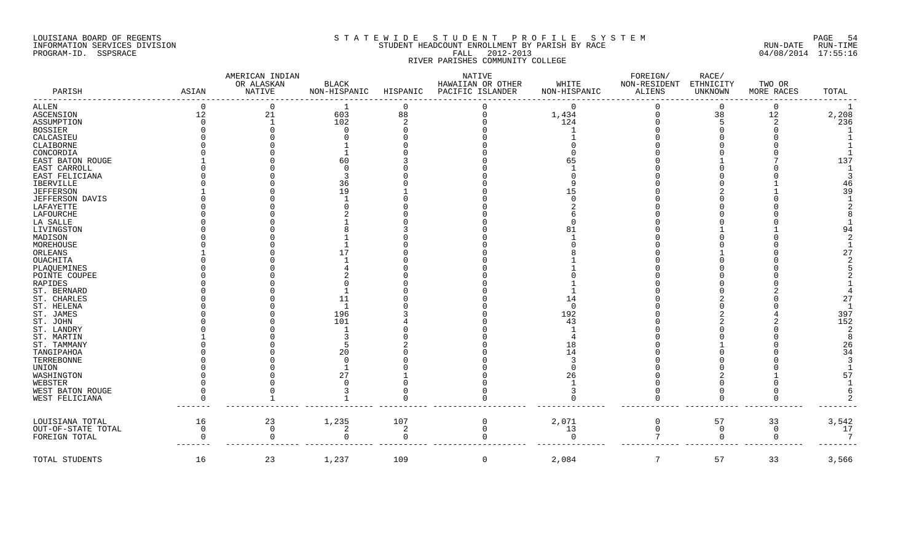LOUISIANA BOARD OF REGENTS
INFORMATION SERVICES DIVISION
PROGRAM-ID. SSPSRACE

S T A T E W I D E   S T U D E N T   P R O F I L E   S Y S T E M
STUDENT HEADCOUNT ENROLLMENT BY PARISH BY RACE
FALL 2012-2013
RIVER PARISHES COMMUNITY COLLEGE

RUN-DATE RUN-TIME
04/08/2014 17:55:16

| PARISH | ASIAN | AMERICAN INDIAN OR ALASKAN NATIVE | BLACK NON-HISPANIC | HISPANIC | NATIVE HAWAIIAN OR OTHER PACIFIC ISLANDER | WHITE NON-HISPANIC | FOREIGN/ NON-RESIDENT ALIENS | RACE/ ETHNICITY UNKNOWN | TWO OR MORE RACES | TOTAL |
|---|---|---|---|---|---|---|---|---|---|---|
| ALLEN | 0 | 0 | 1 | 0 | 0 | 0 | 0 | 0 | 0 | 1 |
| ASCENSION | 12 | 21 | 603 | 88 | 0 | 1,434 | 0 | 38 | 12 | 2,208 |
| ASSUMPTION | 0 | 1 | 102 | 2 | 0 | 124 | 0 | 5 | 2 | 236 |
| BOSSIER | 0 | 0 | 0 | 0 | 0 | 1 | 0 | 0 | 0 | 1 |
| CALCASIEU | 0 | 0 | 0 | 0 | 0 | 1 | 0 | 0 | 0 | 1 |
| CLAIBORNE | 0 | 0 | 1 | 0 | 0 | 0 | 0 | 0 | 0 | 1 |
| CONCORDIA | 0 | 0 | 1 | 0 | 0 | 0 | 0 | 0 | 0 | 1 |
| EAST BATON ROUGE | 1 | 0 | 60 | 3 | 0 | 65 | 0 | 1 | 7 | 137 |
| EAST CARROLL | 0 | 0 | 0 | 0 | 0 | 1 | 0 | 0 | 0 | 1 |
| EAST FELICIANA | 0 | 0 | 3 | 0 | 0 | 0 | 0 | 0 | 0 | 3 |
| IBERVILLE | 0 | 0 | 36 | 0 | 0 | 9 | 0 | 0 | 1 | 46 |
| JEFFERSON | 1 | 0 | 19 | 1 | 0 | 15 | 0 | 2 | 1 | 39 |
| JEFFERSON DAVIS | 0 | 0 | 1 | 0 | 0 | 0 | 0 | 0 | 0 | 1 |
| LAFAYETTE | 0 | 0 | 0 | 0 | 0 | 2 | 0 | 0 | 0 | 2 |
| LAFOURCHE | 0 | 0 | 2 | 0 | 0 | 6 | 0 | 0 | 0 | 8 |
| LA SALLE | 0 | 0 | 1 | 0 | 0 | 0 | 0 | 0 | 0 | 1 |
| LIVINGSTON | 0 | 0 | 8 | 3 | 0 | 81 | 0 | 1 | 1 | 94 |
| MADISON | 0 | 0 | 1 | 0 | 0 | 1 | 0 | 0 | 0 | 2 |
| MOREHOUSE | 0 | 0 | 1 | 0 | 0 | 0 | 0 | 0 | 0 | 1 |
| ORLEANS | 1 | 0 | 17 | 0 | 0 | 8 | 0 | 1 | 0 | 27 |
| OUACHITA | 0 | 0 | 1 | 0 | 0 | 1 | 0 | 0 | 0 | 2 |
| PLAQUEMINES | 0 | 0 | 4 | 0 | 0 | 1 | 0 | 0 | 0 | 5 |
| POINTE COUPEE | 0 | 0 | 2 | 0 | 0 | 0 | 0 | 0 | 0 | 2 |
| RAPIDES | 0 | 0 | 0 | 0 | 0 | 1 | 0 | 0 | 0 | 1 |
| ST. BERNARD | 0 | 0 | 1 | 0 | 0 | 1 | 0 | 0 | 2 | 4 |
| ST. CHARLES | 0 | 0 | 11 | 0 | 0 | 14 | 0 | 2 | 0 | 27 |
| ST. HELENA | 0 | 0 | 1 | 0 | 0 | 0 | 0 | 0 | 0 | 1 |
| ST. JAMES | 0 | 0 | 196 | 3 | 0 | 192 | 0 | 2 | 4 | 397 |
| ST. JOHN | 0 | 0 | 101 | 4 | 0 | 43 | 0 | 2 | 2 | 152 |
| ST. LANDRY | 0 | 0 | 1 | 0 | 0 | 1 | 0 | 0 | 0 | 2 |
| ST. MARTIN | 1 | 0 | 3 | 0 | 0 | 4 | 0 | 0 | 0 | 8 |
| ST. TAMMANY | 0 | 0 | 5 | 2 | 0 | 18 | 0 | 1 | 0 | 26 |
| TANGIPAHOA | 0 | 0 | 20 | 0 | 0 | 14 | 0 | 0 | 0 | 34 |
| TERREBONNE | 0 | 0 | 0 | 0 | 0 | 3 | 0 | 0 | 0 | 3 |
| UNION | 0 | 0 | 1 | 0 | 0 | 0 | 0 | 0 | 0 | 1 |
| WASHINGTON | 0 | 0 | 27 | 1 | 0 | 26 | 0 | 2 | 1 | 57 |
| WEBSTER | 0 | 0 | 0 | 0 | 0 | 1 | 0 | 0 | 0 | 1 |
| WEST BATON ROUGE | 0 | 0 | 3 | 0 | 0 | 3 | 0 | 0 | 0 | 6 |
| WEST FELICIANA | 0 | 1 | 1 | 0 | 0 | 0 | 0 | 0 | 0 | 2 |
| LOUISIANA TOTAL | 16 | 23 | 1,235 | 107 | 0 | 2,071 | 0 | 57 | 33 | 3,542 |
| OUT-OF-STATE TOTAL | 0 | 0 | 2 | 2 | 0 | 13 | 0 | 0 | 0 | 17 |
| FOREIGN TOTAL | 0 | 0 | 0 | 0 | 0 | 0 | 7 | 0 | 0 | 7 |
| TOTAL STUDENTS | 16 | 23 | 1,237 | 109 | 0 | 2,084 | 7 | 57 | 33 | 3,566 |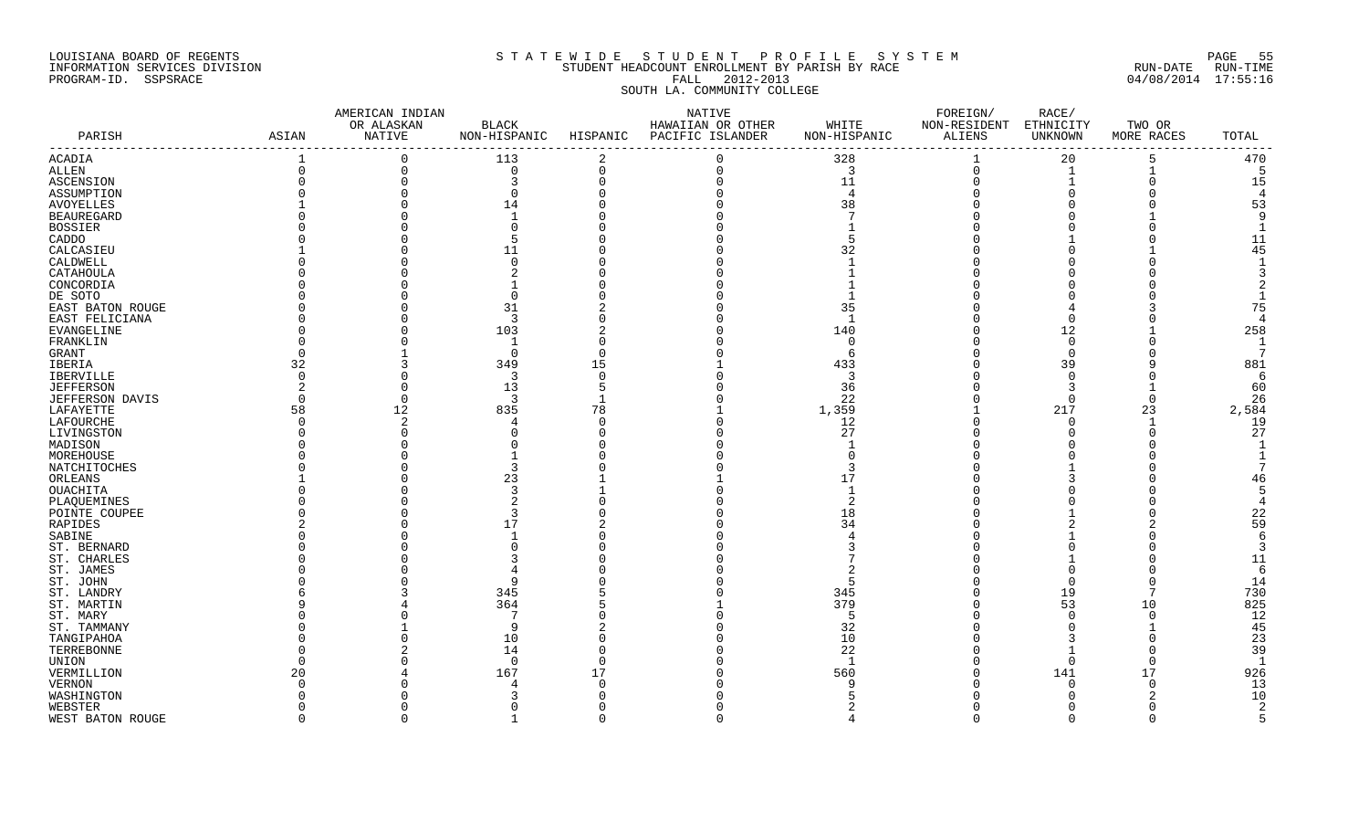LOUISIANA BOARD OF REGENTS
INFORMATION SERVICES DIVISION
PROGRAM-ID. SSPSRACE

STATEWIDE STUDENT PROFILE SYSTEM
STUDENT HEADCOUNT ENROLLMENT BY PARISH BY RACE
FALL 2012-2013
SOUTH LA. COMMUNITY COLLEGE

RUN-DATE RUN-TIME
04/08/2014 17:55:16

| PARISH | ASIAN | AMERICAN INDIAN OR ALASKAN NATIVE | BLACK NON-HISPANIC | HISPANIC | NATIVE HAWAIIAN OR OTHER PACIFIC ISLANDER | WHITE NON-HISPANIC | FOREIGN/ NON-RESIDENT ALIENS | RACE/ ETHNICITY UNKNOWN | TWO OR MORE RACES | TOTAL |
|---|---|---|---|---|---|---|---|---|---|---|
| ACADIA | 1 | 0 | 113 | 2 | 0 | 328 | 1 | 20 | 5 | 470 |
| ALLEN | 0 | 0 | 0 | 0 | 0 | 3 | 0 | 1 | 1 | 5 |
| ASCENSION | 0 | 0 | 3 | 0 | 0 | 11 | 0 | 1 | 0 | 15 |
| ASSUMPTION | 0 | 0 | 0 | 0 | 0 | 4 | 0 | 0 | 0 | 4 |
| AVOYELLES | 1 | 0 | 14 | 0 | 0 | 38 | 0 | 0 | 0 | 53 |
| BEAUREGARD | 0 | 0 | 1 | 0 | 0 | 7 | 0 | 0 | 1 | 9 |
| BOSSIER | 0 | 0 | 0 | 0 | 0 | 1 | 0 | 0 | 0 | 1 |
| CADDO | 0 | 0 | 5 | 0 | 0 | 5 | 0 | 1 | 0 | 11 |
| CALCASIEU | 1 | 0 | 11 | 0 | 0 | 32 | 0 | 0 | 1 | 45 |
| CALDWELL | 0 | 0 | 0 | 0 | 0 | 1 | 0 | 0 | 0 | 1 |
| CATAHOULA | 0 | 0 | 2 | 0 | 0 | 1 | 0 | 0 | 0 | 3 |
| CONCORDIA | 0 | 0 | 1 | 0 | 0 | 1 | 0 | 0 | 0 | 2 |
| DE SOTO | 0 | 0 | 0 | 0 | 0 | 1 | 0 | 0 | 0 | 1 |
| EAST BATON ROUGE | 0 | 0 | 31 | 2 | 0 | 35 | 0 | 4 | 3 | 75 |
| EAST FELICIANA | 0 | 0 | 3 | 0 | 0 | 1 | 0 | 0 | 0 | 4 |
| EVANGELINE | 0 | 0 | 103 | 2 | 0 | 140 | 0 | 12 | 1 | 258 |
| FRANKLIN | 0 | 0 | 1 | 0 | 0 | 0 | 0 | 0 | 0 | 1 |
| GRANT | 0 | 1 | 0 | 0 | 0 | 6 | 0 | 0 | 0 | 7 |
| IBERIA | 32 | 3 | 349 | 15 | 1 | 433 | 0 | 39 | 9 | 881 |
| IBERVILLE | 0 | 0 | 3 | 0 | 0 | 3 | 0 | 0 | 0 | 6 |
| JEFFERSON | 2 | 0 | 13 | 5 | 0 | 36 | 0 | 3 | 1 | 60 |
| JEFFERSON DAVIS | 0 | 0 | 3 | 1 | 0 | 22 | 0 | 0 | 0 | 26 |
| LAFAYETTE | 58 | 12 | 835 | 78 | 1 | 1,359 | 1 | 217 | 23 | 2,584 |
| LAFOURCHE | 0 | 2 | 4 | 0 | 0 | 12 | 0 | 0 | 1 | 19 |
| LIVINGSTON | 0 | 0 | 0 | 0 | 0 | 27 | 0 | 0 | 0 | 27 |
| MADISON | 0 | 0 | 0 | 0 | 0 | 1 | 0 | 0 | 0 | 1 |
| MOREHOUSE | 0 | 0 | 1 | 0 | 0 | 0 | 0 | 0 | 0 | 1 |
| NATCHITOCHES | 0 | 0 | 3 | 0 | 0 | 3 | 0 | 1 | 0 | 7 |
| ORLEANS | 1 | 0 | 23 | 1 | 1 | 17 | 0 | 3 | 0 | 46 |
| OUACHITA | 0 | 0 | 3 | 1 | 0 | 1 | 0 | 0 | 0 | 5 |
| PLAQUEMINES | 0 | 0 | 2 | 0 | 0 | 2 | 0 | 0 | 0 | 4 |
| POINTE COUPEE | 0 | 0 | 3 | 0 | 0 | 18 | 0 | 1 | 0 | 22 |
| RAPIDES | 2 | 0 | 17 | 2 | 0 | 34 | 0 | 2 | 2 | 59 |
| SABINE | 0 | 0 | 1 | 0 | 0 | 4 | 0 | 1 | 0 | 6 |
| ST. BERNARD | 0 | 0 | 0 | 0 | 0 | 3 | 0 | 0 | 0 | 3 |
| ST. CHARLES | 0 | 0 | 3 | 0 | 0 | 7 | 0 | 1 | 0 | 11 |
| ST. JAMES | 0 | 0 | 4 | 0 | 0 | 2 | 0 | 0 | 0 | 6 |
| ST. JOHN | 0 | 0 | 9 | 0 | 0 | 5 | 0 | 0 | 0 | 14 |
| ST. LANDRY | 6 | 3 | 345 | 5 | 0 | 345 | 0 | 19 | 7 | 730 |
| ST. MARTIN | 9 | 4 | 364 | 5 | 1 | 379 | 0 | 53 | 10 | 825 |
| ST. MARY | 0 | 0 | 7 | 0 | 0 | 5 | 0 | 0 | 0 | 12 |
| ST. TAMMANY | 0 | 1 | 9 | 2 | 0 | 32 | 0 | 0 | 1 | 45 |
| TANGIPAHOA | 0 | 0 | 10 | 0 | 0 | 10 | 0 | 3 | 0 | 23 |
| TERREBONNE | 0 | 2 | 14 | 0 | 0 | 22 | 0 | 1 | 0 | 39 |
| UNION | 0 | 0 | 0 | 0 | 0 | 1 | 0 | 0 | 0 | 1 |
| VERMILLION | 20 | 4 | 167 | 17 | 0 | 560 | 0 | 141 | 17 | 926 |
| VERNON | 0 | 0 | 4 | 0 | 0 | 9 | 0 | 0 | 0 | 13 |
| WASHINGTON | 0 | 0 | 3 | 0 | 0 | 5 | 0 | 0 | 2 | 10 |
| WEBSTER | 0 | 0 | 0 | 0 | 0 | 2 | 0 | 0 | 0 | 2 |
| WEST BATON ROUGE | 0 | 0 | 1 | 0 | 0 | 4 | 0 | 0 | 0 | 5 |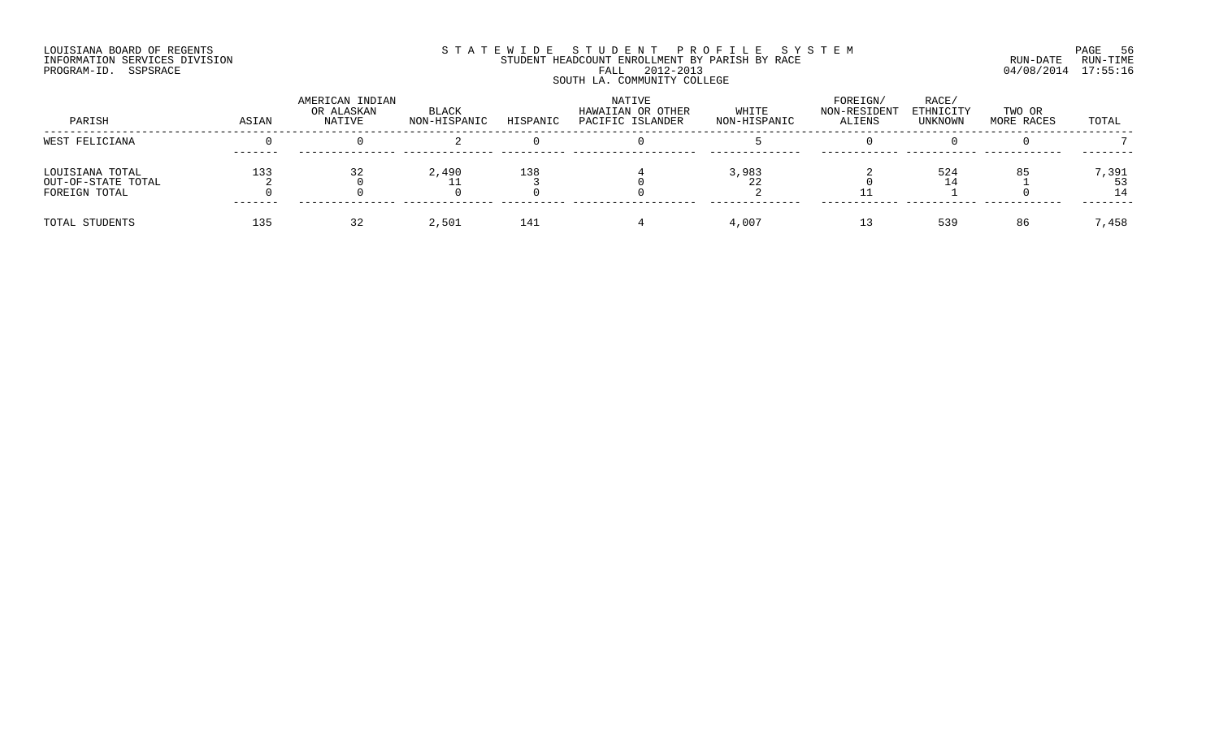LOUISIANA BOARD OF REGENTS
INFORMATION SERVICES DIVISION
PROGRAM-ID. SSPSRACE

# STATEWIDE STUDENT PROFILE SYSTEM
## STUDENT HEADCOUNT ENROLLMENT BY PARISH BY RACE
### FALL 2012-2013
### SOUTH LA. COMMUNITY COLLEGE

RUN-DATE 04/08/2014 RUN-TIME 17:55:16

| PARISH | ASIAN | AMERICAN INDIAN OR ALASKAN NATIVE | BLACK NON-HISPANIC | HISPANIC | NATIVE HAWAIIAN OR OTHER PACIFIC ISLANDER | WHITE NON-HISPANIC | FOREIGN/ NON-RESIDENT ALIENS | RACE/ ETHNICITY UNKNOWN | TWO OR MORE RACES | TOTAL |
|---|---|---|---|---|---|---|---|---|---|---|
| WEST FELICIANA | 0 | 0 | 2 | 0 | 0 | 5 | 0 | 0 | 0 | 7 |
| LOUISIANA TOTAL | 133 | 32 | 2,490 | 138 | 4 | 3,983 | 2 | 524 | 85 | 7,391 |
| OUT-OF-STATE TOTAL | 2 | 0 | 11 | 3 | 0 | 22 | 0 | 14 | 1 | 53 |
| FOREIGN TOTAL | 0 | 0 | 0 | 0 | 0 | 2 | 11 | 1 | 0 | 14 |
| TOTAL STUDENTS | 135 | 32 | 2,501 | 141 | 4 | 4,007 | 13 | 539 | 86 | 7,458 |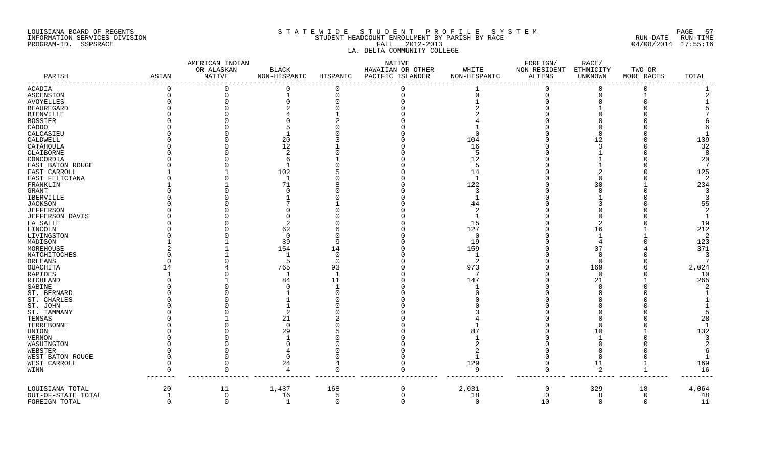LOUISIANA BOARD OF REGENTS
INFORMATION SERVICES DIVISION
PROGRAM-ID. SSPSRACE

# S T A T E W I D E S T U D E N T P R O F I L E S Y S T E M

## STUDENT HEADCOUNT ENROLLMENT BY PARISH BY RACE

FALL 2012-2013

RUN-DATE RUN-TIME
04/08/2014 17:55:16

### LA. DELTA COMMUNITY COLLEGE

| PARISH | ASIAN | AMERICAN INDIAN OR ALASKAN NATIVE | BLACK NON-HISPANIC | HISPANIC | NATIVE HAWAIIAN OR OTHER PACIFIC ISLANDER | WHITE NON-HISPANIC | FOREIGN/ NON-RESIDENT ALIENS | RACE/ ETHNICITY UNKNOWN | TWO OR MORE RACES | TOTAL |
|---|---|---|---|---|---|---|---|---|---|---|
| ACADIA | 0 | 0 | 0 | 0 | 0 | 1 | 0 | 0 | 0 | 1 |
| ASCENSION | 0 | 0 | 1 | 0 | 0 | 0 | 0 | 0 | 1 | 2 |
| AVOYELLES | 0 | 0 | 0 | 0 | 0 | 1 | 0 | 0 | 0 | 1 |
| BEAUREGARD | 0 | 0 | 2 | 0 | 0 | 2 | 0 | 1 | 0 | 5 |
| BIENVILLE | 0 | 0 | 4 | 1 | 0 | 2 | 0 | 0 | 0 | 7 |
| BOSSIER | 0 | 0 | 0 | 2 | 0 | 4 | 0 | 0 | 0 | 6 |
| CADDO | 0 | 0 | 5 | 0 | 0 | 1 | 0 | 0 | 0 | 6 |
| CALCASIEU | 0 | 0 | 1 | 0 | 0 | 0 | 0 | 0 | 0 | 1 |
| CALDWELL | 0 | 0 | 20 | 3 | 0 | 104 | 0 | 12 | 0 | 139 |
| CATAHOULA | 0 | 0 | 12 | 1 | 0 | 16 | 0 | 3 | 0 | 32 |
| CLAIBORNE | 0 | 0 | 2 | 0 | 0 | 5 | 0 | 1 | 0 | 8 |
| CONCORDIA | 0 | 0 | 6 | 1 | 0 | 12 | 0 | 1 | 0 | 20 |
| EAST BATON ROUGE | 0 | 0 | 1 | 0 | 0 | 5 | 0 | 1 | 0 | 7 |
| EAST CARROLL | 1 | 1 | 102 | 5 | 0 | 14 | 0 | 2 | 0 | 125 |
| EAST FELICIANA | 0 | 0 | 1 | 0 | 0 | 1 | 0 | 0 | 0 | 2 |
| FRANKLIN | 1 | 1 | 71 | 8 | 0 | 122 | 0 | 30 | 1 | 234 |
| GRANT | 0 | 0 | 0 | 0 | 0 | 3 | 0 | 0 | 0 | 3 |
| IBERVILLE | 0 | 0 | 1 | 0 | 0 | 1 | 0 | 1 | 0 | 3 |
| JACKSON | 0 | 0 | 7 | 1 | 0 | 44 | 0 | 3 | 0 | 55 |
| JEFFERSON | 0 | 0 | 0 | 0 | 0 | 2 | 0 | 0 | 0 | 2 |
| JEFFERSON DAVIS | 0 | 0 | 0 | 0 | 0 | 1 | 0 | 0 | 0 | 1 |
| LA SALLE | 0 | 0 | 2 | 0 | 0 | 15 | 0 | 2 | 0 | 19 |
| LINCOLN | 0 | 0 | 62 | 6 | 0 | 127 | 0 | 16 | 1 | 212 |
| LIVINGSTON | 0 | 0 | 0 | 0 | 0 | 0 | 0 | 1 | 1 | 2 |
| MADISON | 1 | 1 | 89 | 9 | 0 | 19 | 0 | 4 | 0 | 123 |
| MOREHOUSE | 2 | 1 | 154 | 14 | 0 | 159 | 0 | 37 | 4 | 371 |
| NATCHITOCHES | 0 | 1 | 1 | 0 | 0 | 1 | 0 | 0 | 0 | 3 |
| ORLEANS | 0 | 0 | 5 | 0 | 0 | 2 | 0 | 0 | 0 | 7 |
| OUACHITA | 14 | 4 | 765 | 93 | 0 | 973 | 0 | 169 | 6 | 2,024 |
| RAPIDES | 1 | 0 | 1 | 1 | 0 | 7 | 0 | 0 | 0 | 10 |
| RICHLAND | 0 | 1 | 84 | 11 | 0 | 147 | 0 | 21 | 1 | 265 |
| SABINE | 0 | 0 | 0 | 1 | 0 | 1 | 0 | 0 | 0 | 2 |
| ST. BERNARD | 0 | 0 | 1 | 0 | 0 | 0 | 0 | 0 | 0 | 1 |
| ST. CHARLES | 0 | 0 | 1 | 0 | 0 | 0 | 0 | 0 | 0 | 1 |
| ST. JOHN | 0 | 0 | 1 | 0 | 0 | 0 | 0 | 0 | 0 | 1 |
| ST. TAMMANY | 0 | 0 | 2 | 0 | 0 | 3 | 0 | 0 | 0 | 5 |
| TENSAS | 0 | 1 | 21 | 2 | 0 | 4 | 0 | 0 | 0 | 28 |
| TERREBONNE | 0 | 0 | 0 | 0 | 0 | 1 | 0 | 0 | 0 | 1 |
| UNION | 0 | 0 | 29 | 5 | 0 | 87 | 0 | 10 | 1 | 132 |
| VERNON | 0 | 0 | 1 | 0 | 0 | 1 | 0 | 1 | 0 | 3 |
| WASHINGTON | 0 | 0 | 0 | 0 | 0 | 2 | 0 | 0 | 0 | 2 |
| WEBSTER | 0 | 0 | 4 | 0 | 0 | 2 | 0 | 0 | 0 | 6 |
| WEST BATON ROUGE | 0 | 0 | 0 | 0 | 0 | 1 | 0 | 0 | 0 | 1 |
| WEST CARROLL | 0 | 0 | 24 | 4 | 0 | 129 | 0 | 11 | 1 | 169 |
| WINN | 0 | 0 | 4 | 0 | 0 | 9 | 0 | 2 | 1 | 16 |
| LOUISIANA TOTAL | 20 | 11 | 1,487 | 168 | 0 | 2,031 | 0 | 329 | 18 | 4,064 |
| OUT-OF-STATE TOTAL | 1 | 0 | 16 | 5 | 0 | 18 | 0 | 8 | 0 | 48 |
| FOREIGN TOTAL | 0 | 0 | 1 | 0 | 0 | 0 | 10 | 0 | 0 | 11 |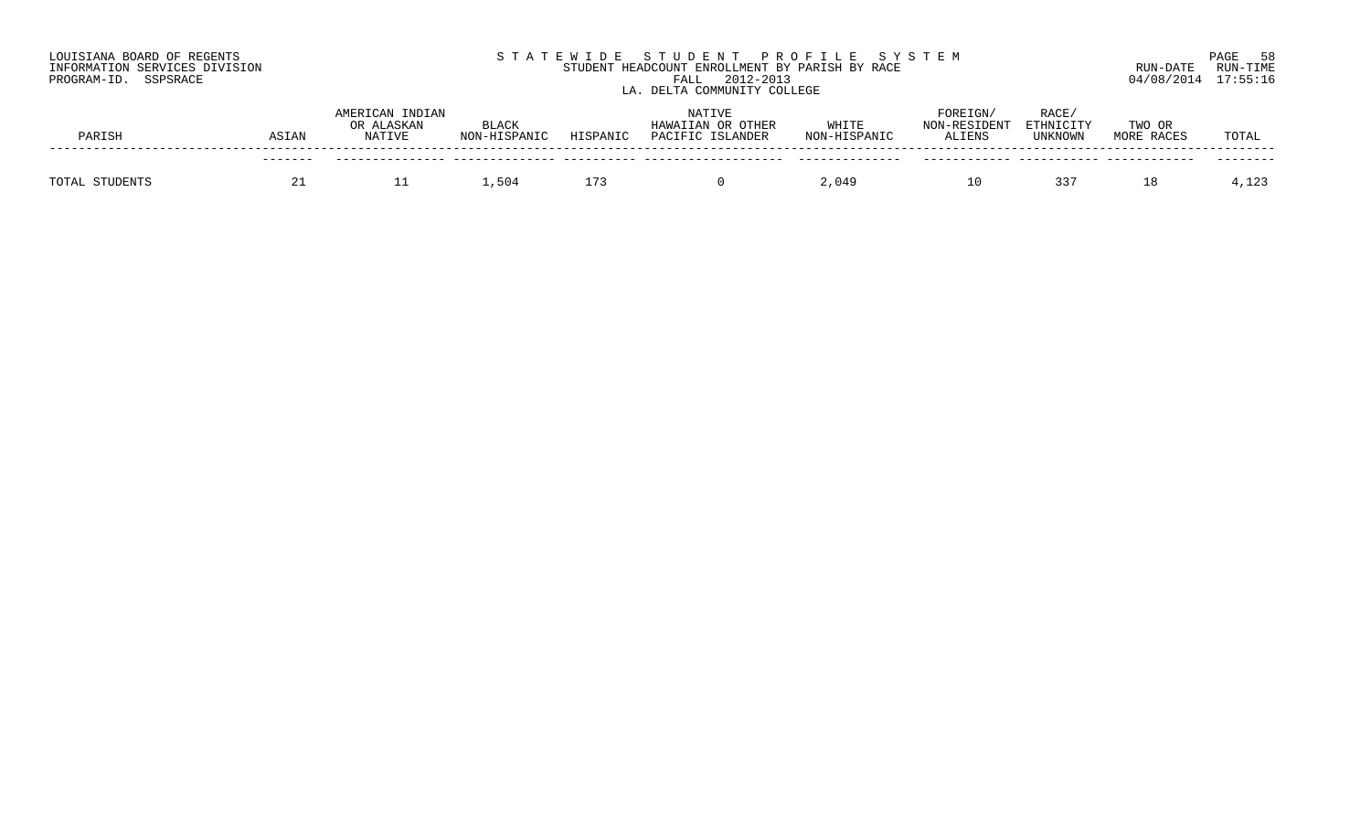LOUISIANA BOARD OF REGENTS
INFORMATION SERVICES DIVISION
PROGRAM-ID. SSPSRACE

STATEWIDE STUDENT PROFILE SYSTEM
STUDENT HEADCOUNT ENROLLMENT BY PARISH BY RACE
FALL 2012-2013
LA. DELTA COMMUNITY COLLEGE

RUN-DATE 04/08/2014 RUN-TIME 17:55:16

| PARISH | ASIAN | AMERICAN INDIAN OR ALASKAN NATIVE | BLACK NON-HISPANIC | HISPANIC | NATIVE HAWAIIAN OR OTHER PACIFIC ISLANDER | WHITE NON-HISPANIC | FOREIGN/ NON-RESIDENT ALIENS | RACE/ ETHNICITY UNKNOWN | TWO OR MORE RACES | TOTAL |
|---|---|---|---|---|---|---|---|---|---|---|
| TOTAL STUDENTS | 21 | 11 | 1,504 | 173 | 0 | 2,049 | 10 | 337 | 18 | 4,123 |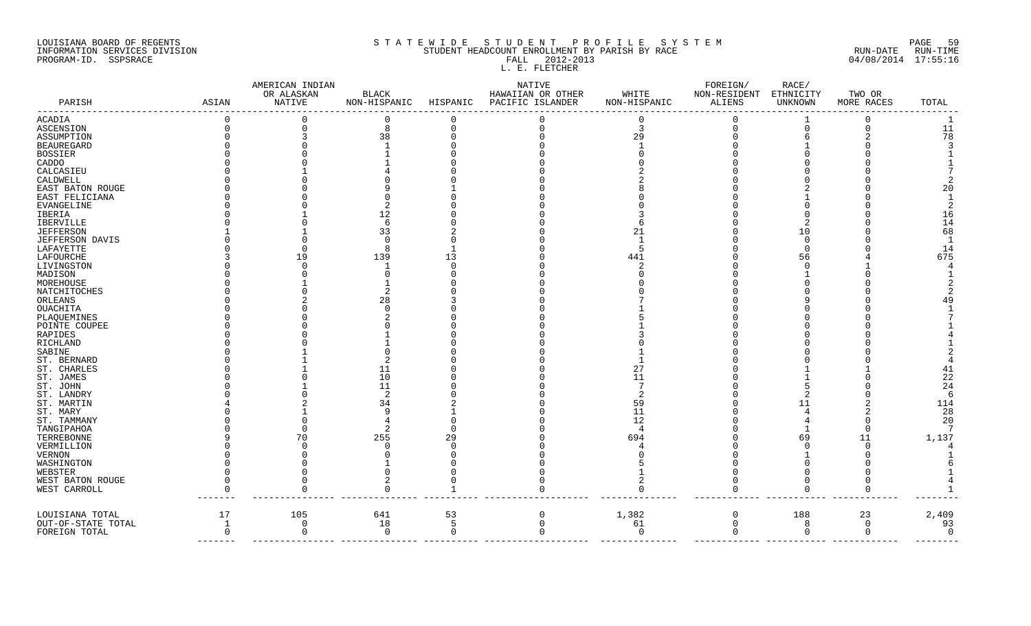LOUISIANA BOARD OF REGENTS
INFORMATION SERVICES DIVISION
PROGRAM-ID. SSPSRACE

S T A T E W I D E   S T U D E N T   P R O F I L E   S Y S T E M
STUDENT HEADCOUNT ENROLLMENT BY PARISH BY RACE
FALL 2012-2013
L. E. FLETCHER

RUN-DATE 04/08/2014 RUN-TIME 17:55:16

| PARISH | ASIAN | AMERICAN INDIAN OR ALASKAN NATIVE | BLACK NON-HISPANIC | HISPANIC | NATIVE HAWAIIAN OR OTHER PACIFIC ISLANDER | WHITE NON-HISPANIC | FOREIGN/ NON-RESIDENT ALIENS | RACE/ ETHNICITY UNKNOWN | TWO OR MORE RACES | TOTAL |
|---|---|---|---|---|---|---|---|---|---|---|
| ACADIA | 0 | 0 | 0 | 0 | 0 | 0 | 0 | 1 | 0 | 1 |
| ASCENSION | 0 | 0 | 8 | 0 | 0 | 3 | 0 | 0 | 0 | 11 |
| ASSUMPTION | 0 | 3 | 38 | 0 | 0 | 29 | 0 | 6 | 2 | 78 |
| BEAUREGARD | 0 | 0 | 1 | 0 | 0 | 1 | 0 | 1 | 0 | 3 |
| BOSSIER | 0 | 0 | 1 | 0 | 0 | 0 | 0 | 0 | 0 | 1 |
| CADDO | 0 | 0 | 1 | 0 | 0 | 0 | 0 | 0 | 0 | 1 |
| CALCASIEU | 0 | 1 | 4 | 0 | 0 | 2 | 0 | 0 | 0 | 7 |
| CALDWELL | 0 | 0 | 0 | 0 | 0 | 2 | 0 | 0 | 0 | 2 |
| EAST BATON ROUGE | 0 | 0 | 9 | 1 | 0 | 8 | 0 | 2 | 0 | 20 |
| EAST FELICIANA | 0 | 0 | 0 | 0 | 0 | 0 | 0 | 1 | 0 | 1 |
| EVANGELINE | 0 | 0 | 2 | 0 | 0 | 0 | 0 | 0 | 0 | 2 |
| IBERIA | 0 | 1 | 12 | 0 | 0 | 3 | 0 | 0 | 0 | 16 |
| IBERVILLE | 0 | 0 | 6 | 0 | 0 | 6 | 0 | 2 | 0 | 14 |
| JEFFERSON | 1 | 1 | 33 | 2 | 0 | 21 | 0 | 10 | 0 | 68 |
| JEFFERSON DAVIS | 0 | 0 | 0 | 0 | 0 | 1 | 0 | 0 | 0 | 1 |
| LAFAYETTE | 0 | 0 | 8 | 1 | 0 | 5 | 0 | 0 | 0 | 14 |
| LAFOURCHE | 3 | 19 | 139 | 13 | 0 | 441 | 0 | 56 | 4 | 675 |
| LIVINGSTON | 0 | 0 | 1 | 0 | 0 | 2 | 0 | 0 | 1 | 4 |
| MADISON | 0 | 0 | 0 | 0 | 0 | 0 | 0 | 1 | 0 | 1 |
| MOREHOUSE | 0 | 1 | 1 | 0 | 0 | 0 | 0 | 0 | 0 | 2 |
| NATCHITOCHES | 0 | 0 | 2 | 0 | 0 | 0 | 0 | 0 | 0 | 2 |
| ORLEANS | 0 | 2 | 28 | 3 | 0 | 7 | 0 | 9 | 0 | 49 |
| OUACHITA | 0 | 0 | 0 | 0 | 0 | 1 | 0 | 0 | 0 | 1 |
| PLAQUEMINES | 0 | 0 | 2 | 0 | 0 | 5 | 0 | 0 | 0 | 7 |
| POINTE COUPEE | 0 | 0 | 0 | 0 | 0 | 1 | 0 | 0 | 0 | 1 |
| RAPIDES | 0 | 0 | 1 | 0 | 0 | 3 | 0 | 0 | 0 | 4 |
| RICHLAND | 0 | 0 | 1 | 0 | 0 | 0 | 0 | 0 | 0 | 1 |
| SABINE | 0 | 1 | 0 | 0 | 0 | 1 | 0 | 0 | 0 | 2 |
| ST. BERNARD | 0 | 1 | 2 | 0 | 0 | 1 | 0 | 0 | 0 | 4 |
| ST. CHARLES | 0 | 1 | 11 | 0 | 0 | 27 | 0 | 1 | 1 | 41 |
| ST. JAMES | 0 | 0 | 10 | 0 | 0 | 11 | 0 | 1 | 0 | 22 |
| ST. JOHN | 0 | 1 | 11 | 0 | 0 | 7 | 0 | 5 | 0 | 24 |
| ST. LANDRY | 0 | 0 | 2 | 0 | 0 | 2 | 0 | 2 | 0 | 6 |
| ST. MARTIN | 4 | 2 | 34 | 2 | 0 | 59 | 0 | 11 | 2 | 114 |
| ST. MARY | 0 | 1 | 9 | 1 | 0 | 11 | 0 | 4 | 2 | 28 |
| ST. TAMMANY | 0 | 0 | 4 | 0 | 0 | 12 | 0 | 4 | 0 | 20 |
| TANGIPAHOA | 0 | 0 | 2 | 0 | 0 | 4 | 0 | 1 | 0 | 7 |
| TERREBONNE | 9 | 70 | 255 | 29 | 0 | 694 | 0 | 69 | 11 | 1,137 |
| VERMILLION | 0 | 0 | 0 | 0 | 0 | 4 | 0 | 0 | 0 | 4 |
| VERNON | 0 | 0 | 0 | 0 | 0 | 0 | 0 | 1 | 0 | 1 |
| WASHINGTON | 0 | 0 | 1 | 0 | 0 | 5 | 0 | 0 | 0 | 6 |
| WEBSTER | 0 | 0 | 0 | 0 | 0 | 1 | 0 | 0 | 0 | 1 |
| WEST BATON ROUGE | 0 | 0 | 2 | 0 | 0 | 2 | 0 | 0 | 0 | 4 |
| WEST CARROLL | 0 | 0 | 0 | 1 | 0 | 0 | 0 | 0 | 0 | 1 |
| LOUISIANA TOTAL | 17 | 105 | 641 | 53 | 0 | 1,382 | 0 | 188 | 23 | 2,409 |
| OUT-OF-STATE TOTAL | 1 | 0 | 18 | 5 | 0 | 61 | 0 | 8 | 0 | 93 |
| FOREIGN TOTAL | 0 | 0 | 0 | 0 | 0 | 0 | 0 | 0 | 0 | 0 |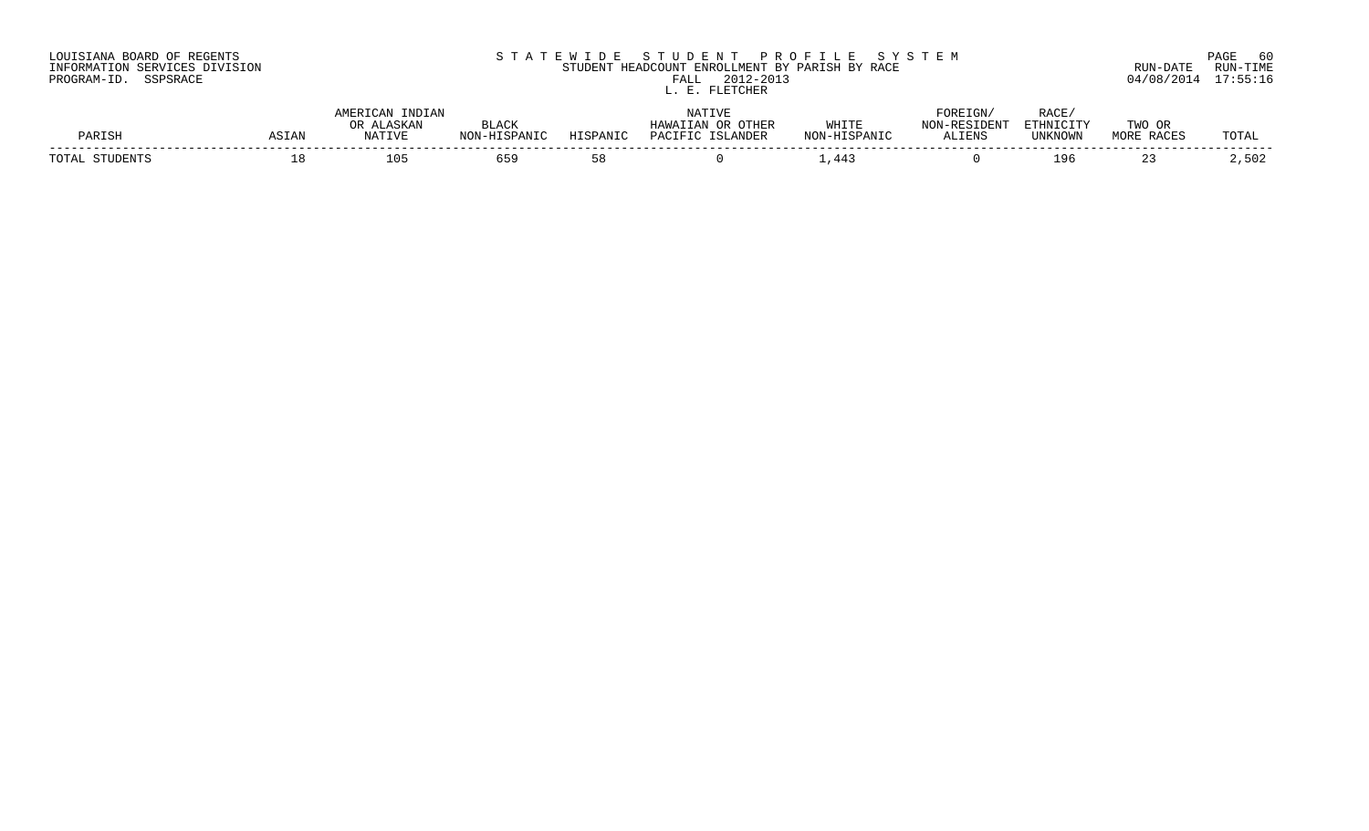LOUISIANA BOARD OF REGENTS
INFORMATION SERVICES DIVISION
PROGRAM-ID. SSPSRACE

STATEWIDE STUDENT PROFILE SYSTEM
STUDENT HEADCOUNT ENROLLMENT BY PARISH BY RACE
FALL 2012-2013
L. E. FLETCHER

RUN-DATE 04/08/2014 RUN-TIME 17:55:16

| PARISH | ASIAN | AMERICAN INDIAN OR ALASKAN NATIVE | BLACK NON-HISPANIC | HISPANIC | NATIVE HAWAIIAN OR OTHER PACIFIC ISLANDER | WHITE NON-HISPANIC | FOREIGN/ NON-RESIDENT ALIENS | RACE/ ETHNICITY UNKNOWN | TWO OR MORE RACES | TOTAL |
|---|---|---|---|---|---|---|---|---|---|---|
| TOTAL STUDENTS | 18 | 105 | 659 | 58 | 0 | 1,443 | 0 | 196 | 23 | 2,502 |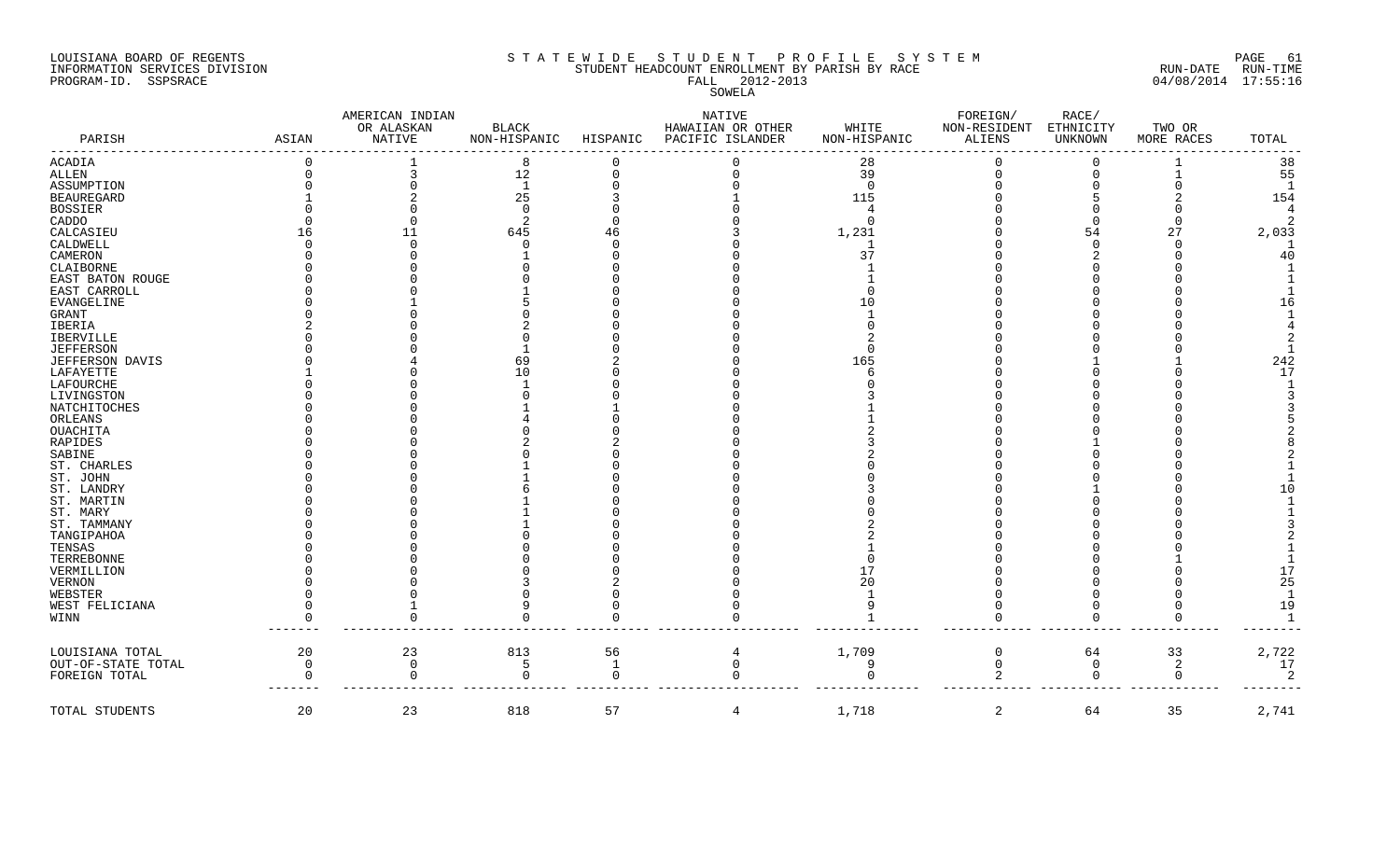LOUISIANA BOARD OF REGENTS
INFORMATION SERVICES DIVISION
PROGRAM-ID. SSPSRACE

STATEWIDE STUDENT PROFILE SYSTEM
STUDENT HEADCOUNT ENROLLMENT BY PARISH BY RACE
FALL 2012-2013
SOWELA

RUN-DATE 04/08/2014 RUN-TIME 17:55:16

| PARISH | ASIAN | AMERICAN INDIAN OR ALASKAN NATIVE | BLACK NON-HISPANIC | HISPANIC | NATIVE HAWAIIAN OR OTHER PACIFIC ISLANDER | WHITE NON-HISPANIC | FOREIGN/ NON-RESIDENT ALIENS | RACE/ ETHNICITY UNKNOWN | TWO OR MORE RACES | TOTAL |
|---|---|---|---|---|---|---|---|---|---|---|
| ACADIA | 0 | 1 | 8 | 0 | 0 | 28 | 0 | 0 | 1 | 38 |
| ALLEN | 0 | 3 | 12 | 0 | 0 | 39 | 0 | 0 | 1 | 55 |
| ASSUMPTION | 0 | 0 | 1 | 0 | 0 | 0 | 0 | 0 | 0 | 1 |
| BEAUREGARD | 1 | 2 | 25 | 3 | 1 | 115 | 0 | 5 | 2 | 154 |
| BOSSIER | 0 | 0 | 0 | 0 | 0 | 4 | 0 | 0 | 0 | 4 |
| CADDO | 0 | 0 | 2 | 0 | 0 | 0 | 0 | 0 | 0 | 2 |
| CALCASIEU | 16 | 11 | 645 | 46 | 3 | 1,231 | 0 | 54 | 27 | 2,033 |
| CALDWELL | 0 | 0 | 0 | 0 | 0 | 1 | 0 | 0 | 0 | 1 |
| CAMERON | 0 | 0 | 1 | 0 | 0 | 37 | 0 | 2 | 0 | 40 |
| CLAIBORNE | 0 | 0 | 0 | 0 | 0 | 1 | 0 | 0 | 0 | 1 |
| EAST BATON ROUGE | 0 | 0 | 0 | 0 | 0 | 1 | 0 | 0 | 0 | 1 |
| EAST CARROLL | 0 | 0 | 1 | 0 | 0 | 0 | 0 | 0 | 0 | 1 |
| EVANGELINE | 0 | 1 | 5 | 0 | 0 | 10 | 0 | 0 | 0 | 16 |
| GRANT | 0 | 0 | 0 | 0 | 0 | 1 | 0 | 0 | 0 | 1 |
| IBERIA | 2 | 0 | 2 | 0 | 0 | 0 | 0 | 0 | 0 | 4 |
| IBERVILLE | 0 | 0 | 0 | 0 | 0 | 2 | 0 | 0 | 0 | 2 |
| JEFFERSON | 0 | 0 | 1 | 0 | 0 | 0 | 0 | 0 | 0 | 1 |
| JEFFERSON DAVIS | 0 | 4 | 69 | 2 | 0 | 165 | 0 | 1 | 1 | 242 |
| LAFAYETTE | 1 | 0 | 10 | 0 | 0 | 6 | 0 | 0 | 0 | 17 |
| LAFOURCHE | 0 | 0 | 1 | 0 | 0 | 0 | 0 | 0 | 0 | 1 |
| LIVINGSTON | 0 | 0 | 0 | 0 | 0 | 3 | 0 | 0 | 0 | 3 |
| NATCHITOCHES | 0 | 0 | 1 | 1 | 0 | 1 | 0 | 0 | 0 | 3 |
| ORLEANS | 0 | 0 | 4 | 0 | 0 | 1 | 0 | 0 | 0 | 5 |
| OUACHITA | 0 | 0 | 0 | 0 | 0 | 2 | 0 | 0 | 0 | 2 |
| RAPIDES | 0 | 0 | 2 | 2 | 0 | 3 | 0 | 1 | 0 | 8 |
| SABINE | 0 | 0 | 0 | 0 | 0 | 2 | 0 | 0 | 0 | 2 |
| ST. CHARLES | 0 | 0 | 1 | 0 | 0 | 0 | 0 | 0 | 0 | 1 |
| ST. JOHN | 0 | 0 | 1 | 0 | 0 | 0 | 0 | 0 | 0 | 1 |
| ST. LANDRY | 0 | 0 | 6 | 0 | 0 | 3 | 0 | 1 | 0 | 10 |
| ST. MARTIN | 0 | 0 | 1 | 0 | 0 | 0 | 0 | 0 | 0 | 1 |
| ST. MARY | 0 | 0 | 1 | 0 | 0 | 0 | 0 | 0 | 0 | 1 |
| ST. TAMMANY | 0 | 0 | 1 | 0 | 0 | 2 | 0 | 0 | 0 | 3 |
| TANGIPAHOA | 0 | 0 | 0 | 0 | 0 | 2 | 0 | 0 | 0 | 2 |
| TENSAS | 0 | 0 | 0 | 0 | 0 | 1 | 0 | 0 | 0 | 1 |
| TERREBONNE | 0 | 0 | 0 | 0 | 0 | 0 | 0 | 0 | 1 | 1 |
| VERMILLION | 0 | 0 | 0 | 0 | 0 | 17 | 0 | 0 | 0 | 17 |
| VERNON | 0 | 0 | 3 | 2 | 0 | 20 | 0 | 0 | 0 | 25 |
| WEBSTER | 0 | 0 | 0 | 0 | 0 | 1 | 0 | 0 | 0 | 1 |
| WEST FELICIANA | 0 | 1 | 9 | 0 | 0 | 9 | 0 | 0 | 0 | 19 |
| WINN | 0 | 0 | 0 | 0 | 0 | 1 | 0 | 0 | 0 | 1 |
| LOUISIANA TOTAL | 20 | 23 | 813 | 56 | 4 | 1,709 | 0 | 64 | 33 | 2,722 |
| OUT-OF-STATE TOTAL | 0 | 0 | 5 | 1 | 0 | 9 | 0 | 0 | 2 | 17 |
| FOREIGN TOTAL | 0 | 0 | 0 | 0 | 0 | 0 | 2 | 0 | 0 | 2 |
| TOTAL STUDENTS | 20 | 23 | 818 | 57 | 4 | 1,718 | 2 | 64 | 35 | 2,741 |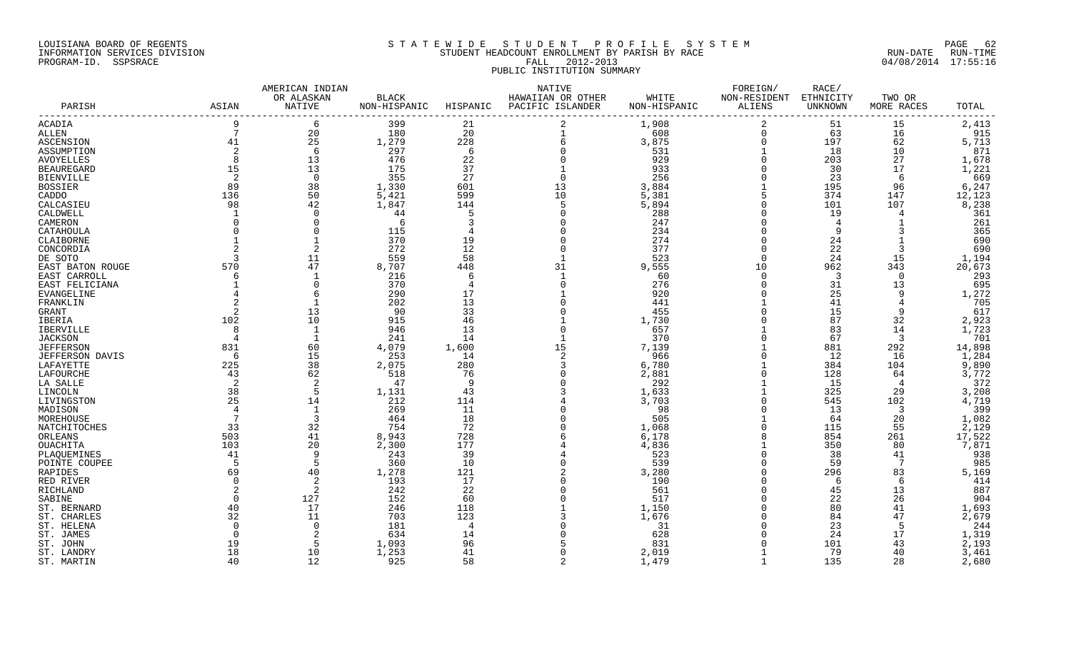LOUISIANA BOARD OF REGENTS
INFORMATION SERVICES DIVISION
PROGRAM-ID. SSPSRACE

STATEWIDE STUDENT PROFILE SYSTEM
STUDENT HEADCOUNT ENROLLMENT BY PARISH BY RACE
FALL 2012-2013
PUBLIC INSTITUTION SUMMARY

RUN-DATE 04/08/2014 RUN-TIME 17:55:16

| PARISH | ASIAN | AMERICAN INDIAN OR ALASKAN NATIVE | BLACK NON-HISPANIC | HISPANIC | NATIVE HAWAIIAN OR OTHER PACIFIC ISLANDER | WHITE NON-HISPANIC | FOREIGN/ NON-RESIDENT ALIENS | RACE/ ETHNICITY UNKNOWN | TWO OR MORE RACES | TOTAL |
|---|---|---|---|---|---|---|---|---|---|---|
| ACADIA | 9 | 6 | 399 | 21 | 2 | 1,908 | 2 | 51 | 15 | 2,413 |
| ALLEN | 7 | 20 | 180 | 20 | 1 | 608 | 0 | 63 | 16 | 915 |
| ASCENSION | 41 | 25 | 1,279 | 228 | 6 | 3,875 | 0 | 197 | 62 | 5,713 |
| ASSUMPTION | 2 | 6 | 297 | 6 | 0 | 531 | 1 | 18 | 10 | 871 |
| AVOYELLES | 8 | 13 | 476 | 22 | 0 | 929 | 0 | 203 | 27 | 1,678 |
| BEAUREGARD | 15 | 13 | 175 | 37 | 1 | 933 | 0 | 30 | 17 | 1,221 |
| BIENVILLE | 2 | 0 | 355 | 27 | 0 | 256 | 0 | 23 | 6 | 669 |
| BOSSIER | 89 | 38 | 1,330 | 601 | 13 | 3,884 | 1 | 195 | 96 | 6,247 |
| CADDO | 136 | 50 | 5,421 | 599 | 10 | 5,381 | 5 | 374 | 147 | 12,123 |
| CALCASIEU | 98 | 42 | 1,847 | 144 | 5 | 5,894 | 0 | 101 | 107 | 8,238 |
| CALDWELL | 1 | 0 | 44 | 5 | 0 | 288 | 0 | 19 | 4 | 361 |
| CAMERON | 0 | 0 | 6 | 3 | 0 | 247 | 0 | 4 | 1 | 261 |
| CATAHOULA | 0 | 0 | 115 | 4 | 0 | 234 | 0 | 9 | 3 | 365 |
| CLAIBORNE | 1 | 1 | 370 | 19 | 0 | 274 | 0 | 24 | 1 | 690 |
| CONCORDIA | 2 | 2 | 272 | 12 | 0 | 377 | 0 | 22 | 3 | 690 |
| DE SOTO | 3 | 11 | 559 | 58 | 1 | 523 | 0 | 24 | 15 | 1,194 |
| EAST BATON ROUGE | 570 | 47 | 8,707 | 448 | 31 | 9,555 | 10 | 962 | 343 | 20,673 |
| EAST CARROLL | 6 | 1 | 216 | 6 | 1 | 60 | 0 | 3 | 0 | 293 |
| EAST FELICIANA | 1 | 0 | 370 | 4 | 0 | 276 | 0 | 31 | 13 | 695 |
| EVANGELINE | 4 | 6 | 290 | 17 | 1 | 920 | 0 | 25 | 9 | 1,272 |
| FRANKLIN | 2 | 1 | 202 | 13 | 0 | 441 | 1 | 41 | 4 | 705 |
| GRANT | 2 | 13 | 90 | 33 | 0 | 455 | 0 | 15 | 9 | 617 |
| IBERIA | 102 | 10 | 915 | 46 | 1 | 1,730 | 0 | 87 | 32 | 2,923 |
| IBERVILLE | 8 | 1 | 946 | 13 | 0 | 657 | 1 | 83 | 14 | 1,723 |
| JACKSON | 4 | 1 | 241 | 14 | 1 | 370 | 0 | 67 | 3 | 701 |
| JEFFERSON | 831 | 60 | 4,079 | 1,600 | 15 | 7,139 | 1 | 881 | 292 | 14,898 |
| JEFFERSON DAVIS | 6 | 15 | 253 | 14 | 2 | 966 | 0 | 12 | 16 | 1,284 |
| LAFAYETTE | 225 | 38 | 2,075 | 280 | 3 | 6,780 | 1 | 384 | 104 | 9,890 |
| LAFOURCHE | 43 | 62 | 518 | 76 | 0 | 2,881 | 0 | 128 | 64 | 3,772 |
| LA SALLE | 2 | 2 | 47 | 9 | 0 | 292 | 1 | 15 | 4 | 372 |
| LINCOLN | 38 | 5 | 1,131 | 43 | 3 | 1,633 | 1 | 325 | 29 | 3,208 |
| LIVINGSTON | 25 | 14 | 212 | 114 | 4 | 3,703 | 0 | 545 | 102 | 4,719 |
| MADISON | 4 | 1 | 269 | 11 | 0 | 98 | 0 | 13 | 3 | 399 |
| MOREHOUSE | 7 | 3 | 464 | 18 | 0 | 505 | 1 | 64 | 20 | 1,082 |
| NATCHITOCHES | 33 | 32 | 754 | 72 | 0 | 1,068 | 0 | 115 | 55 | 2,129 |
| ORLEANS | 503 | 41 | 8,943 | 728 | 6 | 6,178 | 8 | 854 | 261 | 17,522 |
| OUACHITA | 103 | 20 | 2,300 | 177 | 4 | 4,836 | 1 | 350 | 80 | 7,871 |
| PLAQUEMINES | 41 | 9 | 243 | 39 | 4 | 523 | 0 | 38 | 41 | 938 |
| POINTE COUPEE | 5 | 5 | 360 | 10 | 0 | 539 | 0 | 59 | 7 | 985 |
| RAPIDES | 69 | 40 | 1,278 | 121 | 2 | 3,280 | 0 | 296 | 83 | 5,169 |
| RED RIVER | 0 | 2 | 193 | 17 | 0 | 190 | 0 | 6 | 6 | 414 |
| RICHLAND | 2 | 2 | 242 | 22 | 0 | 561 | 0 | 45 | 13 | 887 |
| SABINE | 0 | 127 | 152 | 60 | 0 | 517 | 0 | 22 | 26 | 904 |
| ST. BERNARD | 40 | 17 | 246 | 118 | 1 | 1,150 | 0 | 80 | 41 | 1,693 |
| ST. CHARLES | 32 | 11 | 703 | 123 | 3 | 1,676 | 0 | 84 | 47 | 2,679 |
| ST. HELENA | 0 | 0 | 181 | 4 | 0 | 31 | 0 | 23 | 5 | 244 |
| ST. JAMES | 0 | 2 | 634 | 14 | 0 | 628 | 0 | 24 | 17 | 1,319 |
| ST. JOHN | 19 | 5 | 1,093 | 96 | 5 | 831 | 0 | 101 | 43 | 2,193 |
| ST. LANDRY | 18 | 10 | 1,253 | 41 | 0 | 2,019 | 1 | 79 | 40 | 3,461 |
| ST. MARTIN | 40 | 12 | 925 | 58 | 2 | 1,479 | 1 | 135 | 28 | 2,680 |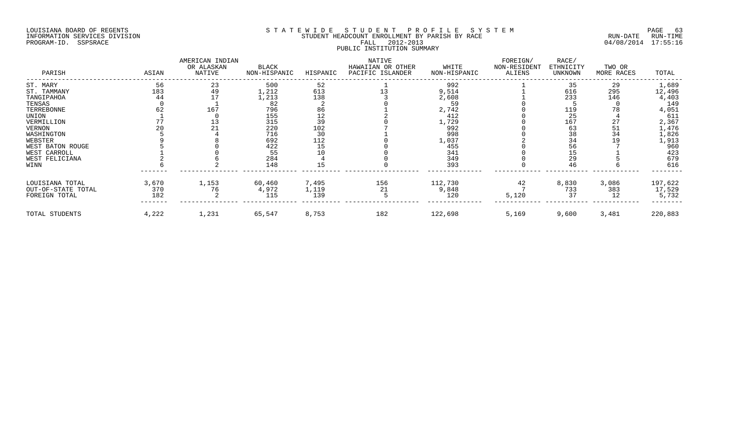LOUISIANA BOARD OF REGENTS
INFORMATION SERVICES DIVISION
PROGRAM-ID. SSPSRACE

S T A T E W I D E   S T U D E N T   P R O F I L E   S Y S T E M
STUDENT HEADCOUNT ENROLLMENT BY PARISH BY RACE
FALL 2012-2013
PUBLIC INSTITUTION SUMMARY

RUN-DATE 04/08/2014 RUN-TIME 17:55:16

| PARISH | ASIAN | AMERICAN INDIAN OR ALASKAN NATIVE | BLACK NON-HISPANIC | HISPANIC | NATIVE HAWAIIAN OR OTHER PACIFIC ISLANDER | WHITE NON-HISPANIC | FOREIGN/ NON-RESIDENT ALIENS | RACE/ ETHNICITY UNKNOWN | TWO OR MORE RACES | TOTAL |
|---|---|---|---|---|---|---|---|---|---|---|
| ST. MARY | 56 | 23 | 500 | 52 | 1 | 992 | 1 | 35 | 29 | 1,689 |
| ST. TAMMANY | 183 | 49 | 1,212 | 613 | 13 | 9,514 | 1 | 616 | 295 | 12,496 |
| TANGIPAHOA | 44 | 17 | 1,213 | 138 | 3 | 2,608 | 1 | 233 | 146 | 4,403 |
| TENSAS | 0 | 1 | 82 | 2 | 0 | 59 | 0 | 5 | 0 | 149 |
| TERREBONNE | 62 | 167 | 796 | 86 | 1 | 2,742 | 0 | 119 | 78 | 4,051 |
| UNION | 1 | 0 | 155 | 12 | 2 | 412 | 0 | 25 | 4 | 611 |
| VERMILLION | 77 | 13 | 315 | 39 | 0 | 1,729 | 0 | 167 | 27 | 2,367 |
| VERNON | 20 | 21 | 220 | 102 | 7 | 992 | 0 | 63 | 51 | 1,476 |
| WASHINGTON | 5 | 4 | 716 | 30 | 1 | 998 | 0 | 38 | 34 | 1,826 |
| WEBSTER | 9 | 8 | 692 | 112 | 0 | 1,037 | 2 | 34 | 19 | 1,913 |
| WEST BATON ROUGE | 5 | 0 | 422 | 15 | 0 | 455 | 0 | 56 | 7 | 960 |
| WEST CARROLL | 1 | 0 | 55 | 10 | 0 | 341 | 0 | 15 | 1 | 423 |
| WEST FELICIANA | 2 | 6 | 284 | 4 | 0 | 349 | 0 | 29 | 5 | 679 |
| WINN | 6 | 2 | 148 | 15 | 0 | 393 | 0 | 46 | 6 | 616 |
| LOUISIANA TOTAL | 3,670 | 1,153 | 60,460 | 7,495 | 156 | 112,730 | 42 | 8,830 | 3,086 | 197,622 |
| OUT-OF-STATE TOTAL | 370 | 76 | 4,972 | 1,119 | 21 | 9,848 | 7 | 733 | 383 | 17,529 |
| FOREIGN TOTAL | 182 | 2 | 115 | 139 | 5 | 120 | 5,120 | 37 | 12 | 5,732 |
| TOTAL STUDENTS | 4,222 | 1,231 | 65,547 | 8,753 | 182 | 122,698 | 5,169 | 9,600 | 3,481 | 220,883 |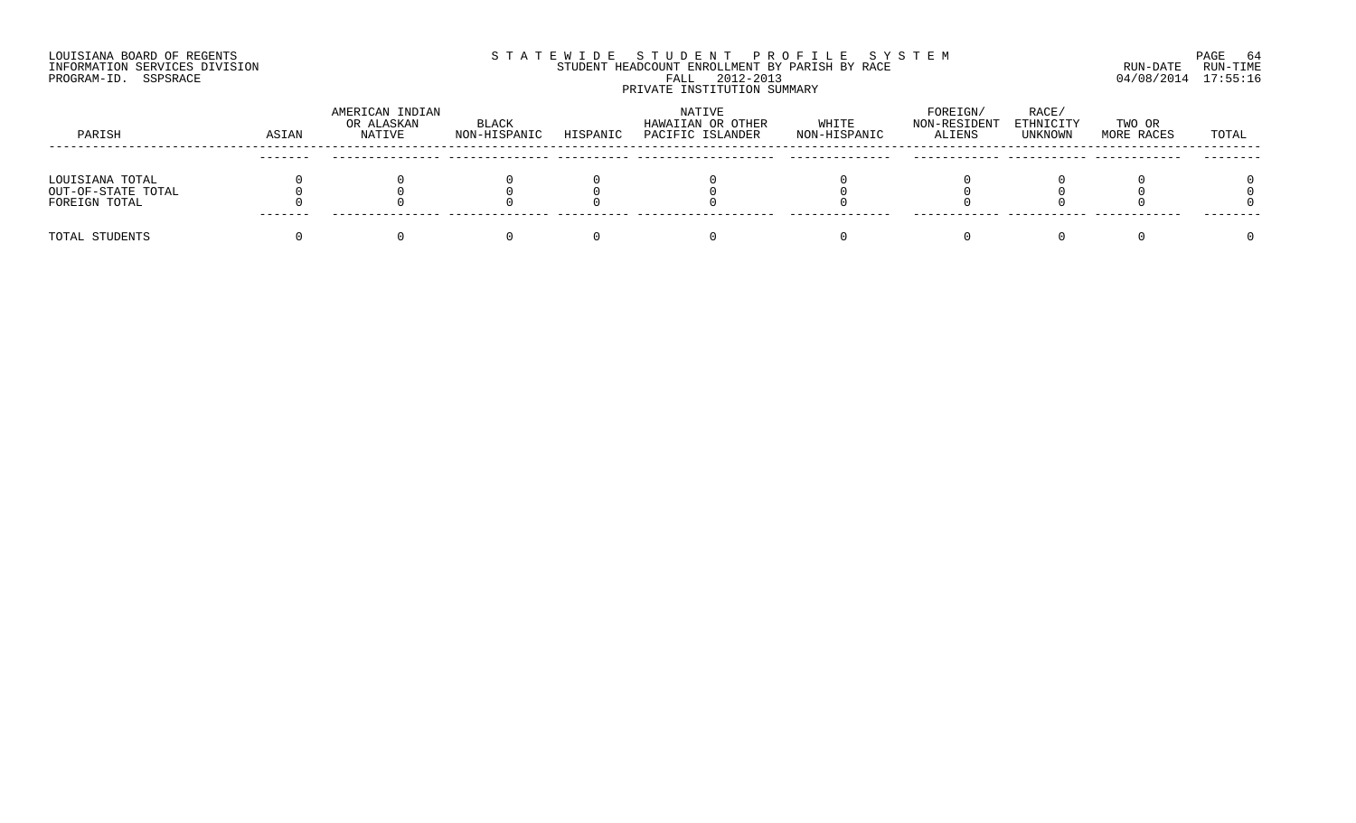LOUISIANA BOARD OF REGENTS
INFORMATION SERVICES DIVISION
PROGRAM-ID. SSPSRACE

STATEWIDE STUDENT PROFILE SYSTEM
STUDENT HEADCOUNT ENROLLMENT BY PARISH BY RACE
FALL 2012-2013
PRIVATE INSTITUTION SUMMARY

RUN-DATE 04/08/2014 RUN-TIME 17:55:16

| PARISH | ASIAN | AMERICAN INDIAN OR ALASKAN NATIVE | BLACK NON-HISPANIC | HISPANIC | NATIVE HAWAIIAN OR OTHER PACIFIC ISLANDER | WHITE NON-HISPANIC | FOREIGN/ NON-RESIDENT ALIENS | RACE/ ETHNICITY UNKNOWN | TWO OR MORE RACES | TOTAL |
|---|---|---|---|---|---|---|---|---|---|---|
| LOUISIANA TOTAL | 0 | 0 | 0 | 0 | 0 | 0 | 0 | 0 | 0 | 0 |
| OUT-OF-STATE TOTAL | 0 | 0 | 0 | 0 | 0 | 0 | 0 | 0 | 0 | 0 |
| FOREIGN TOTAL | 0 | 0 | 0 | 0 | 0 | 0 | 0 | 0 | 0 | 0 |
| TOTAL STUDENTS | 0 | 0 | 0 | 0 | 0 | 0 | 0 | 0 | 0 | 0 |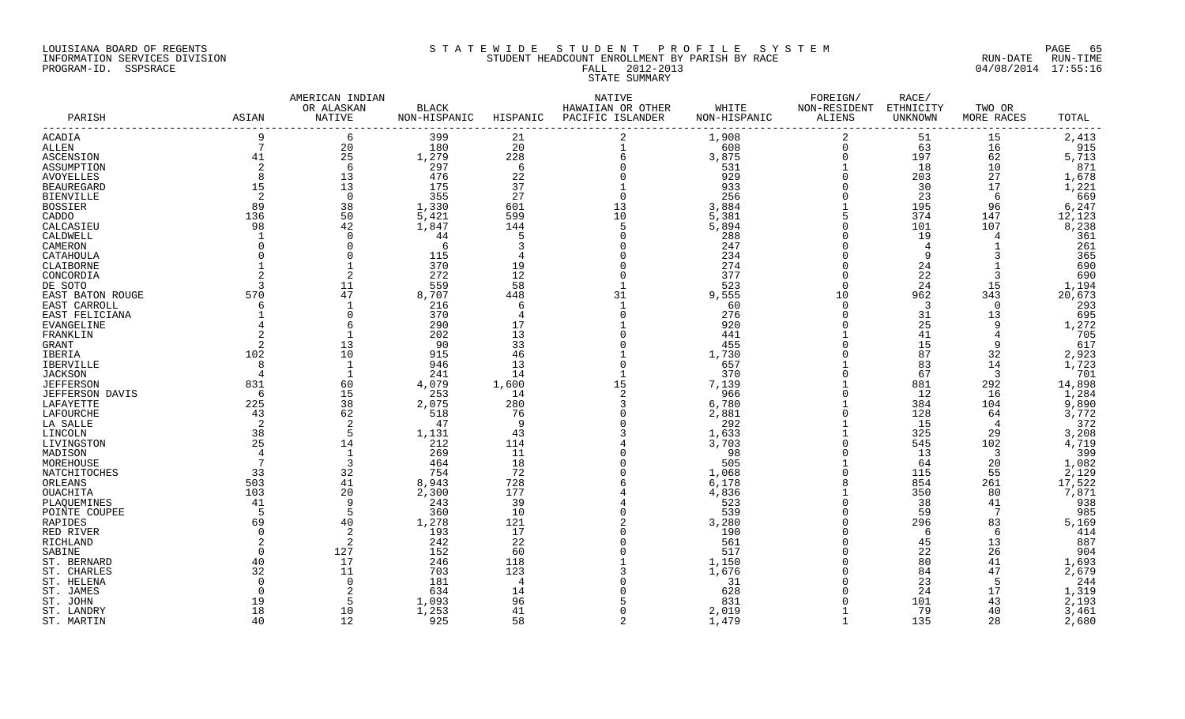LOUISIANA BOARD OF REGENTS
INFORMATION SERVICES DIVISION
PROGRAM-ID. SSPSRACE

S T A T E W I D E   S T U D E N T   P R O F I L E   S Y S T E M
STUDENT HEADCOUNT ENROLLMENT BY PARISH BY RACE
FALL 2012-2013
STATE SUMMARY

RUN-DATE RUN-TIME
04/08/2014 17:55:16

| PARISH | ASIAN | AMERICAN INDIAN OR ALASKAN NATIVE | BLACK NON-HISPANIC | HISPANIC | NATIVE HAWAIIAN OR OTHER PACIFIC ISLANDER | WHITE NON-HISPANIC | FOREIGN/ NON-RESIDENT ALIENS | RACE/ ETHNICITY UNKNOWN | TWO OR MORE RACES | TOTAL |
|---|---|---|---|---|---|---|---|---|---|---|
| ACADIA | 9 | 6 | 399 | 21 | 2 | 1,908 | 2 | 51 | 15 | 2,413 |
| ALLEN | 7 | 20 | 180 | 20 | 1 | 608 | 0 | 63 | 16 | 915 |
| ASCENSION | 41 | 25 | 1,279 | 228 | 6 | 3,875 | 0 | 197 | 62 | 5,713 |
| ASSUMPTION | 2 | 6 | 297 | 6 | 0 | 531 | 1 | 18 | 10 | 871 |
| AVOYELLES | 8 | 13 | 476 | 22 | 0 | 929 | 0 | 203 | 27 | 1,678 |
| BEAUREGARD | 15 | 13 | 175 | 37 | 1 | 933 | 0 | 30 | 17 | 1,221 |
| BIENVILLE | 2 | 0 | 355 | 27 | 0 | 256 | 0 | 23 | 6 | 669 |
| BOSSIER | 89 | 38 | 1,330 | 601 | 13 | 3,884 | 1 | 195 | 96 | 6,247 |
| CADDO | 136 | 50 | 5,421 | 599 | 10 | 5,381 | 5 | 374 | 147 | 12,123 |
| CALCASIEU | 98 | 42 | 1,847 | 144 | 5 | 5,894 | 0 | 101 | 107 | 8,238 |
| CALDWELL | 1 | 0 | 44 | 5 | 0 | 288 | 0 | 19 | 4 | 361 |
| CAMERON | 0 | 0 | 6 | 3 | 0 | 247 | 0 | 4 | 1 | 261 |
| CATAHOULA | 0 | 0 | 115 | 4 | 0 | 234 | 0 | 9 | 3 | 365 |
| CLAIBORNE | 1 | 1 | 370 | 19 | 0 | 274 | 0 | 24 | 1 | 690 |
| CONCORDIA | 2 | 2 | 272 | 12 | 0 | 377 | 0 | 22 | 3 | 690 |
| DE SOTO | 3 | 11 | 559 | 58 | 1 | 523 | 0 | 24 | 15 | 1,194 |
| EAST BATON ROUGE | 570 | 47 | 8,707 | 448 | 31 | 9,555 | 10 | 962 | 343 | 20,673 |
| EAST CARROLL | 6 | 1 | 216 | 6 | 1 | 60 | 0 | 3 | 0 | 293 |
| EAST FELICIANA | 1 | 0 | 370 | 4 | 0 | 276 | 0 | 31 | 13 | 695 |
| EVANGELINE | 4 | 6 | 290 | 17 | 1 | 920 | 0 | 25 | 9 | 1,272 |
| FRANKLIN | 2 | 1 | 202 | 13 | 0 | 441 | 1 | 41 | 4 | 705 |
| GRANT | 2 | 13 | 90 | 33 | 0 | 455 | 0 | 15 | 9 | 617 |
| IBERIA | 102 | 10 | 915 | 46 | 1 | 1,730 | 0 | 87 | 32 | 2,923 |
| IBERVILLE | 8 | 1 | 946 | 13 | 0 | 657 | 1 | 83 | 14 | 1,723 |
| JACKSON | 4 | 1 | 241 | 14 | 1 | 370 | 0 | 67 | 3 | 701 |
| JEFFERSON | 831 | 60 | 4,079 | 1,600 | 15 | 7,139 | 1 | 881 | 292 | 14,898 |
| JEFFERSON DAVIS | 6 | 15 | 253 | 14 | 2 | 966 | 0 | 12 | 16 | 1,284 |
| LAFAYETTE | 225 | 38 | 2,075 | 280 | 3 | 6,780 | 1 | 384 | 104 | 9,890 |
| LAFOURCHE | 43 | 62 | 518 | 76 | 0 | 2,881 | 0 | 128 | 64 | 3,772 |
| LA SALLE | 2 | 2 | 47 | 9 | 0 | 292 | 1 | 15 | 4 | 372 |
| LINCOLN | 38 | 5 | 1,131 | 43 | 3 | 1,633 | 1 | 325 | 29 | 3,208 |
| LIVINGSTON | 25 | 14 | 212 | 114 | 4 | 3,703 | 0 | 545 | 102 | 4,719 |
| MADISON | 4 | 1 | 269 | 11 | 0 | 98 | 0 | 13 | 3 | 399 |
| MOREHOUSE | 7 | 3 | 464 | 18 | 0 | 505 | 1 | 64 | 20 | 1,082 |
| NATCHITOCHES | 33 | 32 | 754 | 72 | 0 | 1,068 | 0 | 115 | 55 | 2,129 |
| ORLEANS | 503 | 41 | 8,943 | 728 | 6 | 6,178 | 8 | 854 | 261 | 17,522 |
| OUACHITA | 103 | 20 | 2,300 | 177 | 4 | 4,836 | 1 | 350 | 80 | 7,871 |
| PLAQUEMINES | 41 | 9 | 243 | 39 | 4 | 523 | 0 | 38 | 41 | 938 |
| POINTE COUPEE | 5 | 5 | 360 | 10 | 0 | 539 | 0 | 59 | 7 | 985 |
| RAPIDES | 69 | 40 | 1,278 | 121 | 2 | 3,280 | 0 | 296 | 83 | 5,169 |
| RED RIVER | 0 | 2 | 193 | 17 | 0 | 190 | 0 | 6 | 6 | 414 |
| RICHLAND | 2 | 2 | 242 | 22 | 0 | 561 | 0 | 45 | 13 | 887 |
| SABINE | 0 | 127 | 152 | 60 | 0 | 517 | 0 | 22 | 26 | 904 |
| ST. BERNARD | 40 | 17 | 246 | 118 | 1 | 1,150 | 0 | 80 | 41 | 1,693 |
| ST. CHARLES | 32 | 11 | 703 | 123 | 3 | 1,676 | 0 | 84 | 47 | 2,679 |
| ST. HELENA | 0 | 0 | 181 | 4 | 0 | 31 | 0 | 23 | 5 | 244 |
| ST. JAMES | 0 | 2 | 634 | 14 | 0 | 628 | 0 | 24 | 17 | 1,319 |
| ST. JOHN | 19 | 5 | 1,093 | 96 | 5 | 831 | 0 | 101 | 43 | 2,193 |
| ST. LANDRY | 18 | 10 | 1,253 | 41 | 0 | 2,019 | 1 | 79 | 40 | 3,461 |
| ST. MARTIN | 40 | 12 | 925 | 58 | 2 | 1,479 | 1 | 135 | 28 | 2,680 |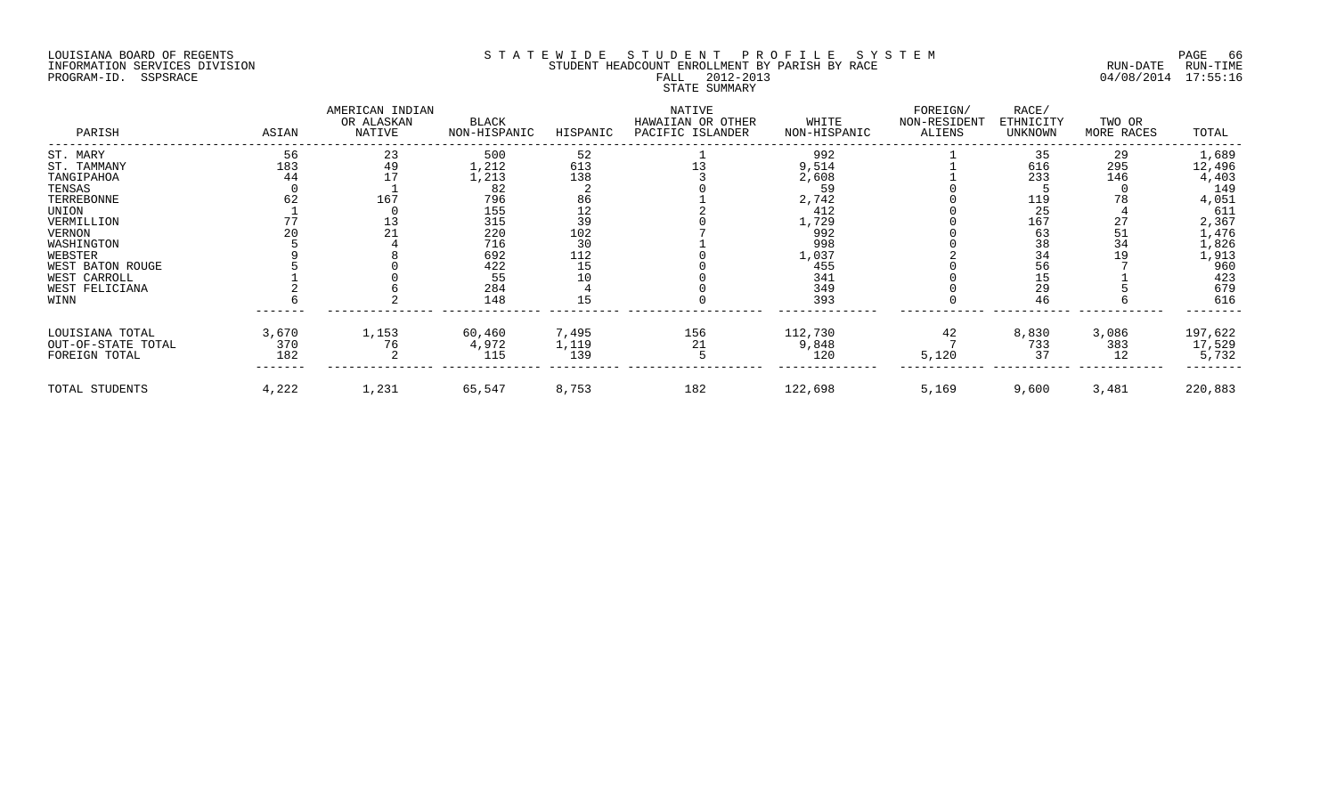LOUISIANA BOARD OF REGENTS
INFORMATION SERVICES DIVISION
PROGRAM-ID. SSPSRACE

# S T A T E W I D E   S T U D E N T   P R O F I L E   S Y S T E M

STUDENT HEADCOUNT ENROLLMENT BY PARISH BY RACE
FALL 2012-2013
STATE SUMMARY

RUN-DATE 04/08/2014 RUN-TIME 17:55:16

| PARISH | ASIAN | AMERICAN INDIAN OR ALASKAN NATIVE | BLACK NON-HISPANIC | HISPANIC | NATIVE HAWAIIAN OR OTHER PACIFIC ISLANDER | WHITE NON-HISPANIC | FOREIGN/ NON-RESIDENT ALIENS | RACE/ ETHNICITY UNKNOWN | TWO OR MORE RACES | TOTAL |
|---|---|---|---|---|---|---|---|---|---|---|
| ST. MARY | 56 | 23 | 500 | 52 | 1 | 992 | 1 | 35 | 29 | 1,689 |
| ST. TAMMANY | 183 | 49 | 1,212 | 613 | 13 | 9,514 | 1 | 616 | 295 | 12,496 |
| TANGIPAHOA | 44 | 17 | 1,213 | 138 | 3 | 2,608 | 1 | 233 | 146 | 4,403 |
| TENSAS | 0 | 1 | 82 | 2 | 0 | 59 | 0 | 5 | 0 | 149 |
| TERREBONNE | 62 | 167 | 796 | 86 | 1 | 2,742 | 0 | 119 | 78 | 4,051 |
| UNION | 1 | 0 | 155 | 12 | 2 | 412 | 0 | 25 | 4 | 611 |
| VERMILLION | 77 | 13 | 315 | 39 | 0 | 1,729 | 0 | 167 | 27 | 2,367 |
| VERNON | 20 | 21 | 220 | 102 | 7 | 992 | 0 | 63 | 51 | 1,476 |
| WASHINGTON | 5 | 4 | 716 | 30 | 1 | 998 | 0 | 38 | 34 | 1,826 |
| WEBSTER | 9 | 8 | 692 | 112 | 0 | 1,037 | 2 | 34 | 19 | 1,913 |
| WEST BATON ROUGE | 5 | 0 | 422 | 15 | 0 | 455 | 0 | 56 | 7 | 960 |
| WEST CARROLL | 1 | 0 | 55 | 10 | 0 | 341 | 0 | 15 | 1 | 423 |
| WEST FELICIANA | 2 | 6 | 284 | 4 | 0 | 349 | 0 | 29 | 5 | 679 |
| WINN | 6 | 2 | 148 | 15 | 0 | 393 | 0 | 46 | 6 | 616 |
| LOUISIANA TOTAL | 3,670 | 1,153 | 60,460 | 7,495 | 156 | 112,730 | 42 | 8,830 | 3,086 | 197,622 |
| OUT-OF-STATE TOTAL | 370 | 76 | 4,972 | 1,119 | 21 | 9,848 | 7 | 733 | 383 | 17,529 |
| FOREIGN TOTAL | 182 | 2 | 115 | 139 | 5 | 120 | 5,120 | 37 | 12 | 5,732 |
| TOTAL STUDENTS | 4,222 | 1,231 | 65,547 | 8,753 | 182 | 122,698 | 5,169 | 9,600 | 3,481 | 220,883 |